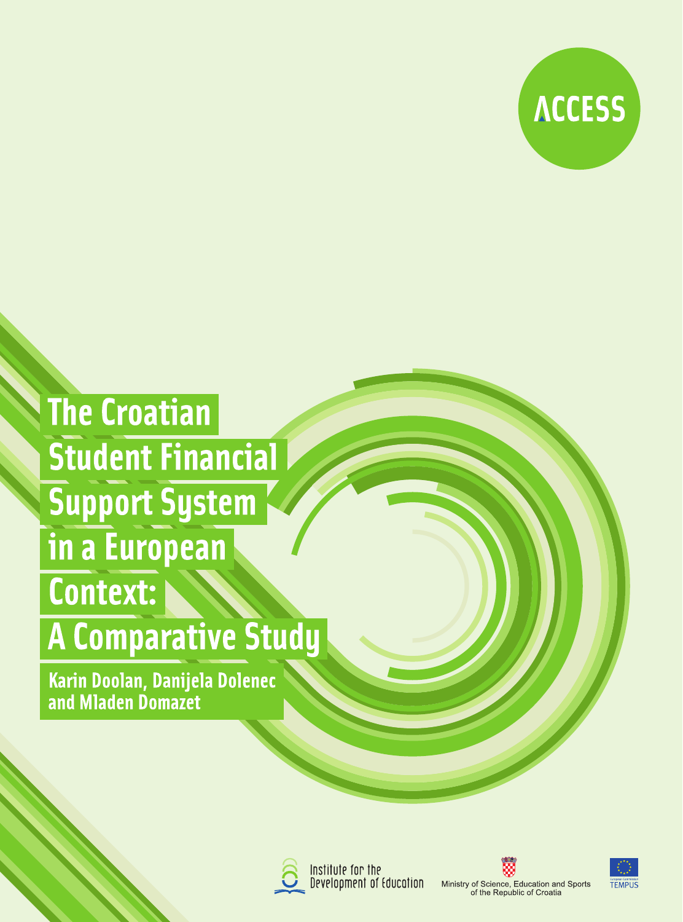ACCESS

# The Croatian Student Financial Support System in a European Context: A Comparative Study

**Karin Doolan, Danijela Dolenec and Mladen Domazet**

Institute for the Development of Education

Ministry of Science, Education and Sports of the Republic of Croatia

European Commission TEMPUS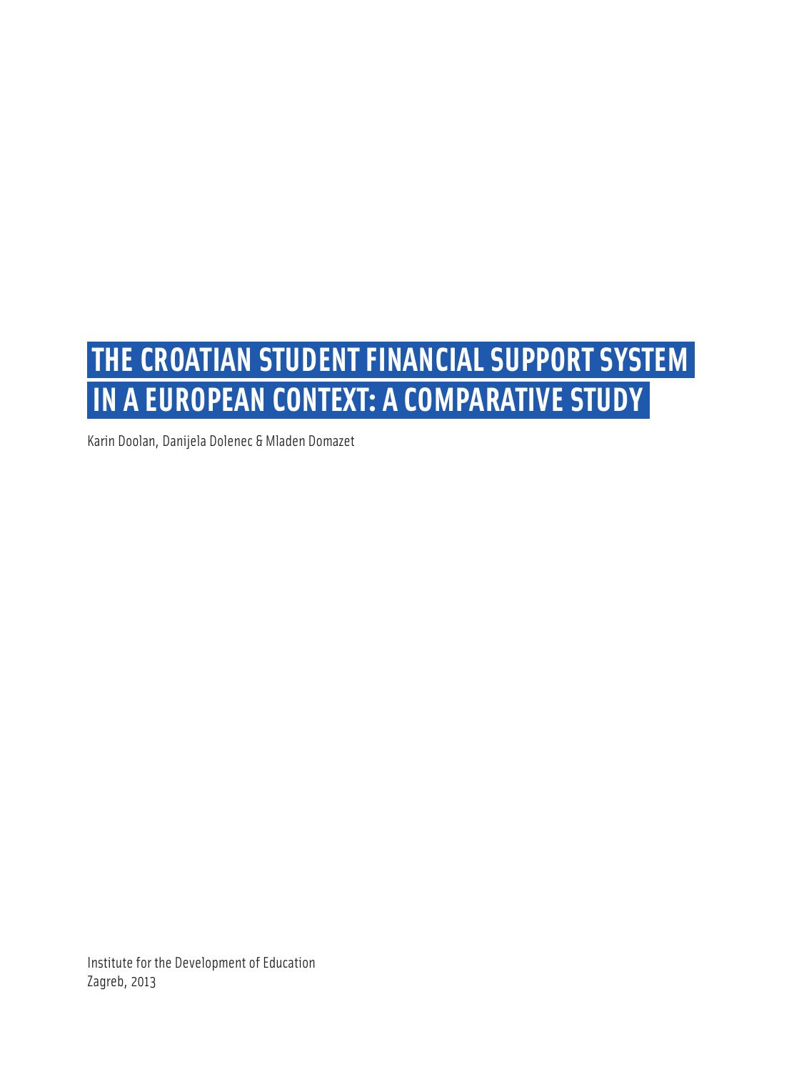# THE CROATIAN STUDENT FINANCIAL SUPPORT SYSTEM IN A EUROPEAN CONTEXT: A COMPARATIVE STUDY

Karin Doolan, Danijela Dolenec & Mladen Domazet

Institute for the Development of Education
Zagreb, 2013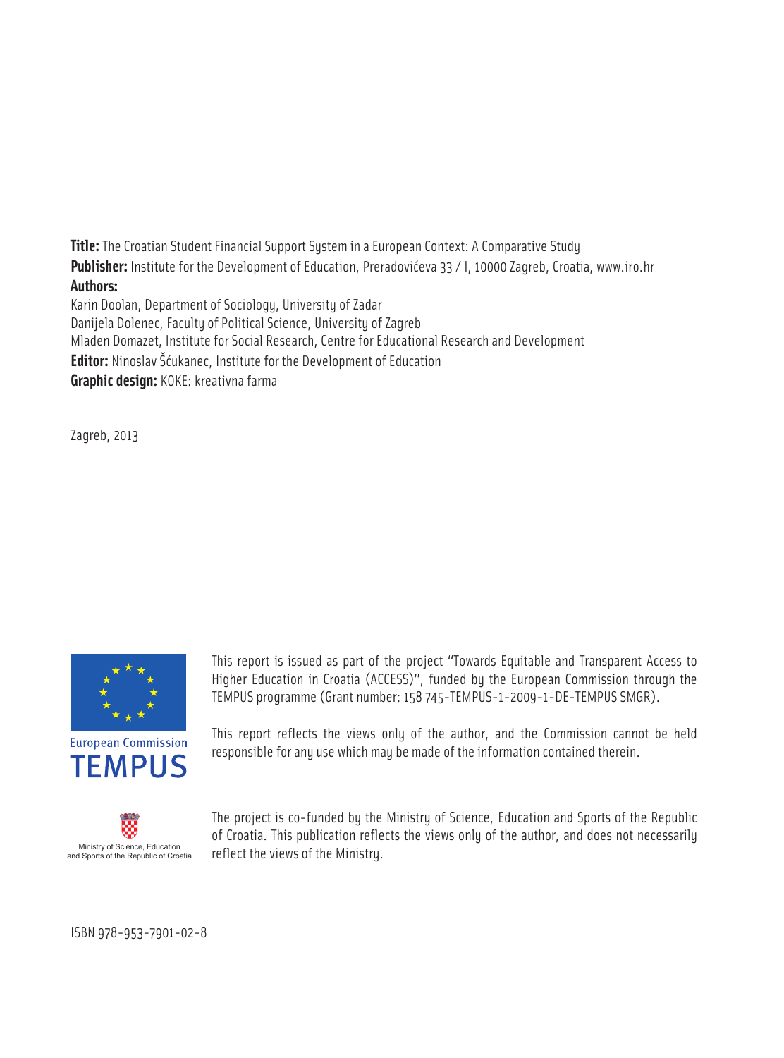**Title:** The Croatian Student Financial Support System in a European Context: A Comparative Study

**Publisher:** Institute for the Development of Education, Preradovićeva 33 / I, 10000 Zagreb, Croatia, www.iro.hr

**Authors:**

Karin Doolan, Department of Sociology, University of Zadar

Danijela Dolenec, Faculty of Political Science, University of Zagreb

Mladen Domazet, Institute for Social Research, Centre for Educational Research and Development

**Editor:** Ninoslav Šćukanec, Institute for the Development of Education

**Graphic design:** KOKE: kreativna farma

Zagreb, 2013

European Commission
TEMPUS

This report is issued as part of the project "Towards Equitable and Transparent Access to Higher Education in Croatia (ACCESS)", funded by the European Commission through the TEMPUS programme (Grant number: 158 745-TEMPUS-1-2009-1-DE-TEMPUS SMGR).

This report reflects the views only of the author, and the Commission cannot be held responsible for any use which may be made of the information contained therein.

Ministry of Science, Education and Sports of the Republic of Croatia

The project is co-funded by the Ministry of Science, Education and Sports of the Republic of Croatia. This publication reflects the views only of the author, and does not necessarily reflect the views of the Ministry.

ISBN 978-953-7901-02-8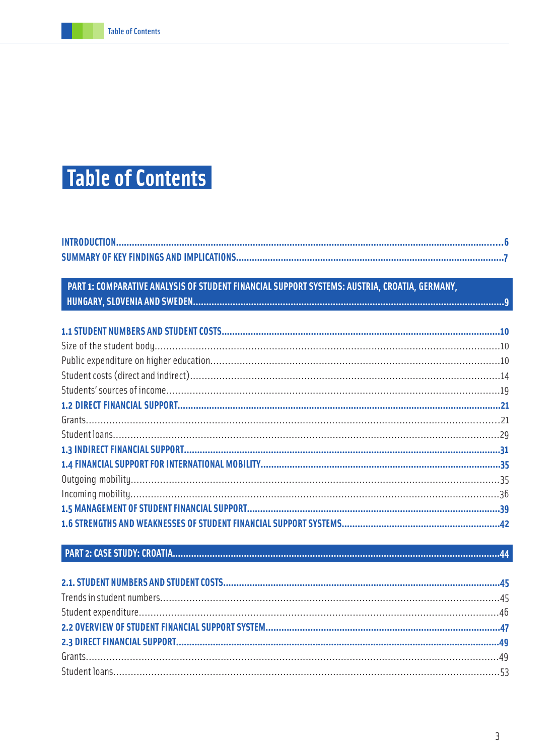# Table of Contents

**INTRODUCTION** .......... 6
**SUMMARY OF KEY FINDINGS AND IMPLICATIONS** .......... 7

**PART 1: COMPARATIVE ANALYSIS OF STUDENT FINANCIAL SUPPORT SYSTEMS: AUSTRIA, CROATIA, GERMANY, HUNGARY, SLOVENIA AND SWEDEN** .......... 9

**1.1 STUDENT NUMBERS AND STUDENT COSTS** .......... 10
Size of the student body .......... 10
Public expenditure on higher education .......... 10
Student costs (direct and indirect) .......... 14
Students' sources of income .......... 19
**1.2 DIRECT FINANCIAL SUPPORT** .......... 21
Grants .......... 21
Student loans .......... 29
**1.3 INDIRECT FINANCIAL SUPPORT** .......... 31
**1.4 FINANCIAL SUPPORT FOR INTERNATIONAL MOBILITY** .......... 35
Outgoing mobility .......... 35
Incoming mobility .......... 36
**1.5 MANAGEMENT OF STUDENT FINANCIAL SUPPORT** .......... 39
**1.6 STRENGTHS AND WEAKNESSES OF STUDENT FINANCIAL SUPPORT SYSTEMS** .......... 42

**PART 2: CASE STUDY: CROATIA** .......... 44

**2.1. STUDENT NUMBERS AND STUDENT COSTS** .......... 45
Trends in student numbers .......... 45
Student expenditure .......... 46
**2.2 OVERVIEW OF STUDENT FINANCIAL SUPPORT SYSTEM** .......... 47
**2.3 DIRECT FINANCIAL SUPPORT** .......... 49
Grants .......... 49
Student loans .......... 53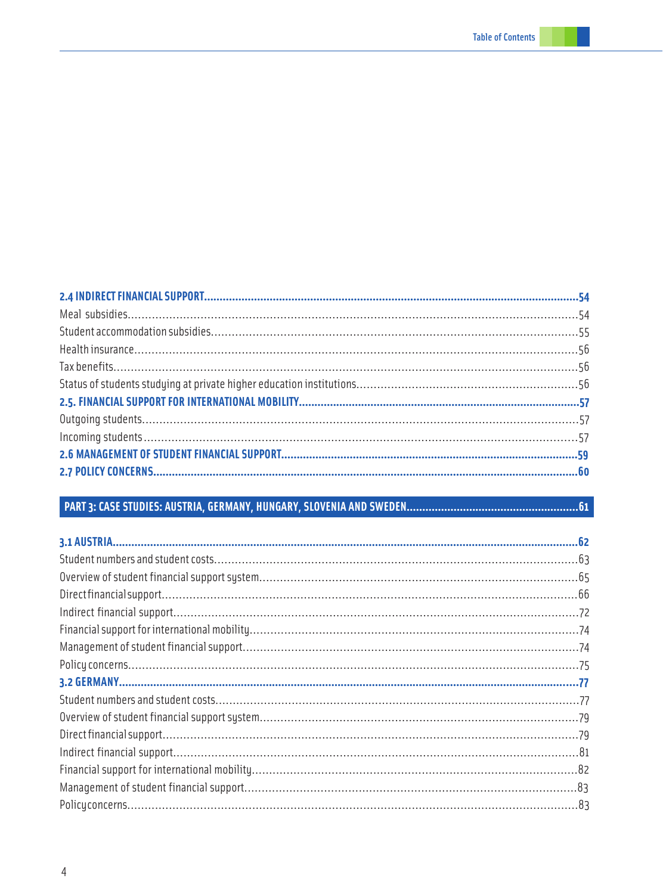**2.4 INDIRECT FINANCIAL SUPPORT....................54**

Meal subsidies....................54

Student accommodation subsidies....................55

Health insurance....................56

Tax benefits....................56

Status of students studying at private higher education institutions....................56

**2.5. FINANCIAL SUPPORT FOR INTERNATIONAL MOBILITY....................57**

Outgoing students....................57

Incoming students....................57

**2.6 MANAGEMENT OF STUDENT FINANCIAL SUPPORT....................59**

**2.7 POLICY CONCERNS....................60**

**PART 3: CASE STUDIES: AUSTRIA, GERMANY, HUNGARY, SLOVENIA AND SWEDEN....................61**

**3.1 AUSTRIA....................62**

Student numbers and student costs....................63

Overview of student financial support system....................65

Direct financial support....................66

Indirect financial support....................72

Financial support for international mobility....................74

Management of student financial support....................74

Policy concerns....................75

**3.2 GERMANY....................77**

Student numbers and student costs....................77

Overview of student financial support system....................79

Direct financial support....................79

Indirect financial support....................81

Financial support for international mobility....................82

Management of student financial support....................83

Policy concerns....................83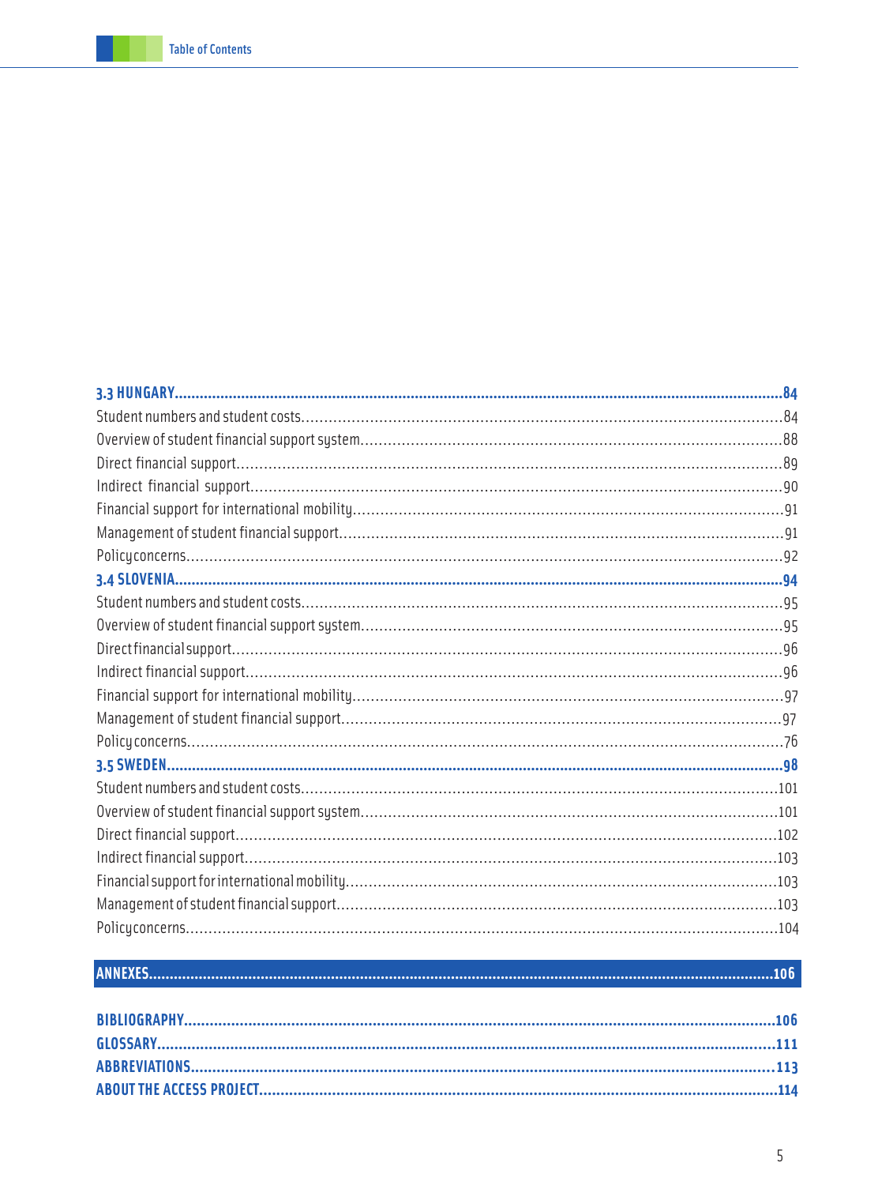**3.3 HUNGARY** .......... 84

Student numbers and student costs .......... 84

Overview of student financial support system .......... 88

Direct financial support .......... 89

Indirect financial support .......... 90

Financial support for international mobility .......... 91

Management of student financial support .......... 91

Policy concerns .......... 92

**3.4 SLOVENIA** .......... 94

Student numbers and student costs .......... 95

Overview of student financial support system .......... 95

Direct financial support .......... 96

Indirect financial support .......... 96

Financial support for international mobility .......... 97

Management of student financial support .......... 97

Policy concerns .......... 76

**3.5 SWEDEN** .......... 98

Student numbers and student costs .......... 101

Overview of student financial support system .......... 101

Direct financial support .......... 102

Indirect financial support .......... 103

Financial support for international mobility .......... 103

Management of student financial support .......... 103

Policy concerns .......... 104

**ANNEXES** .......... 106

**BIBLIOGRAPHY** .......... 106

**GLOSSARY** .......... 111

**ABBREVIATIONS** .......... 113

**ABOUT THE ACCESS PROJECT** .......... 114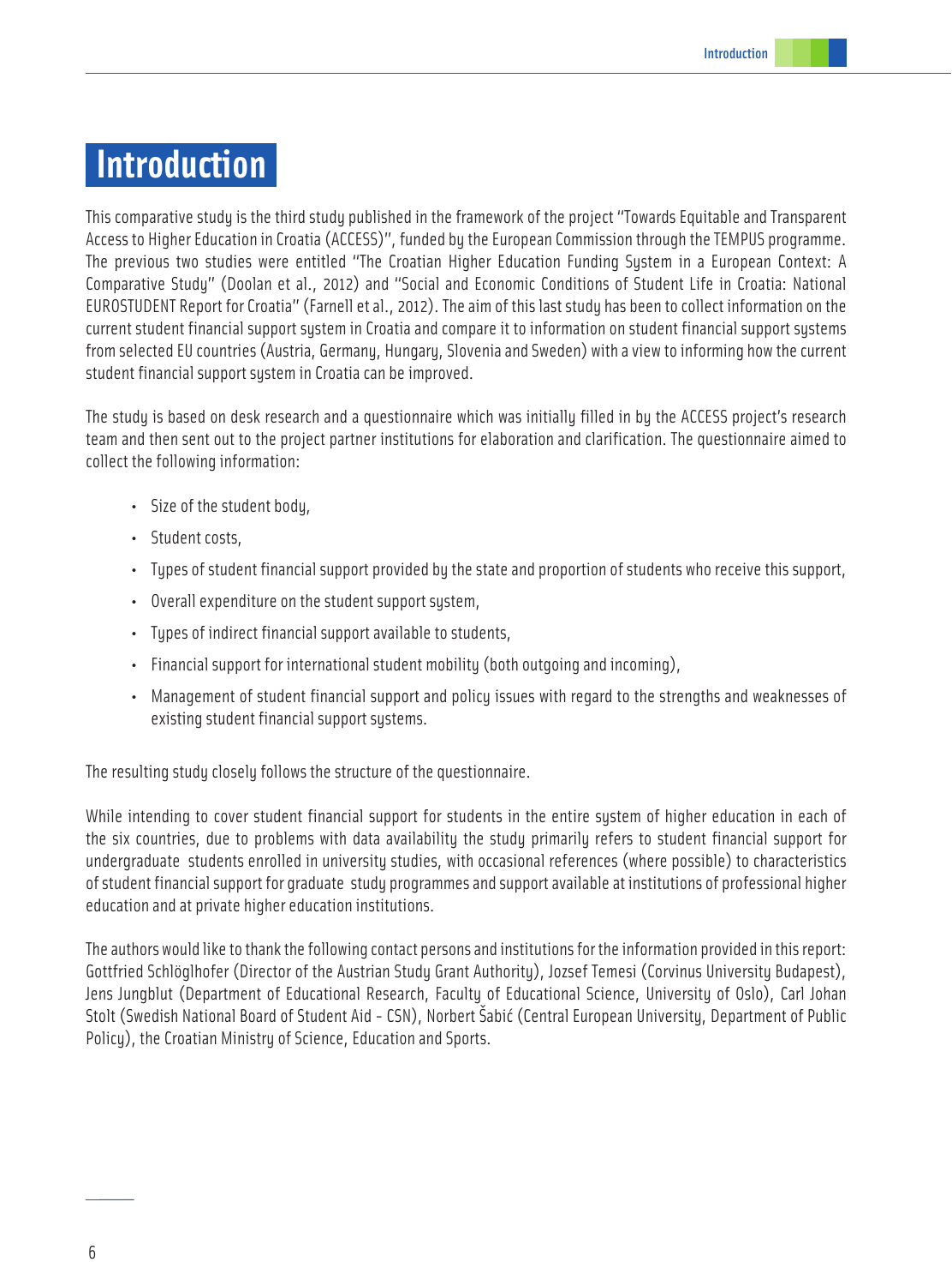# Introduction

This comparative study is the third study published in the framework of the project "Towards Equitable and Transparent Access to Higher Education in Croatia (ACCESS)", funded by the European Commission through the TEMPUS programme. The previous two studies were entitled "The Croatian Higher Education Funding System in a European Context: A Comparative Study" (Doolan et al., 2012) and "Social and Economic Conditions of Student Life in Croatia: National EUROSTUDENT Report for Croatia" (Farnell et al., 2012). The aim of this last study has been to collect information on the current student financial support system in Croatia and compare it to information on student financial support systems from selected EU countries (Austria, Germany, Hungary, Slovenia and Sweden) with a view to informing how the current student financial support system in Croatia can be improved.

The study is based on desk research and a questionnaire which was initially filled in by the ACCESS project's research team and then sent out to the project partner institutions for elaboration and clarification. The questionnaire aimed to collect the following information:

- Size of the student body,
- Student costs,
- Types of student financial support provided by the state and proportion of students who receive this support,
- Overall expenditure on the student support system,
- Types of indirect financial support available to students,
- Financial support for international student mobility (both outgoing and incoming),
- Management of student financial support and policy issues with regard to the strengths and weaknesses of existing student financial support systems.

The resulting study closely follows the structure of the questionnaire.

While intending to cover student financial support for students in the entire system of higher education in each of the six countries, due to problems with data availability the study primarily refers to student financial support for undergraduate students enrolled in university studies, with occasional references (where possible) to characteristics of student financial support for graduate study programmes and support available at institutions of professional higher education and at private higher education institutions.

The authors would like to thank the following contact persons and institutions for the information provided in this report: Gottfried Schlöglhofer (Director of the Austrian Study Grant Authority), Jozsef Temesi (Corvinus University Budapest), Jens Jungblut (Department of Educational Research, Faculty of Educational Science, University of Oslo), Carl Johan Stolt (Swedish National Board of Student Aid - CSN), Norbert Šabić (Central European University, Department of Public Policy), the Croatian Ministry of Science, Education and Sports.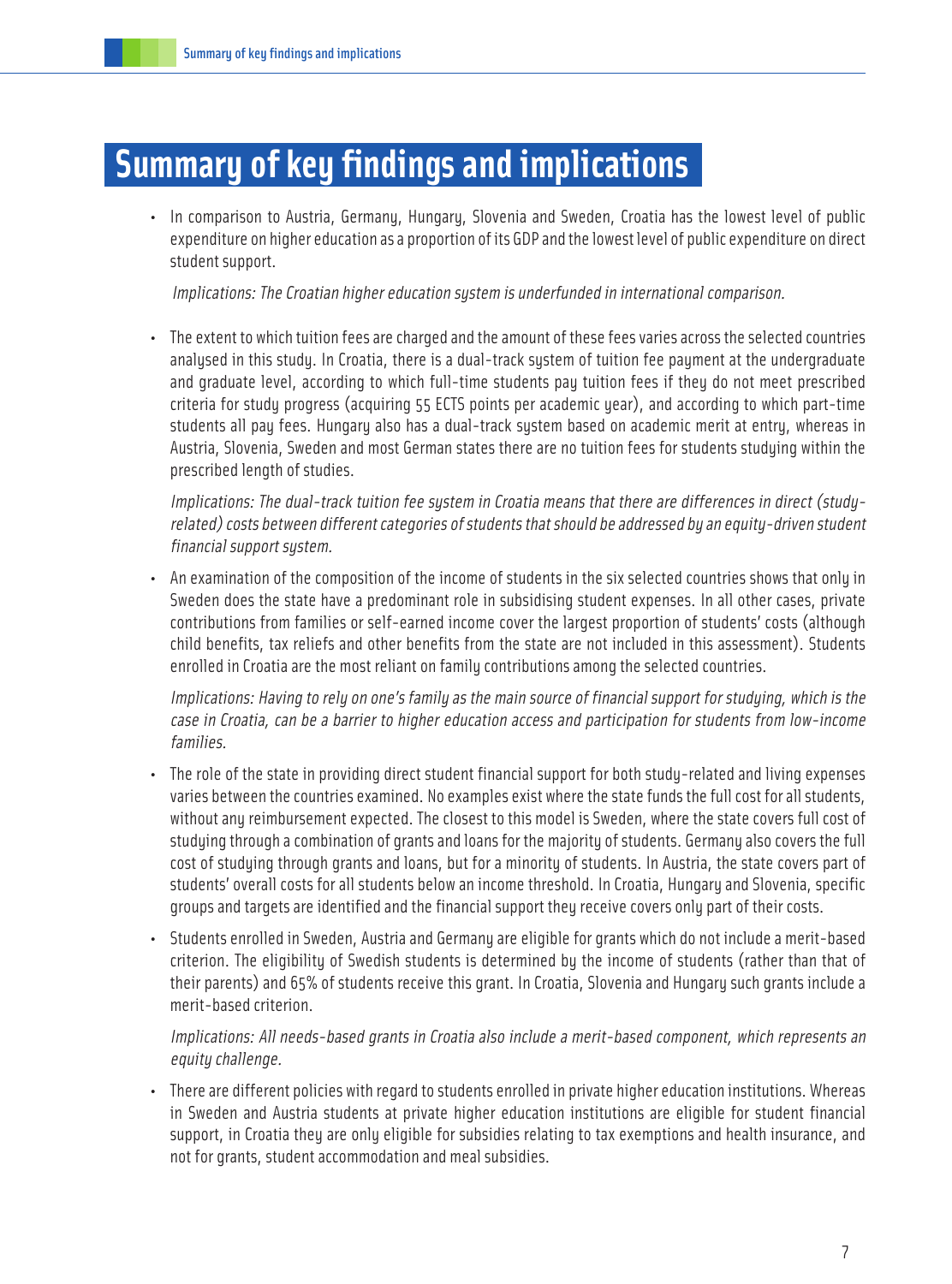# Summary of key findings and implications

- In comparison to Austria, Germany, Hungary, Slovenia and Sweden, Croatia has the lowest level of public expenditure on higher education as a proportion of its GDP and the lowest level of public expenditure on direct student support.

  *Implications: The Croatian higher education system is underfunded in international comparison.*

- The extent to which tuition fees are charged and the amount of these fees varies across the selected countries analysed in this study. In Croatia, there is a dual-track system of tuition fee payment at the undergraduate and graduate level, according to which full-time students pay tuition fees if they do not meet prescribed criteria for study progress (acquiring 55 ECTS points per academic year), and according to which part-time students all pay fees. Hungary also has a dual-track system based on academic merit at entry, whereas in Austria, Slovenia, Sweden and most German states there are no tuition fees for students studying within the prescribed length of studies.

  *Implications: The dual-track tuition fee system in Croatia means that there are differences in direct (study-related) costs between different categories of students that should be addressed by an equity-driven student financial support system.*

- An examination of the composition of the income of students in the six selected countries shows that only in Sweden does the state have a predominant role in subsidising student expenses. In all other cases, private contributions from families or self-earned income cover the largest proportion of students' costs (although child benefits, tax reliefs and other benefits from the state are not included in this assessment). Students enrolled in Croatia are the most reliant on family contributions among the selected countries.

  *Implications: Having to rely on one's family as the main source of financial support for studying, which is the case in Croatia, can be a barrier to higher education access and participation for students from low-income families.*

- The role of the state in providing direct student financial support for both study-related and living expenses varies between the countries examined. No examples exist where the state funds the full cost for all students, without any reimbursement expected. The closest to this model is Sweden, where the state covers full cost of studying through a combination of grants and loans for the majority of students. Germany also covers the full cost of studying through grants and loans, but for a minority of students. In Austria, the state covers part of students' overall costs for all students below an income threshold. In Croatia, Hungary and Slovenia, specific groups and targets are identified and the financial support they receive covers only part of their costs.

- Students enrolled in Sweden, Austria and Germany are eligible for grants which do not include a merit-based criterion. The eligibility of Swedish students is determined by the income of students (rather than that of their parents) and 65% of students receive this grant. In Croatia, Slovenia and Hungary such grants include a merit-based criterion.

  *Implications: All needs-based grants in Croatia also include a merit-based component, which represents an equity challenge.*

- There are different policies with regard to students enrolled in private higher education institutions. Whereas in Sweden and Austria students at private higher education institutions are eligible for student financial support, in Croatia they are only eligible for subsidies relating to tax exemptions and health insurance, and not for grants, student accommodation and meal subsidies.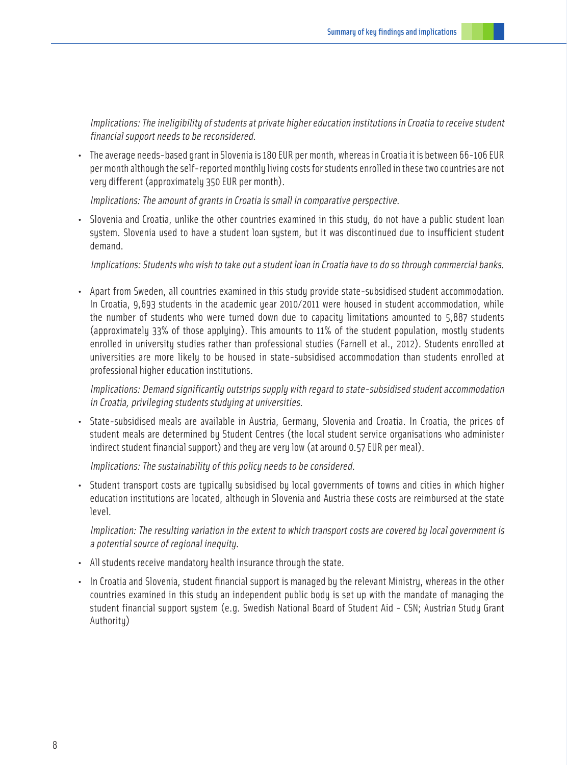*Implications: The ineligibility of students at private higher education institutions in Croatia to receive student financial support needs to be reconsidered.*

- The average needs-based grant in Slovenia is 180 EUR per month, whereas in Croatia it is between 66-106 EUR per month although the self-reported monthly living costs for students enrolled in these two countries are not very different (approximately 350 EUR per month).

  *Implications: The amount of grants in Croatia is small in comparative perspective.*

- Slovenia and Croatia, unlike the other countries examined in this study, do not have a public student loan system. Slovenia used to have a student loan system, but it was discontinued due to insufficient student demand.

  *Implications: Students who wish to take out a student loan in Croatia have to do so through commercial banks.*

- Apart from Sweden, all countries examined in this study provide state-subsidised student accommodation. In Croatia, 9,693 students in the academic year 2010/2011 were housed in student accommodation, while the number of students who were turned down due to capacity limitations amounted to 5,887 students (approximately 33% of those applying). This amounts to 11% of the student population, mostly students enrolled in university studies rather than professional studies (Farnell et al., 2012). Students enrolled at universities are more likely to be housed in state-subsidised accommodation than students enrolled at professional higher education institutions.

  *Implications: Demand significantly outstrips supply with regard to state-subsidised student accommodation in Croatia, privileging students studying at universities.*

- State-subsidised meals are available in Austria, Germany, Slovenia and Croatia. In Croatia, the prices of student meals are determined by Student Centres (the local student service organisations who administer indirect student financial support) and they are very low (at around 0.57 EUR per meal).

  *Implications: The sustainability of this policy needs to be considered.*

- Student transport costs are typically subsidised by local governments of towns and cities in which higher education institutions are located, although in Slovenia and Austria these costs are reimbursed at the state level.

  *Implication: The resulting variation in the extent to which transport costs are covered by local government is a potential source of regional inequity.*

- All students receive mandatory health insurance through the state.
- In Croatia and Slovenia, student financial support is managed by the relevant Ministry, whereas in the other countries examined in this study an independent public body is set up with the mandate of managing the student financial support system (e.g. Swedish National Board of Student Aid - CSN; Austrian Study Grant Authority)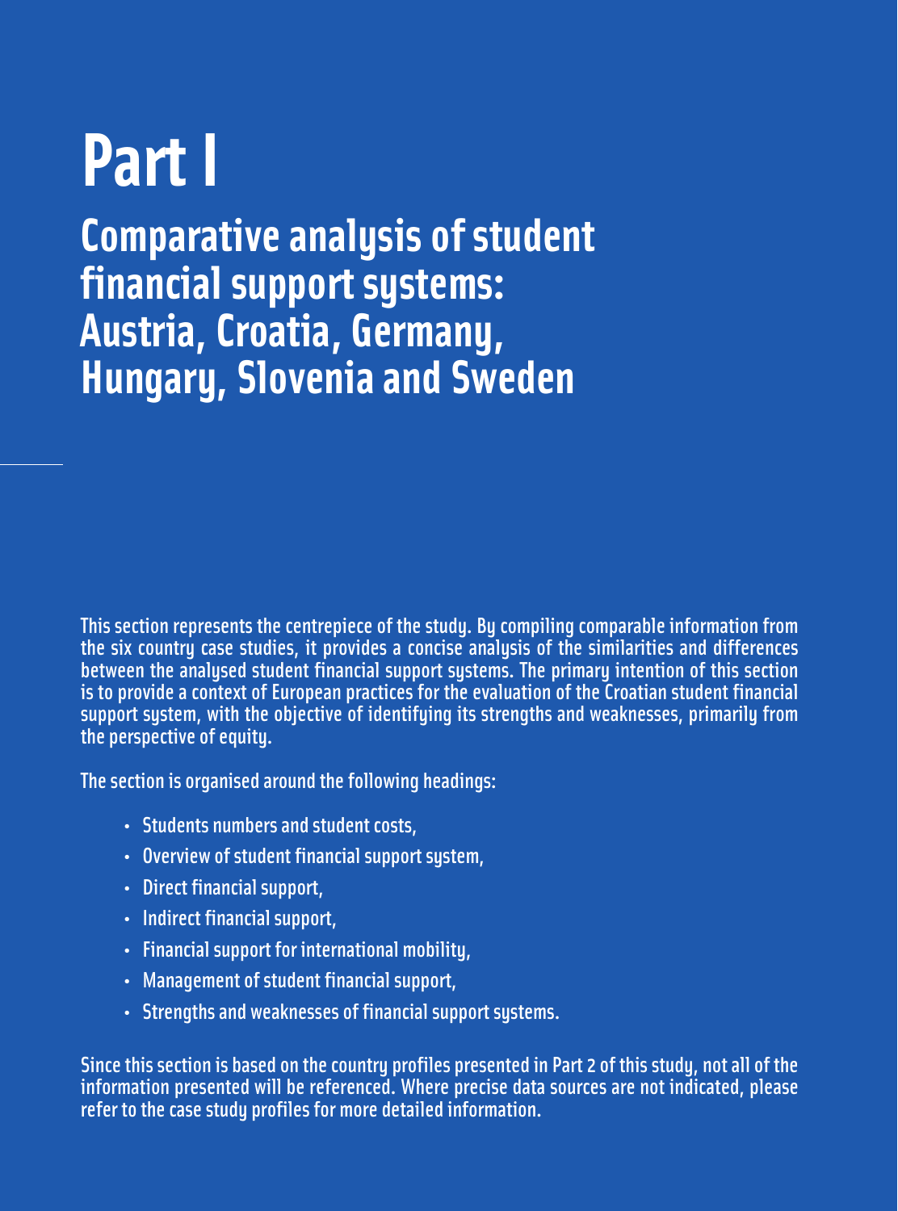# Part I

## Comparative analysis of student financial support systems: Austria, Croatia, Germany, Hungary, Slovenia and Sweden

This section represents the centrepiece of the study. By compiling comparable information from the six country case studies, it provides a concise analysis of the similarities and differences between the analysed student financial support systems. The primary intention of this section is to provide a context of European practices for the evaluation of the Croatian student financial support system, with the objective of identifying its strengths and weaknesses, primarily from the perspective of equity.

The section is organised around the following headings:

- Students numbers and student costs,
- Overview of student financial support system,
- Direct financial support,
- Indirect financial support,
- Financial support for international mobility,
- Management of student financial support,
- Strengths and weaknesses of financial support systems.

Since this section is based on the country profiles presented in Part 2 of this study, not all of the information presented will be referenced. Where precise data sources are not indicated, please refer to the case study profiles for more detailed information.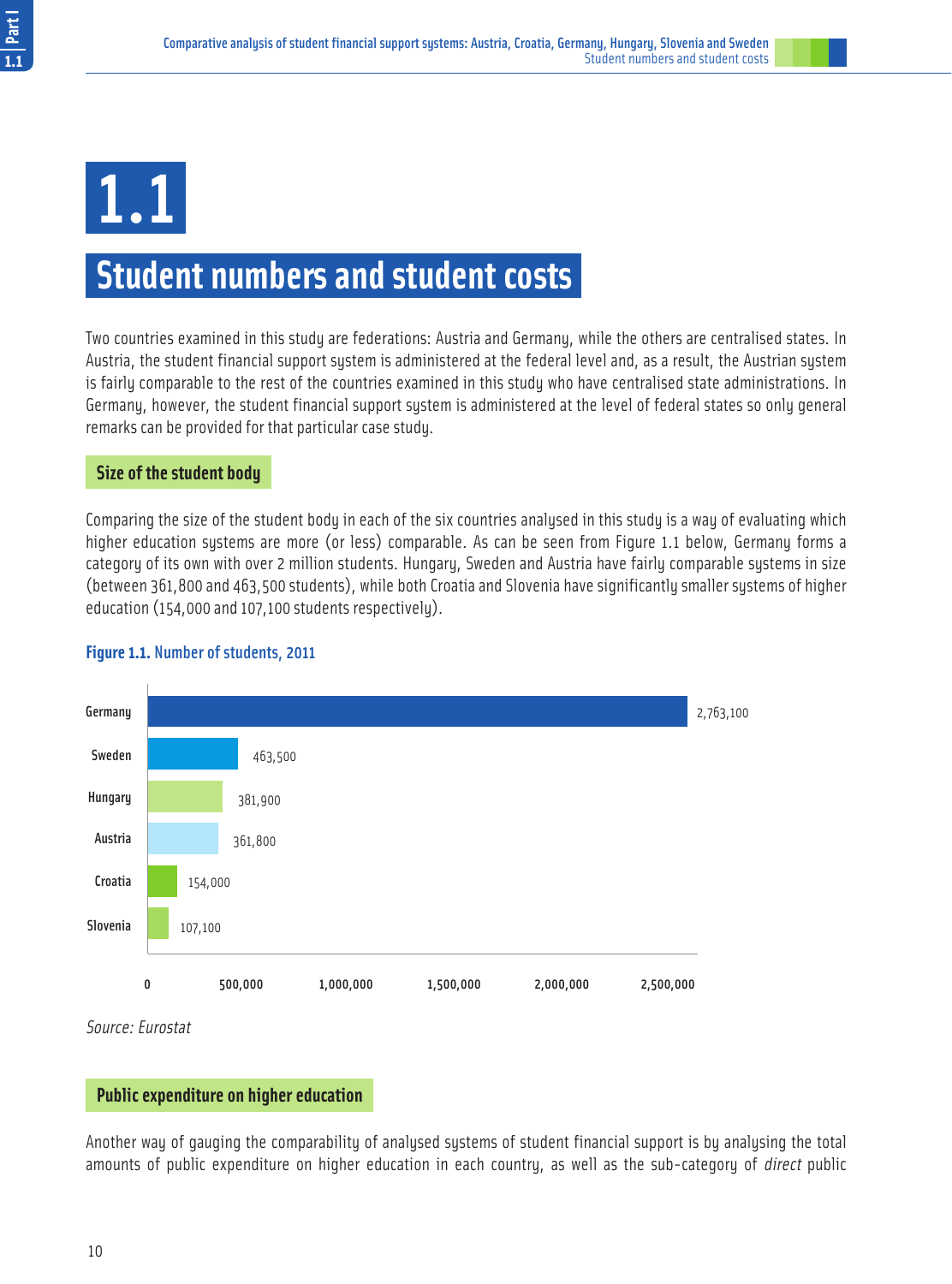# 1.1

# Student numbers and student costs

Two countries examined in this study are federations: Austria and Germany, while the others are centralised states. In Austria, the student financial support system is administered at the federal level and, as a result, the Austrian system is fairly comparable to the rest of the countries examined in this study who have centralised state administrations. In Germany, however, the student financial support system is administered at the level of federal states so only general remarks can be provided for that particular case study.

## Size of the student body

Comparing the size of the student body in each of the six countries analysed in this study is a way of evaluating which higher education systems are more (or less) comparable. As can be seen from Figure 1.1 below, Germany forms a category of its own with over 2 million students. Hungary, Sweden and Austria have fairly comparable systems in size (between 361,800 and 463,500 students), while both Croatia and Slovenia have significantly smaller systems of higher education (154,000 and 107,100 students respectively).

**Figure 1.1.** Number of students, 2011

| Country | Number of students |
|---|---|
| Germany | 2,763,100 |
| Sweden | 463,500 |
| Hungary | 381,900 |
| Austria | 361,800 |
| Croatia | 154,000 |
| Slovenia | 107,100 |

*Source: Eurostat*

## Public expenditure on higher education

Another way of gauging the comparability of analysed systems of student financial support is by analysing the total amounts of public expenditure on higher education in each country, as well as the sub-category of *direct* public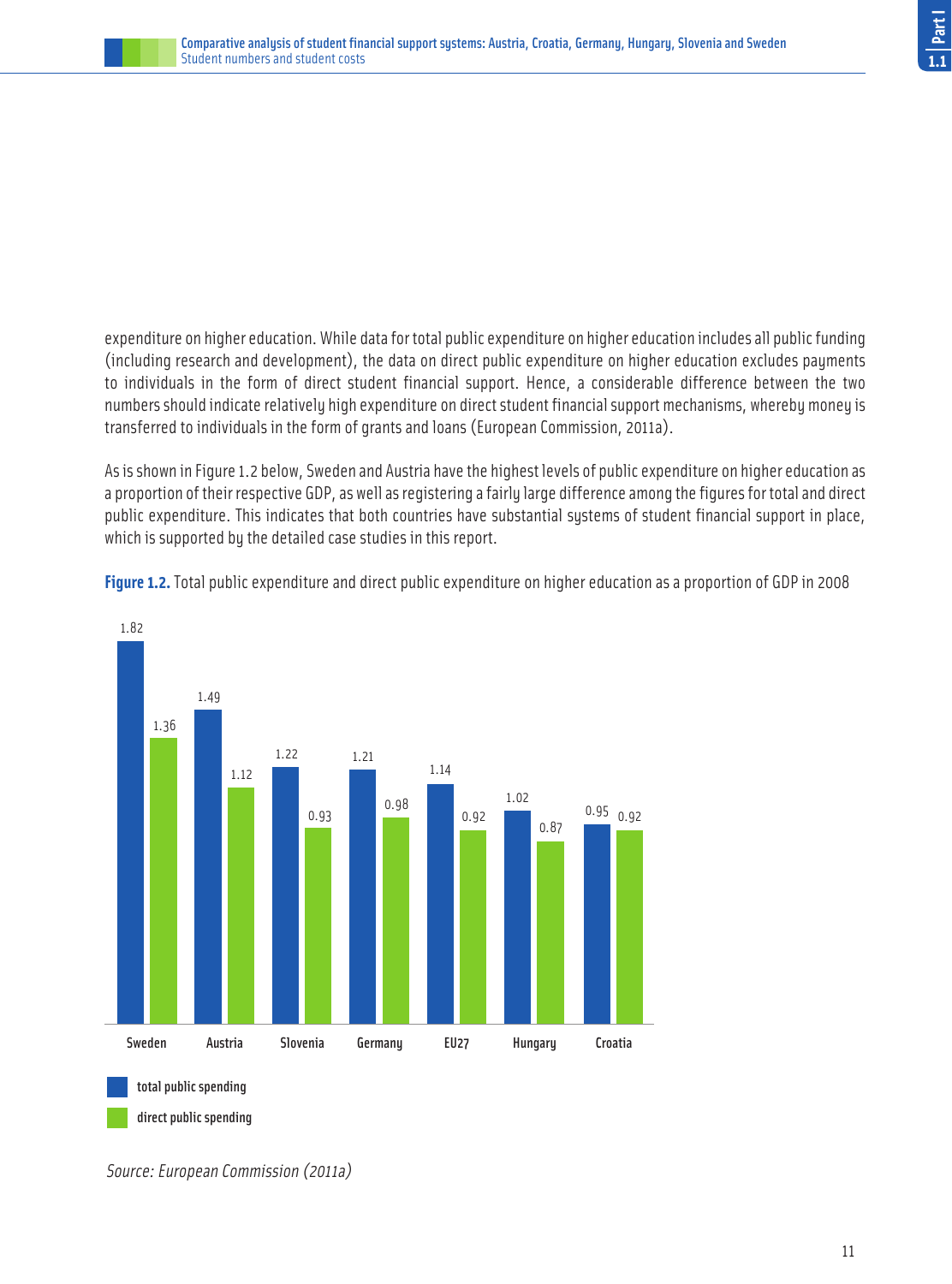expenditure on higher education. While data for total public expenditure on higher education includes all public funding (including research and development), the data on direct public expenditure on higher education excludes payments to individuals in the form of direct student financial support. Hence, a considerable difference between the two numbers should indicate relatively high expenditure on direct student financial support mechanisms, whereby money is transferred to individuals in the form of grants and loans (European Commission, 2011a).

As is shown in Figure 1.2 below, Sweden and Austria have the highest levels of public expenditure on higher education as a proportion of their respective GDP, as well as registering a fairly large difference among the figures for total and direct public expenditure. This indicates that both countries have substantial systems of student financial support in place, which is supported by the detailed case studies in this report.

**Figure 1.2.** Total public expenditure and direct public expenditure on higher education as a proportion of GDP in 2008

| | total public spending | direct public spending |
|---|---|---|
| Sweden | 1.82 | 1.36 |
| Austria | 1.49 | 1.12 |
| Slovenia | 1.22 | 0.93 |
| Germany | 1.21 | 0.98 |
| EU27 | 1.14 | 0.92 |
| Hungary | 1.02 | 0.87 |
| Croatia | 0.95 | 0.92 |

*Source: European Commission (2011a)*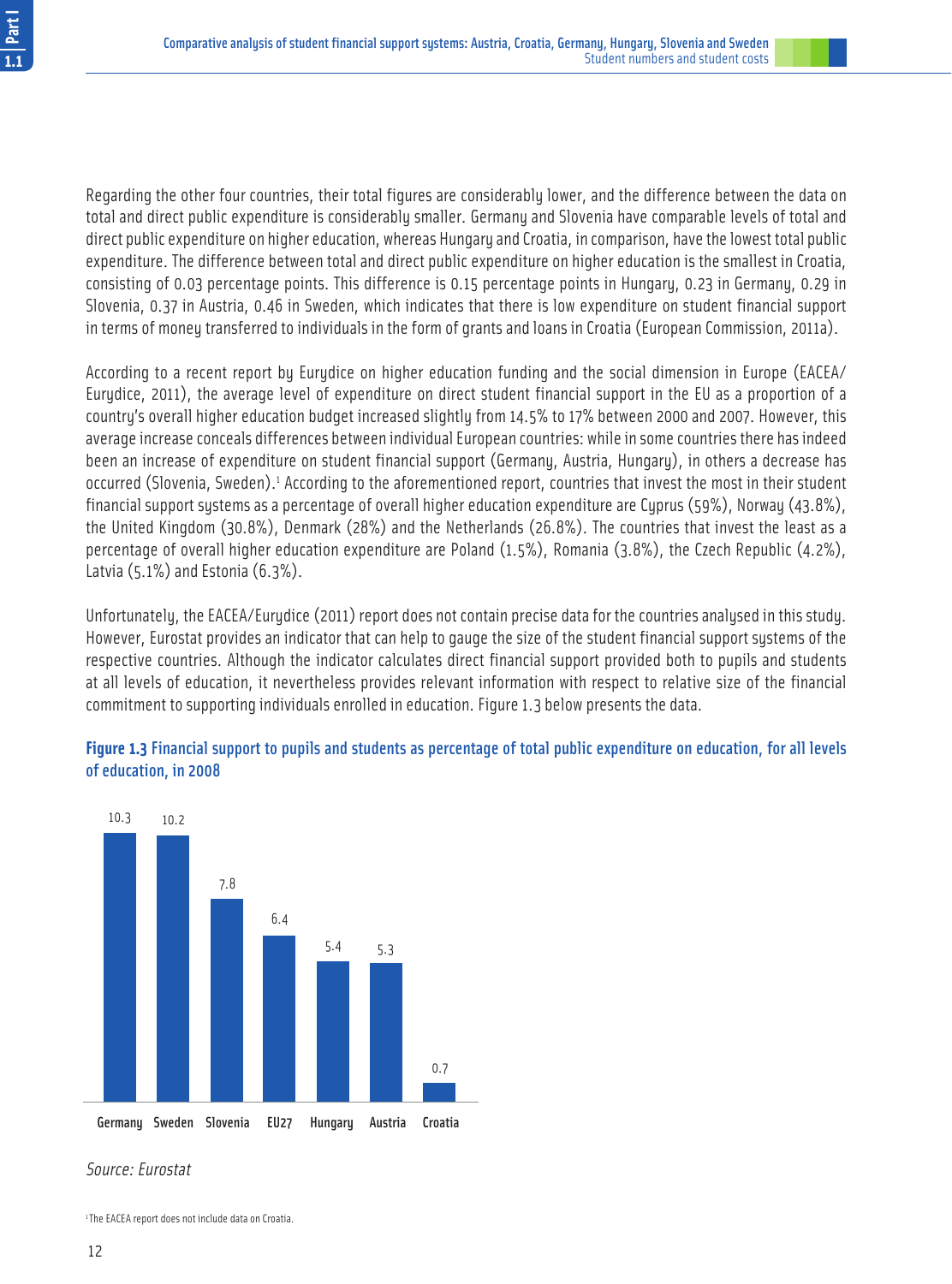Regarding the other four countries, their total figures are considerably lower, and the difference between the data on total and direct public expenditure is considerably smaller. Germany and Slovenia have comparable levels of total and direct public expenditure on higher education, whereas Hungary and Croatia, in comparison, have the lowest total public expenditure. The difference between total and direct public expenditure on higher education is the smallest in Croatia, consisting of 0.03 percentage points. This difference is 0.15 percentage points in Hungary, 0.23 in Germany, 0.29 in Slovenia, 0.37 in Austria, 0.46 in Sweden, which indicates that there is low expenditure on student financial support in terms of money transferred to individuals in the form of grants and loans in Croatia (European Commission, 2011a).

According to a recent report by Eurydice on higher education funding and the social dimension in Europe (EACEA/Eurydice, 2011), the average level of expenditure on direct student financial support in the EU as a proportion of a country's overall higher education budget increased slightly from 14.5% to 17% between 2000 and 2007. However, this average increase conceals differences between individual European countries: while in some countries there has indeed been an increase of expenditure on student financial support (Germany, Austria, Hungary), in others a decrease has occurred (Slovenia, Sweden).[1] According to the aforementioned report, countries that invest the most in their student financial support systems as a percentage of overall higher education expenditure are Cyprus (59%), Norway (43.8%), the United Kingdom (30.8%), Denmark (28%) and the Netherlands (26.8%). The countries that invest the least as a percentage of overall higher education expenditure are Poland (1.5%), Romania (3.8%), the Czech Republic (4.2%), Latvia (5.1%) and Estonia (6.3%).

Unfortunately, the EACEA/Eurydice (2011) report does not contain precise data for the countries analysed in this study. However, Eurostat provides an indicator that can help to gauge the size of the student financial support systems of the respective countries. Although the indicator calculates direct financial support provided both to pupils and students at all levels of education, it nevertheless provides relevant information with respect to relative size of the financial commitment to supporting individuals enrolled in education. Figure 1.3 below presents the data.

**Figure 1.3** Financial support to pupils and students as percentage of total public expenditure on education, for all levels of education, in 2008

| Germany | Sweden | Slovenia | EU27 | Hungary | Austria | Croatia |
|---|---|---|---|---|---|---|
| 10.3 | 10.2 | 7.8 | 6.4 | 5.4 | 5.3 | 0.7 |

*Source: Eurostat*

[1] The EACEA report does not include data on Croatia.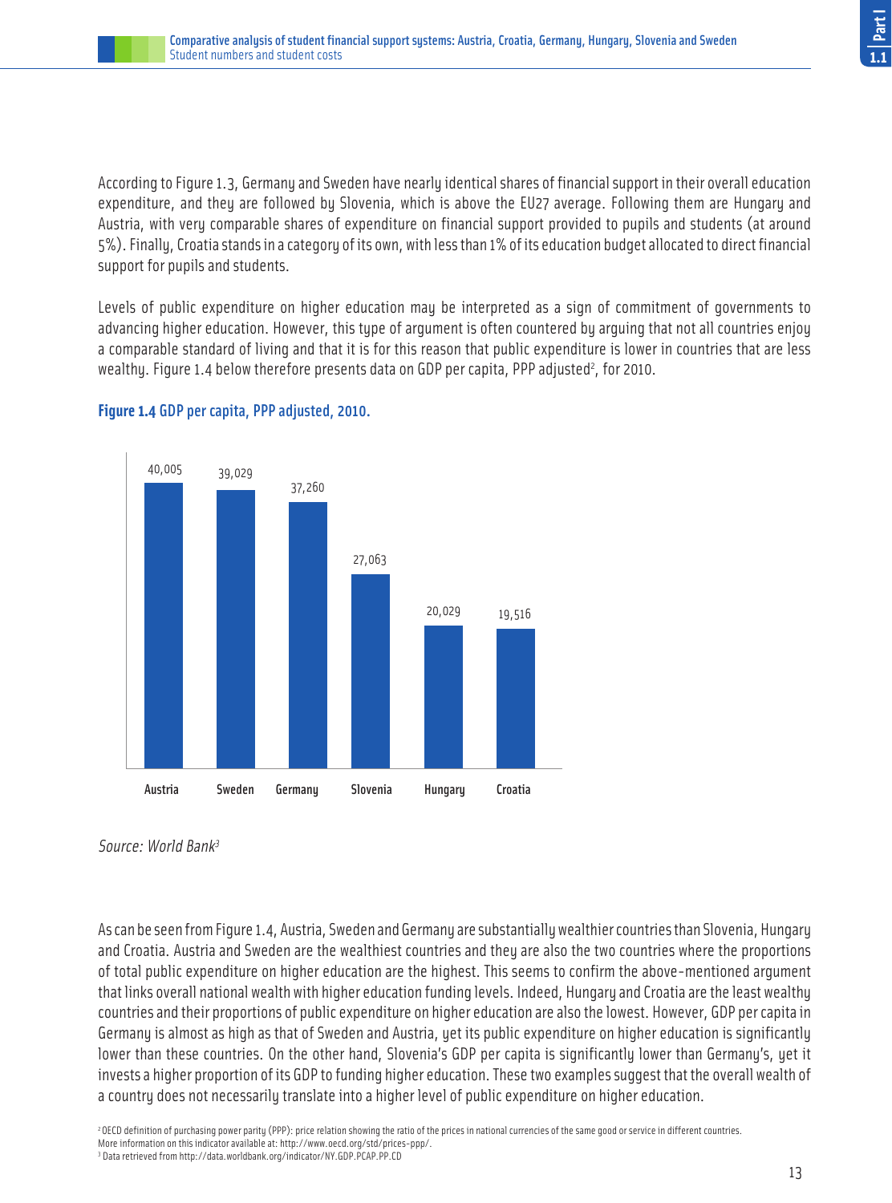According to Figure 1.3, Germany and Sweden have nearly identical shares of financial support in their overall education expenditure, and they are followed by Slovenia, which is above the EU27 average. Following them are Hungary and Austria, with very comparable shares of expenditure on financial support provided to pupils and students (at around 5%). Finally, Croatia stands in a category of its own, with less than 1% of its education budget allocated to direct financial support for pupils and students.

Levels of public expenditure on higher education may be interpreted as a sign of commitment of governments to advancing higher education. However, this type of argument is often countered by arguing that not all countries enjoy a comparable standard of living and that it is for this reason that public expenditure is lower in countries that are less wealthy. Figure 1.4 below therefore presents data on GDP per capita, PPP adjusted[2], for 2010.

**Figure 1.4** GDP per capita, PPP adjusted, 2010.

| Country | GDP per capita, PPP adjusted |
|---|---|
| Austria | 40,005 |
| Sweden | 39,029 |
| Germany | 37,260 |
| Slovenia | 27,063 |
| Hungary | 20,029 |
| Croatia | 19,516 |

*Source: World Bank[3]*

As can be seen from Figure 1.4, Austria, Sweden and Germany are substantially wealthier countries than Slovenia, Hungary and Croatia. Austria and Sweden are the wealthiest countries and they are also the two countries where the proportions of total public expenditure on higher education are the highest. This seems to confirm the above-mentioned argument that links overall national wealth with higher education funding levels. Indeed, Hungary and Croatia are the least wealthy countries and their proportions of public expenditure on higher education are also the lowest. However, GDP per capita in Germany is almost as high as that of Sweden and Austria, yet its public expenditure on higher education is significantly lower than these countries. On the other hand, Slovenia's GDP per capita is significantly lower than Germany's, yet it invests a higher proportion of its GDP to funding higher education. These two examples suggest that the overall wealth of a country does not necessarily translate into a higher level of public expenditure on higher education.

[2] OECD definition of purchasing power parity (PPP): price relation showing the ratio of the prices in national currencies of the same good or service in different countries. More information on this indicator available at: http://www.oecd.org/std/prices-ppp/.

[3] Data retrieved from http://data.worldbank.org/indicator/NY.GDP.PCAP.PP.CD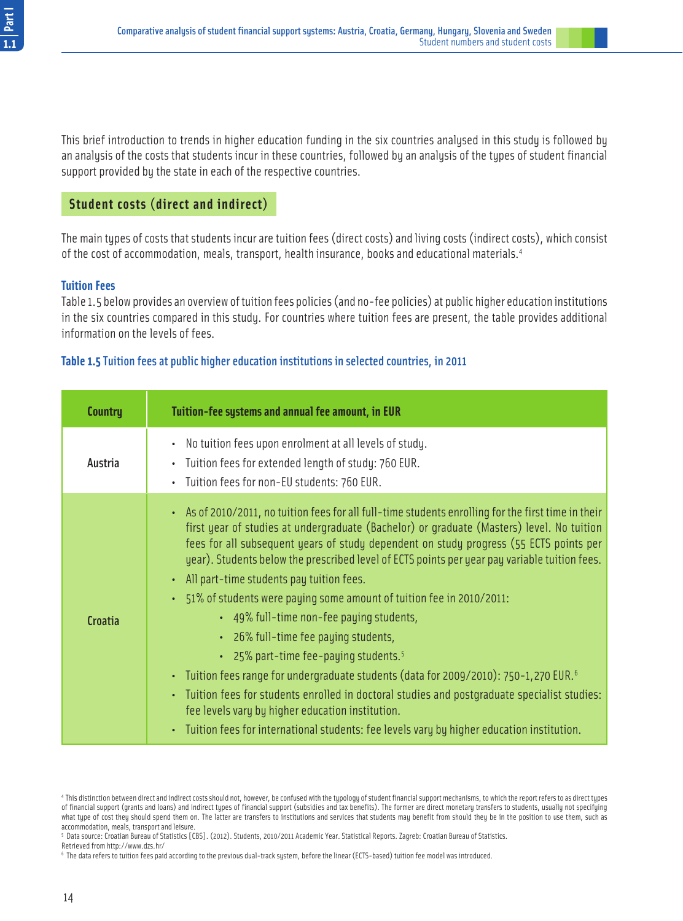This brief introduction to trends in higher education funding in the six countries analysed in this study is followed by an analysis of the costs that students incur in these countries, followed by an analysis of the types of student financial support provided by the state in each of the respective countries.

## Student costs (direct and indirect)

The main types of costs that students incur are tuition fees (direct costs) and living costs (indirect costs), which consist of the cost of accommodation, meals, transport, health insurance, books and educational materials.[4]

### Tuition Fees

Table 1.5 below provides an overview of tuition fees policies (and no-fee policies) at public higher education institutions in the six countries compared in this study. For countries where tuition fees are present, the table provides additional information on the levels of fees.

**Table 1.5** Tuition fees at public higher education institutions in selected countries, in 2011

| Country | Tuition-fee systems and annual fee amount, in EUR |
|---|---|
| Austria | • No tuition fees upon enrolment at all levels of study.<br>• Tuition fees for extended length of study: 760 EUR.<br>• Tuition fees for non-EU students: 760 EUR. |
| Croatia | • As of 2010/2011, no tuition fees for all full-time students enrolling for the first time in their first year of studies at undergraduate (Bachelor) or graduate (Masters) level. No tuition fees for all subsequent years of study dependent on study progress (55 ECTS points per year). Students below the prescribed level of ECTS points per year pay variable tuition fees.<br>• All part-time students pay tuition fees.<br>• 51% of students were paying some amount of tuition fee in 2010/2011:<br>&nbsp;&nbsp;&nbsp;&nbsp;• 49% full-time non-fee paying students,<br>&nbsp;&nbsp;&nbsp;&nbsp;• 26% full-time fee paying students,<br>&nbsp;&nbsp;&nbsp;&nbsp;• 25% part-time fee-paying students.[5]<br>• Tuition fees range for undergraduate students (data for 2009/2010): 750-1,270 EUR.[6]<br>• Tuition fees for students enrolled in doctoral studies and postgraduate specialist studies: fee levels vary by higher education institution.<br>• Tuition fees for international students: fee levels vary by higher education institution. |

[4] This distinction between direct and indirect costs should not, however, be confused with the typology of student financial support mechanisms, to which the report refers to as direct types of financial support (grants and loans) and indirect types of financial support (subsidies and tax benefits). The former are direct monetary transfers to students, usually not specifying what type of cost they should spend them on. The latter are transfers to institutions and services that students may benefit from should they be in the position to use them, such as accommodation, meals, transport and leisure.

[5] Data source: Croatian Bureau of Statistics [CBS]. (2012). Students, 2010/2011 Academic Year. Statistical Reports. Zagreb: Croatian Bureau of Statistics. Retrieved from http://www.dzs.hr/

[6] The data refers to tuition fees paid according to the previous dual-track system, before the linear (ECTS-based) tuition fee model was introduced.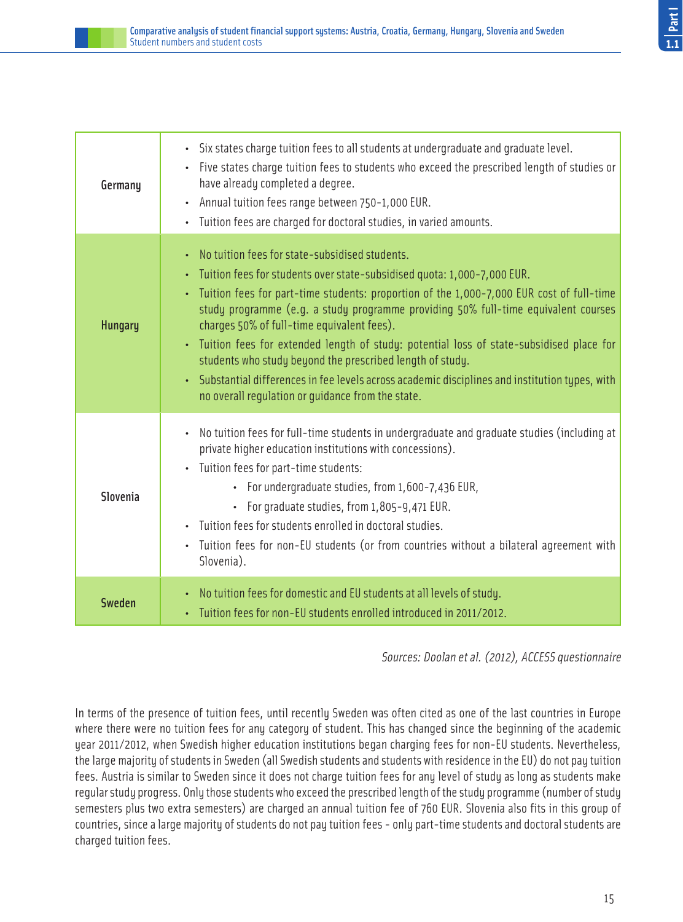| | |
|---|---|
| **Germany** | • Six states charge tuition fees to all students at undergraduate and graduate level.<br>• Five states charge tuition fees to students who exceed the prescribed length of studies or have already completed a degree.<br>• Annual tuition fees range between 750-1,000 EUR.<br>• Tuition fees are charged for doctoral studies, in varied amounts. |
| **Hungary** | • No tuition fees for state-subsidised students.<br>• Tuition fees for students over state-subsidised quota: 1,000-7,000 EUR.<br>• Tuition fees for part-time students: proportion of the 1,000-7,000 EUR cost of full-time study programme (e.g. a study programme providing 50% full-time equivalent courses charges 50% of full-time equivalent fees).<br>• Tuition fees for extended length of study: potential loss of state-subsidised place for students who study beyond the prescribed length of study.<br>• Substantial differences in fee levels across academic disciplines and institution types, with no overall regulation or guidance from the state. |
| **Slovenia** | • No tuition fees for full-time students in undergraduate and graduate studies (including at private higher education institutions with concessions).<br>• Tuition fees for part-time students:<br>&nbsp;&nbsp;&nbsp;&nbsp;• For undergraduate studies, from 1,600-7,436 EUR,<br>&nbsp;&nbsp;&nbsp;&nbsp;• For graduate studies, from 1,805-9,471 EUR.<br>• Tuition fees for students enrolled in doctoral studies.<br>• Tuition fees for non-EU students (or from countries without a bilateral agreement with Slovenia). |
| **Sweden** | • No tuition fees for domestic and EU students at all levels of study.<br>• Tuition fees for non-EU students enrolled introduced in 2011/2012. |

*Sources: Doolan et al. (2012), ACCESS questionnaire*

In terms of the presence of tuition fees, until recently Sweden was often cited as one of the last countries in Europe where there were no tuition fees for any category of student. This has changed since the beginning of the academic year 2011/2012, when Swedish higher education institutions began charging fees for non-EU students. Nevertheless, the large majority of students in Sweden (all Swedish students and students with residence in the EU) do not pay tuition fees. Austria is similar to Sweden since it does not charge tuition fees for any level of study as long as students make regular study progress. Only those students who exceed the prescribed length of the study programme (number of study semesters plus two extra semesters) are charged an annual tuition fee of 760 EUR. Slovenia also fits in this group of countries, since a large majority of students do not pay tuition fees - only part-time students and doctoral students are charged tuition fees.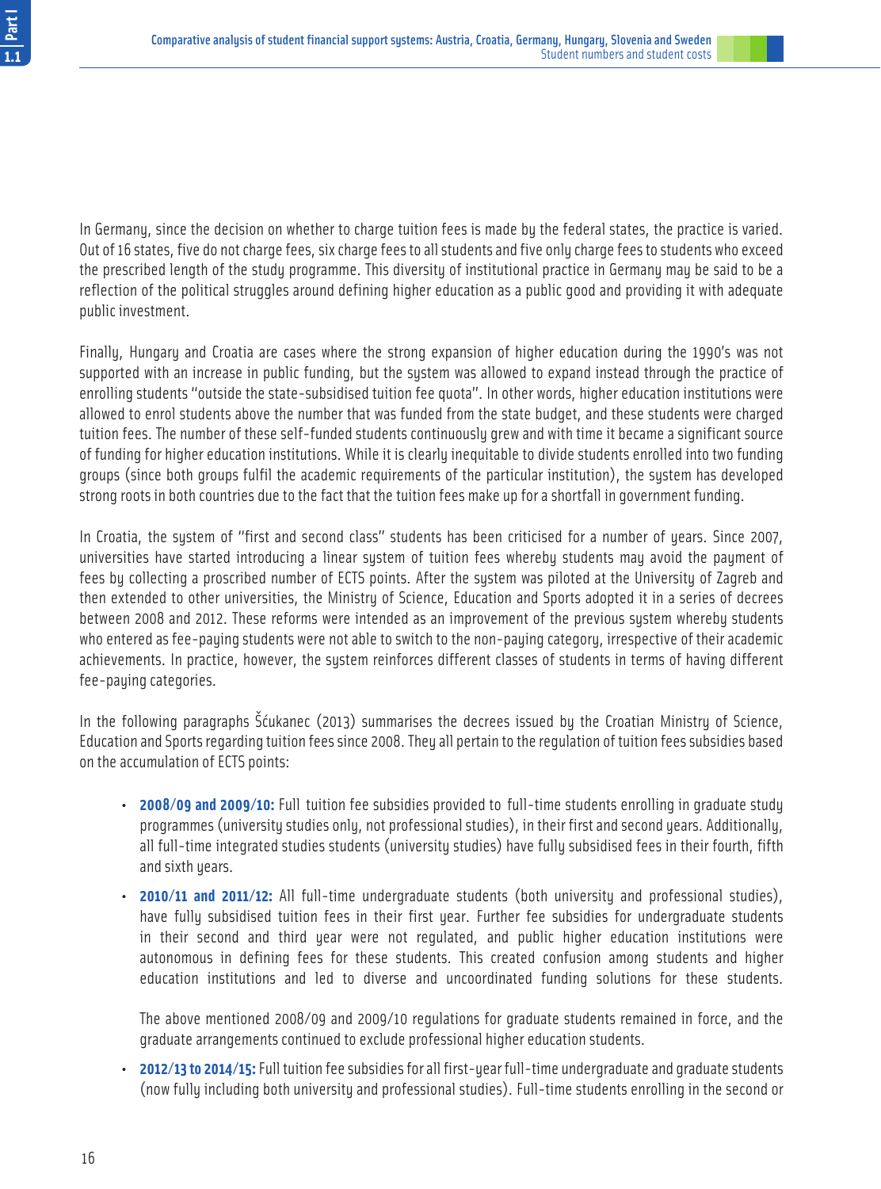In Germany, since the decision on whether to charge tuition fees is made by the federal states, the practice is varied. Out of 16 states, five do not charge fees, six charge fees to all students and five only charge fees to students who exceed the prescribed length of the study programme. This diversity of institutional practice in Germany may be said to be a reflection of the political struggles around defining higher education as a public good and providing it with adequate public investment.

Finally, Hungary and Croatia are cases where the strong expansion of higher education during the 1990's was not supported with an increase in public funding, but the system was allowed to expand instead through the practice of enrolling students "outside the state-subsidised tuition fee quota". In other words, higher education institutions were allowed to enrol students above the number that was funded from the state budget, and these students were charged tuition fees. The number of these self-funded students continuously grew and with time it became a significant source of funding for higher education institutions. While it is clearly inequitable to divide students enrolled into two funding groups (since both groups fulfil the academic requirements of the particular institution), the system has developed strong roots in both countries due to the fact that the tuition fees make up for a shortfall in government funding.

In Croatia, the system of "first and second class" students has been criticised for a number of years. Since 2007, universities have started introducing a linear system of tuition fees whereby students may avoid the payment of fees by collecting a proscribed number of ECTS points. After the system was piloted at the University of Zagreb and then extended to other universities, the Ministry of Science, Education and Sports adopted it in a series of decrees between 2008 and 2012. These reforms were intended as an improvement of the previous system whereby students who entered as fee-paying students were not able to switch to the non-paying category, irrespective of their academic achievements. In practice, however, the system reinforces different classes of students in terms of having different fee-paying categories.

In the following paragraphs Šćukanec (2013) summarises the decrees issued by the Croatian Ministry of Science, Education and Sports regarding tuition fees since 2008. They all pertain to the regulation of tuition fees subsidies based on the accumulation of ECTS points:

- **2008/09 and 2009/10:** Full tuition fee subsidies provided to full-time students enrolling in graduate study programmes (university studies only, not professional studies), in their first and second years. Additionally, all full-time integrated studies students (university studies) have fully subsidised fees in their fourth, fifth and sixth years.
- **2010/11 and 2011/12:** All full-time undergraduate students (both university and professional studies), have fully subsidised tuition fees in their first year. Further fee subsidies for undergraduate students in their second and third year were not regulated, and public higher education institutions were autonomous in defining fees for these students. This created confusion among students and higher education institutions and led to diverse and uncoordinated funding solutions for these students.

  The above mentioned 2008/09 and 2009/10 regulations for graduate students remained in force, and the graduate arrangements continued to exclude professional higher education students.
- **2012/13 to 2014/15:** Full tuition fee subsidies for all first-year full-time undergraduate and graduate students (now fully including both university and professional studies). Full-time students enrolling in the second or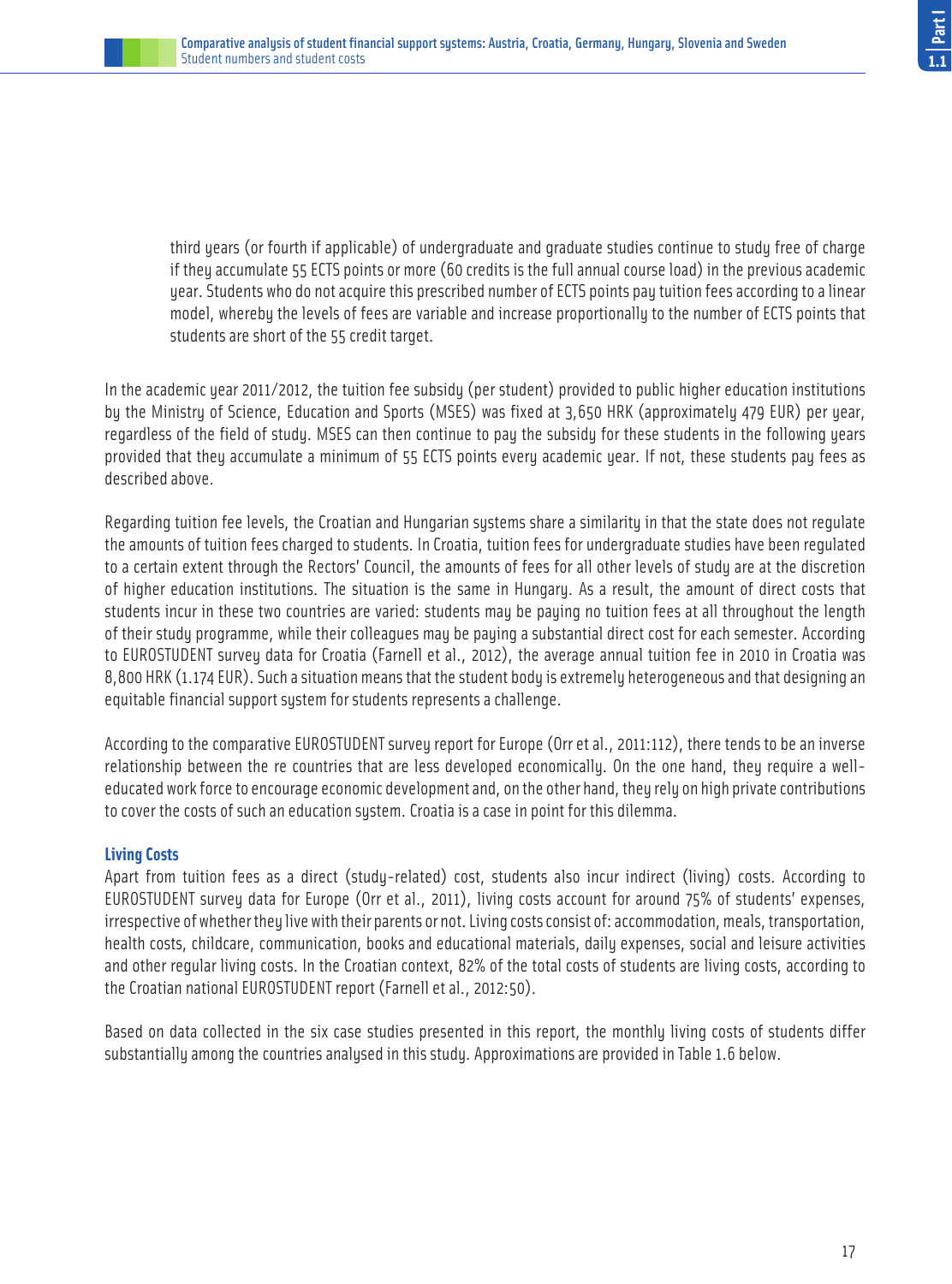third years (or fourth if applicable) of undergraduate and graduate studies continue to study free of charge if they accumulate 55 ECTS points or more (60 credits is the full annual course load) in the previous academic year. Students who do not acquire this prescribed number of ECTS points pay tuition fees according to a linear model, whereby the levels of fees are variable and increase proportionally to the number of ECTS points that students are short of the 55 credit target.

In the academic year 2011/2012, the tuition fee subsidy (per student) provided to public higher education institutions by the Ministry of Science, Education and Sports (MSES) was fixed at 3,650 HRK (approximately 479 EUR) per year, regardless of the field of study. MSES can then continue to pay the subsidy for these students in the following years provided that they accumulate a minimum of 55 ECTS points every academic year. If not, these students pay fees as described above.

Regarding tuition fee levels, the Croatian and Hungarian systems share a similarity in that the state does not regulate the amounts of tuition fees charged to students. In Croatia, tuition fees for undergraduate studies have been regulated to a certain extent through the Rectors' Council, the amounts of fees for all other levels of study are at the discretion of higher education institutions. The situation is the same in Hungary. As a result, the amount of direct costs that students incur in these two countries are varied: students may be paying no tuition fees at all throughout the length of their study programme, while their colleagues may be paying a substantial direct cost for each semester. According to EUROSTUDENT survey data for Croatia (Farnell et al., 2012), the average annual tuition fee in 2010 in Croatia was 8,800 HRK (1.174 EUR). Such a situation means that the student body is extremely heterogeneous and that designing an equitable financial support system for students represents a challenge.

According to the comparative EUROSTUDENT survey report for Europe (Orr et al., 2011:112), there tends to be an inverse relationship between the re countries that are less developed economically. On the one hand, they require a well-educated work force to encourage economic development and, on the other hand, they rely on high private contributions to cover the costs of such an education system. Croatia is a case in point for this dilemma.

### Living Costs

Apart from tuition fees as a direct (study-related) cost, students also incur indirect (living) costs. According to EUROSTUDENT survey data for Europe (Orr et al., 2011), living costs account for around 75% of students' expenses, irrespective of whether they live with their parents or not. Living costs consist of: accommodation, meals, transportation, health costs, childcare, communication, books and educational materials, daily expenses, social and leisure activities and other regular living costs. In the Croatian context, 82% of the total costs of students are living costs, according to the Croatian national EUROSTUDENT report (Farnell et al., 2012:50).

Based on data collected in the six case studies presented in this report, the monthly living costs of students differ substantially among the countries analysed in this study. Approximations are provided in Table 1.6 below.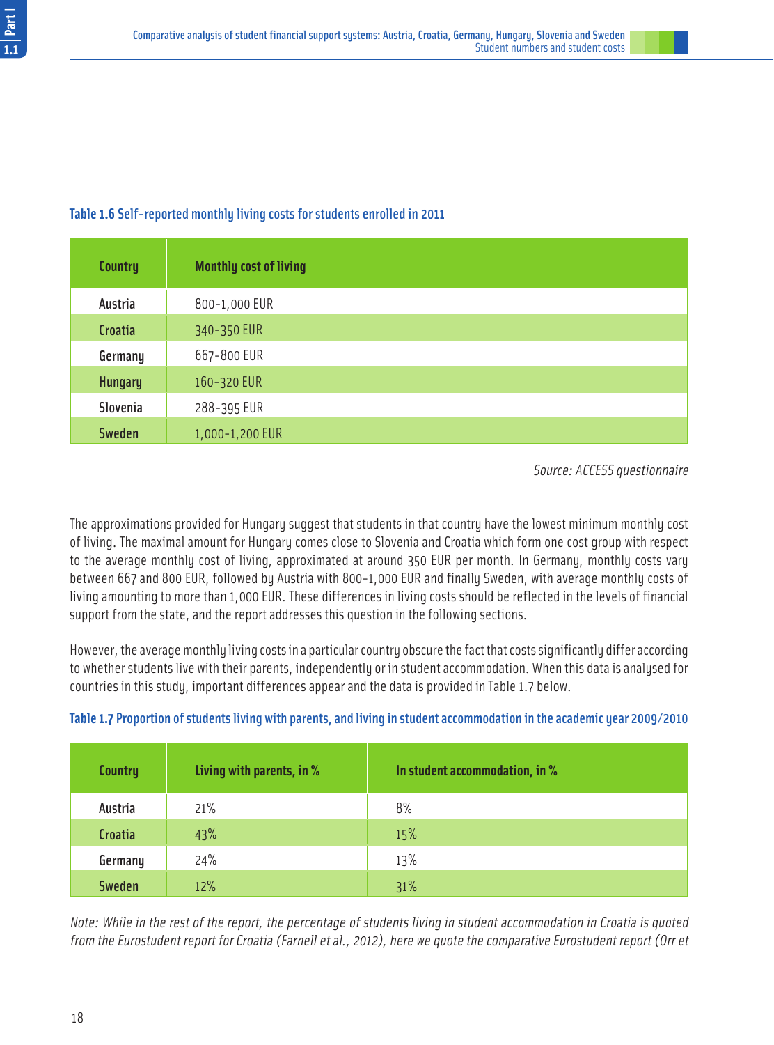**Table 1.6** Self-reported monthly living costs for students enrolled in 2011

| Country | Monthly cost of living |
|---|---|
| Austria | 800-1,000 EUR |
| Croatia | 340-350 EUR |
| Germany | 667-800 EUR |
| Hungary | 160-320 EUR |
| Slovenia | 288-395 EUR |
| Sweden | 1,000-1,200 EUR |

*Source: ACCESS questionnaire*

The approximations provided for Hungary suggest that students in that country have the lowest minimum monthly cost of living. The maximal amount for Hungary comes close to Slovenia and Croatia which form one cost group with respect to the average monthly cost of living, approximated at around 350 EUR per month. In Germany, monthly costs vary between 667 and 800 EUR, followed by Austria with 800-1,000 EUR and finally Sweden, with average monthly costs of living amounting to more than 1,000 EUR. These differences in living costs should be reflected in the levels of financial support from the state, and the report addresses this question in the following sections.

However, the average monthly living costs in a particular country obscure the fact that costs significantly differ according to whether students live with their parents, independently or in student accommodation. When this data is analysed for countries in this study, important differences appear and the data is provided in Table 1.7 below.

**Table 1.7** Proportion of students living with parents, and living in student accommodation in the academic year 2009/2010

| Country | Living with parents, in % | In student accommodation, in % |
|---|---|---|
| Austria | 21% | 8% |
| Croatia | 43% | 15% |
| Germany | 24% | 13% |
| Sweden | 12% | 31% |

*Note: While in the rest of the report, the percentage of students living in student accommodation in Croatia is quoted from the Eurostudent report for Croatia (Farnell et al., 2012), here we quote the comparative Eurostudent report (Orr et*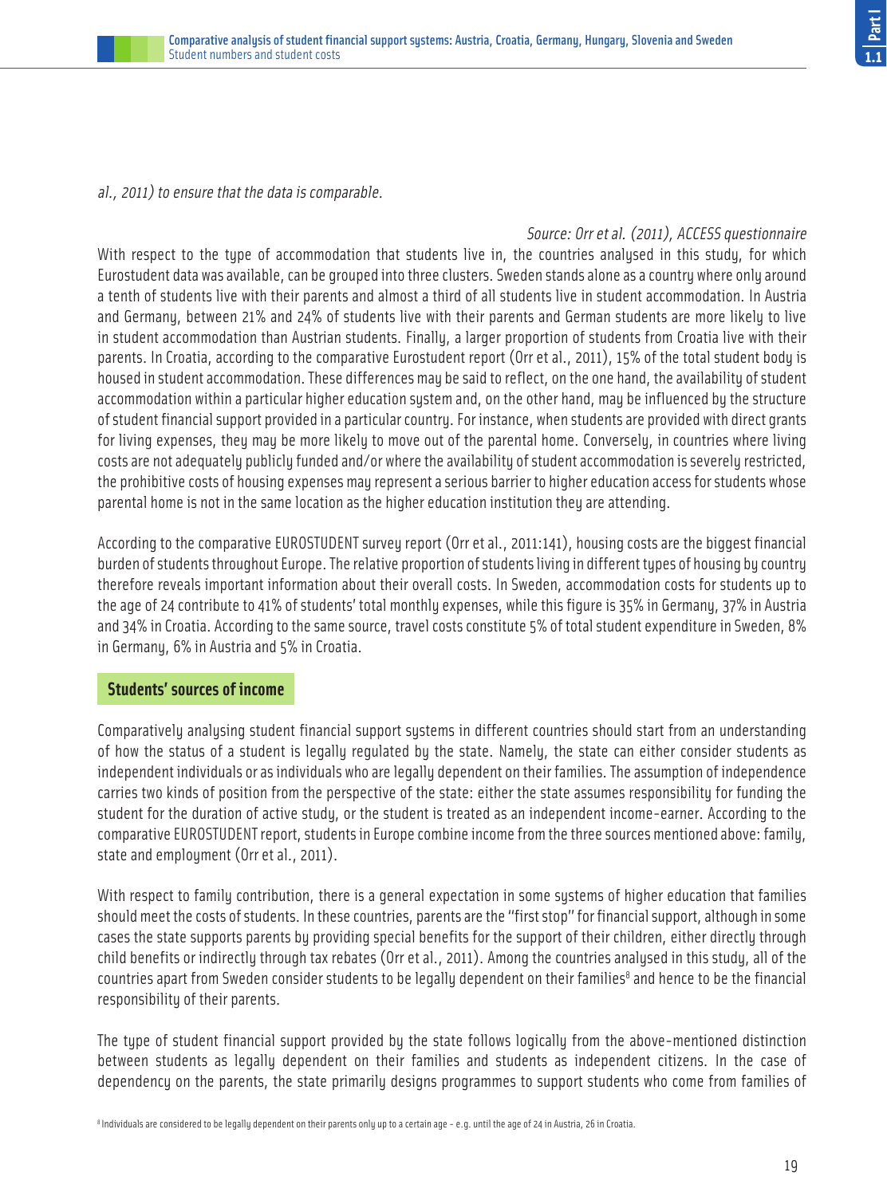*al., 2011) to ensure that the data is comparable.*

*Source: Orr et al. (2011), ACCESS questionnaire*

With respect to the type of accommodation that students live in, the countries analysed in this study, for which Eurostudent data was available, can be grouped into three clusters. Sweden stands alone as a country where only around a tenth of students live with their parents and almost a third of all students live in student accommodation. In Austria and Germany, between 21% and 24% of students live with their parents and German students are more likely to live in student accommodation than Austrian students. Finally, a larger proportion of students from Croatia live with their parents. In Croatia, according to the comparative Eurostudent report (Orr et al., 2011), 15% of the total student body is housed in student accommodation. These differences may be said to reflect, on the one hand, the availability of student accommodation within a particular higher education system and, on the other hand, may be influenced by the structure of student financial support provided in a particular country. For instance, when students are provided with direct grants for living expenses, they may be more likely to move out of the parental home. Conversely, in countries where living costs are not adequately publicly funded and/or where the availability of student accommodation is severely restricted, the prohibitive costs of housing expenses may represent a serious barrier to higher education access for students whose parental home is not in the same location as the higher education institution they are attending.

According to the comparative EUROSTUDENT survey report (Orr et al., 2011:141), housing costs are the biggest financial burden of students throughout Europe. The relative proportion of students living in different types of housing by country therefore reveals important information about their overall costs. In Sweden, accommodation costs for students up to the age of 24 contribute to 41% of students' total monthly expenses, while this figure is 35% in Germany, 37% in Austria and 34% in Croatia. According to the same source, travel costs constitute 5% of total student expenditure in Sweden, 8% in Germany, 6% in Austria and 5% in Croatia.

## Students' sources of income

Comparatively analysing student financial support systems in different countries should start from an understanding of how the status of a student is legally regulated by the state. Namely, the state can either consider students as independent individuals or as individuals who are legally dependent on their families. The assumption of independence carries two kinds of position from the perspective of the state: either the state assumes responsibility for funding the student for the duration of active study, or the student is treated as an independent income-earner. According to the comparative EUROSTUDENT report, students in Europe combine income from the three sources mentioned above: family, state and employment (Orr et al., 2011).

With respect to family contribution, there is a general expectation in some systems of higher education that families should meet the costs of students. In these countries, parents are the "first stop" for financial support, although in some cases the state supports parents by providing special benefits for the support of their children, either directly through child benefits or indirectly through tax rebates (Orr et al., 2011). Among the countries analysed in this study, all of the countries apart from Sweden consider students to be legally dependent on their families[8] and hence to be the financial responsibility of their parents.

The type of student financial support provided by the state follows logically from the above-mentioned distinction between students as legally dependent on their families and students as independent citizens. In the case of dependency on the parents, the state primarily designs programmes to support students who come from families of

[8] Individuals are considered to be legally dependent on their parents only up to a certain age – e.g. until the age of 24 in Austria, 26 in Croatia.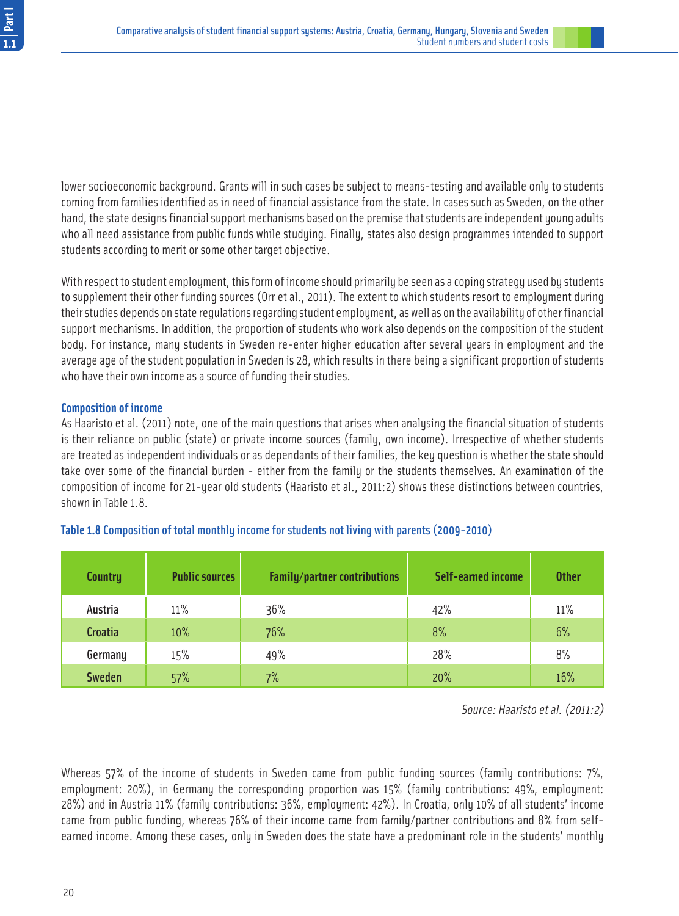lower socioeconomic background. Grants will in such cases be subject to means-testing and available only to students coming from families identified as in need of financial assistance from the state. In cases such as Sweden, on the other hand, the state designs financial support mechanisms based on the premise that students are independent young adults who all need assistance from public funds while studying. Finally, states also design programmes intended to support students according to merit or some other target objective.

With respect to student employment, this form of income should primarily be seen as a coping strategy used by students to supplement their other funding sources (Orr et al., 2011). The extent to which students resort to employment during their studies depends on state regulations regarding student employment, as well as on the availability of other financial support mechanisms. In addition, the proportion of students who work also depends on the composition of the student body. For instance, many students in Sweden re-enter higher education after several years in employment and the average age of the student population in Sweden is 28, which results in there being a significant proportion of students who have their own income as a source of funding their studies.

### Composition of income

As Haaristo et al. (2011) note, one of the main questions that arises when analysing the financial situation of students is their reliance on public (state) or private income sources (family, own income). Irrespective of whether students are treated as independent individuals or as dependants of their families, the key question is whether the state should take over some of the financial burden - either from the family or the students themselves. An examination of the composition of income for 21-year old students (Haaristo et al., 2011:2) shows these distinctions between countries, shown in Table 1.8.

**Table 1.8** Composition of total monthly income for students not living with parents (2009-2010)

| Country | Public sources | Family/partner contributions | Self-earned income | Other |
|---|---|---|---|---|
| Austria | 11% | 36% | 42% | 11% |
| Croatia | 10% | 76% | 8% | 6% |
| Germany | 15% | 49% | 28% | 8% |
| Sweden | 57% | 7% | 20% | 16% |

*Source: Haaristo et al. (2011:2)*

Whereas 57% of the income of students in Sweden came from public funding sources (family contributions: 7%, employment: 20%), in Germany the corresponding proportion was 15% (family contributions: 49%, employment: 28%) and in Austria 11% (family contributions: 36%, employment: 42%). In Croatia, only 10% of all students' income came from public funding, whereas 76% of their income came from family/partner contributions and 8% from self-earned income. Among these cases, only in Sweden does the state have a predominant role in the students' monthly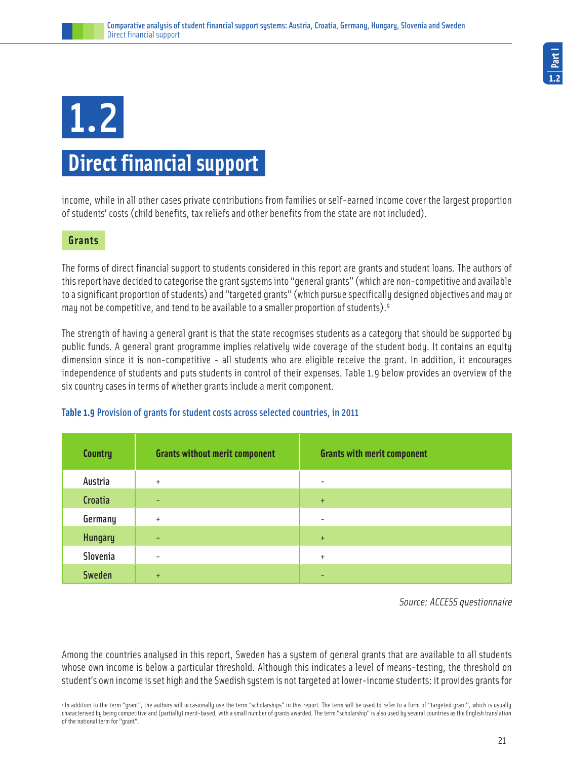# 1.2

# Direct financial support

income, while in all other cases private contributions from families or self-earned income cover the largest proportion of students' costs (child benefits, tax reliefs and other benefits from the state are not included).

## Grants

The forms of direct financial support to students considered in this report are grants and student loans. The authors of this report have decided to categorise the grant systems into "general grants" (which are non-competitive and available to a significant proportion of students) and "targeted grants" (which pursue specifically designed objectives and may or may not be competitive, and tend to be available to a smaller proportion of students).[9]

The strength of having a general grant is that the state recognises students as a category that should be supported by public funds. A general grant programme implies relatively wide coverage of the student body. It contains an equity dimension since it is non-competitive - all students who are eligible receive the grant. In addition, it encourages independence of students and puts students in control of their expenses. Table 1.9 below provides an overview of the six country cases in terms of whether grants include a merit component.

**Table 1.9** Provision of grants for student costs across selected countries, in 2011

| Country | Grants without merit component | Grants with merit component |
|---|---|---|
| Austria | + | - |
| Croatia | - | + |
| Germany | + | - |
| Hungary | - | + |
| Slovenia | - | + |
| Sweden | + | - |

*Source: ACCESS questionnaire*

Among the countries analysed in this report, Sweden has a system of general grants that are available to all students whose own income is below a particular threshold. Although this indicates a level of means-testing, the threshold on student's own income is set high and the Swedish system is not targeted at lower-income students: it provides grants for

[9] In addition to the term "grant", the authors will occasionally use the term "scholarships" in this report. The term will be used to refer to a form of "targeted grant", which is usually characterised by being competitive and (partially) merit-based, with a small number of grants awarded. The term "scholarship" is also used by several countries as the English translation of the national term for "grant".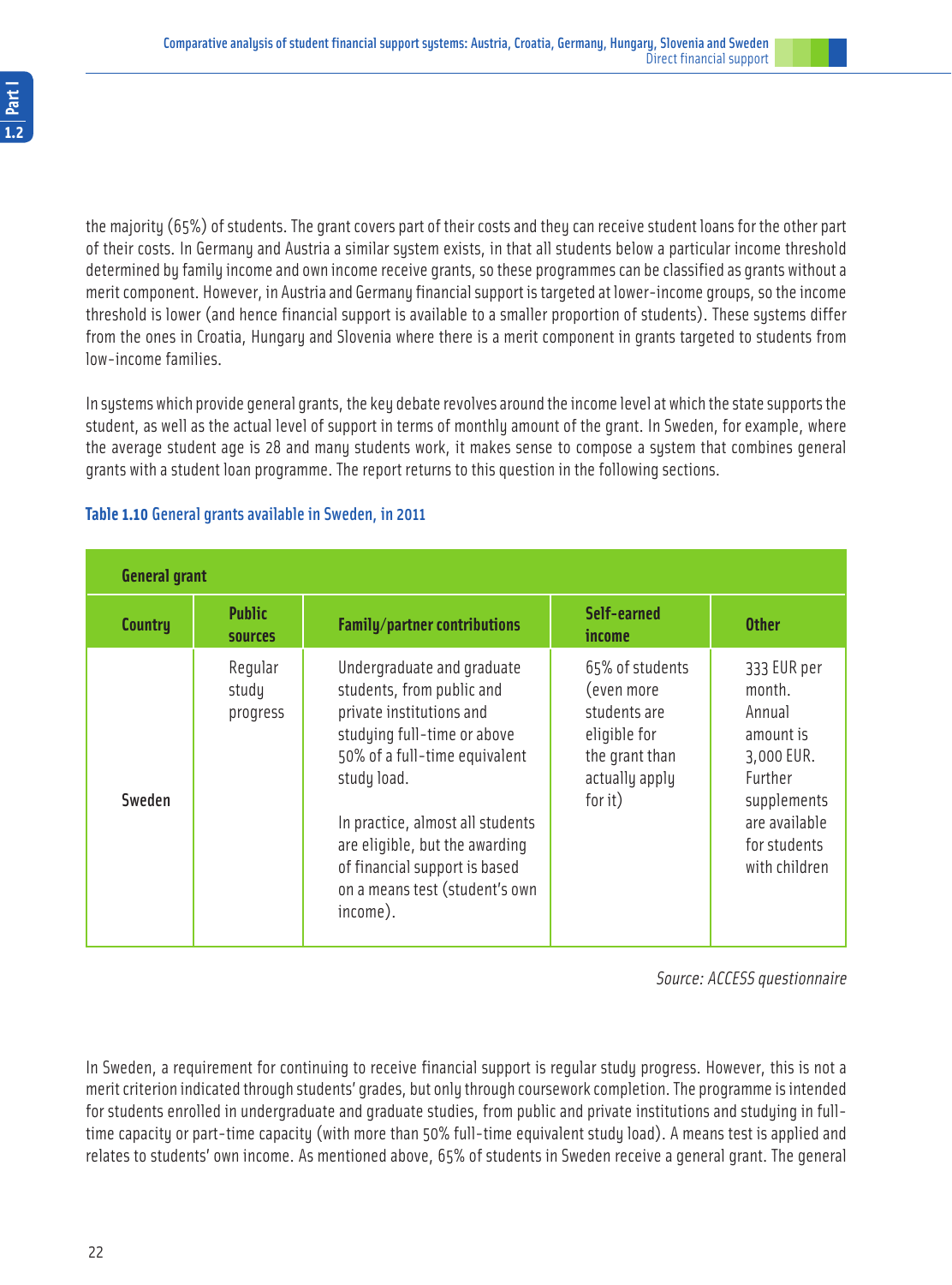the majority (65%) of students. The grant covers part of their costs and they can receive student loans for the other part of their costs. In Germany and Austria a similar system exists, in that all students below a particular income threshold determined by family income and own income receive grants, so these programmes can be classified as grants without a merit component. However, in Austria and Germany financial support is targeted at lower-income groups, so the income threshold is lower (and hence financial support is available to a smaller proportion of students). These systems differ from the ones in Croatia, Hungary and Slovenia where there is a merit component in grants targeted to students from low-income families.

In systems which provide general grants, the key debate revolves around the income level at which the state supports the student, as well as the actual level of support in terms of monthly amount of the grant. In Sweden, for example, where the average student age is 28 and many students work, it makes sense to compose a system that combines general grants with a student loan programme. The report returns to this question in the following sections.

**Table 1.10** General grants available in Sweden, in 2011

| General grant | | | | |
|---|---|---|---|---|
| **Country** | **Public sources** | **Family/partner contributions** | **Self-earned income** | **Other** |
| Sweden | Regular study progress | Undergraduate and graduate students, from public and private institutions and studying full-time or above 50% of a full-time equivalent study load.<br><br>In practice, almost all students are eligible, but the awarding of financial support is based on a means test (student's own income). | 65% of students (even more students are eligible for the grant than actually apply for it) | 333 EUR per month. Annual amount is 3,000 EUR. Further supplements are available for students with children |

*Source: ACCESS questionnaire*

In Sweden, a requirement for continuing to receive financial support is regular study progress. However, this is not a merit criterion indicated through students' grades, but only through coursework completion. The programme is intended for students enrolled in undergraduate and graduate studies, from public and private institutions and studying in full-time capacity or part-time capacity (with more than 50% full-time equivalent study load). A means test is applied and relates to students' own income. As mentioned above, 65% of students in Sweden receive a general grant. The general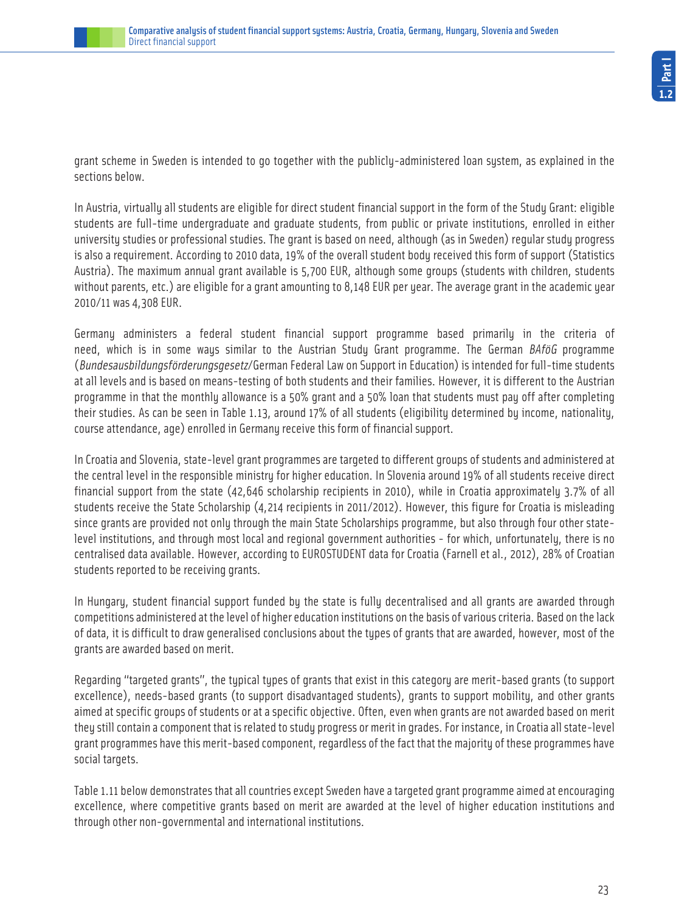grant scheme in Sweden is intended to go together with the publicly-administered loan system, as explained in the sections below.

In Austria, virtually all students are eligible for direct student financial support in the form of the Study Grant: eligible students are full-time undergraduate and graduate students, from public or private institutions, enrolled in either university studies or professional studies. The grant is based on need, although (as in Sweden) regular study progress is also a requirement. According to 2010 data, 19% of the overall student body received this form of support (Statistics Austria). The maximum annual grant available is 5,700 EUR, although some groups (students with children, students without parents, etc.) are eligible for a grant amounting to 8,148 EUR per year. The average grant in the academic year 2010/11 was 4,308 EUR.

Germany administers a federal student financial support programme based primarily in the criteria of need, which is in some ways similar to the Austrian Study Grant programme. The German *BAföG* programme (*Bundesausbildungsförderungsgesetz*/German Federal Law on Support in Education) is intended for full-time students at all levels and is based on means-testing of both students and their families. However, it is different to the Austrian programme in that the monthly allowance is a 50% grant and a 50% loan that students must pay off after completing their studies. As can be seen in Table 1.13, around 17% of all students (eligibility determined by income, nationality, course attendance, age) enrolled in Germany receive this form of financial support.

In Croatia and Slovenia, state-level grant programmes are targeted to different groups of students and administered at the central level in the responsible ministry for higher education. In Slovenia around 19% of all students receive direct financial support from the state (42,646 scholarship recipients in 2010), while in Croatia approximately 3.7% of all students receive the State Scholarship (4,214 recipients in 2011/2012). However, this figure for Croatia is misleading since grants are provided not only through the main State Scholarships programme, but also through four other state-level institutions, and through most local and regional government authorities - for which, unfortunately, there is no centralised data available. However, according to EUROSTUDENT data for Croatia (Farnell et al., 2012), 28% of Croatian students reported to be receiving grants.

In Hungary, student financial support funded by the state is fully decentralised and all grants are awarded through competitions administered at the level of higher education institutions on the basis of various criteria. Based on the lack of data, it is difficult to draw generalised conclusions about the types of grants that are awarded, however, most of the grants are awarded based on merit.

Regarding "targeted grants", the typical types of grants that exist in this category are merit-based grants (to support excellence), needs-based grants (to support disadvantaged students), grants to support mobility, and other grants aimed at specific groups of students or at a specific objective. Often, even when grants are not awarded based on merit they still contain a component that is related to study progress or merit in grades. For instance, in Croatia all state-level grant programmes have this merit-based component, regardless of the fact that the majority of these programmes have social targets.

Table 1.11 below demonstrates that all countries except Sweden have a targeted grant programme aimed at encouraging excellence, where competitive grants based on merit are awarded at the level of higher education institutions and through other non-governmental and international institutions.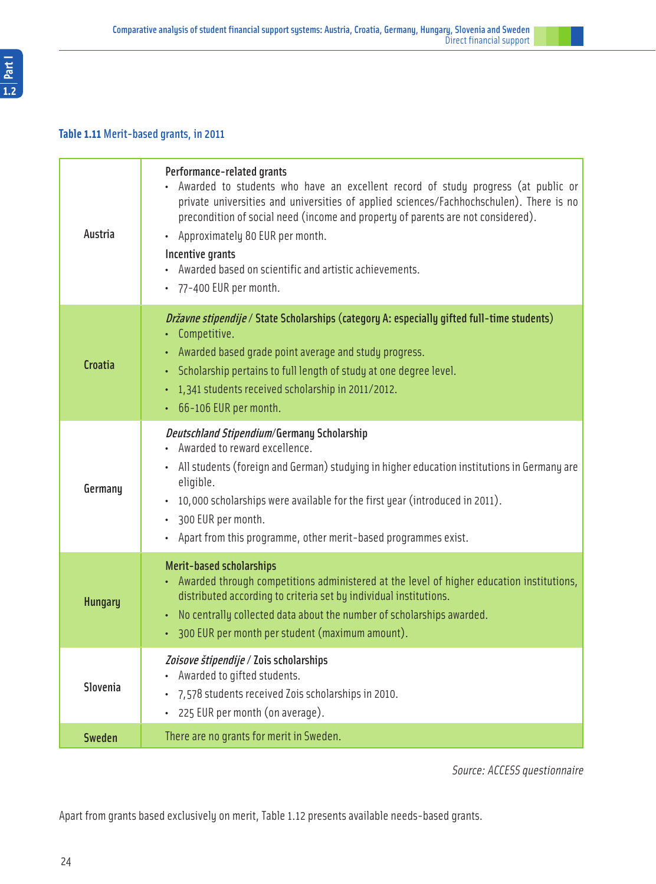**Table 1.11** Merit-based grants, in 2011

| | |
|---|---|
| Austria | **Performance-related grants**<br>• Awarded to students who have an excellent record of study progress (at public or private universities and universities of applied sciences/Fachhochschulen). There is no precondition of social need (income and property of parents are not considered).<br>• Approximately 80 EUR per month.<br>**Incentive grants**<br>• Awarded based on scientific and artistic achievements.<br>• 77-400 EUR per month. |
| Croatia | *Državne stipendije* / State Scholarships (category A: especially gifted full-time students)<br>• Competitive.<br>• Awarded based grade point average and study progress.<br>• Scholarship pertains to full length of study at one degree level.<br>• 1,341 students received scholarship in 2011/2012.<br>• 66-106 EUR per month. |
| Germany | *Deutschland Stipendium*/Germany Scholarship<br>• Awarded to reward excellence.<br>• All students (foreign and German) studying in higher education institutions in Germany are eligible.<br>• 10,000 scholarships were available for the first year (introduced in 2011).<br>• 300 EUR per month.<br>• Apart from this programme, other merit-based programmes exist. |
| Hungary | **Merit-based scholarships**<br>• Awarded through competitions administered at the level of higher education institutions, distributed according to criteria set by individual institutions.<br>• No centrally collected data about the number of scholarships awarded.<br>• 300 EUR per month per student (maximum amount). |
| Slovenia | *Zoisove štipendije* / Zois scholarships<br>• Awarded to gifted students.<br>• 7,578 students received Zois scholarships in 2010.<br>• 225 EUR per month (on average). |
| Sweden | There are no grants for merit in Sweden. |

*Source: ACCESS questionnaire*

Apart from grants based exclusively on merit, Table 1.12 presents available needs-based grants.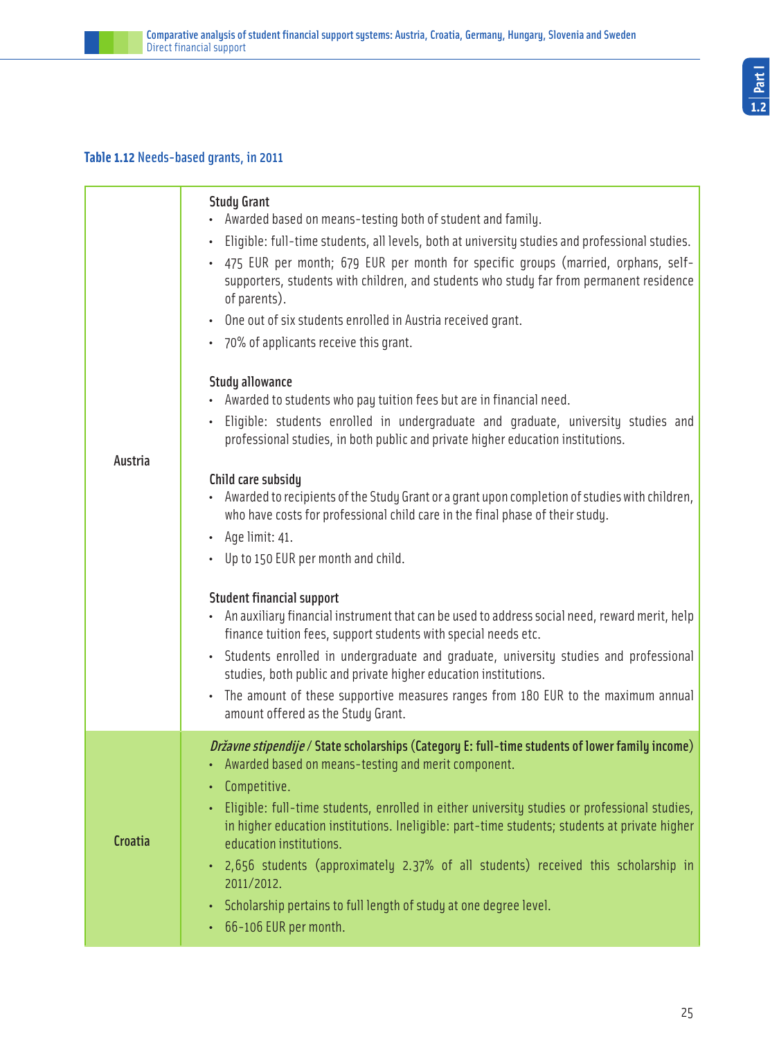**Table 1.12** Needs-based grants, in 2011

| | |
|---|---|
| Austria | **Study Grant**<br>• Awarded based on means-testing both of student and family.<br>• Eligible: full-time students, all levels, both at university studies and professional studies.<br>• 475 EUR per month; 679 EUR per month for specific groups (married, orphans, self-supporters, students with children, and students who study far from permanent residence of parents).<br>• One out of six students enrolled in Austria received grant.<br>• 70% of applicants receive this grant.<br><br>**Study allowance**<br>• Awarded to students who pay tuition fees but are in financial need.<br>• Eligible: students enrolled in undergraduate and graduate, university studies and professional studies, in both public and private higher education institutions.<br><br>**Child care subsidy**<br>• Awarded to recipients of the Study Grant or a grant upon completion of studies with children, who have costs for professional child care in the final phase of their study.<br>• Age limit: 41.<br>• Up to 150 EUR per month and child.<br><br>**Student financial support**<br>• An auxiliary financial instrument that can be used to address social need, reward merit, help finance tuition fees, support students with special needs etc.<br>• Students enrolled in undergraduate and graduate, university studies and professional studies, both public and private higher education institutions.<br>• The amount of these supportive measures ranges from 180 EUR to the maximum annual amount offered as the Study Grant. |
| Croatia | ***Državne stipendije*** **/ State scholarships (Category E: full-time students of lower family income)**<br>• Awarded based on means-testing and merit component.<br>• Competitive.<br>• Eligible: full-time students, enrolled in either university studies or professional studies, in higher education institutions. Ineligible: part-time students; students at private higher education institutions.<br>• 2,656 students (approximately 2.37% of all students) received this scholarship in 2011/2012.<br>• Scholarship pertains to full length of study at one degree level.<br>• 66-106 EUR per month. |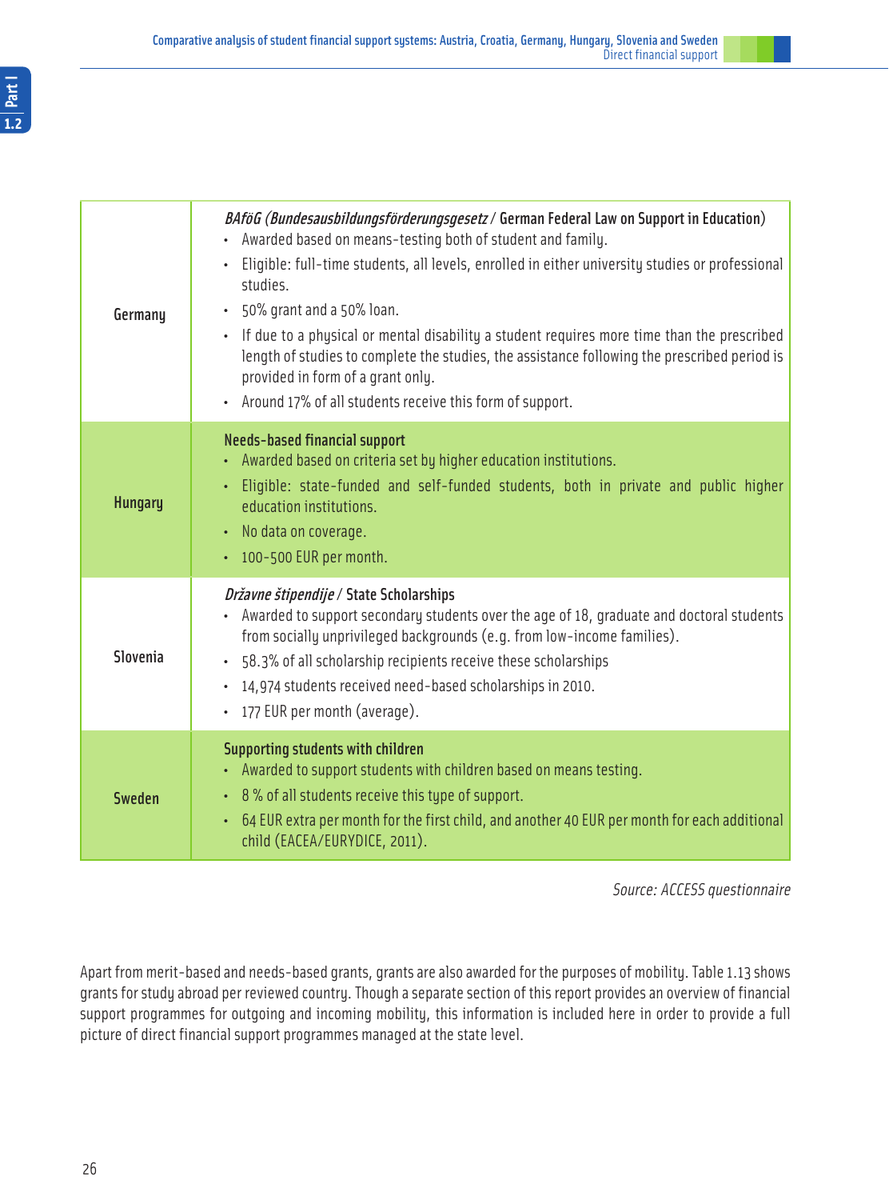| | |
|---|---|
| Germany | *BAföG (Bundesausbildungsförderungsgesetz* / German Federal Law on Support in Education)<br>• Awarded based on means-testing both of student and family.<br>• Eligible: full-time students, all levels, enrolled in either university studies or professional studies.<br>• 50% grant and a 50% loan.<br>• If due to a physical or mental disability a student requires more time than the prescribed length of studies to complete the studies, the assistance following the prescribed period is provided in form of a grant only.<br>• Around 17% of all students receive this form of support. |
| Hungary | Needs-based financial support<br>• Awarded based on criteria set by higher education institutions.<br>• Eligible: state-funded and self-funded students, both in private and public higher education institutions.<br>• No data on coverage.<br>• 100-500 EUR per month. |
| Slovenia | *Državne štipendije* / State Scholarships<br>• Awarded to support secondary students over the age of 18, graduate and doctoral students from socially unprivileged backgrounds (e.g. from low-income families).<br>• 58.3% of all scholarship recipients receive these scholarships<br>• 14,974 students received need-based scholarships in 2010.<br>• 177 EUR per month (average). |
| Sweden | Supporting students with children<br>• Awarded to support students with children based on means testing.<br>• 8 % of all students receive this type of support.<br>• 64 EUR extra per month for the first child, and another 40 EUR per month for each additional child (EACEA/EURYDICE, 2011). |

*Source: ACCESS questionnaire*

Apart from merit-based and needs-based grants, grants are also awarded for the purposes of mobility. Table 1.13 shows grants for study abroad per reviewed country. Though a separate section of this report provides an overview of financial support programmes for outgoing and incoming mobility, this information is included here in order to provide a full picture of direct financial support programmes managed at the state level.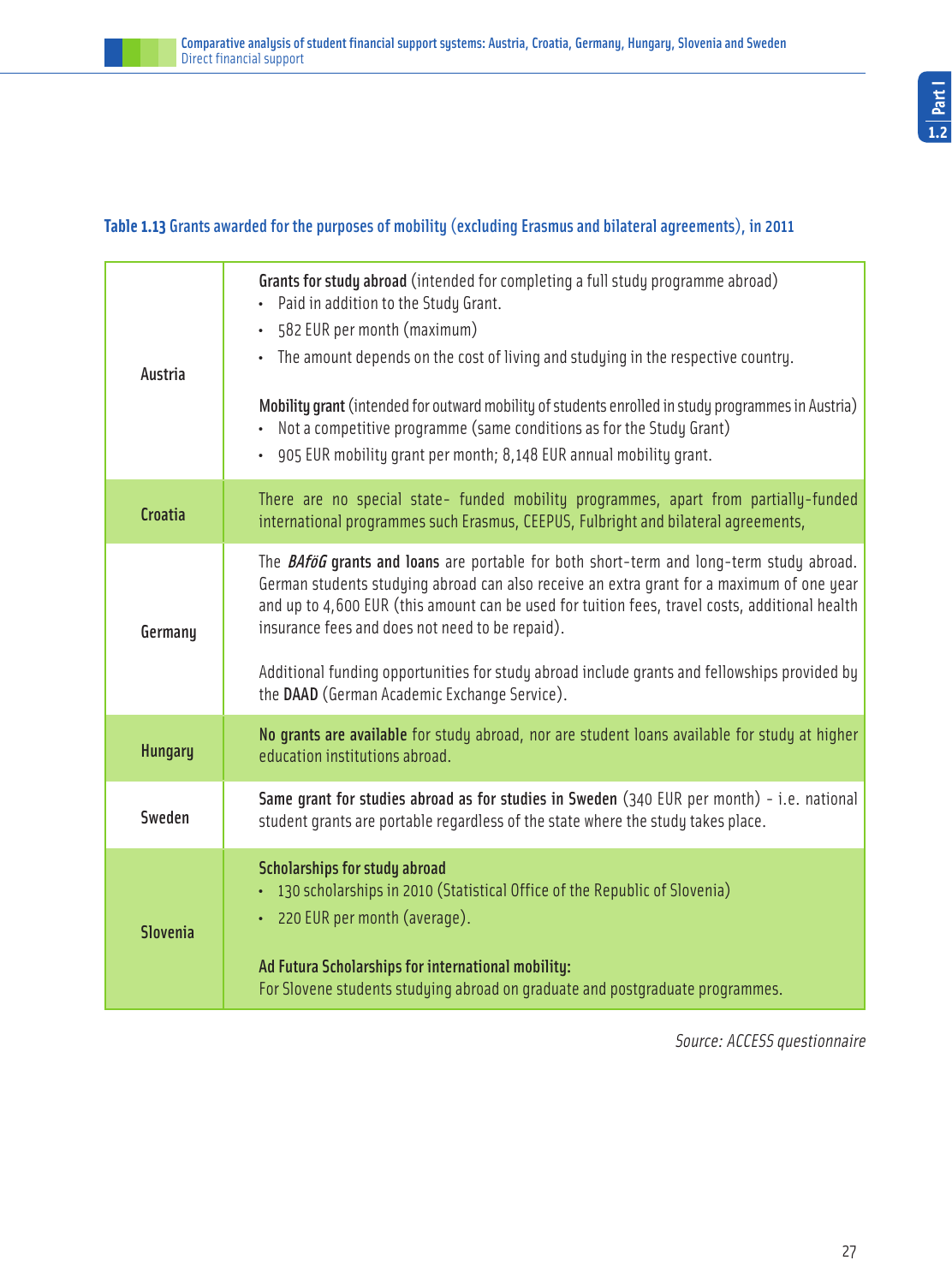**Table 1.13** Grants awarded for the purposes of mobility (excluding Erasmus and bilateral agreements), in 2011

| | |
|---|---|
| Austria | **Grants for study abroad** (intended for completing a full study programme abroad)<br>• Paid in addition to the Study Grant.<br>• 582 EUR per month (maximum)<br>• The amount depends on the cost of living and studying in the respective country.<br><br>**Mobility grant** (intended for outward mobility of students enrolled in study programmes in Austria)<br>• Not a competitive programme (same conditions as for the Study Grant)<br>• 905 EUR mobility grant per month; 8,148 EUR annual mobility grant. |
| Croatia | There are no special state- funded mobility programmes, apart from partially-funded international programmes such Erasmus, CEEPUS, Fulbright and bilateral agreements, |
| Germany | The ***BAföG*** **grants and loans** are portable for both short-term and long-term study abroad. German students studying abroad can also receive an extra grant for a maximum of one year and up to 4,600 EUR (this amount can be used for tuition fees, travel costs, additional health insurance fees and does not need to be repaid).<br><br>Additional funding opportunities for study abroad include grants and fellowships provided by the **DAAD** (German Academic Exchange Service). |
| Hungary | **No grants are available** for study abroad, nor are student loans available for study at higher education institutions abroad. |
| Sweden | **Same grant for studies abroad as for studies in Sweden** (340 EUR per month) - i.e. national student grants are portable regardless of the state where the study takes place. |
| Slovenia | **Scholarships for study abroad**<br>• 130 scholarships in 2010 (Statistical Office of the Republic of Slovenia)<br>• 220 EUR per month (average).<br><br>**Ad Futura Scholarships for international mobility:**<br>For Slovene students studying abroad on graduate and postgraduate programmes. |

*Source: ACCESS questionnaire*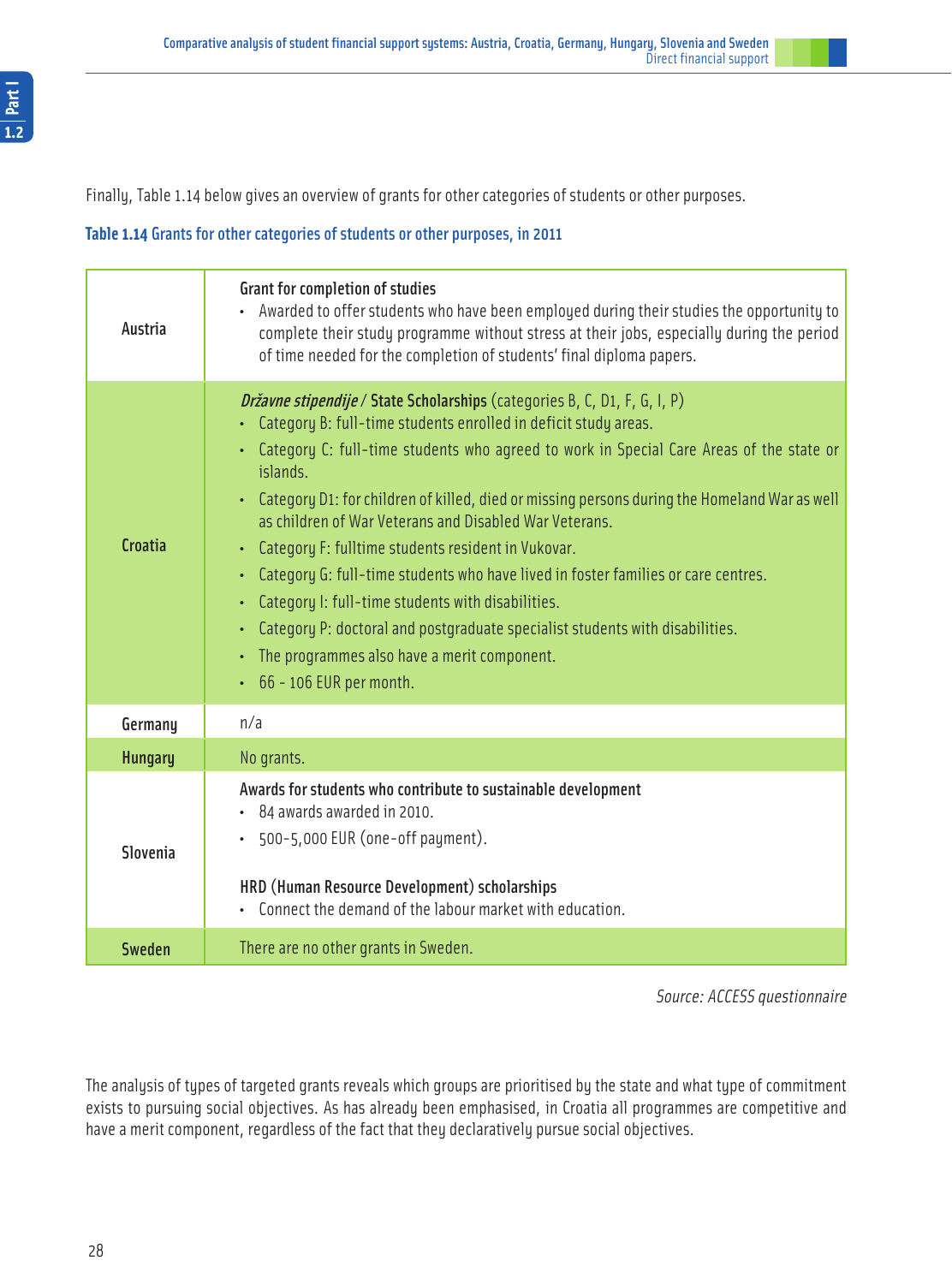Finally, Table 1.14 below gives an overview of grants for other categories of students or other purposes.

**Table 1.14** Grants for other categories of students or other purposes, in 2011

| | |
|---|---|
| Austria | **Grant for completion of studies**<br>• Awarded to offer students who have been employed during their studies the opportunity to complete their study programme without stress at their jobs, especially during the period of time needed for the completion of students' final diploma papers. |
| Croatia | ***Državne stipendije* / State Scholarships** (categories B, C, D1, F, G, I, P)<br>• Category B: full-time students enrolled in deficit study areas.<br>• Category C: full-time students who agreed to work in Special Care Areas of the state or islands.<br>• Category D1: for children of killed, died or missing persons during the Homeland War as well as children of War Veterans and Disabled War Veterans.<br>• Category F: fulltime students resident in Vukovar.<br>• Category G: full-time students who have lived in foster families or care centres.<br>• Category I: full-time students with disabilities.<br>• Category P: doctoral and postgraduate specialist students with disabilities.<br>• The programmes also have a merit component.<br>• 66 - 106 EUR per month. |
| Germany | n/a |
| Hungary | No grants. |
| Slovenia | **Awards for students who contribute to sustainable development**<br>• 84 awards awarded in 2010.<br>• 500-5,000 EUR (one-off payment).<br><br>**HRD (Human Resource Development) scholarships**<br>• Connect the demand of the labour market with education. |
| Sweden | There are no other grants in Sweden. |

*Source: ACCESS questionnaire*

The analysis of types of targeted grants reveals which groups are prioritised by the state and what type of commitment exists to pursuing social objectives. As has already been emphasised, in Croatia all programmes are competitive and have a merit component, regardless of the fact that they declaratively pursue social objectives.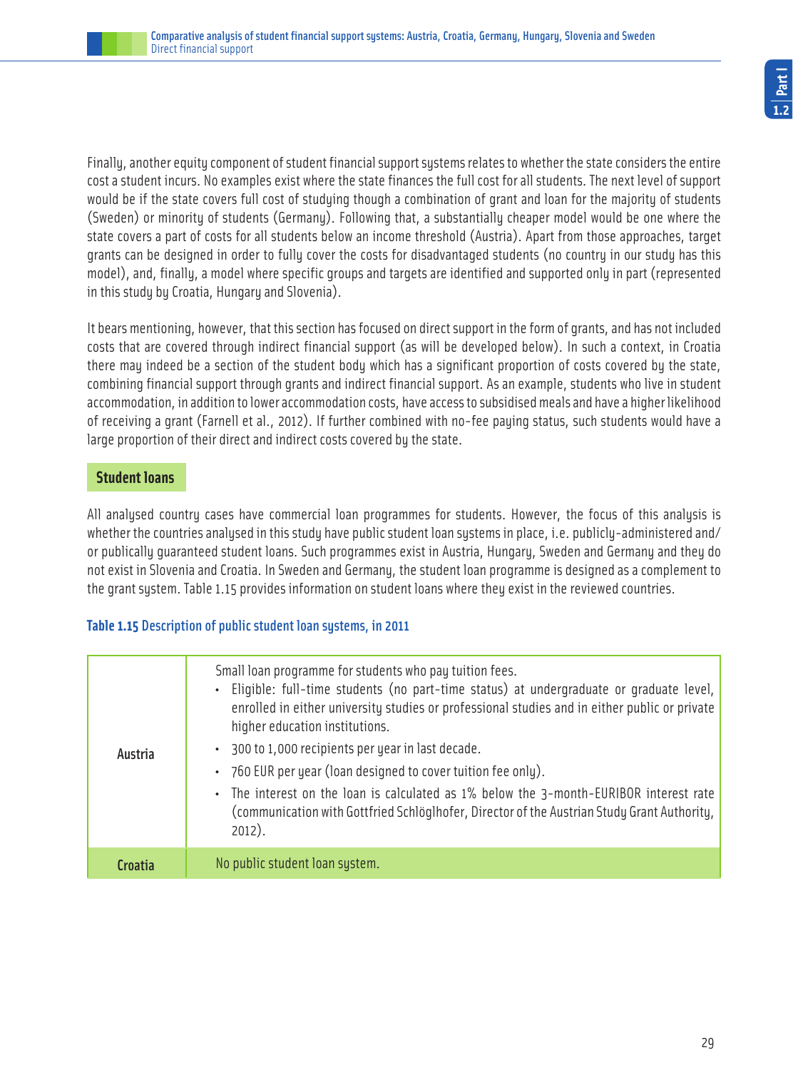Finally, another equity component of student financial support systems relates to whether the state considers the entire cost a student incurs. No examples exist where the state finances the full cost for all students. The next level of support would be if the state covers full cost of studying though a combination of grant and loan for the majority of students (Sweden) or minority of students (Germany). Following that, a substantially cheaper model would be one where the state covers a part of costs for all students below an income threshold (Austria). Apart from those approaches, target grants can be designed in order to fully cover the costs for disadvantaged students (no country in our study has this model), and, finally, a model where specific groups and targets are identified and supported only in part (represented in this study by Croatia, Hungary and Slovenia).

It bears mentioning, however, that this section has focused on direct support in the form of grants, and has not included costs that are covered through indirect financial support (as will be developed below). In such a context, in Croatia there may indeed be a section of the student body which has a significant proportion of costs covered by the state, combining financial support through grants and indirect financial support. As an example, students who live in student accommodation, in addition to lower accommodation costs, have access to subsidised meals and have a higher likelihood of receiving a grant (Farnell et al., 2012). If further combined with no-fee paying status, such students would have a large proportion of their direct and indirect costs covered by the state.

## Student loans

All analysed country cases have commercial loan programmes for students. However, the focus of this analysis is whether the countries analysed in this study have public student loan systems in place, i.e. publicly-administered and/or publically guaranteed student loans. Such programmes exist in Austria, Hungary, Sweden and Germany and they do not exist in Slovenia and Croatia. In Sweden and Germany, the student loan programme is designed as a complement to the grant system. Table 1.15 provides information on student loans where they exist in the reviewed countries.

**Table 1.15** Description of public student loan systems, in 2011

| | |
|---|---|
| Austria | Small loan programme for students who pay tuition fees.<br>• Eligible: full-time students (no part-time status) at undergraduate or graduate level, enrolled in either university studies or professional studies and in either public or private higher education institutions.<br>• 300 to 1,000 recipients per year in last decade.<br>• 760 EUR per year (loan designed to cover tuition fee only).<br>• The interest on the loan is calculated as 1% below the 3-month-EURIBOR interest rate (communication with Gottfried Schlöglhofer, Director of the Austrian Study Grant Authority, 2012). |
| Croatia | No public student loan system. |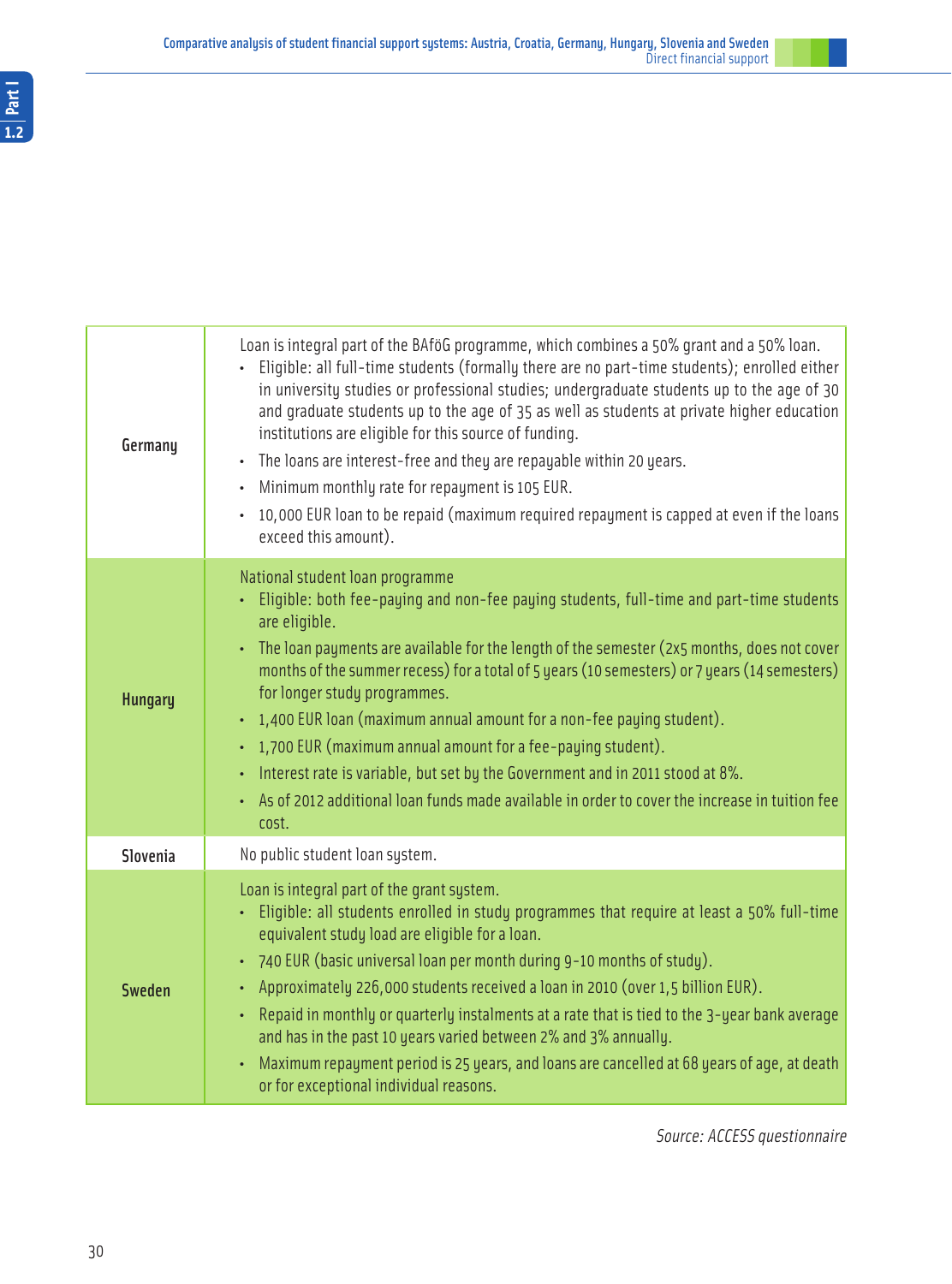| | |
|---|---|
| Germany | Loan is integral part of the BAföG programme, which combines a 50% grant and a 50% loan.<br>• Eligible: all full-time students (formally there are no part-time students); enrolled either in university studies or professional studies; undergraduate students up to the age of 30 and graduate students up to the age of 35 as well as students at private higher education institutions are eligible for this source of funding.<br>• The loans are interest-free and they are repayable within 20 years.<br>• Minimum monthly rate for repayment is 105 EUR.<br>• 10,000 EUR loan to be repaid (maximum required repayment is capped at even if the loans exceed this amount). |
| Hungary | National student loan programme<br>• Eligible: both fee-paying and non-fee paying students, full-time and part-time students are eligible.<br>• The loan payments are available for the length of the semester (2x5 months, does not cover months of the summer recess) for a total of 5 years (10 semesters) or 7 years (14 semesters) for longer study programmes.<br>• 1,400 EUR loan (maximum annual amount for a non-fee paying student).<br>• 1,700 EUR (maximum annual amount for a fee-paying student).<br>• Interest rate is variable, but set by the Government and in 2011 stood at 8%.<br>• As of 2012 additional loan funds made available in order to cover the increase in tuition fee cost. |
| Slovenia | No public student loan system. |
| Sweden | Loan is integral part of the grant system.<br>• Eligible: all students enrolled in study programmes that require at least a 50% full-time equivalent study load are eligible for a loan.<br>• 740 EUR (basic universal loan per month during 9-10 months of study).<br>• Approximately 226,000 students received a loan in 2010 (over 1,5 billion EUR).<br>• Repaid in monthly or quarterly instalments at a rate that is tied to the 3-year bank average and has in the past 10 years varied between 2% and 3% annually.<br>• Maximum repayment period is 25 years, and loans are cancelled at 68 years of age, at death or for exceptional individual reasons. |

*Source: ACCESS questionnaire*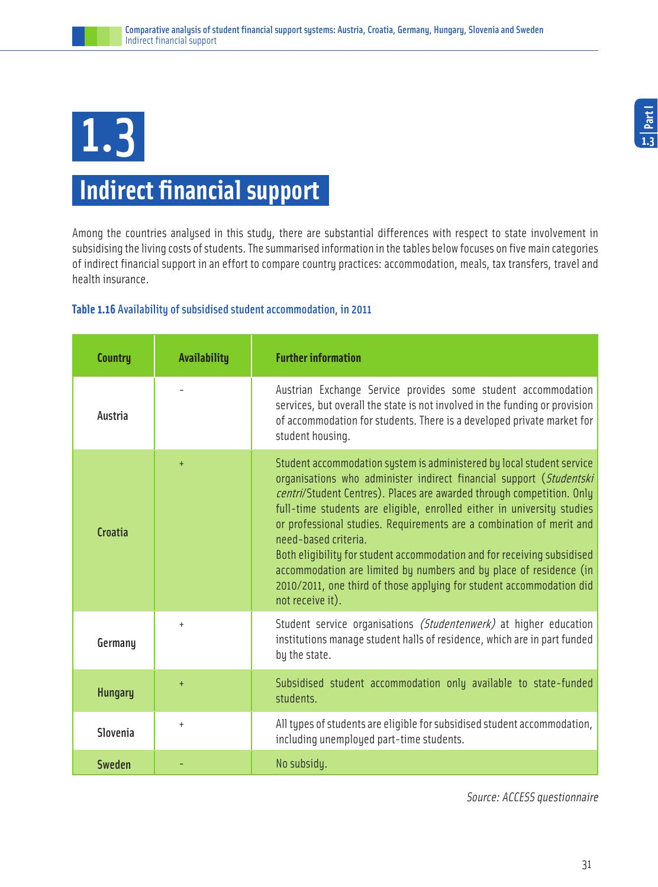# 1.3

# Indirect financial support

Among the countries analysed in this study, there are substantial differences with respect to state involvement in subsidising the living costs of students. The summarised information in the tables below focuses on five main categories of indirect financial support in an effort to compare country practices: accommodation, meals, tax transfers, travel and health insurance.

**Table 1.16** Availability of subsidised student accommodation, in 2011

| Country | Availability | Further information |
|---|---|---|
| Austria | - | Austrian Exchange Service provides some student accommodation services, but overall the state is not involved in the funding or provision of accommodation for students. There is a developed private market for student housing. |
| Croatia | + | Student accommodation system is administered by local student service organisations who administer indirect financial support (*Studentski centri*/Student Centres). Places are awarded through competition. Only full-time students are eligible, enrolled either in university studies or professional studies. Requirements are a combination of merit and need-based criteria.<br>Both eligibility for student accommodation and for receiving subsidised accommodation are limited by numbers and by place of residence (in 2010/2011, one third of those applying for student accommodation did not receive it). |
| Germany | + | Student service organisations *(Studentenwerk)* at higher education institutions manage student halls of residence, which are in part funded by the state. |
| Hungary | + | Subsidised student accommodation only available to state-funded students. |
| Slovenia | + | All types of students are eligible for subsidised student accommodation, including unemployed part-time students. |
| Sweden | - | No subsidy. |

*Source: ACCESS questionnaire*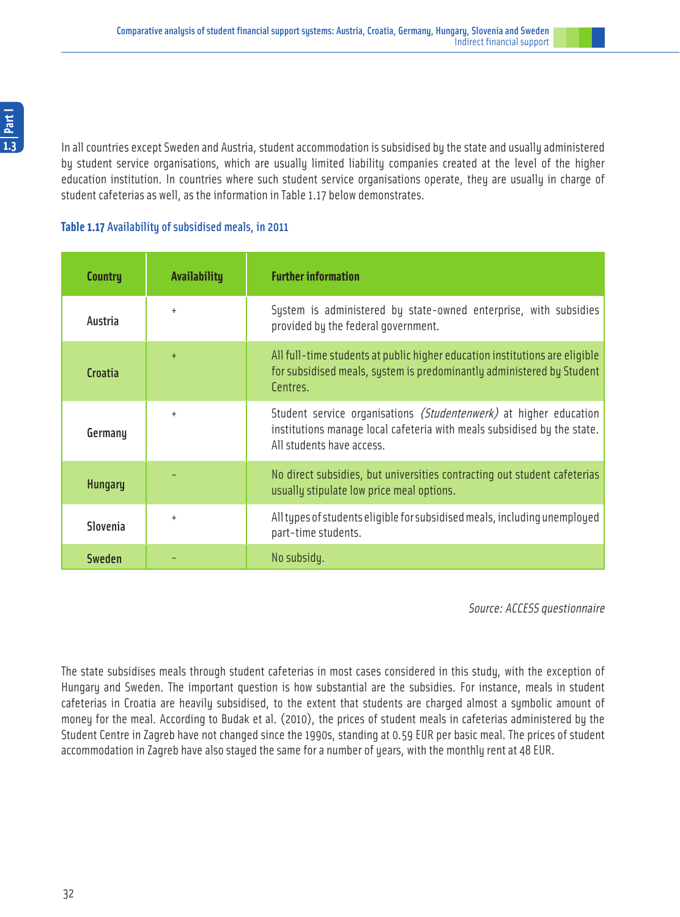In all countries except Sweden and Austria, student accommodation is subsidised by the state and usually administered by student service organisations, which are usually limited liability companies created at the level of the higher education institution. In countries where such student service organisations operate, they are usually in charge of student cafeterias as well, as the information in Table 1.17 below demonstrates.

**Table 1.17** Availability of subsidised meals, in 2011

| Country | Availability | Further information |
|---|---|---|
| Austria | + | System is administered by state-owned enterprise, with subsidies provided by the federal government. |
| Croatia | + | All full-time students at public higher education institutions are eligible for subsidised meals, system is predominantly administered by Student Centres. |
| Germany | + | Student service organisations *(Studentenwerk)* at higher education institutions manage local cafeteria with meals subsidised by the state. All students have access. |
| Hungary | - | No direct subsidies, but universities contracting out student cafeterias usually stipulate low price meal options. |
| Slovenia | + | All types of students eligible for subsidised meals, including unemployed part-time students. |
| Sweden | - | No subsidy. |

*Source: ACCESS questionnaire*

The state subsidises meals through student cafeterias in most cases considered in this study, with the exception of Hungary and Sweden. The important question is how substantial are the subsidies. For instance, meals in student cafeterias in Croatia are heavily subsidised, to the extent that students are charged almost a symbolic amount of money for the meal. According to Budak et al. (2010), the prices of student meals in cafeterias administered by the Student Centre in Zagreb have not changed since the 1990s, standing at 0.59 EUR per basic meal. The prices of student accommodation in Zagreb have also stayed the same for a number of years, with the monthly rent at 48 EUR.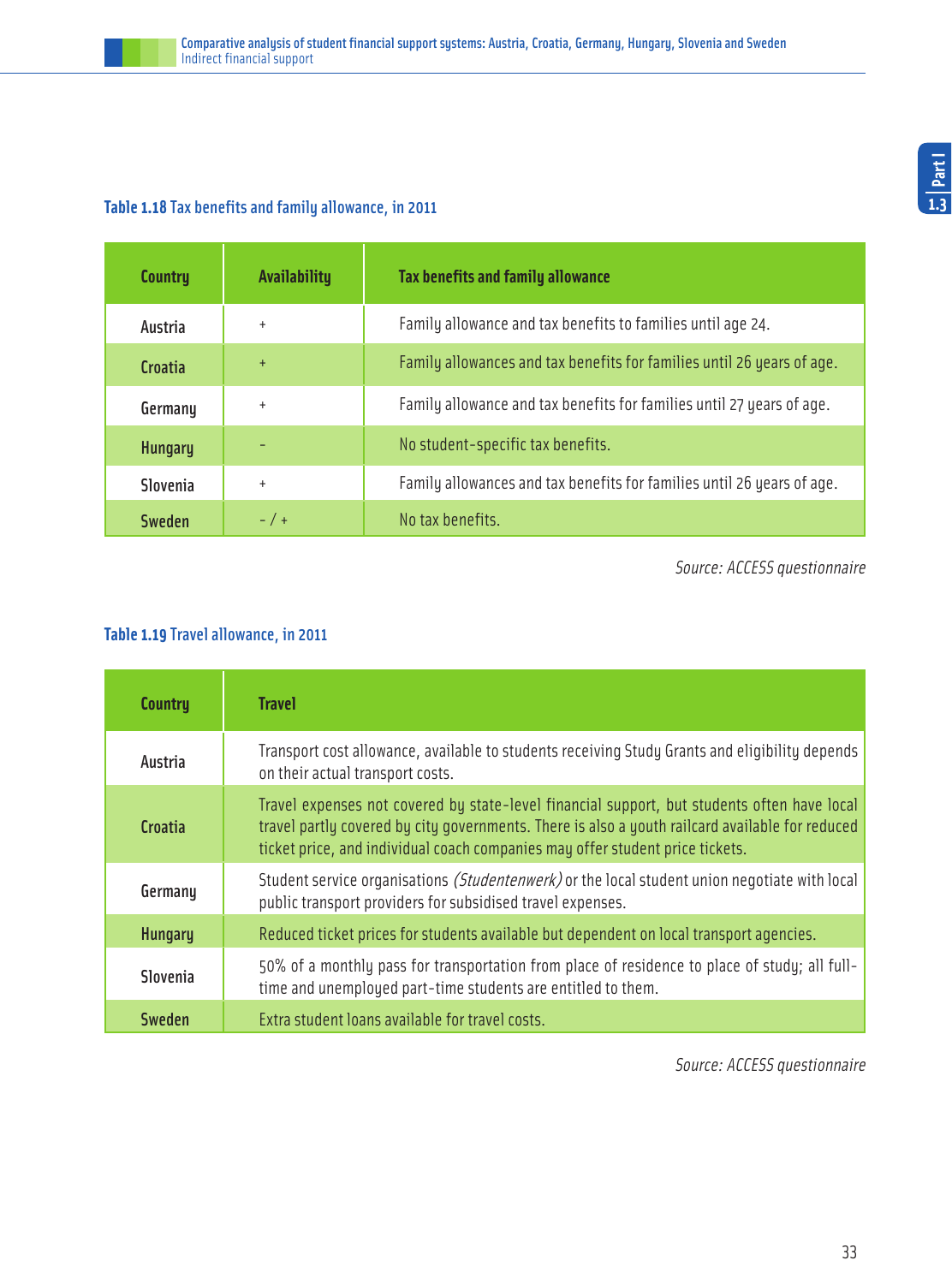**Table 1.18** Tax benefits and family allowance, in 2011

| Country | Availability | Tax benefits and family allowance |
|---|---|---|
| Austria | + | Family allowance and tax benefits to families until age 24. |
| Croatia | + | Family allowances and tax benefits for families until 26 years of age. |
| Germany | + | Family allowance and tax benefits for families until 27 years of age. |
| Hungary | - | No student-specific tax benefits. |
| Slovenia | + | Family allowances and tax benefits for families until 26 years of age. |
| Sweden | - / + | No tax benefits. |

*Source: ACCESS questionnaire*

**Table 1.19** Travel allowance, in 2011

| Country | Travel |
|---|---|
| Austria | Transport cost allowance, available to students receiving Study Grants and eligibility depends on their actual transport costs. |
| Croatia | Travel expenses not covered by state-level financial support, but students often have local travel partly covered by city governments. There is also a youth railcard available for reduced ticket price, and individual coach companies may offer student price tickets. |
| Germany | Student service organisations *(Studentenwerk)* or the local student union negotiate with local public transport providers for subsidised travel expenses. |
| Hungary | Reduced ticket prices for students available but dependent on local transport agencies. |
| Slovenia | 50% of a monthly pass for transportation from place of residence to place of study; all full-time and unemployed part-time students are entitled to them. |
| Sweden | Extra student loans available for travel costs. |

*Source: ACCESS questionnaire*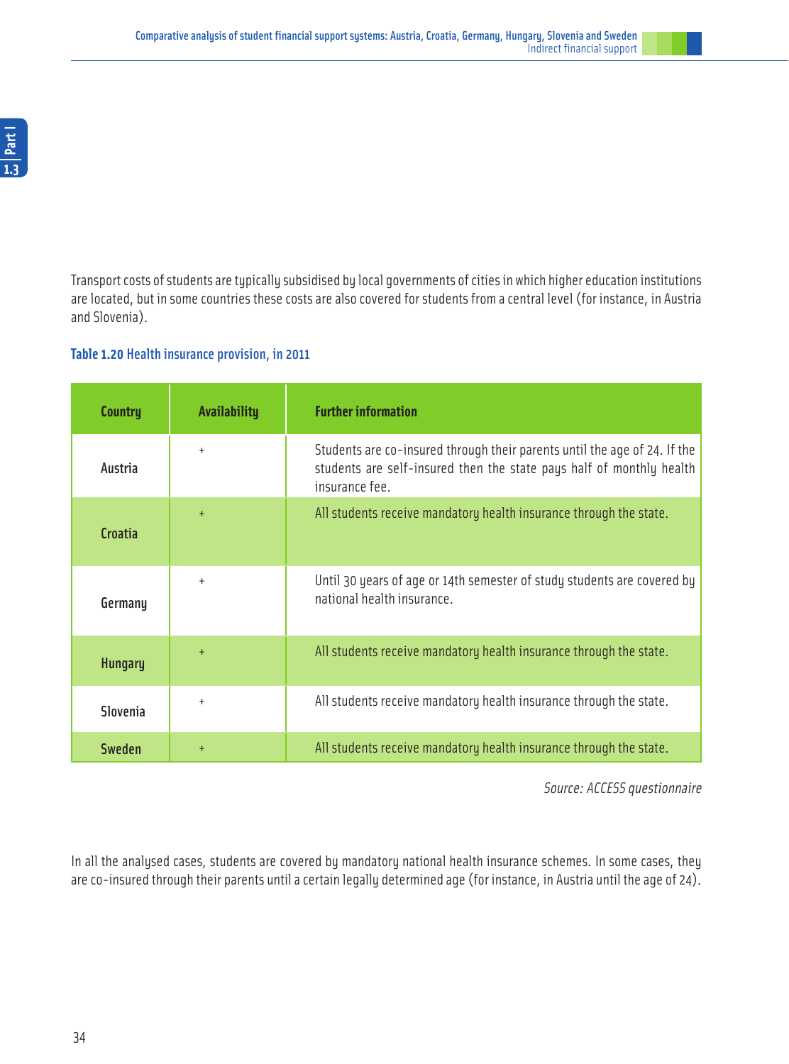Transport costs of students are typically subsidised by local governments of cities in which higher education institutions are located, but in some countries these costs are also covered for students from a central level (for instance, in Austria and Slovenia).

**Table 1.20 Health insurance provision, in 2011**

| Country | Availability | Further information |
|---|---|---|
| Austria | + | Students are co-insured through their parents until the age of 24. If the students are self-insured then the state pays half of monthly health insurance fee. |
| Croatia | + | All students receive mandatory health insurance through the state. |
| Germany | + | Until 30 years of age or 14th semester of study students are covered by national health insurance. |
| Hungary | + | All students receive mandatory health insurance through the state. |
| Slovenia | + | All students receive mandatory health insurance through the state. |
| Sweden | + | All students receive mandatory health insurance through the state. |

*Source: ACCESS questionnaire*

In all the analysed cases, students are covered by mandatory national health insurance schemes. In some cases, they are co-insured through their parents until a certain legally determined age (for instance, in Austria until the age of 24).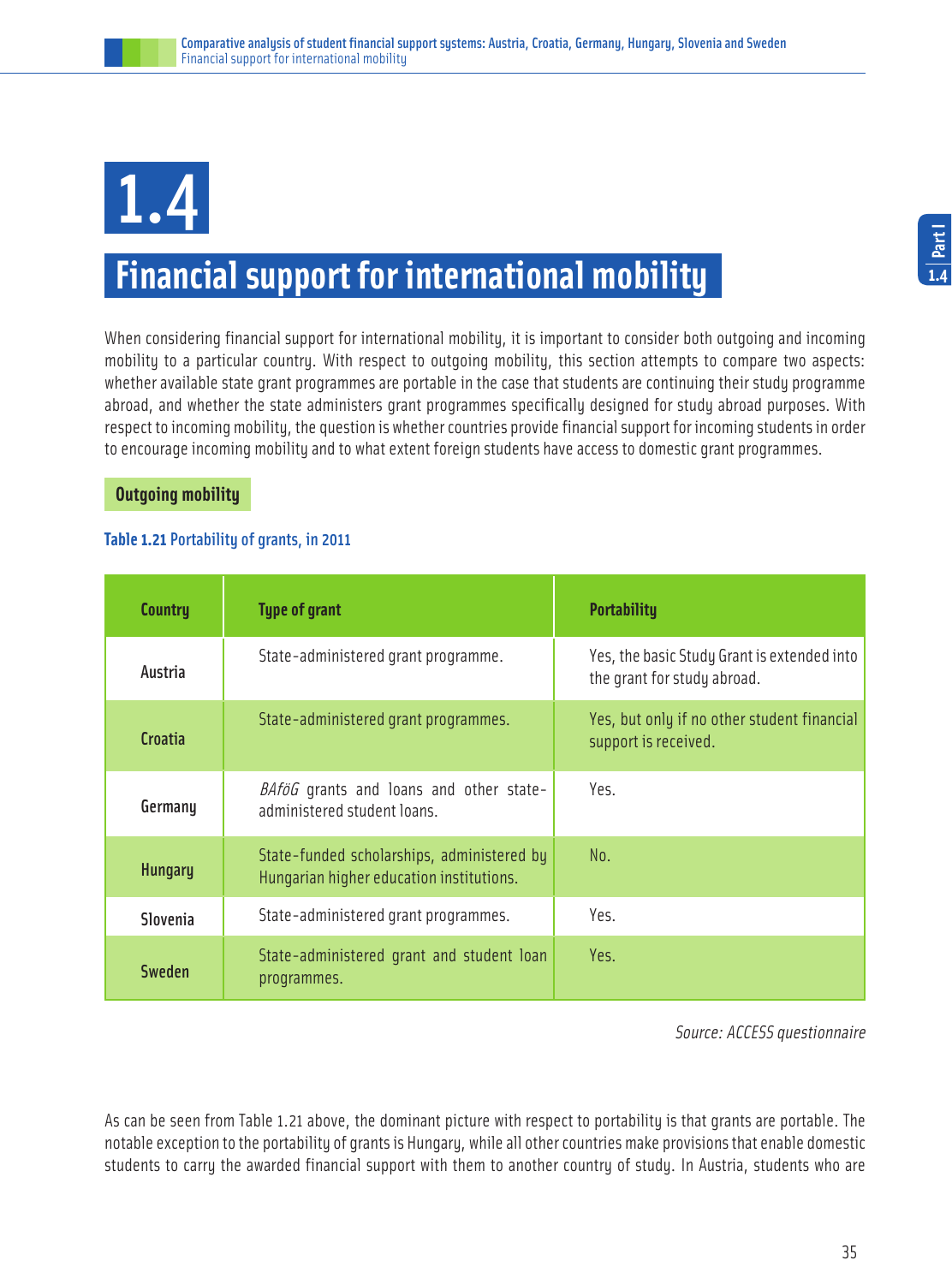# 1.4 Financial support for international mobility

When considering financial support for international mobility, it is important to consider both outgoing and incoming mobility to a particular country. With respect to outgoing mobility, this section attempts to compare two aspects: whether available state grant programmes are portable in the case that students are continuing their study programme abroad, and whether the state administers grant programmes specifically designed for study abroad purposes. With respect to incoming mobility, the question is whether countries provide financial support for incoming students in order to encourage incoming mobility and to what extent foreign students have access to domestic grant programmes.

## Outgoing mobility

**Table 1.21** Portability of grants, in 2011

| Country | Type of grant | Portability |
|---|---|---|
| Austria | State-administered grant programme. | Yes, the basic Study Grant is extended into the grant for study abroad. |
| Croatia | State-administered grant programmes. | Yes, but only if no other student financial support is received. |
| Germany | *BAföG* grants and loans and other state-administered student loans. | Yes. |
| Hungary | State-funded scholarships, administered by Hungarian higher education institutions. | No. |
| Slovenia | State-administered grant programmes. | Yes. |
| Sweden | State-administered grant and student loan programmes. | Yes. |

*Source: ACCESS questionnaire*

As can be seen from Table 1.21 above, the dominant picture with respect to portability is that grants are portable. The notable exception to the portability of grants is Hungary, while all other countries make provisions that enable domestic students to carry the awarded financial support with them to another country of study. In Austria, students who are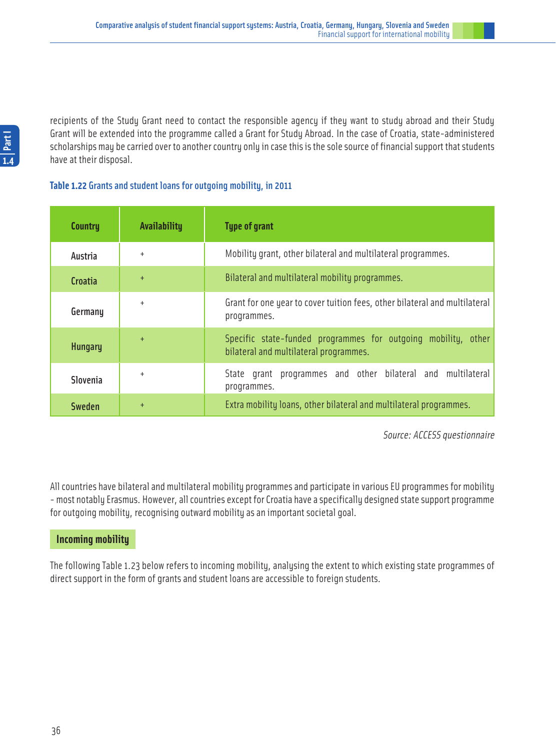recipients of the Study Grant need to contact the responsible agency if they want to study abroad and their Study Grant will be extended into the programme called a Grant for Study Abroad. In the case of Croatia, state-administered scholarships may be carried over to another country only in case this is the sole source of financial support that students have at their disposal.

**Table 1.22 Grants and student loans for outgoing mobility, in 2011**

| Country | Availability | Type of grant |
|---|---|---|
| Austria | + | Mobility grant, other bilateral and multilateral programmes. |
| Croatia | + | Bilateral and multilateral mobility programmes. |
| Germany | + | Grant for one year to cover tuition fees, other bilateral and multilateral programmes. |
| Hungary | + | Specific state-funded programmes for outgoing mobility, other bilateral and multilateral programmes. |
| Slovenia | + | State grant programmes and other bilateral and multilateral programmes. |
| Sweden | + | Extra mobility loans, other bilateral and multilateral programmes. |

*Source: ACCESS questionnaire*

All countries have bilateral and multilateral mobility programmes and participate in various EU programmes for mobility - most notably Erasmus. However, all countries except for Croatia have a specifically designed state support programme for outgoing mobility, recognising outward mobility as an important societal goal.

### Incoming mobility

The following Table 1.23 below refers to incoming mobility, analysing the extent to which existing state programmes of direct support in the form of grants and student loans are accessible to foreign students.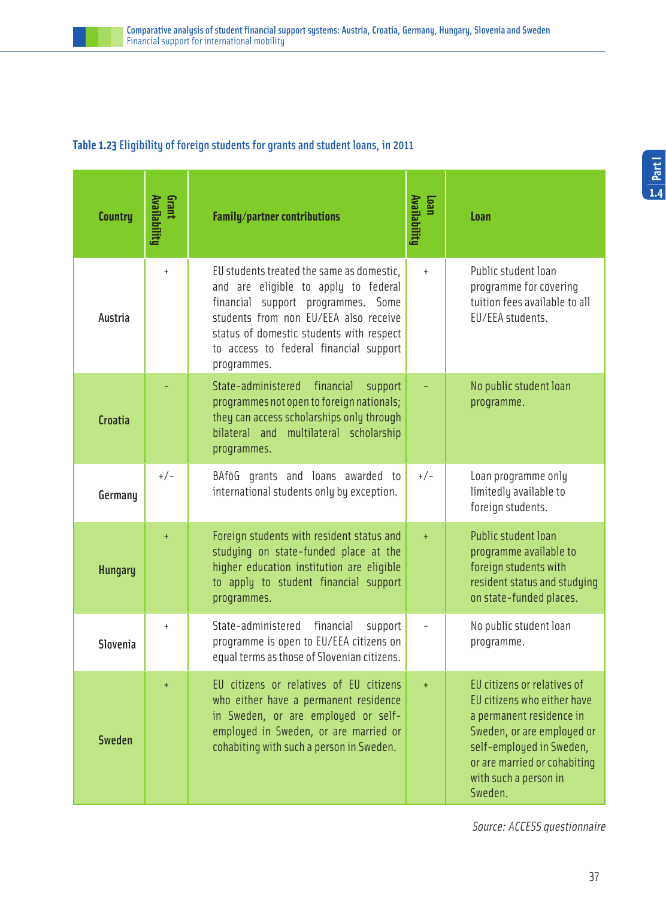**Table 1.23** Eligibility of foreign students for grants and student loans, in 2011

| Country | Grant Availability | Family/partner contributions | Loan Availability | Loan |
|---|---|---|---|---|
| Austria | + | EU students treated the same as domestic, and are eligible to apply to federal financial support programmes. Some students from non EU/EEA also receive status of domestic students with respect to access to federal financial support programmes. | + | Public student loan programme for covering tuition fees available to all EU/EEA students. |
| Croatia | - | State-administered financial support programmes not open to foreign nationals; they can access scholarships only through bilateral and multilateral scholarship programmes. | - | No public student loan programme. |
| Germany | +/- | BAföG grants and loans awarded to international students only by exception. | +/- | Loan programme only limitedly available to foreign students. |
| Hungary | + | Foreign students with resident status and studying on state-funded place at the higher education institution are eligible to apply to student financial support programmes. | + | Public student loan programme available to foreign students with resident status and studying on state-funded places. |
| Slovenia | + | State-administered financial support programme is open to EU/EEA citizens on equal terms as those of Slovenian citizens. | - | No public student loan programme. |
| Sweden | + | EU citizens or relatives of EU citizens who either have a permanent residence in Sweden, or are employed or self-employed in Sweden, or are married or cohabiting with such a person in Sweden. | + | EU citizens or relatives of EU citizens who either have a permanent residence in Sweden, or are employed or self-employed in Sweden, or are married or cohabiting with such a person in Sweden. |

*Source: ACCESS questionnaire*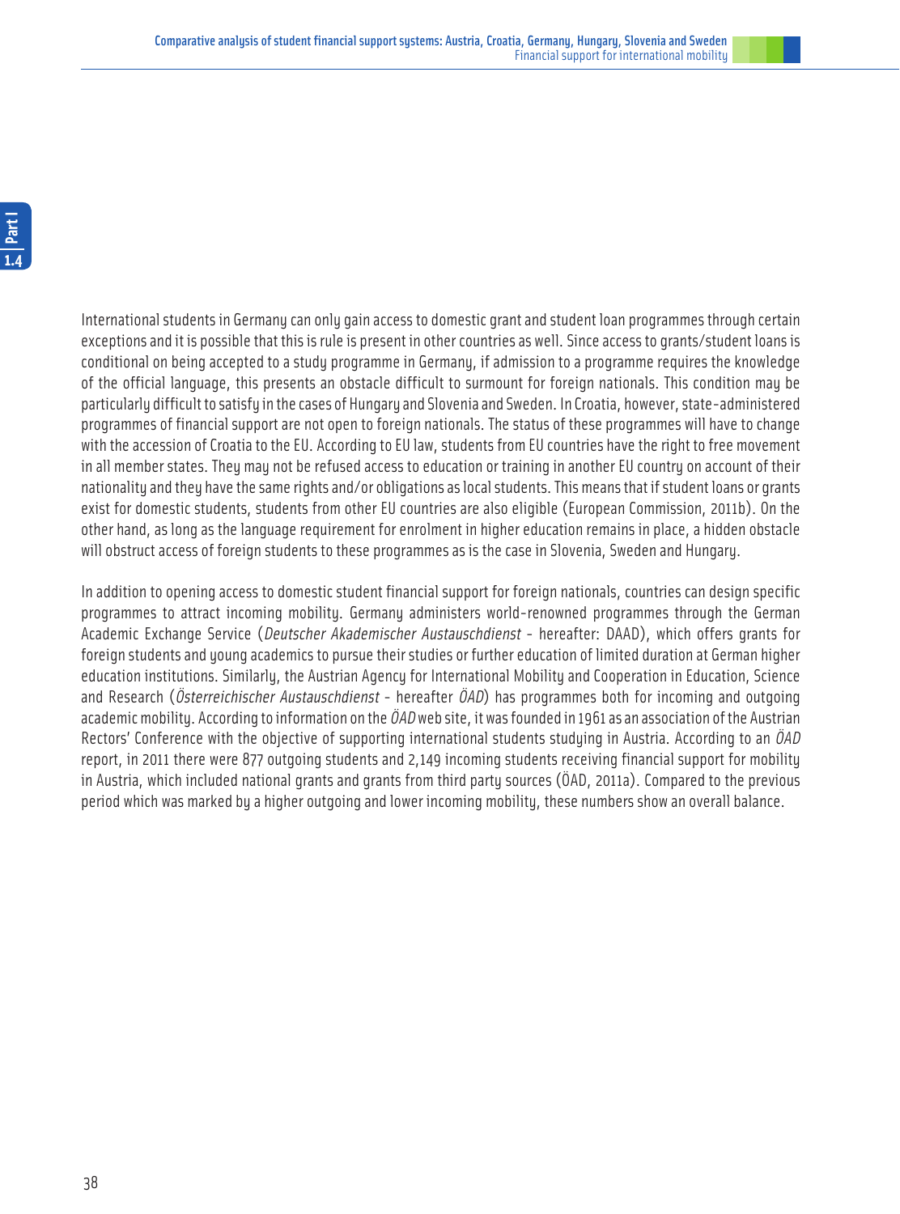International students in Germany can only gain access to domestic grant and student loan programmes through certain exceptions and it is possible that this is rule is present in other countries as well. Since access to grants/student loans is conditional on being accepted to a study programme in Germany, if admission to a programme requires the knowledge of the official language, this presents an obstacle difficult to surmount for foreign nationals. This condition may be particularly difficult to satisfy in the cases of Hungary and Slovenia and Sweden. In Croatia, however, state-administered programmes of financial support are not open to foreign nationals. The status of these programmes will have to change with the accession of Croatia to the EU. According to EU law, students from EU countries have the right to free movement in all member states. They may not be refused access to education or training in another EU country on account of their nationality and they have the same rights and/or obligations as local students. This means that if student loans or grants exist for domestic students, students from other EU countries are also eligible (European Commission, 2011b). On the other hand, as long as the language requirement for enrolment in higher education remains in place, a hidden obstacle will obstruct access of foreign students to these programmes as is the case in Slovenia, Sweden and Hungary.

In addition to opening access to domestic student financial support for foreign nationals, countries can design specific programmes to attract incoming mobility. Germany administers world-renowned programmes through the German Academic Exchange Service (*Deutscher Akademischer Austauschdienst* - hereafter: DAAD), which offers grants for foreign students and young academics to pursue their studies or further education of limited duration at German higher education institutions. Similarly, the Austrian Agency for International Mobility and Cooperation in Education, Science and Research (*Österreichischer Austauschdienst* - hereafter *ÖAD*) has programmes both for incoming and outgoing academic mobility. According to information on the *ÖAD* web site, it was founded in 1961 as an association of the Austrian Rectors' Conference with the objective of supporting international students studying in Austria. According to an *ÖAD* report, in 2011 there were 877 outgoing students and 2,149 incoming students receiving financial support for mobility in Austria, which included national grants and grants from third party sources (ÖAD, 2011a). Compared to the previous period which was marked by a higher outgoing and lower incoming mobility, these numbers show an overall balance.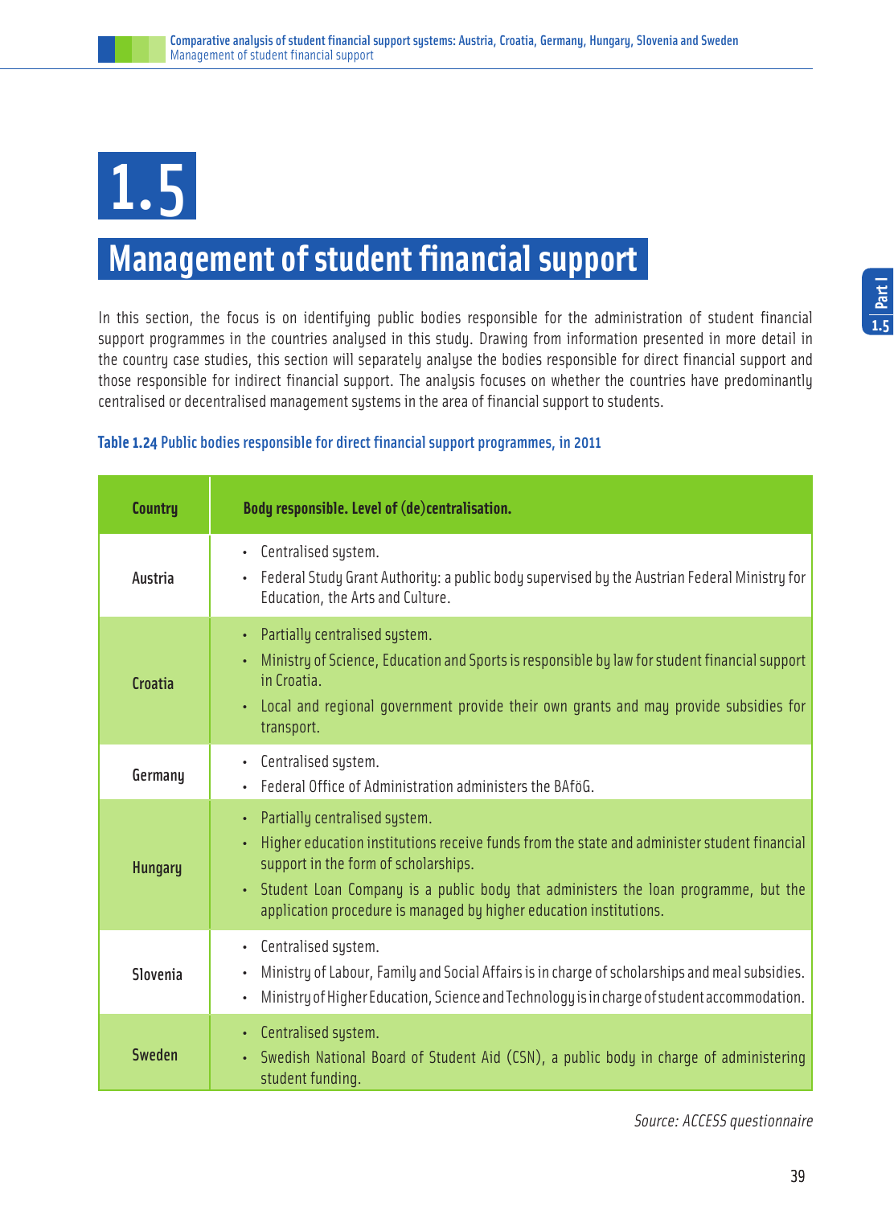# 1.5

# Management of student financial support

In this section, the focus is on identifying public bodies responsible for the administration of student financial support programmes in the countries analysed in this study. Drawing from information presented in more detail in the country case studies, this section will separately analyse the bodies responsible for direct financial support and those responsible for indirect financial support. The analysis focuses on whether the countries have predominantly centralised or decentralised management systems in the area of financial support to students.

**Table 1.24** Public bodies responsible for direct financial support programmes, in 2011

| Country | Body responsible. Level of (de)centralisation. |
|---|---|
| Austria | • Centralised system.<br>• Federal Study Grant Authority: a public body supervised by the Austrian Federal Ministry for Education, the Arts and Culture. |
| Croatia | • Partially centralised system.<br>• Ministry of Science, Education and Sports is responsible by law for student financial support in Croatia.<br>• Local and regional government provide their own grants and may provide subsidies for transport. |
| Germany | • Centralised system.<br>• Federal Office of Administration administers the BAföG. |
| Hungary | • Partially centralised system.<br>• Higher education institutions receive funds from the state and administer student financial support in the form of scholarships.<br>• Student Loan Company is a public body that administers the loan programme, but the application procedure is managed by higher education institutions. |
| Slovenia | • Centralised system.<br>• Ministry of Labour, Family and Social Affairs is in charge of scholarships and meal subsidies.<br>• Ministry of Higher Education, Science and Technology is in charge of student accommodation. |
| Sweden | • Centralised system.<br>• Swedish National Board of Student Aid (CSN), a public body in charge of administering student funding. |

*Source: ACCESS questionnaire*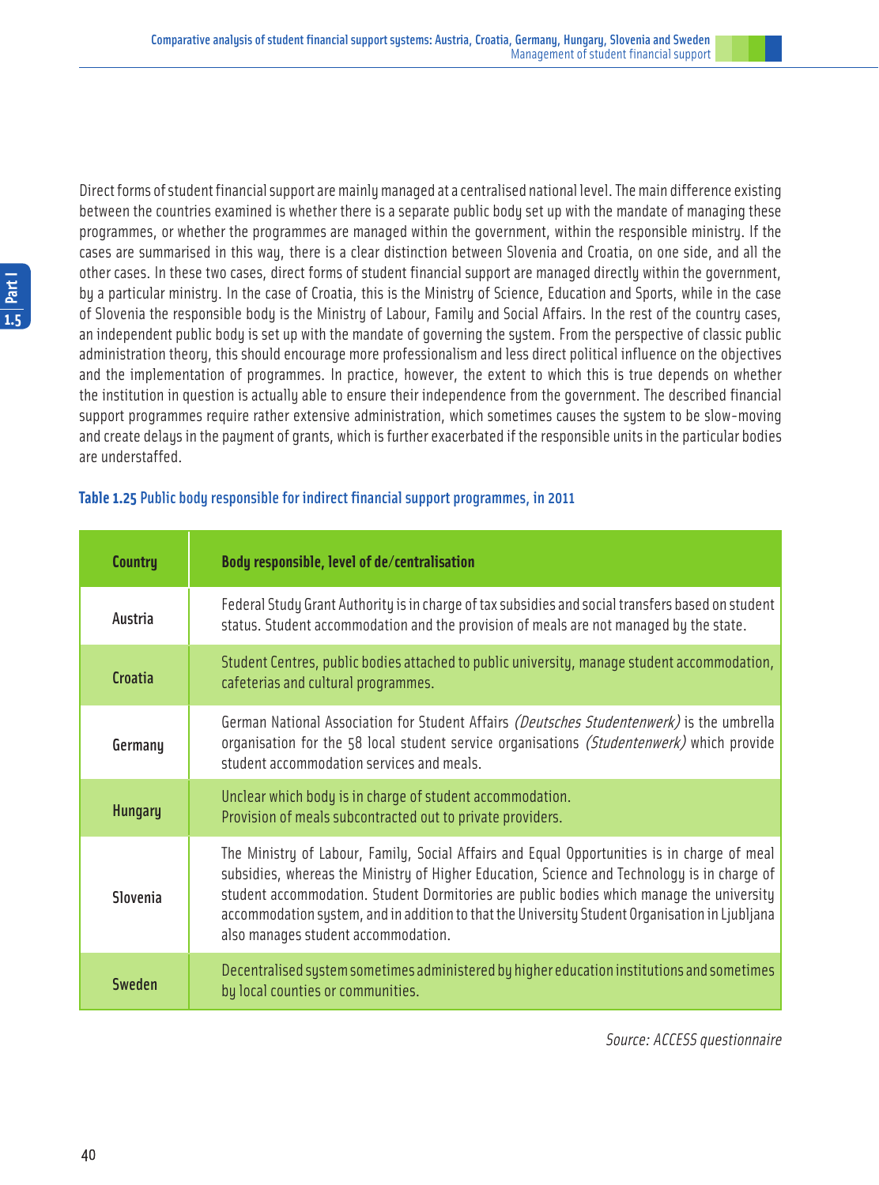Direct forms of student financial support are mainly managed at a centralised national level. The main difference existing between the countries examined is whether there is a separate public body set up with the mandate of managing these programmes, or whether the programmes are managed within the government, within the responsible ministry. If the cases are summarised in this way, there is a clear distinction between Slovenia and Croatia, on one side, and all the other cases. In these two cases, direct forms of student financial support are managed directly within the government, by a particular ministry. In the case of Croatia, this is the Ministry of Science, Education and Sports, while in the case of Slovenia the responsible body is the Ministry of Labour, Family and Social Affairs. In the rest of the country cases, an independent public body is set up with the mandate of governing the system. From the perspective of classic public administration theory, this should encourage more professionalism and less direct political influence on the objectives and the implementation of programmes. In practice, however, the extent to which this is true depends on whether the institution in question is actually able to ensure their independence from the government. The described financial support programmes require rather extensive administration, which sometimes causes the system to be slow-moving and create delays in the payment of grants, which is further exacerbated if the responsible units in the particular bodies are understaffed.

**Table 1.25** Public body responsible for indirect financial support programmes, in 2011

| Country | Body responsible, level of de/centralisation |
|---|---|
| Austria | Federal Study Grant Authority is in charge of tax subsidies and social transfers based on student status. Student accommodation and the provision of meals are not managed by the state. |
| Croatia | Student Centres, public bodies attached to public university, manage student accommodation, cafeterias and cultural programmes. |
| Germany | German National Association for Student Affairs *(Deutsches Studentenwerk)* is the umbrella organisation for the 58 local student service organisations *(Studentenwerk)* which provide student accommodation services and meals. |
| Hungary | Unclear which body is in charge of student accommodation. Provision of meals subcontracted out to private providers. |
| Slovenia | The Ministry of Labour, Family, Social Affairs and Equal Opportunities is in charge of meal subsidies, whereas the Ministry of Higher Education, Science and Technology is in charge of student accommodation. Student Dormitories are public bodies which manage the university accommodation system, and in addition to that the University Student Organisation in Ljubljana also manages student accommodation. |
| Sweden | Decentralised system sometimes administered by higher education institutions and sometimes by local counties or communities. |

*Source: ACCESS questionnaire*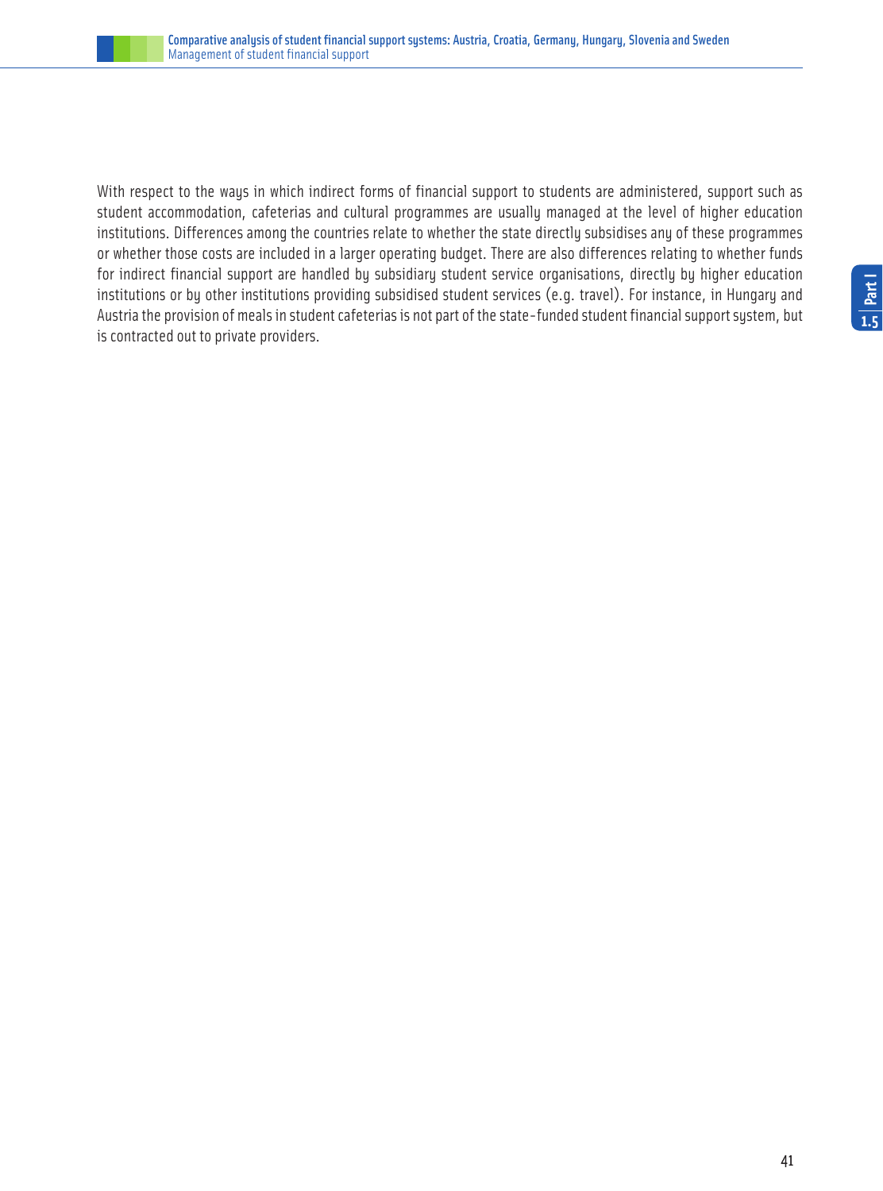With respect to the ways in which indirect forms of financial support to students are administered, support such as student accommodation, cafeterias and cultural programmes are usually managed at the level of higher education institutions. Differences among the countries relate to whether the state directly subsidises any of these programmes or whether those costs are included in a larger operating budget. There are also differences relating to whether funds for indirect financial support are handled by subsidiary student service organisations, directly by higher education institutions or by other institutions providing subsidised student services (e.g. travel). For instance, in Hungary and Austria the provision of meals in student cafeterias is not part of the state-funded student financial support system, but is contracted out to private providers.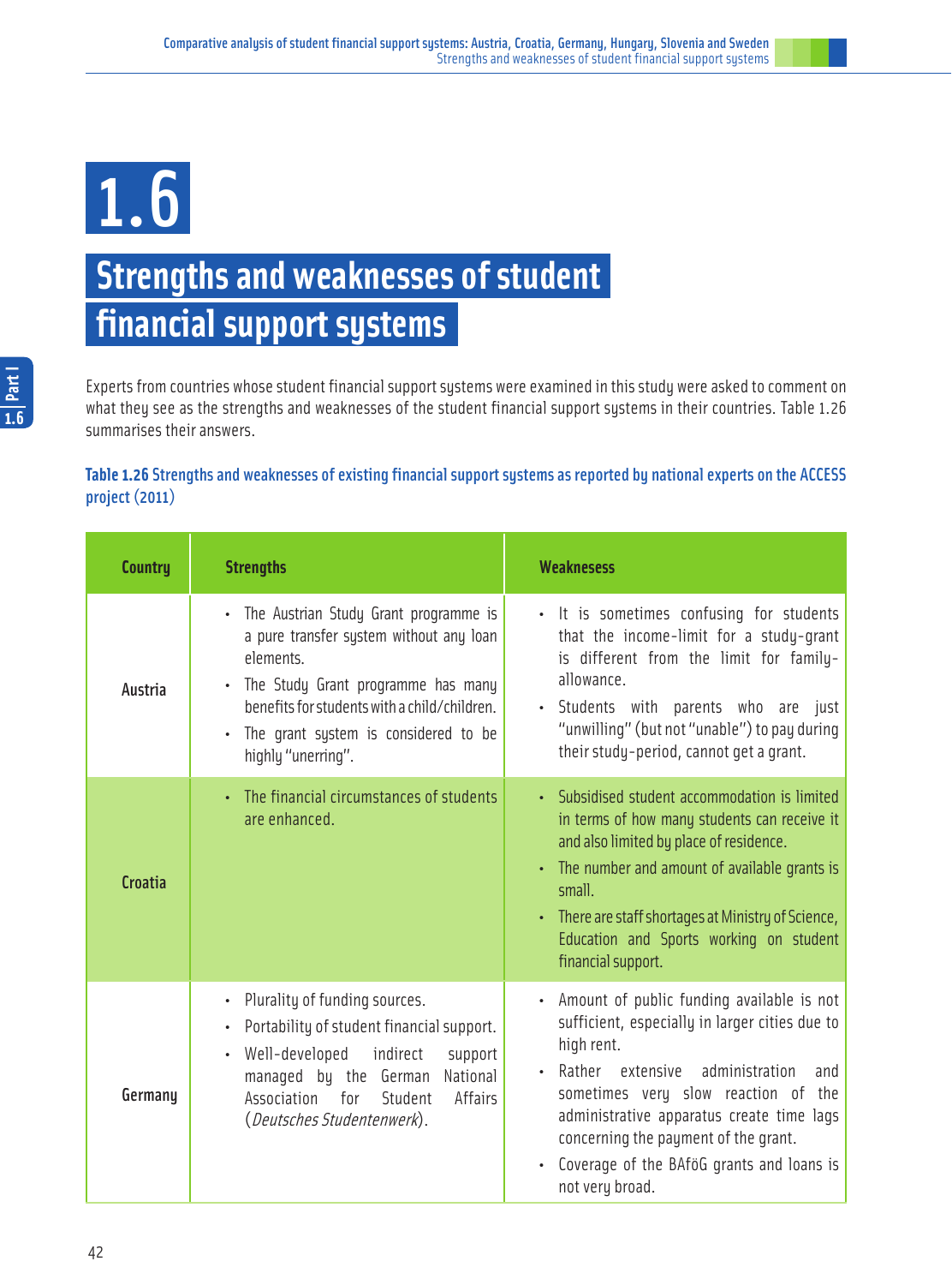# 1.6

# Strengths and weaknesses of student financial support systems

Experts from countries whose student financial support systems were examined in this study were asked to comment on what they see as the strengths and weaknesses of the student financial support systems in their countries. Table 1.26 summarises their answers.

**Table 1.26 Strengths and weaknesses of existing financial support systems as reported by national experts on the ACCESS project (2011)**

| Country | Strengths | Weaknesses |
|---|---|---|
| Austria | • The Austrian Study Grant programme is a pure transfer system without any loan elements.<br>• The Study Grant programme has many benefits for students with a child/children.<br>• The grant system is considered to be highly "unerring". | • It is sometimes confusing for students that the income-limit for a study-grant is different from the limit for family-allowance.<br>• Students with parents who are just "unwilling" (but not "unable") to pay during their study-period, cannot get a grant. |
| Croatia | • The financial circumstances of students are enhanced. | • Subsidised student accommodation is limited in terms of how many students can receive it and also limited by place of residence.<br>• The number and amount of available grants is small.<br>• There are staff shortages at Ministry of Science, Education and Sports working on student financial support. |
| Germany | • Plurality of funding sources.<br>• Portability of student financial support.<br>• Well-developed indirect support managed by the German National Association for Student Affairs (*Deutsches Studentenwerk*). | • Amount of public funding available is not sufficient, especially in larger cities due to high rent.<br>• Rather extensive administration and sometimes very slow reaction of the administrative apparatus create time lags concerning the payment of the grant.<br>• Coverage of the BAföG grants and loans is not very broad. |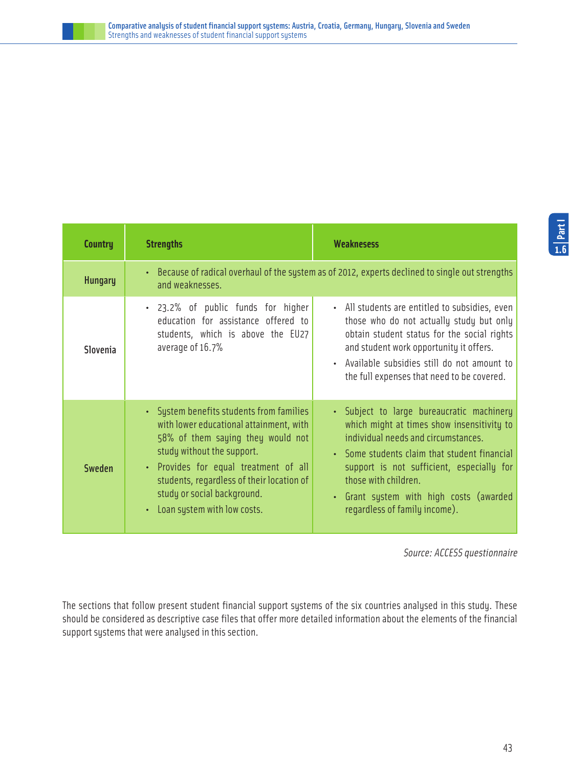| Country | Strengths | Weaknesess |
|---|---|---|
| Hungary | • Because of radical overhaul of the system as of 2012, experts declined to single out strengths and weaknesses. | |
| Slovenia | • 23.2% of public funds for higher education for assistance offered to students, which is above the EU27 average of 16.7% | • All students are entitled to subsidies, even those who do not actually study but only obtain student status for the social rights and student work opportunity it offers.<br>• Available subsidies still do not amount to the full expenses that need to be covered. |
| Sweden | • System benefits students from families with lower educational attainment, with 58% of them saying they would not study without the support.<br>• Provides for equal treatment of all students, regardless of their location of study or social background.<br>• Loan system with low costs. | • Subject to large bureaucratic machinery which might at times show insensitivity to individual needs and circumstances.<br>• Some students claim that student financial support is not sufficient, especially for those with children.<br>• Grant system with high costs (awarded regardless of family income). |

*Source: ACCESS questionnaire*

The sections that follow present student financial support systems of the six countries analysed in this study. These should be considered as descriptive case files that offer more detailed information about the elements of the financial support systems that were analysed in this section.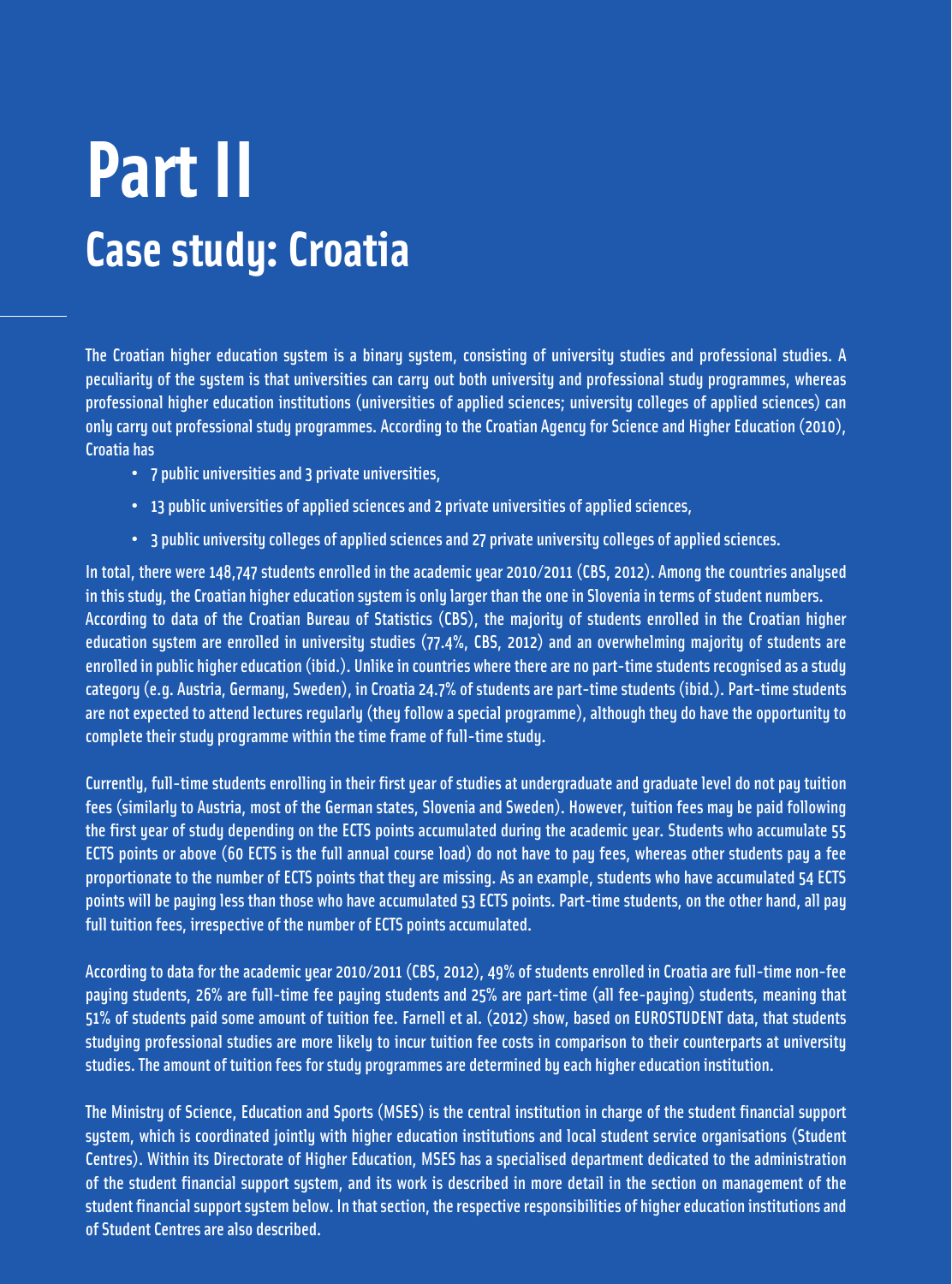# Part II

## Case study: Croatia

The Croatian higher education system is a binary system, consisting of university studies and professional studies. A peculiarity of the system is that universities can carry out both university and professional study programmes, whereas professional higher education institutions (universities of applied sciences; university colleges of applied sciences) can only carry out professional study programmes. According to the Croatian Agency for Science and Higher Education (2010), Croatia has

- 7 public universities and 3 private universities,
- 13 public universities of applied sciences and 2 private universities of applied sciences,
- 3 public university colleges of applied sciences and 27 private university colleges of applied sciences.

In total, there were 148,747 students enrolled in the academic year 2010/2011 (CBS, 2012). Among the countries analysed in this study, the Croatian higher education system is only larger than the one in Slovenia in terms of student numbers. According to data of the Croatian Bureau of Statistics (CBS), the majority of students enrolled in the Croatian higher education system are enrolled in university studies (77.4%, CBS, 2012) and an overwhelming majority of students are enrolled in public higher education (ibid.). Unlike in countries where there are no part-time students recognised as a study category (e.g. Austria, Germany, Sweden), in Croatia 24.7% of students are part-time students (ibid.). Part-time students are not expected to attend lectures regularly (they follow a special programme), although they do have the opportunity to complete their study programme within the time frame of full-time study.

Currently, full-time students enrolling in their first year of studies at undergraduate and graduate level do not pay tuition fees (similarly to Austria, most of the German states, Slovenia and Sweden). However, tuition fees may be paid following the first year of study depending on the ECTS points accumulated during the academic year. Students who accumulate 55 ECTS points or above (60 ECTS is the full annual course load) do not have to pay fees, whereas other students pay a fee proportionate to the number of ECTS points that they are missing. As an example, students who have accumulated 54 ECTS points will be paying less than those who have accumulated 53 ECTS points. Part-time students, on the other hand, all pay full tuition fees, irrespective of the number of ECTS points accumulated.

According to data for the academic year 2010/2011 (CBS, 2012), 49% of students enrolled in Croatia are full-time non-fee paying students, 26% are full-time fee paying students and 25% are part-time (all fee-paying) students, meaning that 51% of students paid some amount of tuition fee. Farnell et al. (2012) show, based on EUROSTUDENT data, that students studying professional studies are more likely to incur tuition fee costs in comparison to their counterparts at university studies. The amount of tuition fees for study programmes are determined by each higher education institution.

The Ministry of Science, Education and Sports (MSES) is the central institution in charge of the student financial support system, which is coordinated jointly with higher education institutions and local student service organisations (Student Centres). Within its Directorate of Higher Education, MSES has a specialised department dedicated to the administration of the student financial support system, and its work is described in more detail in the section on management of the student financial support system below. In that section, the respective responsibilities of higher education institutions and of Student Centres are also described.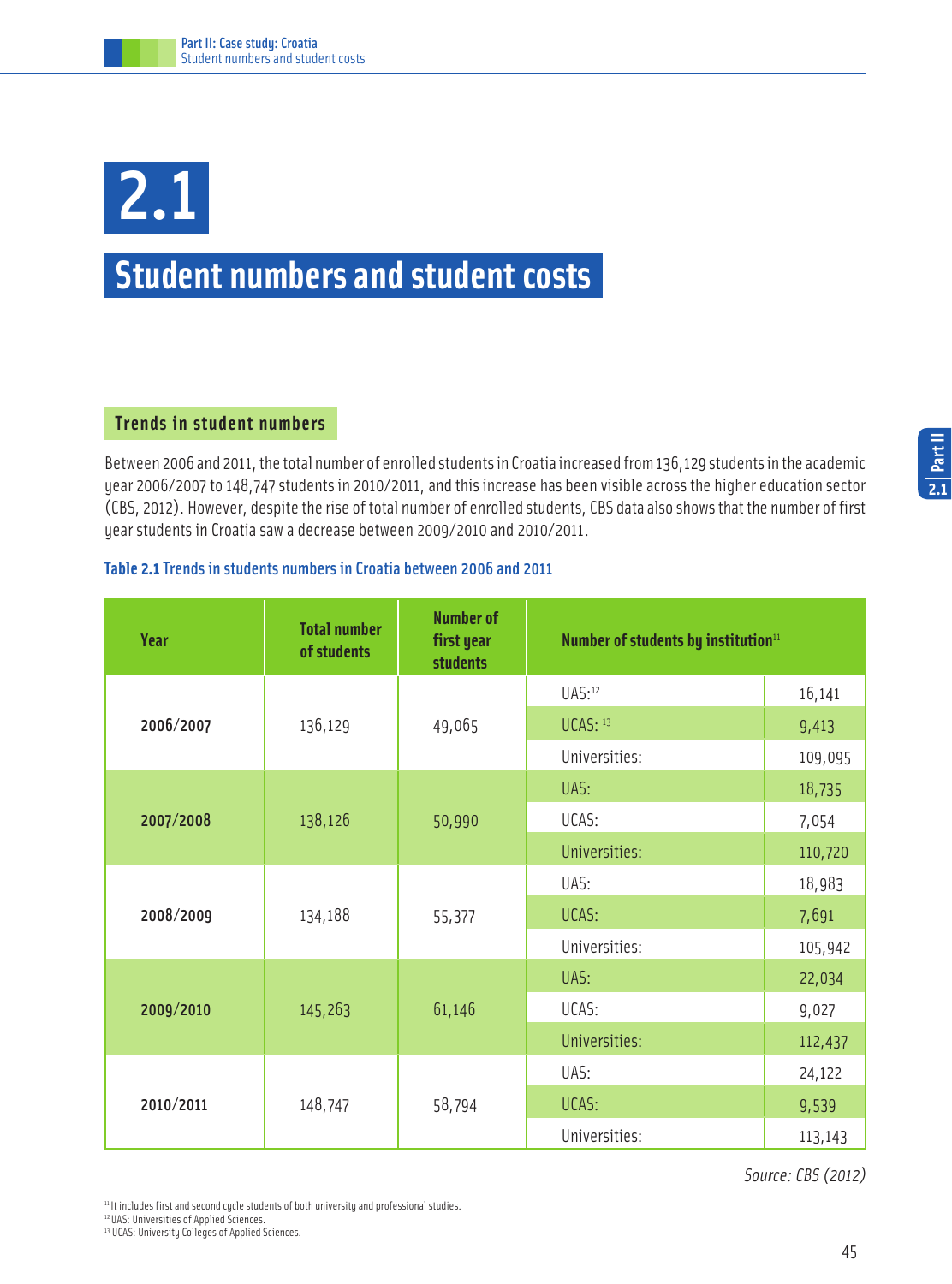# 2.1

# Student numbers and student costs

## Trends in student numbers

Between 2006 and 2011, the total number of enrolled students in Croatia increased from 136,129 students in the academic year 2006/2007 to 148,747 students in 2010/2011, and this increase has been visible across the higher education sector (CBS, 2012). However, despite the rise of total number of enrolled students, CBS data also shows that the number of first year students in Croatia saw a decrease between 2009/2010 and 2010/2011.

**Table 2.1** Trends in students numbers in Croatia between 2006 and 2011

| Year | Total number of students | Number of first year students | Number of students by institution[11] | |
|---|---|---|---|---|
| 2006/2007 | 136,129 | 49,065 | UAS:[12] | 16,141 |
| | | | UCAS:[13] | 9,413 |
| | | | Universities: | 109,095 |
| 2007/2008 | 138,126 | 50,990 | UAS: | 18,735 |
| | | | UCAS: | 7,054 |
| | | | Universities: | 110,720 |
| 2008/2009 | 134,188 | 55,377 | UAS: | 18,983 |
| | | | UCAS: | 7,691 |
| | | | Universities: | 105,942 |
| 2009/2010 | 145,263 | 61,146 | UAS: | 22,034 |
| | | | UCAS: | 9,027 |
| | | | Universities: | 112,437 |
| 2010/2011 | 148,747 | 58,794 | UAS: | 24,122 |
| | | | UCAS: | 9,539 |
| | | | Universities: | 113,143 |

*Source: CBS (2012)*

[11] It includes first and second cycle students of both university and professional studies.
[12] UAS: Universities of Applied Sciences.
[13] UCAS: University Colleges of Applied Sciences.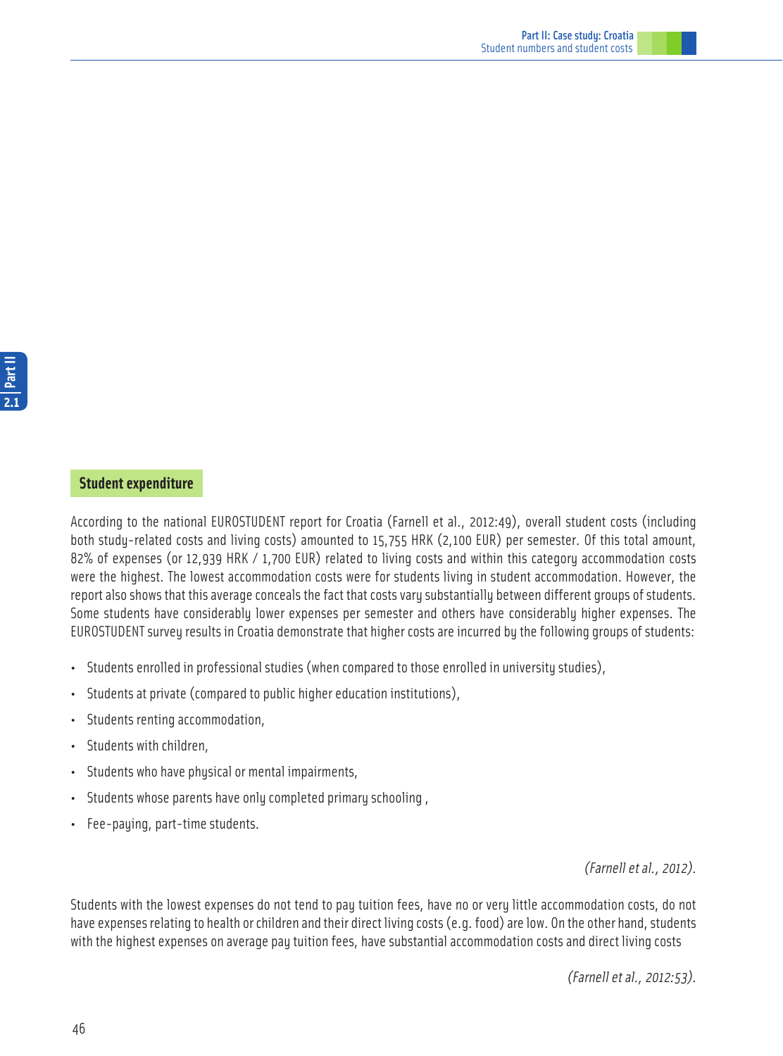## Student expenditure

According to the national EUROSTUDENT report for Croatia (Farnell et al., 2012:49), overall student costs (including both study-related costs and living costs) amounted to 15,755 HRK (2,100 EUR) per semester. Of this total amount, 82% of expenses (or 12,939 HRK / 1,700 EUR) related to living costs and within this category accommodation costs were the highest. The lowest accommodation costs were for students living in student accommodation. However, the report also shows that this average conceals the fact that costs vary substantially between different groups of students. Some students have considerably lower expenses per semester and others have considerably higher expenses. The EUROSTUDENT survey results in Croatia demonstrate that higher costs are incurred by the following groups of students:

- Students enrolled in professional studies (when compared to those enrolled in university studies),
- Students at private (compared to public higher education institutions),
- Students renting accommodation,
- Students with children,
- Students who have physical or mental impairments,
- Students whose parents have only completed primary schooling ,
- Fee-paying, part-time students.

*(Farnell et al., 2012).*

Students with the lowest expenses do not tend to pay tuition fees, have no or very little accommodation costs, do not have expenses relating to health or children and their direct living costs (e.g. food) are low. On the other hand, students with the highest expenses on average pay tuition fees, have substantial accommodation costs and direct living costs

*(Farnell et al., 2012:53).*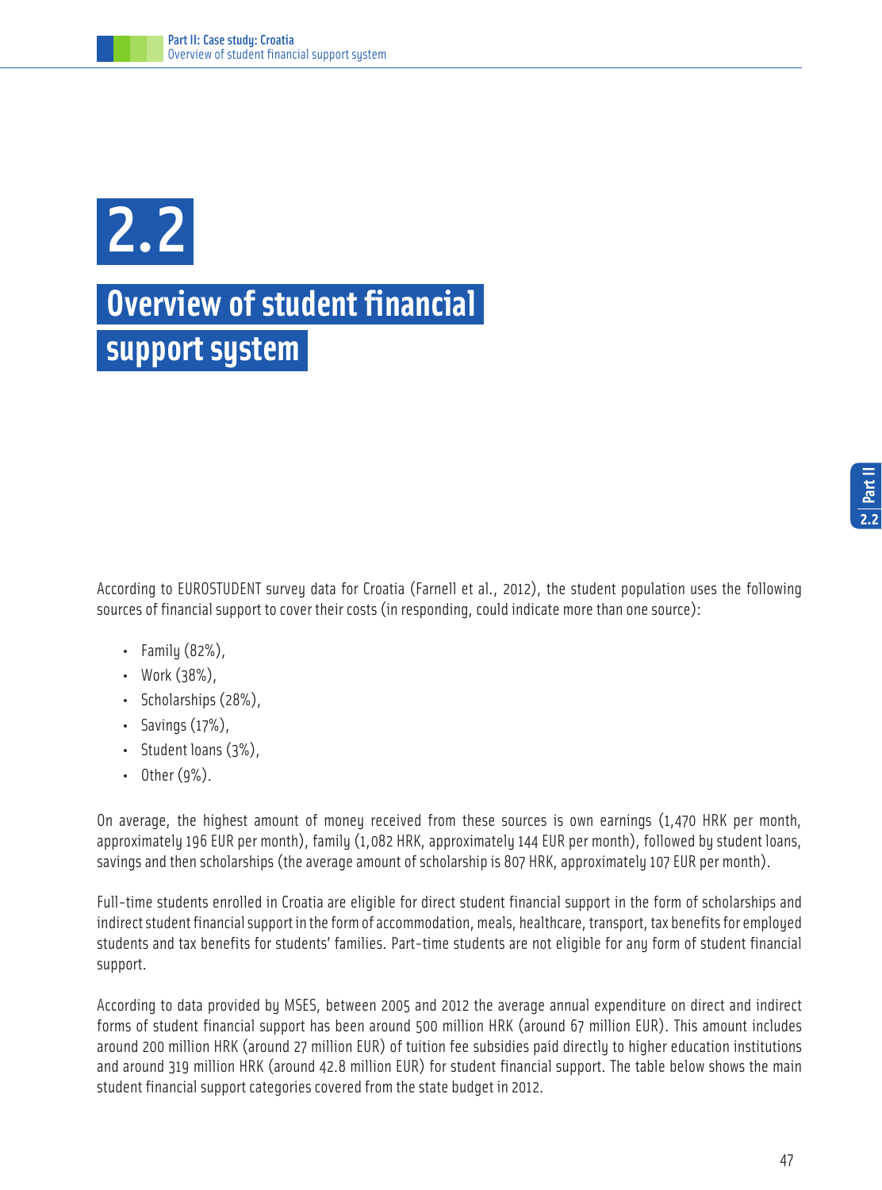# 2.2

# Overview of student financial support system

According to EUROSTUDENT survey data for Croatia (Farnell et al., 2012), the student population uses the following sources of financial support to cover their costs (in responding, could indicate more than one source):

- Family (82%),
- Work (38%),
- Scholarships (28%),
- Savings (17%),
- Student loans (3%),
- Other (9%).

On average, the highest amount of money received from these sources is own earnings (1,470 HRK per month, approximately 196 EUR per month), family (1,082 HRK, approximately 144 EUR per month), followed by student loans, savings and then scholarships (the average amount of scholarship is 807 HRK, approximately 107 EUR per month).

Full-time students enrolled in Croatia are eligible for direct student financial support in the form of scholarships and indirect student financial support in the form of accommodation, meals, healthcare, transport, tax benefits for employed students and tax benefits for students' families. Part-time students are not eligible for any form of student financial support.

According to data provided by MSES, between 2005 and 2012 the average annual expenditure on direct and indirect forms of student financial support has been around 500 million HRK (around 67 million EUR). This amount includes around 200 million HRK (around 27 million EUR) of tuition fee subsidies paid directly to higher education institutions and around 319 million HRK (around 42.8 million EUR) for student financial support. The table below shows the main student financial support categories covered from the state budget in 2012.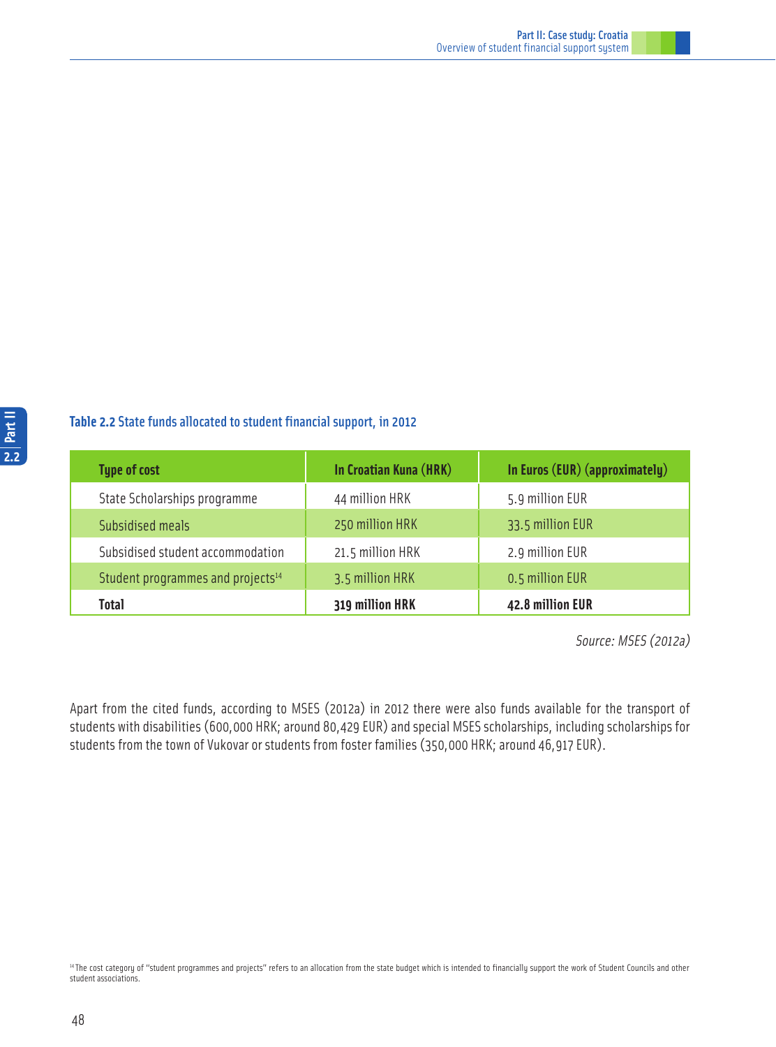**Table 2.2** State funds allocated to student financial support, in 2012

| Type of cost | In Croatian Kuna (HRK) | In Euros (EUR) (approximately) |
|---|---|---|
| State Scholarships programme | 44 million HRK | 5.9 million EUR |
| Subsidised meals | 250 million HRK | 33.5 million EUR |
| Subsidised student accommodation | 21.5 million HRK | 2.9 million EUR |
| Student programmes and projects[14] | 3.5 million HRK | 0.5 million EUR |
| **Total** | **319 million HRK** | **42.8 million EUR** |

*Source: MSES (2012a)*

Apart from the cited funds, according to MSES (2012a) in 2012 there were also funds available for the transport of students with disabilities (600,000 HRK; around 80,429 EUR) and special MSES scholarships, including scholarships for students from the town of Vukovar or students from foster families (350,000 HRK; around 46,917 EUR).

[14] The cost category of "student programmes and projects" refers to an allocation from the state budget which is intended to financially support the work of Student Councils and other student associations.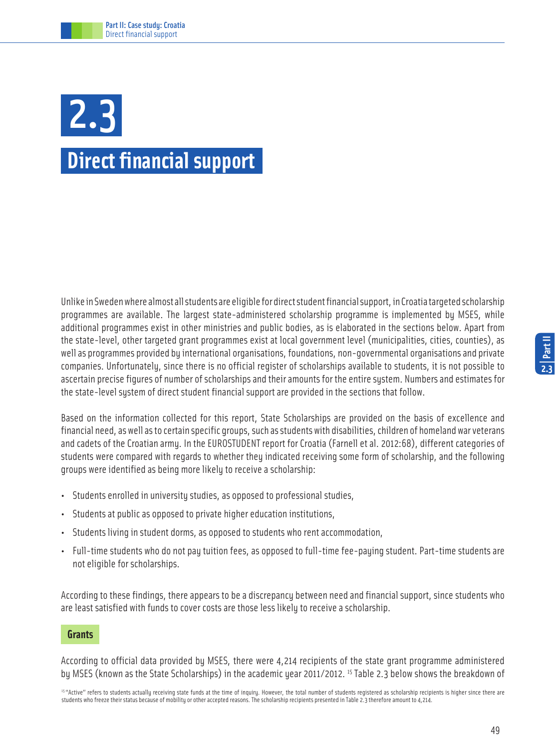# 2.3

# Direct financial support

Unlike in Sweden where almost all students are eligible for direct student financial support, in Croatia targeted scholarship programmes are available. The largest state-administered scholarship programme is implemented by MSES, while additional programmes exist in other ministries and public bodies, as is elaborated in the sections below. Apart from the state-level, other targeted grant programmes exist at local government level (municipalities, cities, counties), as well as programmes provided by international organisations, foundations, non-governmental organisations and private companies. Unfortunately, since there is no official register of scholarships available to students, it is not possible to ascertain precise figures of number of scholarships and their amounts for the entire system. Numbers and estimates for the state-level system of direct student financial support are provided in the sections that follow.

Based on the information collected for this report, State Scholarships are provided on the basis of excellence and financial need, as well as to certain specific groups, such as students with disabilities, children of homeland war veterans and cadets of the Croatian army. In the EUROSTUDENT report for Croatia (Farnell et al. 2012:68), different categories of students were compared with regards to whether they indicated receiving some form of scholarship, and the following groups were identified as being more likely to receive a scholarship:

- Students enrolled in university studies, as opposed to professional studies,
- Students at public as opposed to private higher education institutions,
- Students living in student dorms, as opposed to students who rent accommodation,
- Full-time students who do not pay tuition fees, as opposed to full-time fee-paying student. Part-time students are not eligible for scholarships.

According to these findings, there appears to be a discrepancy between need and financial support, since students who are least satisfied with funds to cover costs are those less likely to receive a scholarship.

## Grants

According to official data provided by MSES, there were 4,214 recipients of the state grant programme administered by MSES (known as the State Scholarships) in the academic year 2011/2012. [15] Table 2.3 below shows the breakdown of

[15] "Active" refers to students actually receiving state funds at the time of inquiry. However, the total number of students registered as scholarship recipients is higher since there are students who freeze their status because of mobility or other accepted reasons. The scholarship recipients presented in Table 2.3 therefore amount to 4,214.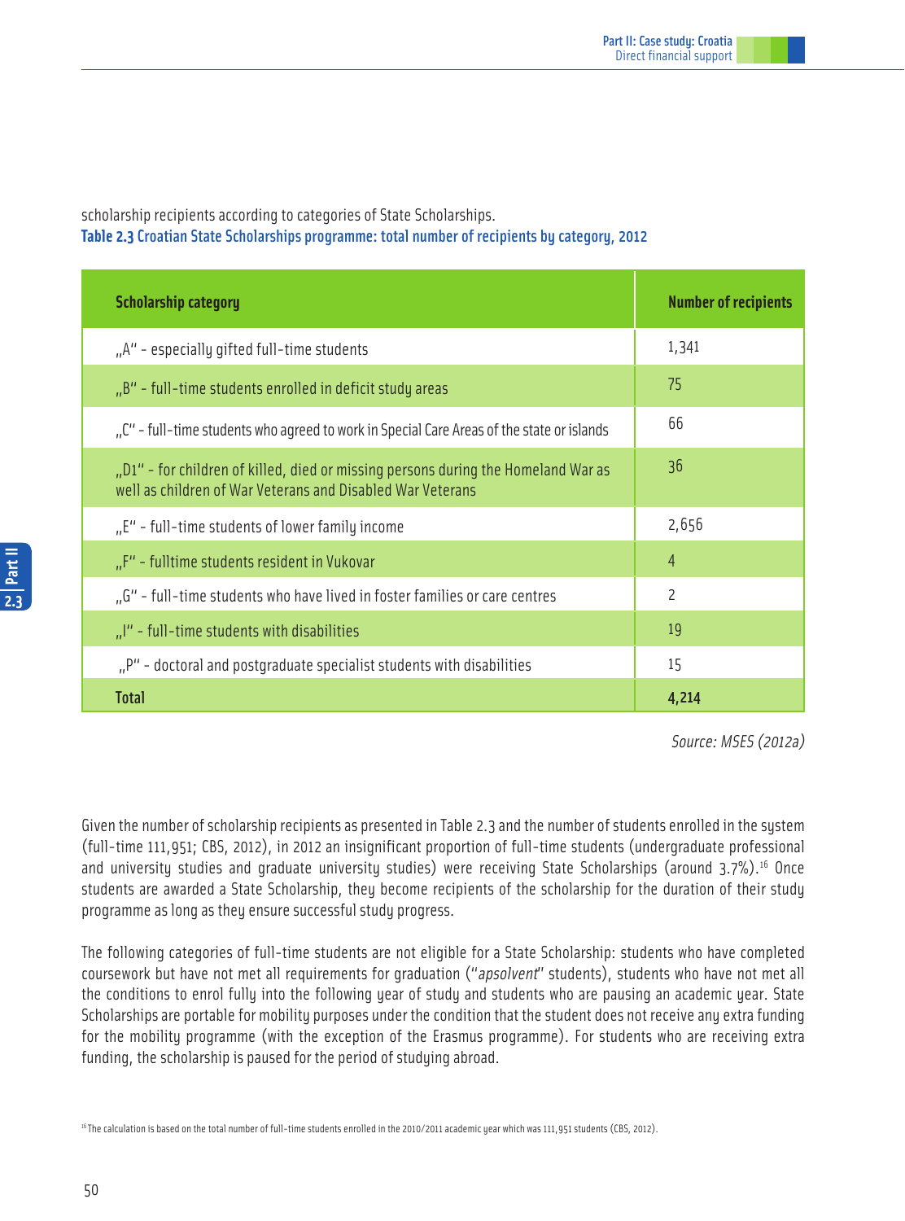scholarship recipients according to categories of State Scholarships.

**Table 2.3** Croatian State Scholarships programme: total number of recipients by category, 2012

| Scholarship category | Number of recipients |
|---|---|
| „A" - especially gifted full-time students | 1,341 |
| „B" - full-time students enrolled in deficit study areas | 75 |
| „C" - full-time students who agreed to work in Special Care Areas of the state or islands | 66 |
| „D1" - for children of killed, died or missing persons during the Homeland War as well as children of War Veterans and Disabled War Veterans | 36 |
| „E" - full-time students of lower family income | 2,656 |
| „F" - fulltime students resident in Vukovar | 4 |
| „G" - full-time students who have lived in foster families or care centres | 2 |
| „I" - full-time students with disabilities | 19 |
| „P" - doctoral and postgraduate specialist students with disabilities | 15 |
| **Total** | **4,214** |

*Source: MSES (2012a)*

Given the number of scholarship recipients as presented in Table 2.3 and the number of students enrolled in the system (full-time 111,951; CBS, 2012), in 2012 an insignificant proportion of full-time students (undergraduate professional and university studies and graduate university studies) were receiving State Scholarships (around 3.7%).[16] Once students are awarded a State Scholarship, they become recipients of the scholarship for the duration of their study programme as long as they ensure successful study progress.

The following categories of full-time students are not eligible for a State Scholarship: students who have completed coursework but have not met all requirements for graduation ("*apsolvent*" students), students who have not met all the conditions to enrol fully into the following year of study and students who are pausing an academic year. State Scholarships are portable for mobility purposes under the condition that the student does not receive any extra funding for the mobility programme (with the exception of the Erasmus programme). For students who are receiving extra funding, the scholarship is paused for the period of studying abroad.

[16] The calculation is based on the total number of full-time students enrolled in the 2010/2011 academic year which was 111,951 students (CBS, 2012).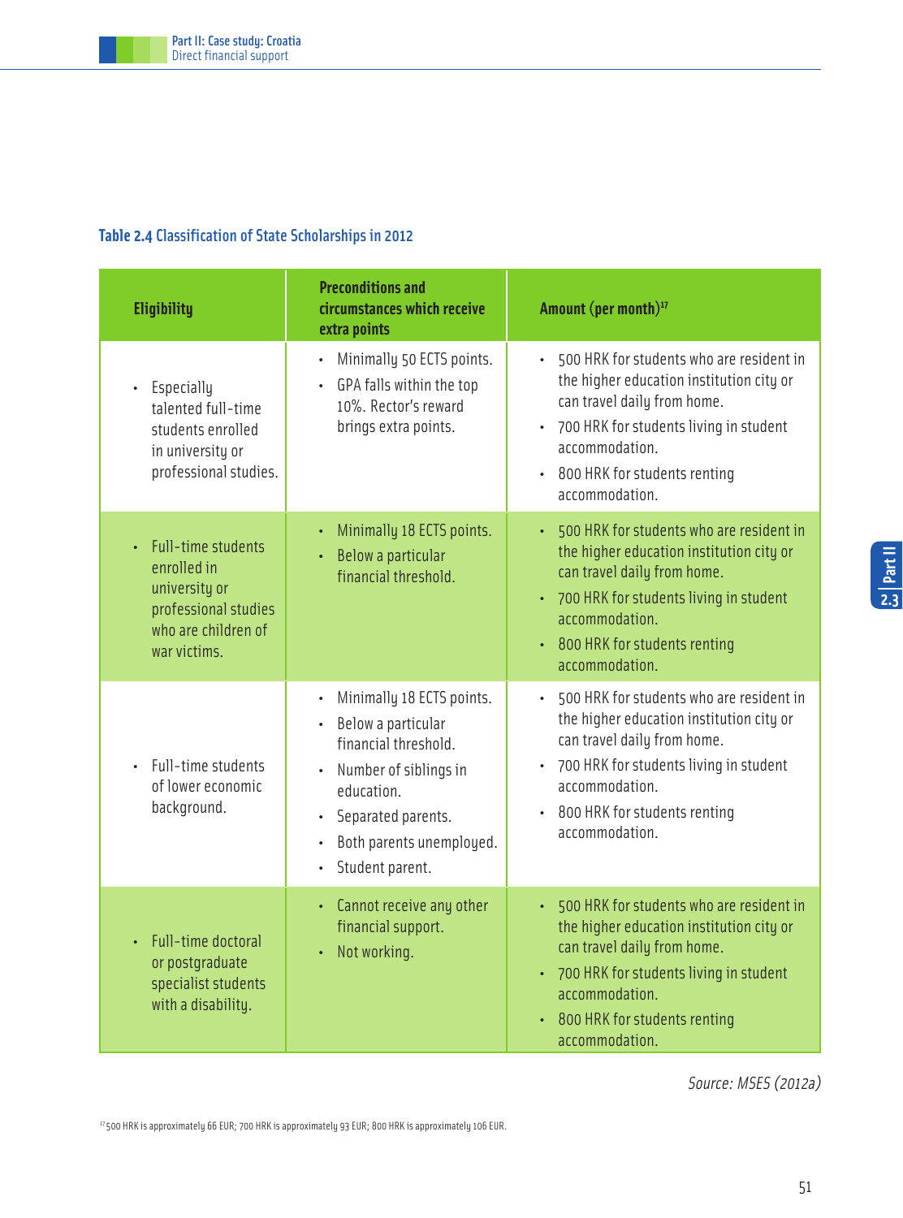**Table 2.4** Classification of State Scholarships in 2012

| Eligibility | Preconditions and circumstances which receive extra points | Amount (per month)[17] |
| --- | --- | --- |
| • Especially talented full-time students enrolled in university or professional studies. | • Minimally 50 ECTS points.<br>• GPA falls within the top 10%. Rector's reward brings extra points. | • 500 HRK for students who are resident in the higher education institution city or can travel daily from home.<br>• 700 HRK for students living in student accommodation.<br>• 800 HRK for students renting accommodation. |
| • Full-time students enrolled in university or professional studies who are children of war victims. | • Minimally 18 ECTS points.<br>• Below a particular financial threshold. | • 500 HRK for students who are resident in the higher education institution city or can travel daily from home.<br>• 700 HRK for students living in student accommodation.<br>• 800 HRK for students renting accommodation. |
| • Full-time students of lower economic background. | • Minimally 18 ECTS points.<br>• Below a particular financial threshold.<br>• Number of siblings in education.<br>• Separated parents.<br>• Both parents unemployed.<br>• Student parent. | • 500 HRK for students who are resident in the higher education institution city or can travel daily from home.<br>• 700 HRK for students living in student accommodation.<br>• 800 HRK for students renting accommodation. |
| • Full-time doctoral or postgraduate specialist students with a disability. | • Cannot receive any other financial support.<br>• Not working. | • 500 HRK for students who are resident in the higher education institution city or can travel daily from home.<br>• 700 HRK for students living in student accommodation.<br>• 800 HRK for students renting accommodation. |

*Source: MSES (2012a)*

[17] 500 HRK is approximately 66 EUR; 700 HRK is approximately 93 EUR; 800 HRK is approximately 106 EUR.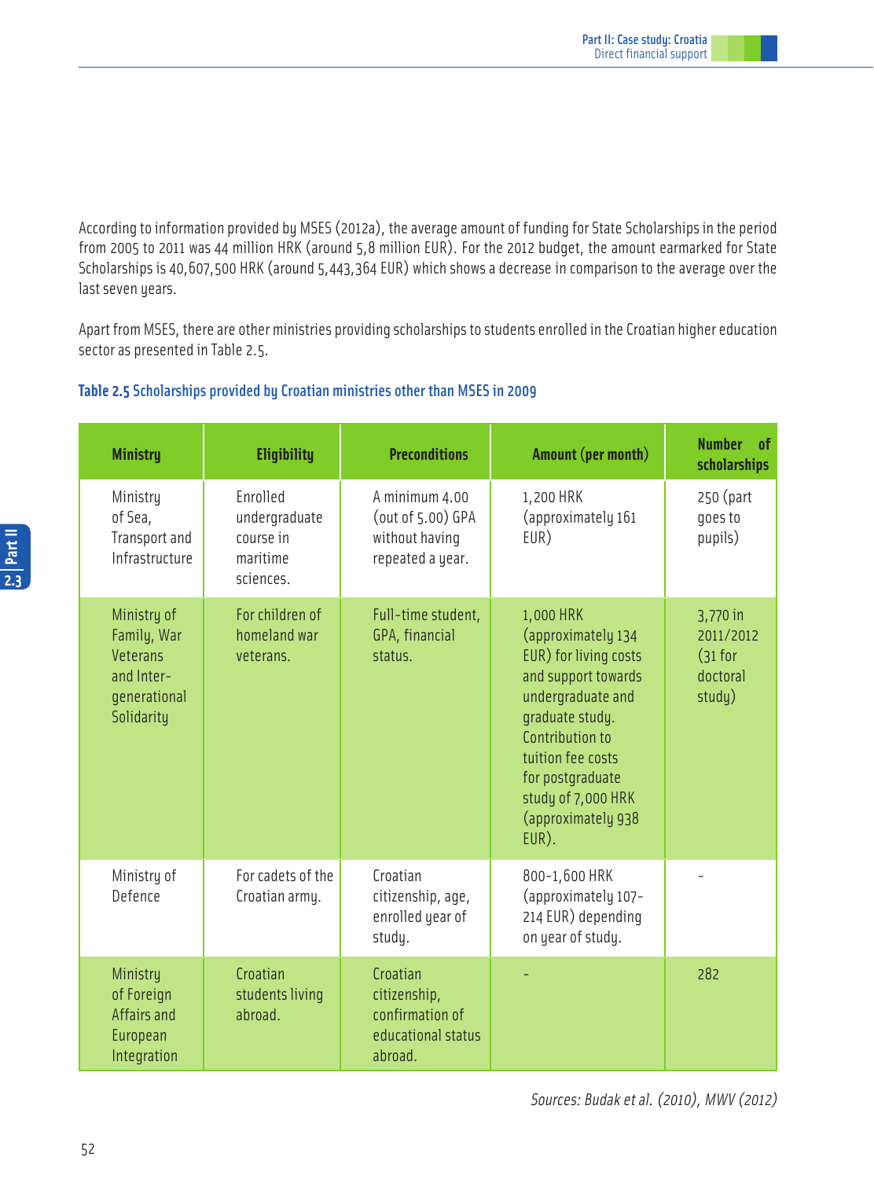According to information provided by MSES (2012a), the average amount of funding for State Scholarships in the period from 2005 to 2011 was 44 million HRK (around 5,8 million EUR). For the 2012 budget, the amount earmarked for State Scholarships is 40,607,500 HRK (around 5,443,364 EUR) which shows a decrease in comparison to the average over the last seven years.

Apart from MSES, there are other ministries providing scholarships to students enrolled in the Croatian higher education sector as presented in Table 2.5.

**Table 2.5** Scholarships provided by Croatian ministries other than MSES in 2009

| Ministry | Eligibility | Preconditions | Amount (per month) | Number of scholarships |
|---|---|---|---|---|
| Ministry of Sea, Transport and Infrastructure | Enrolled undergraduate course in maritime sciences. | A minimum 4.00 (out of 5.00) GPA without having repeated a year. | 1,200 HRK (approximately 161 EUR) | 250 (part goes to pupils) |
| Ministry of Family, War Veterans and Inter-generational Solidarity | For children of homeland war veterans. | Full-time student, GPA, financial status. | 1,000 HRK (approximately 134 EUR) for living costs and support towards undergraduate and graduate study. Contribution to tuition fee costs for postgraduate study of 7,000 HRK (approximately 938 EUR). | 3,770 in 2011/2012 (31 for doctoral study) |
| Ministry of Defence | For cadets of the Croatian army. | Croatian citizenship, age, enrolled year of study. | 800-1,600 HRK (approximately 107-214 EUR) depending on year of study. | - |
| Ministry of Foreign Affairs and European Integration | Croatian students living abroad. | Croatian citizenship, confirmation of educational status abroad. | - | 282 |

*Sources: Budak et al. (2010), MWV (2012)*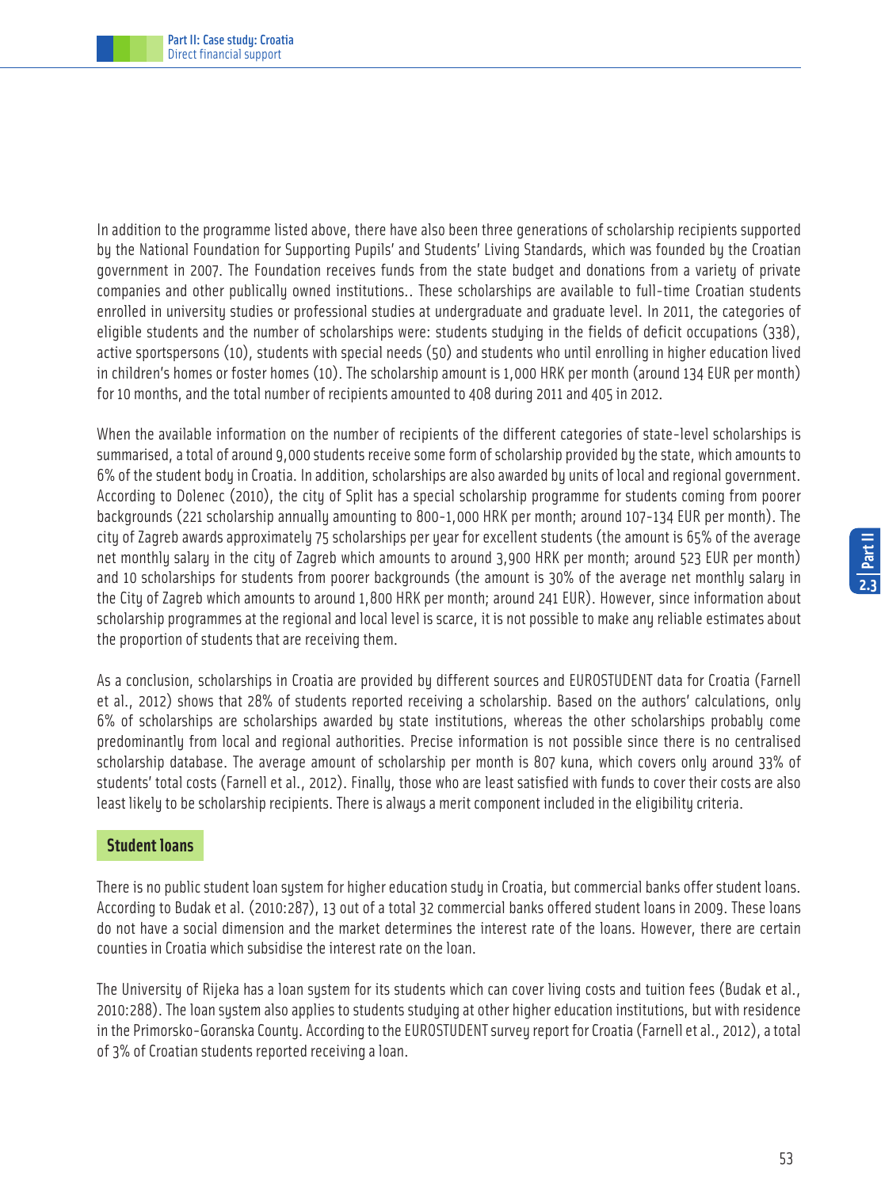In addition to the programme listed above, there have also been three generations of scholarship recipients supported by the National Foundation for Supporting Pupils' and Students' Living Standards, which was founded by the Croatian government in 2007. The Foundation receives funds from the state budget and donations from a variety of private companies and other publically owned institutions.. These scholarships are available to full-time Croatian students enrolled in university studies or professional studies at undergraduate and graduate level. In 2011, the categories of eligible students and the number of scholarships were: students studying in the fields of deficit occupations (338), active sportspersons (10), students with special needs (50) and students who until enrolling in higher education lived in children's homes or foster homes (10). The scholarship amount is 1,000 HRK per month (around 134 EUR per month) for 10 months, and the total number of recipients amounted to 408 during 2011 and 405 in 2012.

When the available information on the number of recipients of the different categories of state-level scholarships is summarised, a total of around 9,000 students receive some form of scholarship provided by the state, which amounts to 6% of the student body in Croatia. In addition, scholarships are also awarded by units of local and regional government. According to Dolenec (2010), the city of Split has a special scholarship programme for students coming from poorer backgrounds (221 scholarship annually amounting to 800-1,000 HRK per month; around 107-134 EUR per month). The city of Zagreb awards approximately 75 scholarships per year for excellent students (the amount is 65% of the average net monthly salary in the city of Zagreb which amounts to around 3,900 HRK per month; around 523 EUR per month) and 10 scholarships for students from poorer backgrounds (the amount is 30% of the average net monthly salary in the City of Zagreb which amounts to around 1,800 HRK per month; around 241 EUR). However, since information about scholarship programmes at the regional and local level is scarce, it is not possible to make any reliable estimates about the proportion of students that are receiving them.

As a conclusion, scholarships in Croatia are provided by different sources and EUROSTUDENT data for Croatia (Farnell et al., 2012) shows that 28% of students reported receiving a scholarship. Based on the authors' calculations, only 6% of scholarships are scholarships awarded by state institutions, whereas the other scholarships probably come predominantly from local and regional authorities. Precise information is not possible since there is no centralised scholarship database. The average amount of scholarship per month is 807 kuna, which covers only around 33% of students' total costs (Farnell et al., 2012). Finally, those who are least satisfied with funds to cover their costs are also least likely to be scholarship recipients. There is always a merit component included in the eligibility criteria.

## Student loans

There is no public student loan system for higher education study in Croatia, but commercial banks offer student loans. According to Budak et al. (2010:287), 13 out of a total 32 commercial banks offered student loans in 2009. These loans do not have a social dimension and the market determines the interest rate of the loans. However, there are certain counties in Croatia which subsidise the interest rate on the loan.

The University of Rijeka has a loan system for its students which can cover living costs and tuition fees (Budak et al., 2010:288). The loan system also applies to students studying at other higher education institutions, but with residence in the Primorsko-Goranska County. According to the EUROSTUDENT survey report for Croatia (Farnell et al., 2012), a total of 3% of Croatian students reported receiving a loan.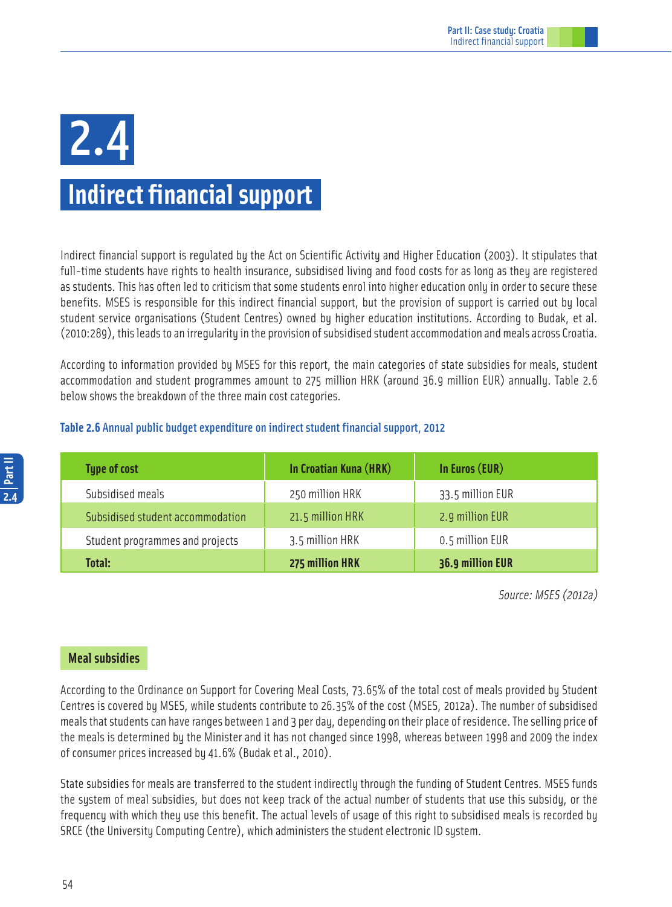# 2.4

# Indirect financial support

Indirect financial support is regulated by the Act on Scientific Activity and Higher Education (2003). It stipulates that full-time students have rights to health insurance, subsidised living and food costs for as long as they are registered as students. This has often led to criticism that some students enrol into higher education only in order to secure these benefits. MSES is responsible for this indirect financial support, but the provision of support is carried out by local student service organisations (Student Centres) owned by higher education institutions. According to Budak, et al. (2010:289), this leads to an irregularity in the provision of subsidised student accommodation and meals across Croatia.

According to information provided by MSES for this report, the main categories of state subsidies for meals, student accommodation and student programmes amount to 275 million HRK (around 36.9 million EUR) annually. Table 2.6 below shows the breakdown of the three main cost categories.

**Table 2.6** Annual public budget expenditure on indirect student financial support, 2012

| Type of cost | In Croatian Kuna (HRK) | In Euros (EUR) |
|---|---|---|
| Subsidised meals | 250 million HRK | 33.5 million EUR |
| Subsidised student accommodation | 21.5 million HRK | 2.9 million EUR |
| Student programmes and projects | 3.5 million HRK | 0.5 million EUR |
| **Total:** | **275 million HRK** | **36.9 million EUR** |

*Source: MSES (2012a)*

### Meal subsidies

According to the Ordinance on Support for Covering Meal Costs, 73.65% of the total cost of meals provided by Student Centres is covered by MSES, while students contribute to 26.35% of the cost (MSES, 2012a). The number of subsidised meals that students can have ranges between 1 and 3 per day, depending on their place of residence. The selling price of the meals is determined by the Minister and it has not changed since 1998, whereas between 1998 and 2009 the index of consumer prices increased by 41.6% (Budak et al., 2010).

State subsidies for meals are transferred to the student indirectly through the funding of Student Centres. MSES funds the system of meal subsidies, but does not keep track of the actual number of students that use this subsidy, or the frequency with which they use this benefit. The actual levels of usage of this right to subsidised meals is recorded by SRCE (the University Computing Centre), which administers the student electronic ID system.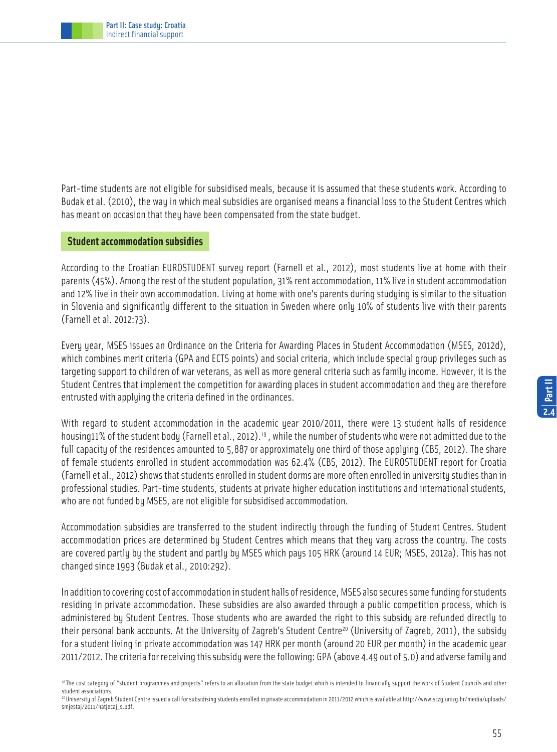Part-time students are not eligible for subsidised meals, because it is assumed that these students work. According to Budak et al. (2010), the way in which meal subsidies are organised means a financial loss to the Student Centres which has meant on occasion that they have been compensated from the state budget.

## Student accommodation subsidies

According to the Croatian EUROSTUDENT survey report (Farnell et al., 2012), most students live at home with their parents (45%). Among the rest of the student population, 31% rent accommodation, 11% live in student accommodation and 12% live in their own accommodation. Living at home with one's parents during studying is similar to the situation in Slovenia and significantly different to the situation in Sweden where only 10% of students live with their parents (Farnell et al. 2012:73).

Every year, MSES issues an Ordinance on the Criteria for Awarding Places in Student Accommodation (MSES, 2012d), which combines merit criteria (GPA and ECTS points) and social criteria, which include special group privileges such as targeting support to children of war veterans, as well as more general criteria such as family income. However, it is the Student Centres that implement the competition for awarding places in student accommodation and they are therefore entrusted with applying the criteria defined in the ordinances.

With regard to student accommodation in the academic year 2010/2011, there were 13 student halls of residence housing11% of the student body (Farnell et al., 2012).[19] , while the number of students who were not admitted due to the full capacity of the residences amounted to 5,887 or approximately one third of those applying (CBS, 2012). The share of female students enrolled in student accommodation was 62.4% (CBS, 2012). The EUROSTUDENT report for Croatia (Farnell et al., 2012) shows that students enrolled in student dorms are more often enrolled in university studies than in professional studies. Part-time students, students at private higher education institutions and international students, who are not funded by MSES, are not eligible for subsidised accommodation.

Accommodation subsidies are transferred to the student indirectly through the funding of Student Centres. Student accommodation prices are determined by Student Centres which means that they vary across the country. The costs are covered partly by the student and partly by MSES which pays 105 HRK (around 14 EUR; MSES, 2012a). This has not changed since 1993 (Budak et al., 2010:292).

In addition to covering cost of accommodation in student halls of residence, MSES also secures some funding for students residing in private accommodation. These subsidies are also awarded through a public competition process, which is administered by Student Centres. Those students who are awarded the right to this subsidy are refunded directly to their personal bank accounts. At the University of Zagreb's Student Centre[20] (University of Zagreb, 2011), the subsidy for a student living in private accommodation was 147 HRK per month (around 20 EUR per month) in the academic year 2011/2012. The criteria for receiving this subsidy were the following: GPA (above 4.49 out of 5.0) and adverse family and

---

[18] The cost category of "student programmes and projects" refers to an allocation from the state budget which is intended to financially support the work of Student Councils and other student associations.

[20] University of Zagreb Student Centre issued a call for subsidising students enrolled in private accommodation in 2011/2012 which is available at http://www.sczg.unizg.hr/media/uploads/smjestaj/2011/natjecaj_s.pdf.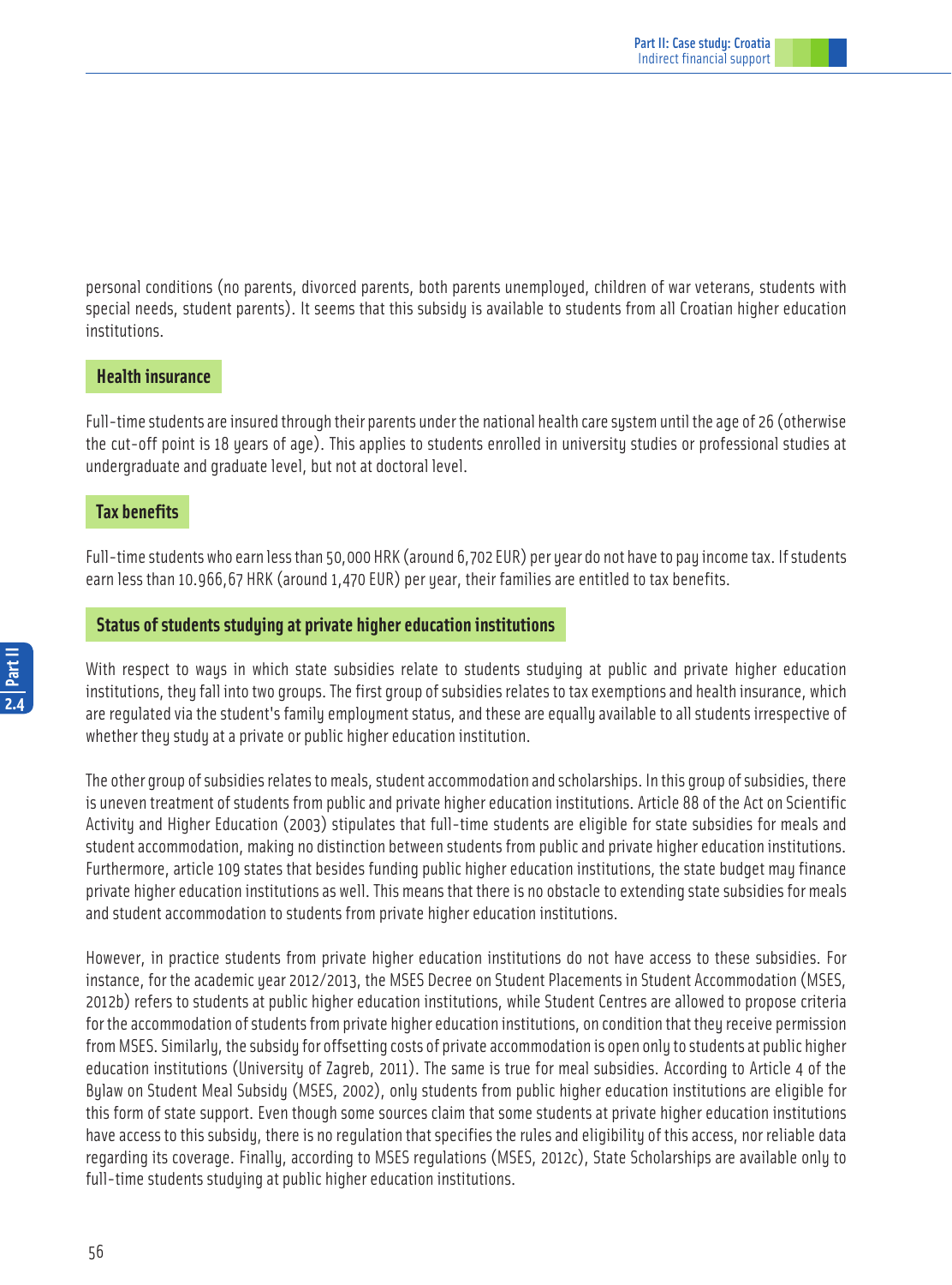personal conditions (no parents, divorced parents, both parents unemployed, children of war veterans, students with special needs, student parents). It seems that this subsidy is available to students from all Croatian higher education institutions.

### Health insurance

Full-time students are insured through their parents under the national health care system until the age of 26 (otherwise the cut-off point is 18 years of age). This applies to students enrolled in university studies or professional studies at undergraduate and graduate level, but not at doctoral level.

### Tax benefits

Full-time students who earn less than 50,000 HRK (around 6,702 EUR) per year do not have to pay income tax. If students earn less than 10.966,67 HRK (around 1,470 EUR) per year, their families are entitled to tax benefits.

### Status of students studying at private higher education institutions

With respect to ways in which state subsidies relate to students studying at public and private higher education institutions, they fall into two groups. The first group of subsidies relates to tax exemptions and health insurance, which are regulated via the student's family employment status, and these are equally available to all students irrespective of whether they study at a private or public higher education institution.

The other group of subsidies relates to meals, student accommodation and scholarships. In this group of subsidies, there is uneven treatment of students from public and private higher education institutions. Article 88 of the Act on Scientific Activity and Higher Education (2003) stipulates that full-time students are eligible for state subsidies for meals and student accommodation, making no distinction between students from public and private higher education institutions. Furthermore, article 109 states that besides funding public higher education institutions, the state budget may finance private higher education institutions as well. This means that there is no obstacle to extending state subsidies for meals and student accommodation to students from private higher education institutions.

However, in practice students from private higher education institutions do not have access to these subsidies. For instance, for the academic year 2012/2013, the MSES Decree on Student Placements in Student Accommodation (MSES, 2012b) refers to students at public higher education institutions, while Student Centres are allowed to propose criteria for the accommodation of students from private higher education institutions, on condition that they receive permission from MSES. Similarly, the subsidy for offsetting costs of private accommodation is open only to students at public higher education institutions (University of Zagreb, 2011). The same is true for meal subsidies. According to Article 4 of the Bylaw on Student Meal Subsidy (MSES, 2002), only students from public higher education institutions are eligible for this form of state support. Even though some sources claim that some students at private higher education institutions have access to this subsidy, there is no regulation that specifies the rules and eligibility of this access, nor reliable data regarding its coverage. Finally, according to MSES regulations (MSES, 2012c), State Scholarships are available only to full-time students studying at public higher education institutions.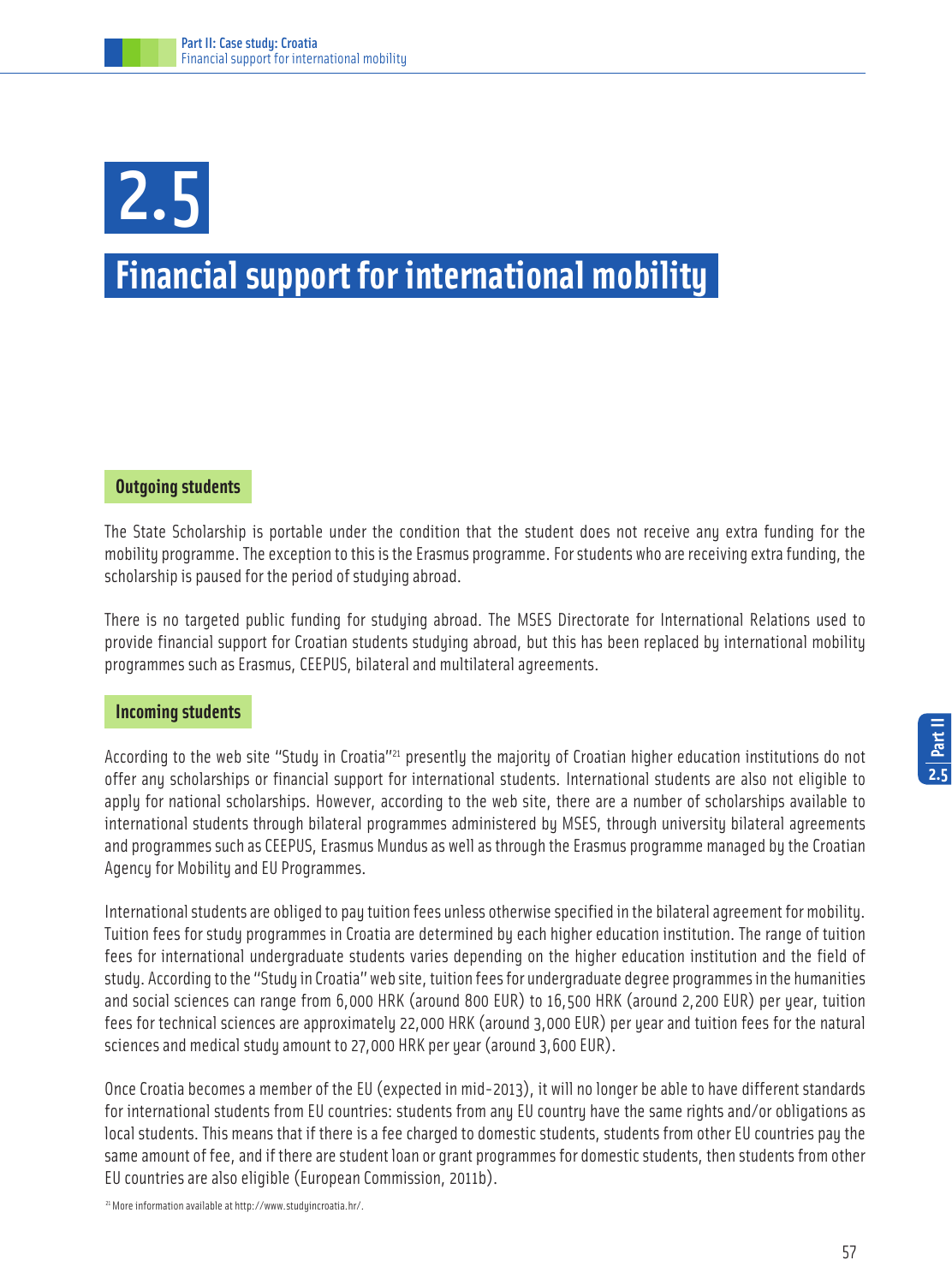# 2.5 Financial support for international mobility

## Outgoing students

The State Scholarship is portable under the condition that the student does not receive any extra funding for the mobility programme. The exception to this is the Erasmus programme. For students who are receiving extra funding, the scholarship is paused for the period of studying abroad.

There is no targeted public funding for studying abroad. The MSES Directorate for International Relations used to provide financial support for Croatian students studying abroad, but this has been replaced by international mobility programmes such as Erasmus, CEEPUS, bilateral and multilateral agreements.

## Incoming students

According to the web site "Study in Croatia"[21] presently the majority of Croatian higher education institutions do not offer any scholarships or financial support for international students. International students are also not eligible to apply for national scholarships. However, according to the web site, there are a number of scholarships available to international students through bilateral programmes administered by MSES, through university bilateral agreements and programmes such as CEEPUS, Erasmus Mundus as well as through the Erasmus programme managed by the Croatian Agency for Mobility and EU Programmes.

International students are obliged to pay tuition fees unless otherwise specified in the bilateral agreement for mobility. Tuition fees for study programmes in Croatia are determined by each higher education institution. The range of tuition fees for international undergraduate students varies depending on the higher education institution and the field of study. According to the "Study in Croatia" web site, tuition fees for undergraduate degree programmes in the humanities and social sciences can range from 6,000 HRK (around 800 EUR) to 16,500 HRK (around 2,200 EUR) per year, tuition fees for technical sciences are approximately 22,000 HRK (around 3,000 EUR) per year and tuition fees for the natural sciences and medical study amount to 27,000 HRK per year (around 3,600 EUR).

Once Croatia becomes a member of the EU (expected in mid-2013), it will no longer be able to have different standards for international students from EU countries: students from any EU country have the same rights and/or obligations as local students. This means that if there is a fee charged to domestic students, students from other EU countries pay the same amount of fee, and if there are student loan or grant programmes for domestic students, then students from other EU countries are also eligible (European Commission, 2011b).

[21] More information available at http://www.studyincroatia.hr/.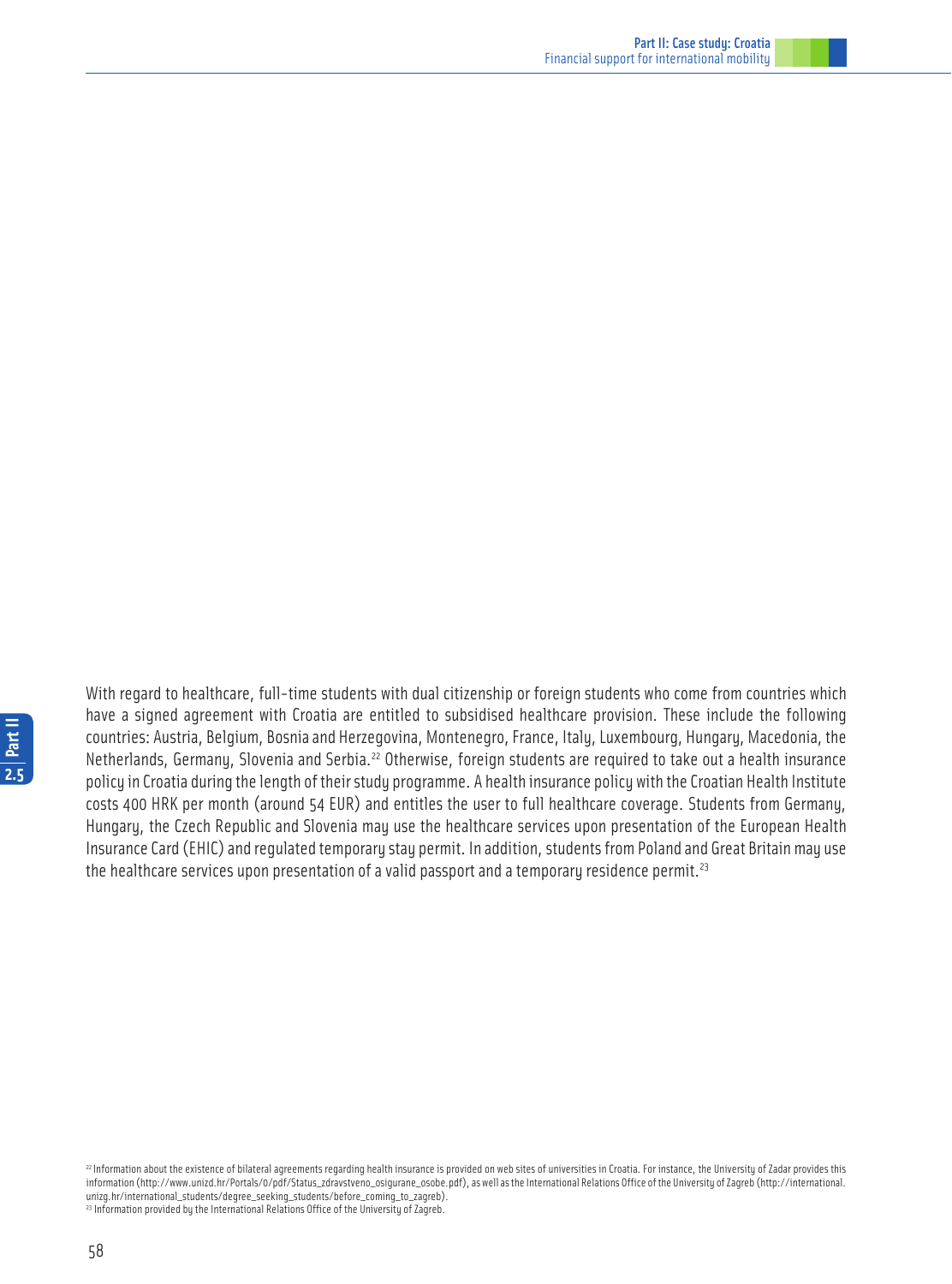With regard to healthcare, full-time students with dual citizenship or foreign students who come from countries which have a signed agreement with Croatia are entitled to subsidised healthcare provision. These include the following countries: Austria, Belgium, Bosnia and Herzegovina, Montenegro, France, Italy, Luxembourg, Hungary, Macedonia, the Netherlands, Germany, Slovenia and Serbia.[22] Otherwise, foreign students are required to take out a health insurance policy in Croatia during the length of their study programme. A health insurance policy with the Croatian Health Institute costs 400 HRK per month (around 54 EUR) and entitles the user to full healthcare coverage. Students from Germany, Hungary, the Czech Republic and Slovenia may use the healthcare services upon presentation of the European Health Insurance Card (EHIC) and regulated temporary stay permit. In addition, students from Poland and Great Britain may use the healthcare services upon presentation of a valid passport and a temporary residence permit.[23]

[22] Information about the existence of bilateral agreements regarding health insurance is provided on web sites of universities in Croatia. For instance, the University of Zadar provides this information (http://www.unizd.hr/Portals/0/pdf/Status_zdravstveno_osigurane_osobe.pdf), as well as the International Relations Office of the University of Zagreb (http://international.unizg.hr/international_students/degree_seeking_students/before_coming_to_zagreb).

[23] Information provided by the International Relations Office of the University of Zagreb.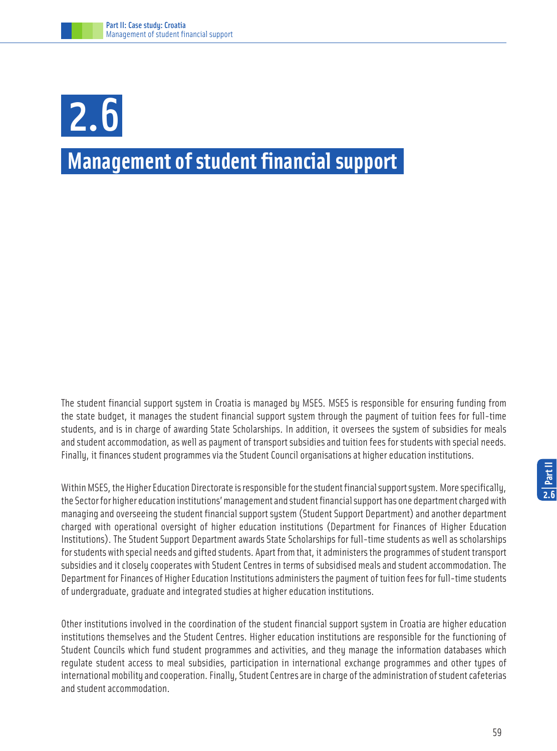# 2.6

# Management of student financial support

The student financial support system in Croatia is managed by MSES. MSES is responsible for ensuring funding from the state budget, it manages the student financial support system through the payment of tuition fees for full-time students, and is in charge of awarding State Scholarships. In addition, it oversees the system of subsidies for meals and student accommodation, as well as payment of transport subsidies and tuition fees for students with special needs. Finally, it finances student programmes via the Student Council organisations at higher education institutions.

Within MSES, the Higher Education Directorate is responsible for the student financial support system. More specifically, the Sector for higher education institutions' management and student financial support has one department charged with managing and overseeing the student financial support system (Student Support Department) and another department charged with operational oversight of higher education institutions (Department for Finances of Higher Education Institutions). The Student Support Department awards State Scholarships for full-time students as well as scholarships for students with special needs and gifted students. Apart from that, it administers the programmes of student transport subsidies and it closely cooperates with Student Centres in terms of subsidised meals and student accommodation. The Department for Finances of Higher Education Institutions administers the payment of tuition fees for full-time students of undergraduate, graduate and integrated studies at higher education institutions.

Other institutions involved in the coordination of the student financial support system in Croatia are higher education institutions themselves and the Student Centres. Higher education institutions are responsible for the functioning of Student Councils which fund student programmes and activities, and they manage the information databases which regulate student access to meal subsidies, participation in international exchange programmes and other types of international mobility and cooperation. Finally, Student Centres are in charge of the administration of student cafeterias and student accommodation.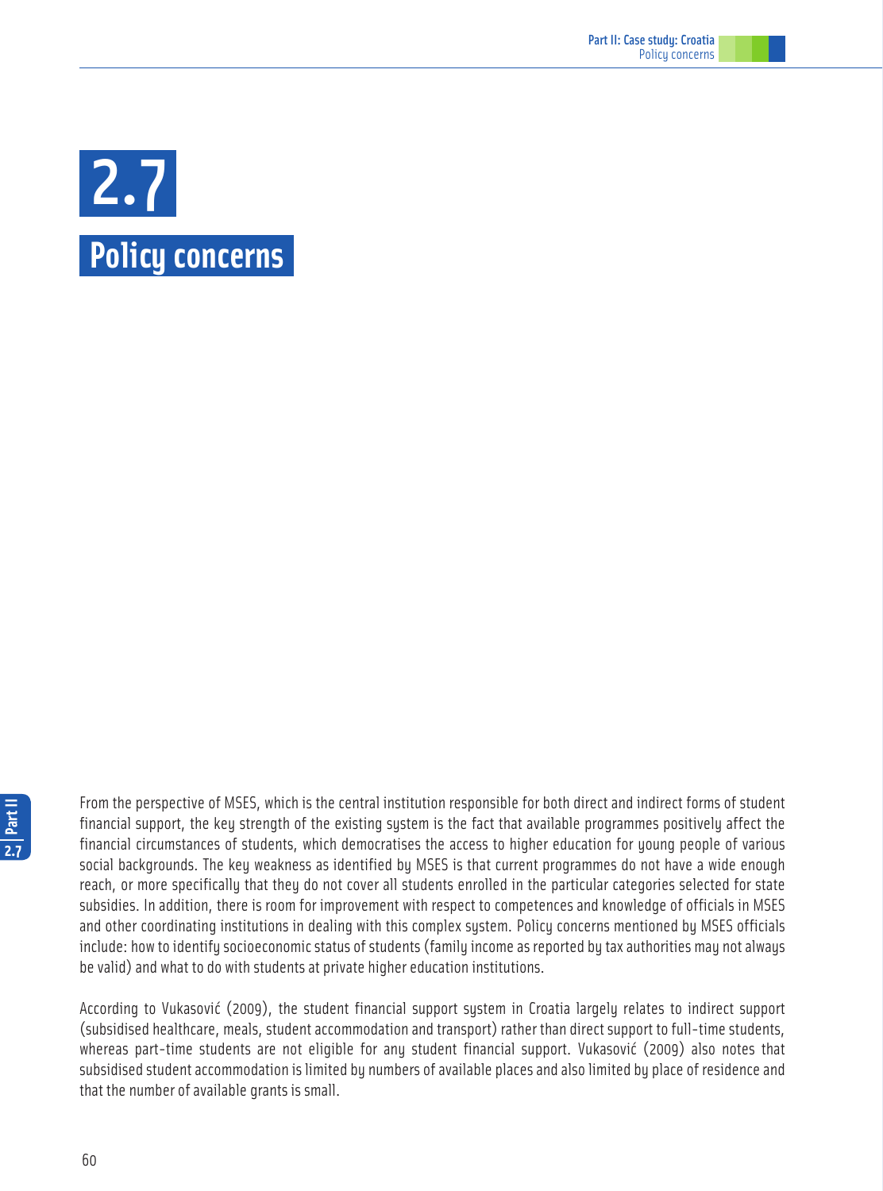# 2.7 Policy concerns

From the perspective of MSES, which is the central institution responsible for both direct and indirect forms of student financial support, the key strength of the existing system is the fact that available programmes positively affect the financial circumstances of students, which democratises the access to higher education for young people of various social backgrounds. The key weakness as identified by MSES is that current programmes do not have a wide enough reach, or more specifically that they do not cover all students enrolled in the particular categories selected for state subsidies. In addition, there is room for improvement with respect to competences and knowledge of officials in MSES and other coordinating institutions in dealing with this complex system. Policy concerns mentioned by MSES officials include: how to identify socioeconomic status of students (family income as reported by tax authorities may not always be valid) and what to do with students at private higher education institutions.

According to Vukasović (2009), the student financial support system in Croatia largely relates to indirect support (subsidised healthcare, meals, student accommodation and transport) rather than direct support to full-time students, whereas part-time students are not eligible for any student financial support. Vukasović (2009) also notes that subsidised student accommodation is limited by numbers of available places and also limited by place of residence and that the number of available grants is small.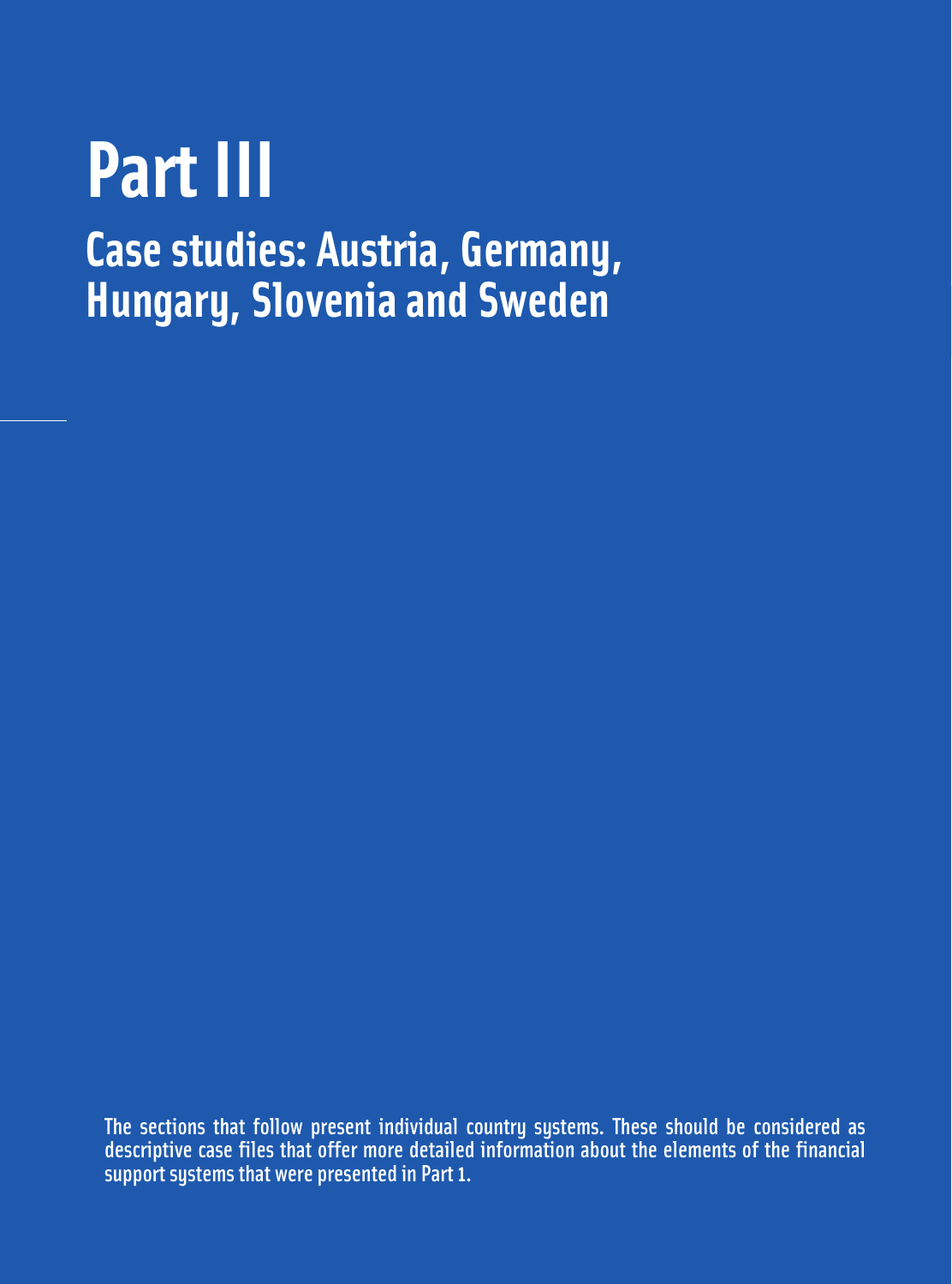# Part III

## Case studies: Austria, Germany, Hungary, Slovenia and Sweden

The sections that follow present individual country systems. These should be considered as descriptive case files that offer more detailed information about the elements of the financial support systems that were presented in Part 1.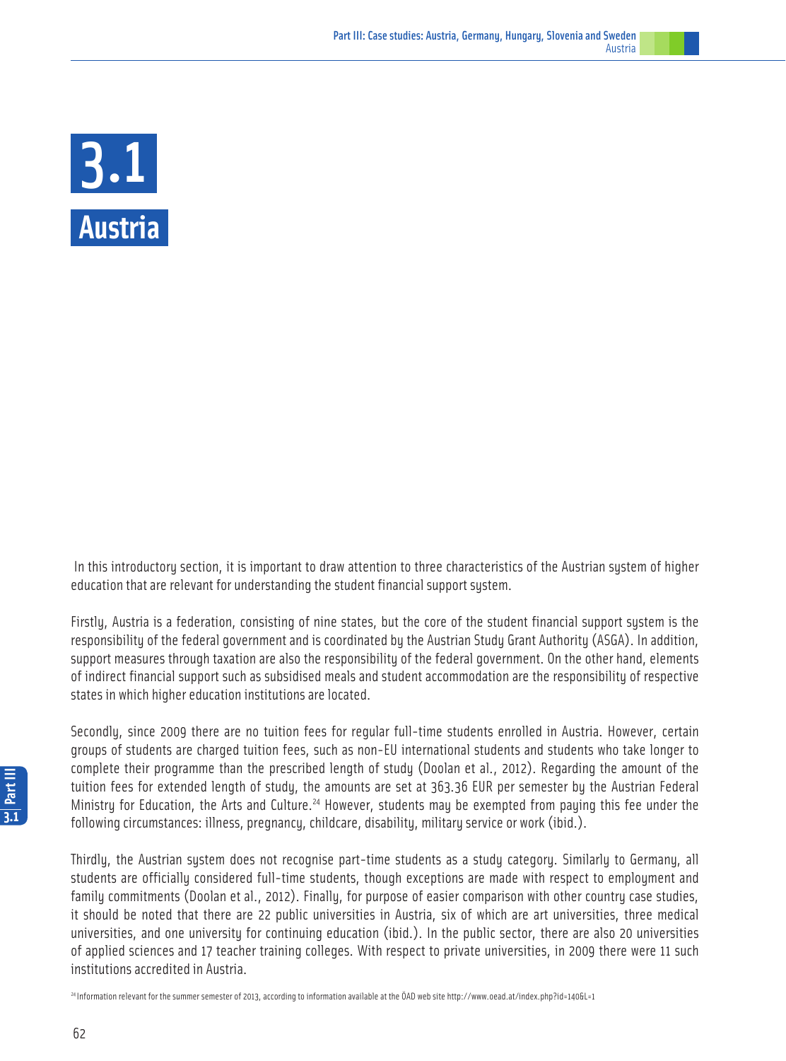# 3.1 Austria

In this introductory section, it is important to draw attention to three characteristics of the Austrian system of higher education that are relevant for understanding the student financial support system.

Firstly, Austria is a federation, consisting of nine states, but the core of the student financial support system is the responsibility of the federal government and is coordinated by the Austrian Study Grant Authority (ASGA). In addition, support measures through taxation are also the responsibility of the federal government. On the other hand, elements of indirect financial support such as subsidised meals and student accommodation are the responsibility of respective states in which higher education institutions are located.

Secondly, since 2009 there are no tuition fees for regular full-time students enrolled in Austria. However, certain groups of students are charged tuition fees, such as non-EU international students and students who take longer to complete their programme than the prescribed length of study (Doolan et al., 2012). Regarding the amount of the tuition fees for extended length of study, the amounts are set at 363.36 EUR per semester by the Austrian Federal Ministry for Education, the Arts and Culture.[24] However, students may be exempted from paying this fee under the following circumstances: illness, pregnancy, childcare, disability, military service or work (ibid.).

Thirdly, the Austrian system does not recognise part-time students as a study category. Similarly to Germany, all students are officially considered full-time students, though exceptions are made with respect to employment and family commitments (Doolan et al., 2012). Finally, for purpose of easier comparison with other country case studies, it should be noted that there are 22 public universities in Austria, six of which are art universities, three medical universities, and one university for continuing education (ibid.). In the public sector, there are also 20 universities of applied sciences and 17 teacher training colleges. With respect to private universities, in 2009 there were 11 such institutions accredited in Austria.

[24] Information relevant for the summer semester of 2013, according to information available at the ÖAD web site http://www.oead.at/index.php?id=140&L=1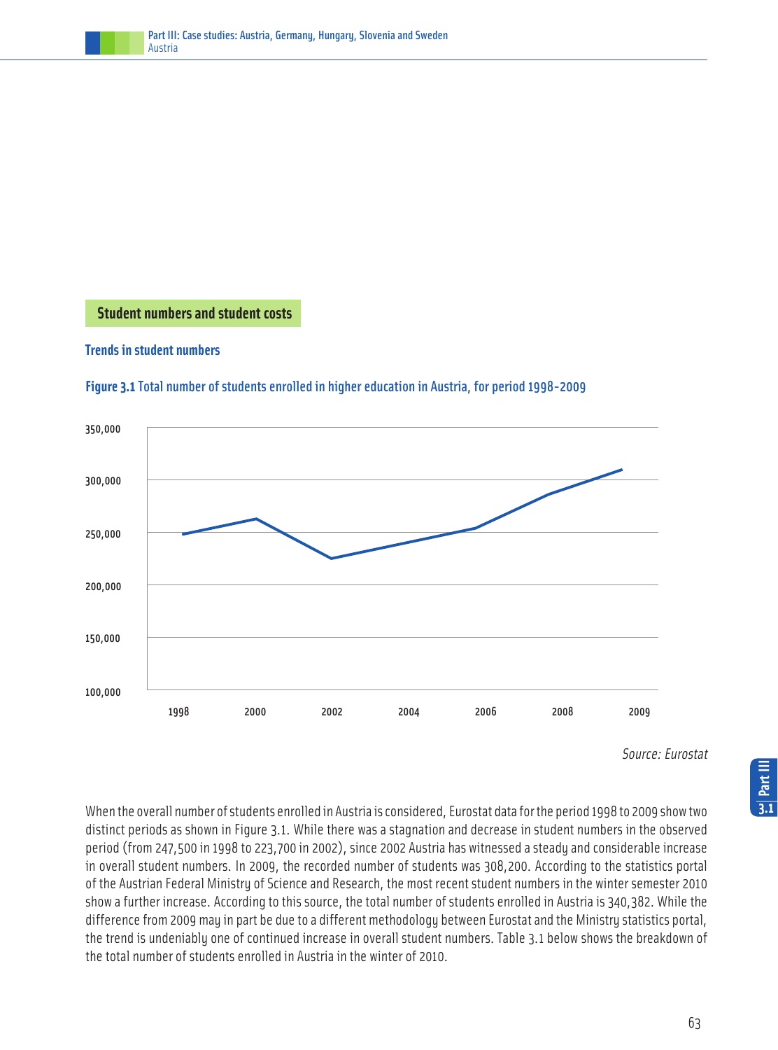## Student numbers and student costs

### Trends in student numbers

**Figure 3.1** Total number of students enrolled in higher education in Austria, for period 1998-2009

*Source: Eurostat*

When the overall number of students enrolled in Austria is considered, Eurostat data for the period 1998 to 2009 show two distinct periods as shown in Figure 3.1. While there was a stagnation and decrease in student numbers in the observed period (from 247,500 in 1998 to 223,700 in 2002), since 2002 Austria has witnessed a steady and considerable increase in overall student numbers. In 2009, the recorded number of students was 308,200. According to the statistics portal of the Austrian Federal Ministry of Science and Research, the most recent student numbers in the winter semester 2010 show a further increase. According to this source, the total number of students enrolled in Austria is 340,382. While the difference from 2009 may in part be due to a different methodology between Eurostat and the Ministry statistics portal, the trend is undeniably one of continued increase in overall student numbers. Table 3.1 below shows the breakdown of the total number of students enrolled in Austria in the winter of 2010.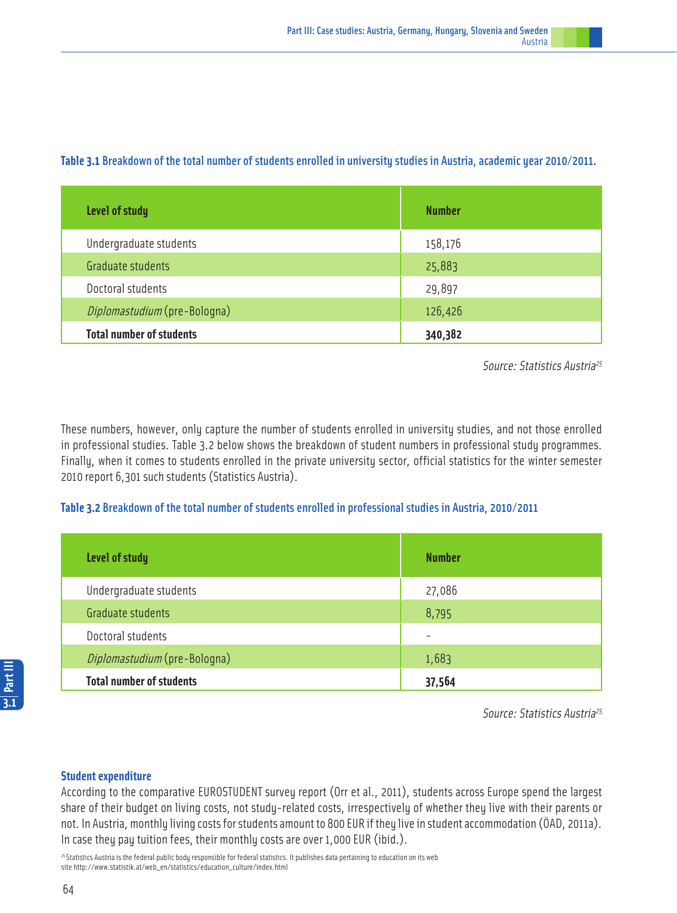**Table 3.1** Breakdown of the total number of students enrolled in university studies in Austria, academic year 2010/2011.

| Level of study | Number |
|---|---|
| Undergraduate students | 158,176 |
| Graduate students | 25,883 |
| Doctoral students | 29,897 |
| *Diplomastudium* (pre-Bologna) | 126,426 |
| **Total number of students** | **340,382** |

*Source: Statistics Austria*[25]

These numbers, however, only capture the number of students enrolled in university studies, and not those enrolled in professional studies. Table 3.2 below shows the breakdown of student numbers in professional study programmes. Finally, when it comes to students enrolled in the private university sector, official statistics for the winter semester 2010 report 6,301 such students (Statistics Austria).

**Table 3.2** Breakdown of the total number of students enrolled in professional studies in Austria, 2010/2011

| Level of study | Number |
|---|---|
| Undergraduate students | 27,086 |
| Graduate students | 8,795 |
| Doctoral students | - |
| *Diplomastudium* (pre-Bologna) | 1,683 |
| **Total number of students** | **37,564** |

*Source: Statistics Austria*[25]

### Student expenditure

According to the comparative EUROSTUDENT survey report (Orr et al., 2011), students across Europe spend the largest share of their budget on living costs, not study-related costs, irrespectively of whether they live with their parents or not. In Austria, monthly living costs for students amount to 800 EUR if they live in student accommodation (ÖAD, 2011a). In case they pay tuition fees, their monthly costs are over 1,000 EUR (ibid.).

[25] Statistics Austria is the federal public body responsible for federal statistics. It publishes data pertaining to education on its web site http://www.statistik.at/web_en/statistics/education_culture/index.html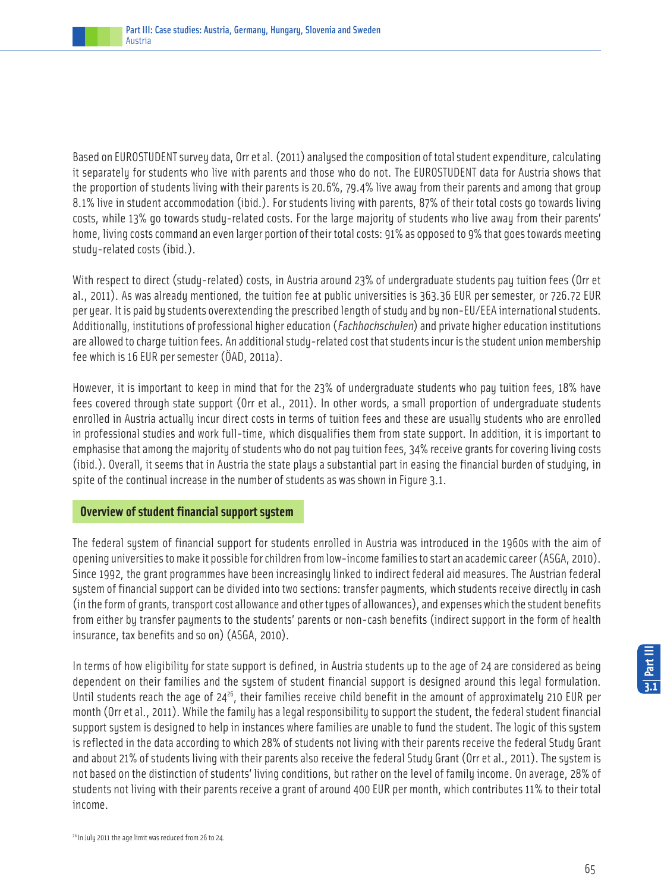Based on EUROSTUDENT survey data, Orr et al. (2011) analysed the composition of total student expenditure, calculating it separately for students who live with parents and those who do not. The EUROSTUDENT data for Austria shows that the proportion of students living with their parents is 20.6%, 79.4% live away from their parents and among that group 8.1% live in student accommodation (ibid.). For students living with parents, 87% of their total costs go towards living costs, while 13% go towards study-related costs. For the large majority of students who live away from their parents' home, living costs command an even larger portion of their total costs: 91% as opposed to 9% that goes towards meeting study-related costs (ibid.).

With respect to direct (study-related) costs, in Austria around 23% of undergraduate students pay tuition fees (Orr et al., 2011). As was already mentioned, the tuition fee at public universities is 363.36 EUR per semester, or 726.72 EUR per year. It is paid by students overextending the prescribed length of study and by non-EU/EEA international students. Additionally, institutions of professional higher education (*Fachhochschulen*) and private higher education institutions are allowed to charge tuition fees. An additional study-related cost that students incur is the student union membership fee which is 16 EUR per semester (ÖAD, 2011a).

However, it is important to keep in mind that for the 23% of undergraduate students who pay tuition fees, 18% have fees covered through state support (Orr et al., 2011). In other words, a small proportion of undergraduate students enrolled in Austria actually incur direct costs in terms of tuition fees and these are usually students who are enrolled in professional studies and work full-time, which disqualifies them from state support. In addition, it is important to emphasise that among the majority of students who do not pay tuition fees, 34% receive grants for covering living costs (ibid.). Overall, it seems that in Austria the state plays a substantial part in easing the financial burden of studying, in spite of the continual increase in the number of students as was shown in Figure 3.1.

## Overview of student financial support system

The federal system of financial support for students enrolled in Austria was introduced in the 1960s with the aim of opening universities to make it possible for children from low-income families to start an academic career (ASGA, 2010). Since 1992, the grant programmes have been increasingly linked to indirect federal aid measures. The Austrian federal system of financial support can be divided into two sections: transfer payments, which students receive directly in cash (in the form of grants, transport cost allowance and other types of allowances), and expenses which the student benefits from either by transfer payments to the students' parents or non-cash benefits (indirect support in the form of health insurance, tax benefits and so on) (ASGA, 2010).

In terms of how eligibility for state support is defined, in Austria students up to the age of 24 are considered as being dependent on their families and the system of student financial support is designed around this legal formulation. Until students reach the age of 24[26], their families receive child benefit in the amount of approximately 210 EUR per month (Orr et al., 2011). While the family has a legal responsibility to support the student, the federal student financial support system is designed to help in instances where families are unable to fund the student. The logic of this system is reflected in the data according to which 28% of students not living with their parents receive the federal Study Grant and about 21% of students living with their parents also receive the federal Study Grant (Orr et al., 2011). The system is not based on the distinction of students' living conditions, but rather on the level of family income. On average, 28% of students not living with their parents receive a grant of around 400 EUR per month, which contributes 11% to their total income.

[26] In July 2011 the age limit was reduced from 26 to 24.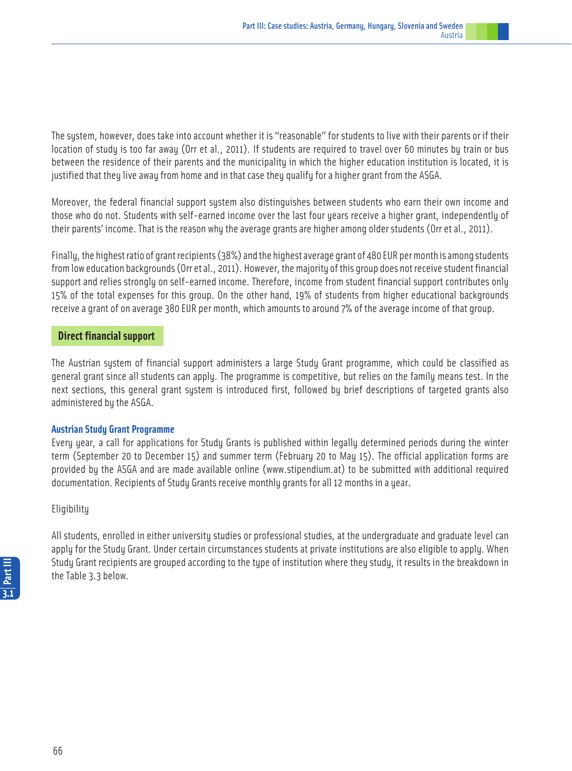The system, however, does take into account whether it is "reasonable" for students to live with their parents or if their location of study is too far away (Orr et al., 2011). If students are required to travel over 60 minutes by train or bus between the residence of their parents and the municipality in which the higher education institution is located, it is justified that they live away from home and in that case they qualify for a higher grant from the ASGA.

Moreover, the federal financial support system also distinguishes between students who earn their own income and those who do not. Students with self-earned income over the last four years receive a higher grant, independently of their parents' income. That is the reason why the average grants are higher among older students (Orr et al., 2011).

Finally, the highest ratio of grant recipients (38%) and the highest average grant of 480 EUR per month is among students from low education backgrounds (Orr et al., 2011). However, the majority of this group does not receive student financial support and relies strongly on self-earned income. Therefore, income from student financial support contributes only 15% of the total expenses for this group. On the other hand, 19% of students from higher educational backgrounds receive a grant of on average 380 EUR per month, which amounts to around 7% of the average income of that group.

## Direct financial support

The Austrian system of financial support administers a large Study Grant programme, which could be classified as general grant since all students can apply. The programme is competitive, but relies on the family means test. In the next sections, this general grant system is introduced first, followed by brief descriptions of targeted grants also administered by the ASGA.

### Austrian Study Grant Programme

Every year, a call for applications for Study Grants is published within legally determined periods during the winter term (September 20 to December 15) and summer term (February 20 to May 15). The official application forms are provided by the ASGA and are made available online (www.stipendium.at) to be submitted with additional required documentation. Recipients of Study Grants receive monthly grants for all 12 months in a year.

Eligibility

All students, enrolled in either university studies or professional studies, at the undergraduate and graduate level can apply for the Study Grant. Under certain circumstances students at private institutions are also eligible to apply. When Study Grant recipients are grouped according to the type of institution where they study, it results in the breakdown in the Table 3.3 below.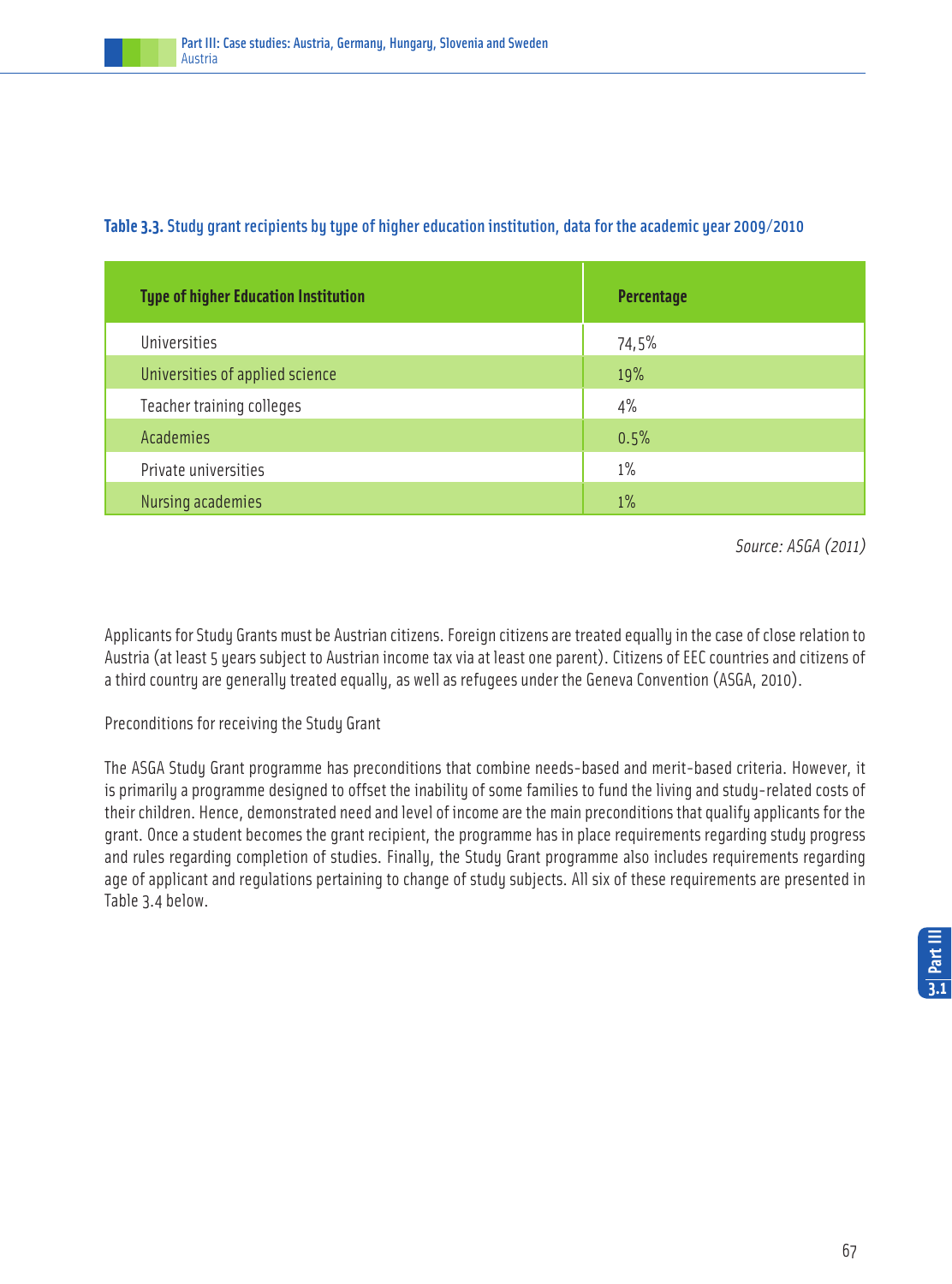**Table 3.3.** Study grant recipients by type of higher education institution, data for the academic year 2009/2010

| Type of higher Education Institution | Percentage |
|---|---|
| Universities | 74,5% |
| Universities of applied science | 19% |
| Teacher training colleges | 4% |
| Academies | 0.5% |
| Private universities | 1% |
| Nursing academies | 1% |

*Source: ASGA (2011)*

Applicants for Study Grants must be Austrian citizens. Foreign citizens are treated equally in the case of close relation to Austria (at least 5 years subject to Austrian income tax via at least one parent). Citizens of EEC countries and citizens of a third country are generally treated equally, as well as refugees under the Geneva Convention (ASGA, 2010).

Preconditions for receiving the Study Grant

The ASGA Study Grant programme has preconditions that combine needs-based and merit-based criteria. However, it is primarily a programme designed to offset the inability of some families to fund the living and study-related costs of their children. Hence, demonstrated need and level of income are the main preconditions that qualify applicants for the grant. Once a student becomes the grant recipient, the programme has in place requirements regarding study progress and rules regarding completion of studies. Finally, the Study Grant programme also includes requirements regarding age of applicant and regulations pertaining to change of study subjects. All six of these requirements are presented in Table 3.4 below.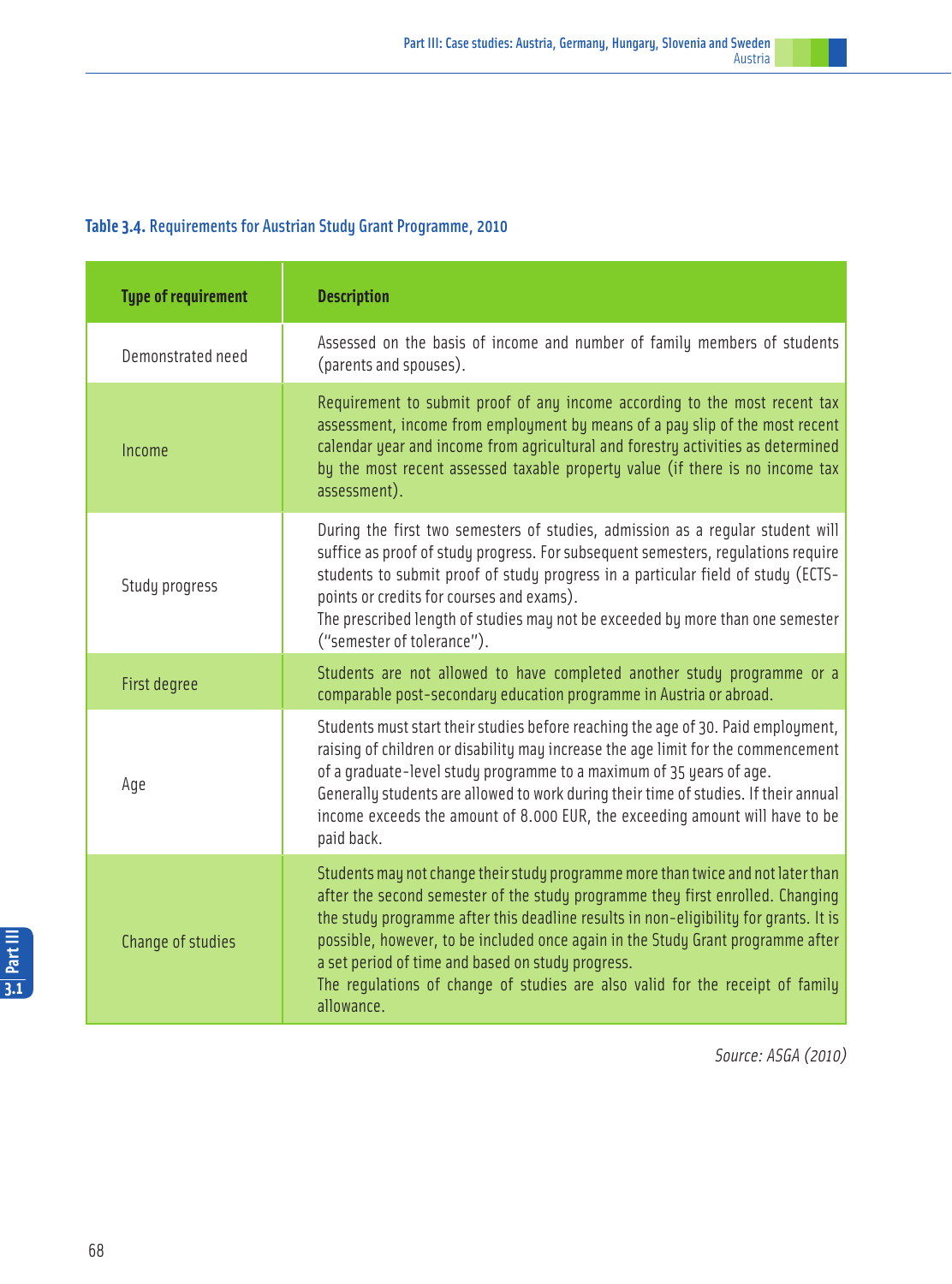**Table 3.4.** Requirements for Austrian Study Grant Programme, 2010

| Type of requirement | Description |
|---|---|
| Demonstrated need | Assessed on the basis of income and number of family members of students (parents and spouses). |
| Income | Requirement to submit proof of any income according to the most recent tax assessment, income from employment by means of a pay slip of the most recent calendar year and income from agricultural and forestry activities as determined by the most recent assessed taxable property value (if there is no income tax assessment). |
| Study progress | During the first two semesters of studies, admission as a regular student will suffice as proof of study progress. For subsequent semesters, regulations require students to submit proof of study progress in a particular field of study (ECTS-points or credits for courses and exams).<br>The prescribed length of studies may not be exceeded by more than one semester ("semester of tolerance"). |
| First degree | Students are not allowed to have completed another study programme or a comparable post-secondary education programme in Austria or abroad. |
| Age | Students must start their studies before reaching the age of 30. Paid employment, raising of children or disability may increase the age limit for the commencement of a graduate-level study programme to a maximum of 35 years of age.<br>Generally students are allowed to work during their time of studies. If their annual income exceeds the amount of 8.000 EUR, the exceeding amount will have to be paid back. |
| Change of studies | Students may not change their study programme more than twice and not later than after the second semester of the study programme they first enrolled. Changing the study programme after this deadline results in non-eligibility for grants. It is possible, however, to be included once again in the Study Grant programme after a set period of time and based on study progress.<br>The regulations of change of studies are also valid for the receipt of family allowance. |

*Source: ASGA (2010)*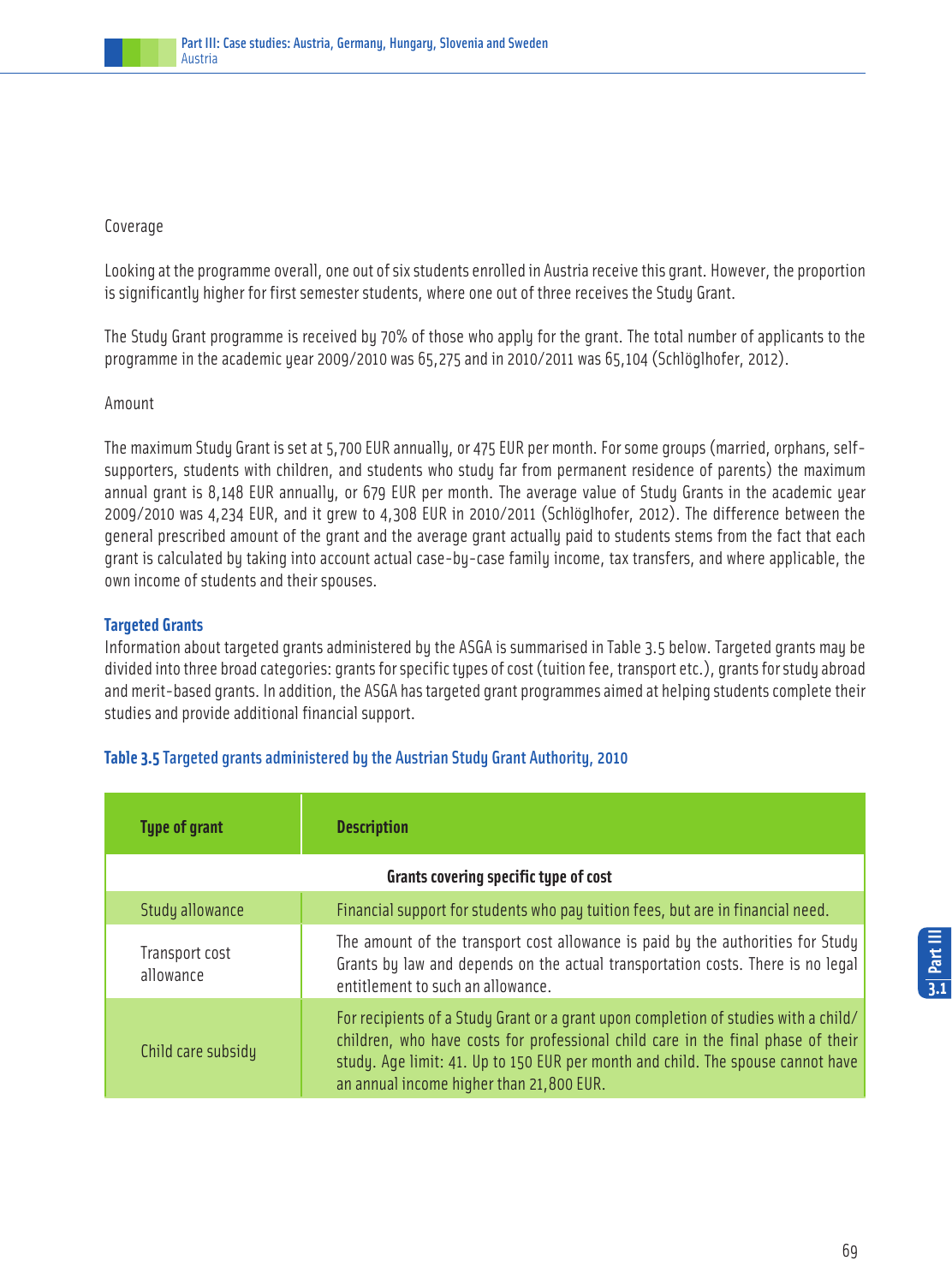Coverage

Looking at the programme overall, one out of six students enrolled in Austria receive this grant. However, the proportion is significantly higher for first semester students, where one out of three receives the Study Grant.

The Study Grant programme is received by 70% of those who apply for the grant. The total number of applicants to the programme in the academic year 2009/2010 was 65,275 and in 2010/2011 was 65,104 (Schlöglhofer, 2012).

Amount

The maximum Study Grant is set at 5,700 EUR annually, or 475 EUR per month. For some groups (married, orphans, self-supporters, students with children, and students who study far from permanent residence of parents) the maximum annual grant is 8,148 EUR annually, or 679 EUR per month. The average value of Study Grants in the academic year 2009/2010 was 4,234 EUR, and it grew to 4,308 EUR in 2010/2011 (Schlöglhofer, 2012). The difference between the general prescribed amount of the grant and the average grant actually paid to students stems from the fact that each grant is calculated by taking into account actual case-by-case family income, tax transfers, and where applicable, the own income of students and their spouses.

### Targeted Grants

Information about targeted grants administered by the ASGA is summarised in Table 3.5 below. Targeted grants may be divided into three broad categories: grants for specific types of cost (tuition fee, transport etc.), grants for study abroad and merit-based grants. In addition, the ASGA has targeted grant programmes aimed at helping students complete their studies and provide additional financial support.

**Table 3.5** Targeted grants administered by the Austrian Study Grant Authority, 2010

| Type of grant | Description |
|---|---|
| **Grants covering specific type of cost** | |
| Study allowance | Financial support for students who pay tuition fees, but are in financial need. |
| Transport cost allowance | The amount of the transport cost allowance is paid by the authorities for Study Grants by law and depends on the actual transportation costs. There is no legal entitlement to such an allowance. |
| Child care subsidy | For recipients of a Study Grant or a grant upon completion of studies with a child/children, who have costs for professional child care in the final phase of their study. Age limit: 41. Up to 150 EUR per month and child. The spouse cannot have an annual income higher than 21,800 EUR. |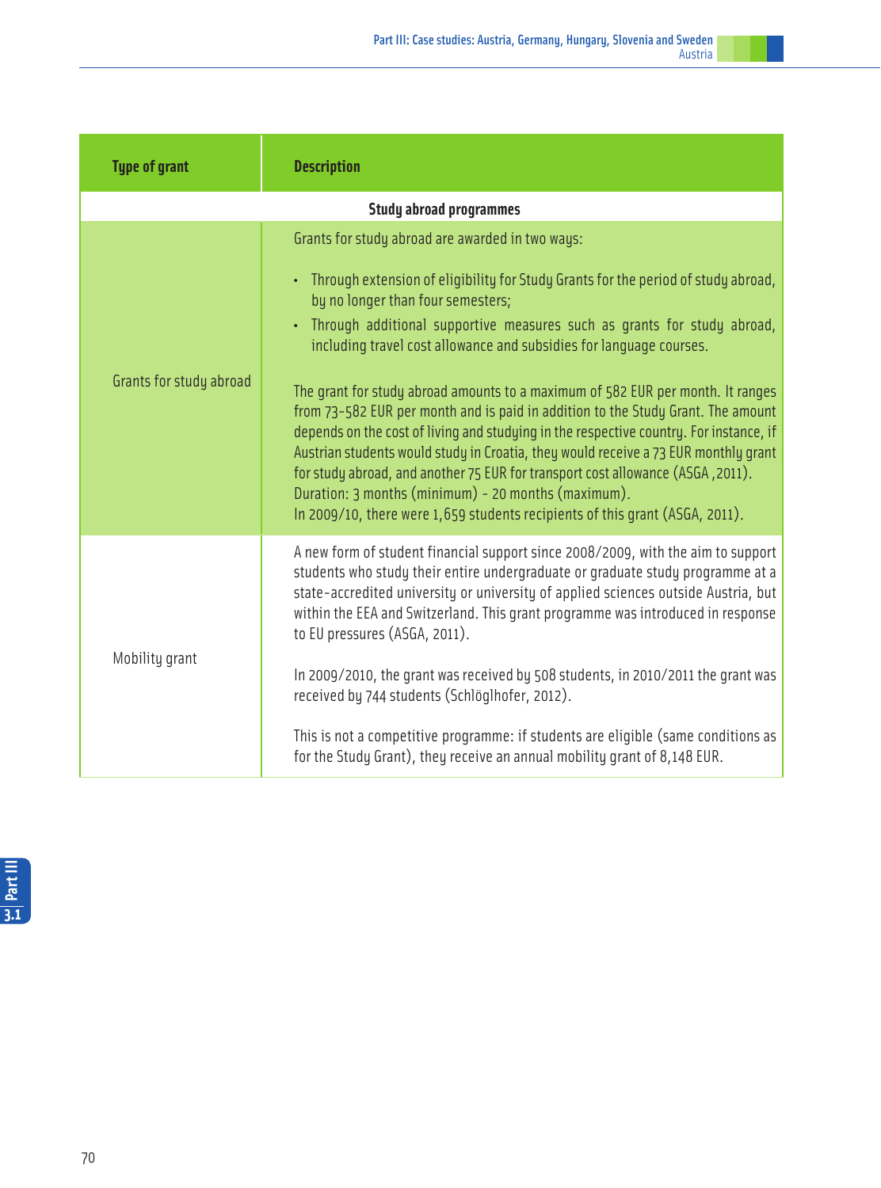| Type of grant | Description |
|---|---|
| **Study abroad programmes** | |
| Grants for study abroad | Grants for study abroad are awarded in two ways:<br>• Through extension of eligibility for Study Grants for the period of study abroad, by no longer than four semesters;<br>• Through additional supportive measures such as grants for study abroad, including travel cost allowance and subsidies for language courses.<br><br>The grant for study abroad amounts to a maximum of 582 EUR per month. It ranges from 73-582 EUR per month and is paid in addition to the Study Grant. The amount depends on the cost of living and studying in the respective country. For instance, if Austrian students would study in Croatia, they would receive a 73 EUR monthly grant for study abroad, and another 75 EUR for transport cost allowance (ASGA ,2011).<br>Duration: 3 months (minimum) - 20 months (maximum).<br>In 2009/10, there were 1,659 students recipients of this grant (ASGA, 2011). |
| Mobility grant | A new form of student financial support since 2008/2009, with the aim to support students who study their entire undergraduate or graduate study programme at a state-accredited university or university of applied sciences outside Austria, but within the EEA and Switzerland. This grant programme was introduced in response to EU pressures (ASGA, 2011).<br><br>In 2009/2010, the grant was received by 508 students, in 2010/2011 the grant was received by 744 students (Schlöglhofer, 2012).<br><br>This is not a competitive programme: if students are eligible (same conditions as for the Study Grant), they receive an annual mobility grant of 8,148 EUR. |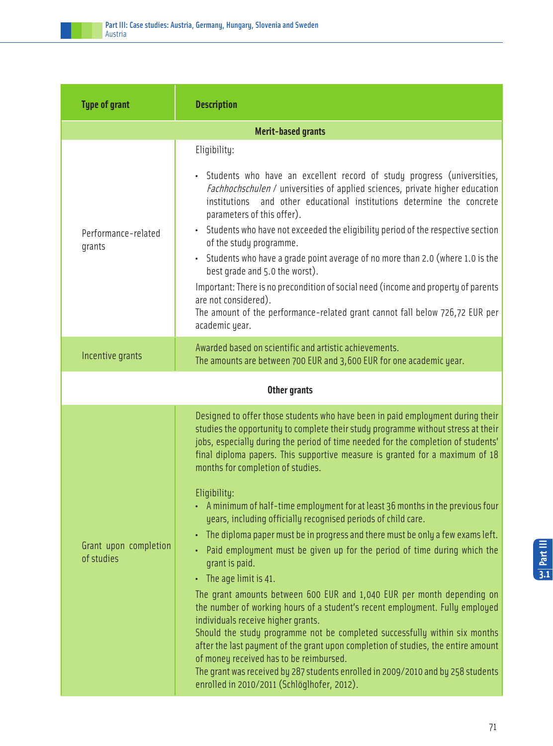| Type of grant | Description |
|---|---|
| **Merit-based grants** | |
| Performance-related grants | Eligibility:<br><br>• Students who have an excellent record of study progress (universities, *Fachhochschulen* / universities of applied sciences, private higher education institutions and other educational institutions determine the concrete parameters of this offer).<br>• Students who have not exceeded the eligibility period of the respective section of the study programme.<br>• Students who have a grade point average of no more than 2.0 (where 1.0 is the best grade and 5.0 the worst).<br><br>Important: There is no precondition of social need (income and property of parents are not considered).<br>The amount of the performance-related grant cannot fall below 726,72 EUR per academic year. |
| Incentive grants | Awarded based on scientific and artistic achievements.<br>The amounts are between 700 EUR and 3,600 EUR for one academic year. |
| **Other grants** | |
| Grant upon completion of studies | Designed to offer those students who have been in paid employment during their studies the opportunity to complete their study programme without stress at their jobs, especially during the period of time needed for the completion of students' final diploma papers. This supportive measure is granted for a maximum of 18 months for completion of studies.<br><br>Eligibility:<br>• A minimum of half-time employment for at least 36 months in the previous four years, including officially recognised periods of child care.<br>• The diploma paper must be in progress and there must be only a few exams left.<br>• Paid employment must be given up for the period of time during which the grant is paid.<br>• The age limit is 41.<br><br>The grant amounts between 600 EUR and 1,040 EUR per month depending on the number of working hours of a student's recent employment. Fully employed individuals receive higher grants.<br>Should the study programme not be completed successfully within six months after the last payment of the grant upon completion of studies, the entire amount of money received has to be reimbursed.<br>The grant was received by 287 students enrolled in 2009/2010 and by 258 students enrolled in 2010/2011 (Schlöglhofer, 2012). |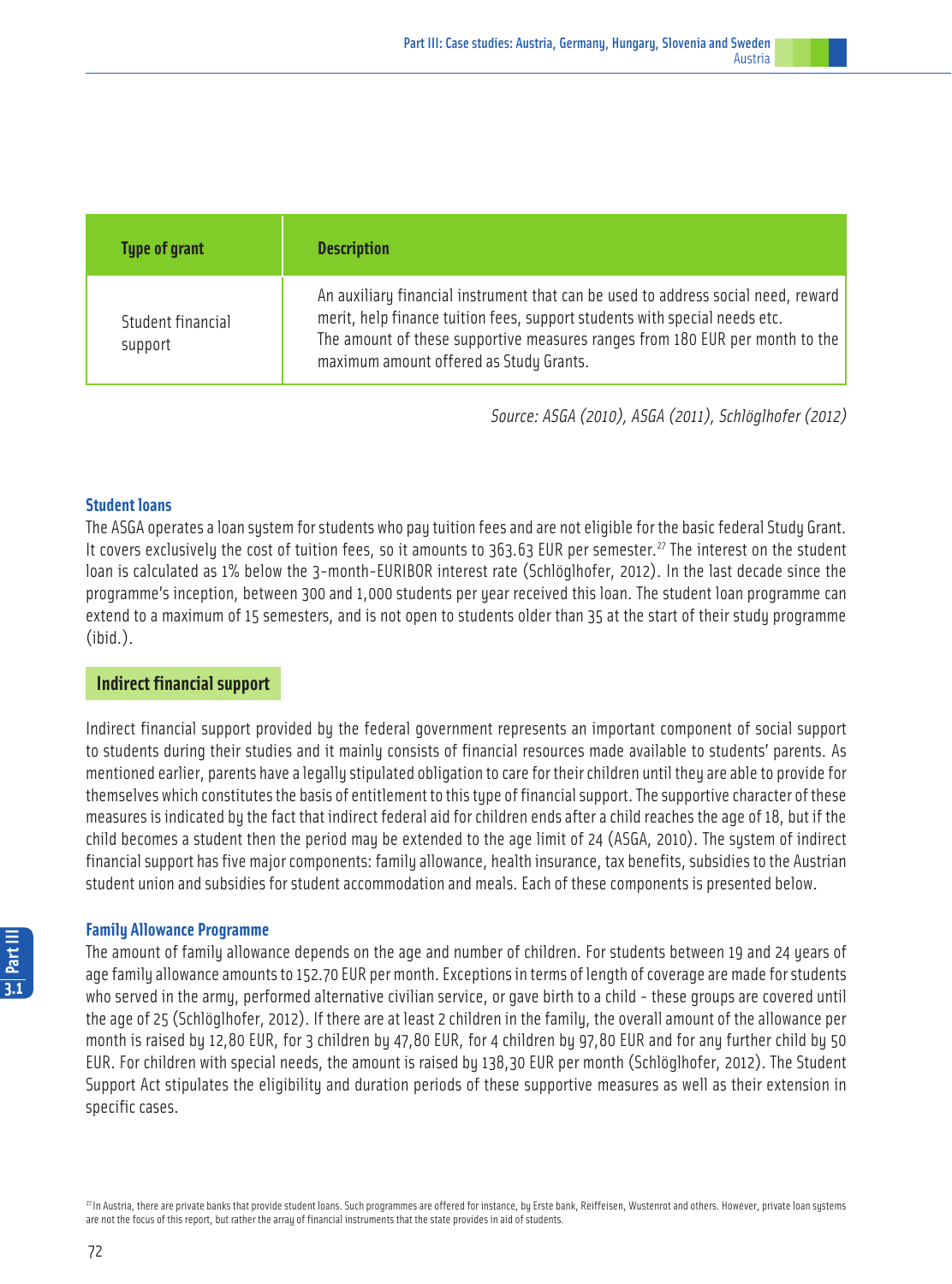| Type of grant | Description |
| --- | --- |
| Student financial support | An auxiliary financial instrument that can be used to address social need, reward merit, help finance tuition fees, support students with special needs etc. The amount of these supportive measures ranges from 180 EUR per month to the maximum amount offered as Study Grants. |

*Source: ASGA (2010), ASGA (2011), Schlöglhofer (2012)*

### Student loans

The ASGA operates a loan system for students who pay tuition fees and are not eligible for the basic federal Study Grant. It covers exclusively the cost of tuition fees, so it amounts to 363.63 EUR per semester.[27] The interest on the student loan is calculated as 1% below the 3-month-EURIBOR interest rate (Schlöglhofer, 2012). In the last decade since the programme's inception, between 300 and 1,000 students per year received this loan. The student loan programme can extend to a maximum of 15 semesters, and is not open to students older than 35 at the start of their study programme (ibid.).

## Indirect financial support

Indirect financial support provided by the federal government represents an important component of social support to students during their studies and it mainly consists of financial resources made available to students' parents. As mentioned earlier, parents have a legally stipulated obligation to care for their children until they are able to provide for themselves which constitutes the basis of entitlement to this type of financial support. The supportive character of these measures is indicated by the fact that indirect federal aid for children ends after a child reaches the age of 18, but if the child becomes a student then the period may be extended to the age limit of 24 (ASGA, 2010). The system of indirect financial support has five major components: family allowance, health insurance, tax benefits, subsidies to the Austrian student union and subsidies for student accommodation and meals. Each of these components is presented below.

### Family Allowance Programme

The amount of family allowance depends on the age and number of children. For students between 19 and 24 years of age family allowance amounts to 152.70 EUR per month. Exceptions in terms of length of coverage are made for students who served in the army, performed alternative civilian service, or gave birth to a child - these groups are covered until the age of 25 (Schlöglhofer, 2012). If there are at least 2 children in the family, the overall amount of the allowance per month is raised by 12,80 EUR, for 3 children by 47,80 EUR, for 4 children by 97,80 EUR and for any further child by 50 EUR. For children with special needs, the amount is raised by 138,30 EUR per month (Schlöglhofer, 2012). The Student Support Act stipulates the eligibility and duration periods of these supportive measures as well as their extension in specific cases.

[27] In Austria, there are private banks that provide student loans. Such programmes are offered for instance, by Erste bank, Reiffeisen, Wustenrot and others. However, private loan systems are not the focus of this report, but rather the array of financial instruments that the state provides in aid of students.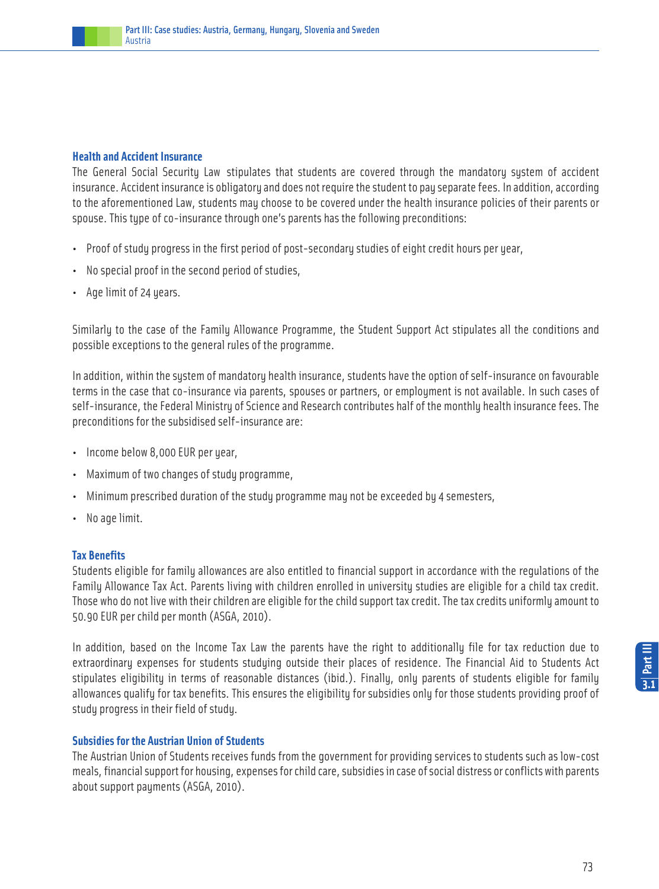### Health and Accident Insurance

The General Social Security Law stipulates that students are covered through the mandatory system of accident insurance. Accident insurance is obligatory and does not require the student to pay separate fees. In addition, according to the aforementioned Law, students may choose to be covered under the health insurance policies of their parents or spouse. This type of co-insurance through one's parents has the following preconditions:

- Proof of study progress in the first period of post-secondary studies of eight credit hours per year,
- No special proof in the second period of studies,
- Age limit of 24 years.

Similarly to the case of the Family Allowance Programme, the Student Support Act stipulates all the conditions and possible exceptions to the general rules of the programme.

In addition, within the system of mandatory health insurance, students have the option of self-insurance on favourable terms in the case that co-insurance via parents, spouses or partners, or employment is not available. In such cases of self-insurance, the Federal Ministry of Science and Research contributes half of the monthly health insurance fees. The preconditions for the subsidised self-insurance are:

- Income below 8,000 EUR per year,
- Maximum of two changes of study programme,
- Minimum prescribed duration of the study programme may not be exceeded by 4 semesters,
- No age limit.

### Tax Benefits

Students eligible for family allowances are also entitled to financial support in accordance with the regulations of the Family Allowance Tax Act. Parents living with children enrolled in university studies are eligible for a child tax credit. Those who do not live with their children are eligible for the child support tax credit. The tax credits uniformly amount to 50.90 EUR per child per month (ASGA, 2010).

In addition, based on the Income Tax Law the parents have the right to additionally file for tax reduction due to extraordinary expenses for students studying outside their places of residence. The Financial Aid to Students Act stipulates eligibility in terms of reasonable distances (ibid.). Finally, only parents of students eligible for family allowances qualify for tax benefits. This ensures the eligibility for subsidies only for those students providing proof of study progress in their field of study.

### Subsidies for the Austrian Union of Students

The Austrian Union of Students receives funds from the government for providing services to students such as low-cost meals, financial support for housing, expenses for child care, subsidies in case of social distress or conflicts with parents about support payments (ASGA, 2010).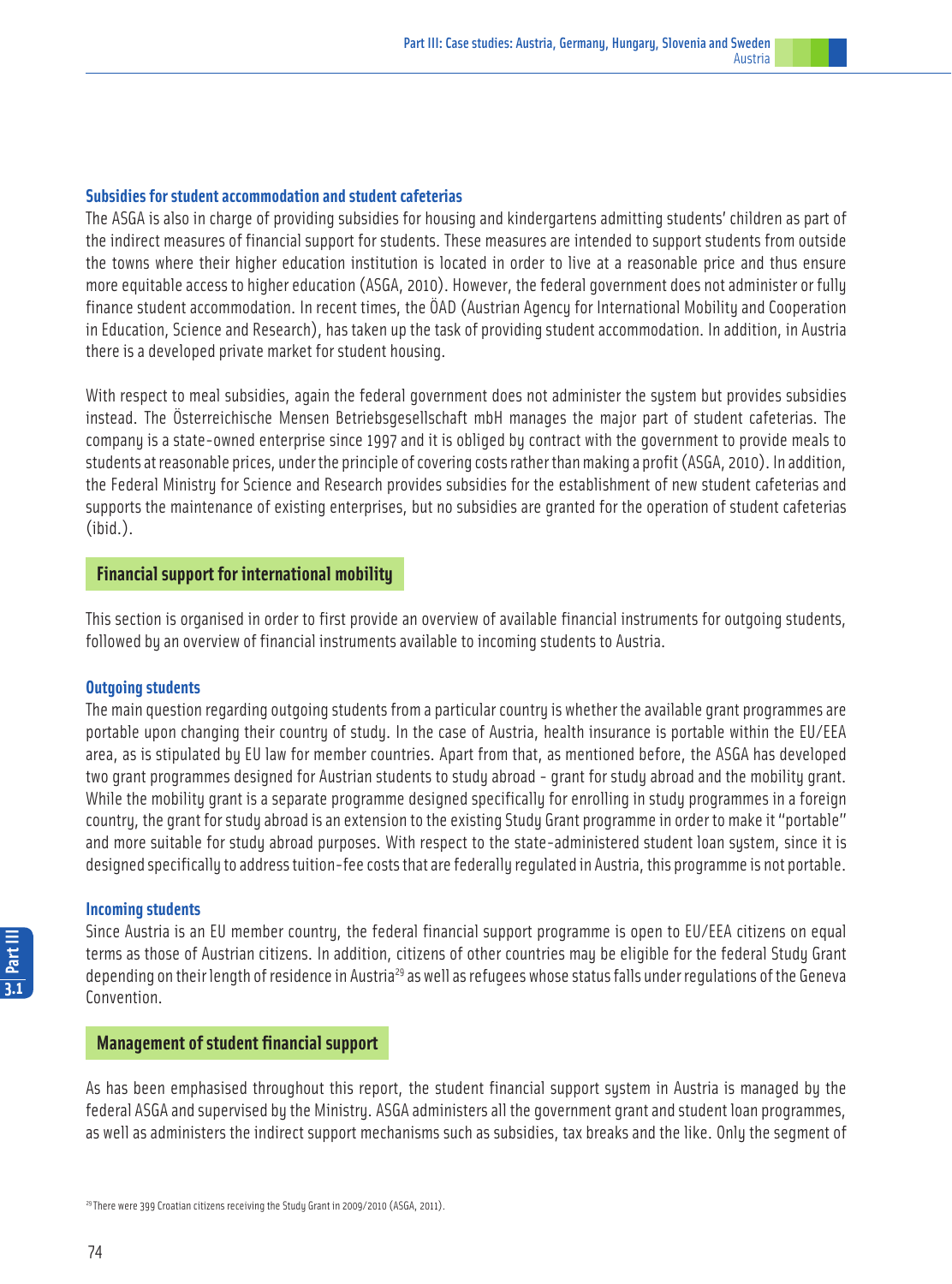### Subsidies for student accommodation and student cafeterias

The ASGA is also in charge of providing subsidies for housing and kindergartens admitting students' children as part of the indirect measures of financial support for students. These measures are intended to support students from outside the towns where their higher education institution is located in order to live at a reasonable price and thus ensure more equitable access to higher education (ASGA, 2010). However, the federal government does not administer or fully finance student accommodation. In recent times, the ÖAD (Austrian Agency for International Mobility and Cooperation in Education, Science and Research), has taken up the task of providing student accommodation. In addition, in Austria there is a developed private market for student housing.

With respect to meal subsidies, again the federal government does not administer the system but provides subsidies instead. The Österreichische Mensen Betriebsgesellschaft mbH manages the major part of student cafeterias. The company is a state-owned enterprise since 1997 and it is obliged by contract with the government to provide meals to students at reasonable prices, under the principle of covering costs rather than making a profit (ASGA, 2010). In addition, the Federal Ministry for Science and Research provides subsidies for the establishment of new student cafeterias and supports the maintenance of existing enterprises, but no subsidies are granted for the operation of student cafeterias (ibid.).

## Financial support for international mobility

This section is organised in order to first provide an overview of available financial instruments for outgoing students, followed by an overview of financial instruments available to incoming students to Austria.

### Outgoing students

The main question regarding outgoing students from a particular country is whether the available grant programmes are portable upon changing their country of study. In the case of Austria, health insurance is portable within the EU/EEA area, as is stipulated by EU law for member countries. Apart from that, as mentioned before, the ASGA has developed two grant programmes designed for Austrian students to study abroad - grant for study abroad and the mobility grant. While the mobility grant is a separate programme designed specifically for enrolling in study programmes in a foreign country, the grant for study abroad is an extension to the existing Study Grant programme in order to make it "portable" and more suitable for study abroad purposes. With respect to the state-administered student loan system, since it is designed specifically to address tuition-fee costs that are federally regulated in Austria, this programme is not portable.

### Incoming students

Since Austria is an EU member country, the federal financial support programme is open to EU/EEA citizens on equal terms as those of Austrian citizens. In addition, citizens of other countries may be eligible for the federal Study Grant depending on their length of residence in Austria[29] as well as refugees whose status falls under regulations of the Geneva Convention.

## Management of student financial support

As has been emphasised throughout this report, the student financial support system in Austria is managed by the federal ASGA and supervised by the Ministry. ASGA administers all the government grant and student loan programmes, as well as administers the indirect support mechanisms such as subsidies, tax breaks and the like. Only the segment of

[29] There were 399 Croatian citizens receiving the Study Grant in 2009/2010 (ASGA, 2011).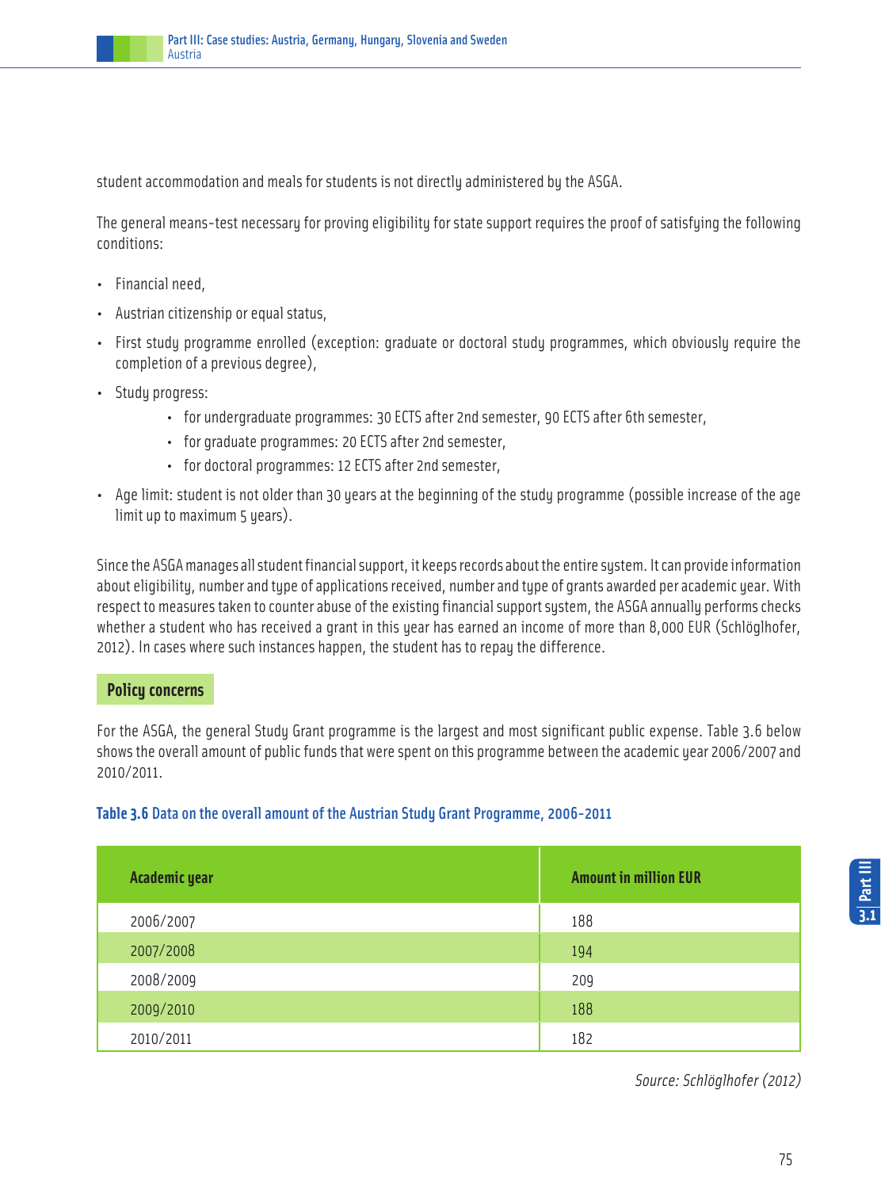student accommodation and meals for students is not directly administered by the ASGA.

The general means-test necessary for proving eligibility for state support requires the proof of satisfying the following conditions:

- Financial need,
- Austrian citizenship or equal status,
- First study programme enrolled (exception: graduate or doctoral study programmes, which obviously require the completion of a previous degree),
- Study progress:
    - for undergraduate programmes: 30 ECTS after 2nd semester, 90 ECTS after 6th semester,
    - for graduate programmes: 20 ECTS after 2nd semester,
    - for doctoral programmes: 12 ECTS after 2nd semester,
- Age limit: student is not older than 30 years at the beginning of the study programme (possible increase of the age limit up to maximum 5 years).

Since the ASGA manages all student financial support, it keeps records about the entire system. It can provide information about eligibility, number and type of applications received, number and type of grants awarded per academic year. With respect to measures taken to counter abuse of the existing financial support system, the ASGA annually performs checks whether a student who has received a grant in this year has earned an income of more than 8,000 EUR (Schlöglhofer, 2012). In cases where such instances happen, the student has to repay the difference.

### Policy concerns

For the ASGA, the general Study Grant programme is the largest and most significant public expense. Table 3.6 below shows the overall amount of public funds that were spent on this programme between the academic year 2006/2007 and 2010/2011.

**Table 3.6** Data on the overall amount of the Austrian Study Grant Programme, 2006-2011

| Academic year | Amount in million EUR |
|---|---|
| 2006/2007 | 188 |
| 2007/2008 | 194 |
| 2008/2009 | 209 |
| 2009/2010 | 188 |
| 2010/2011 | 182 |

*Source: Schlöglhofer (2012)*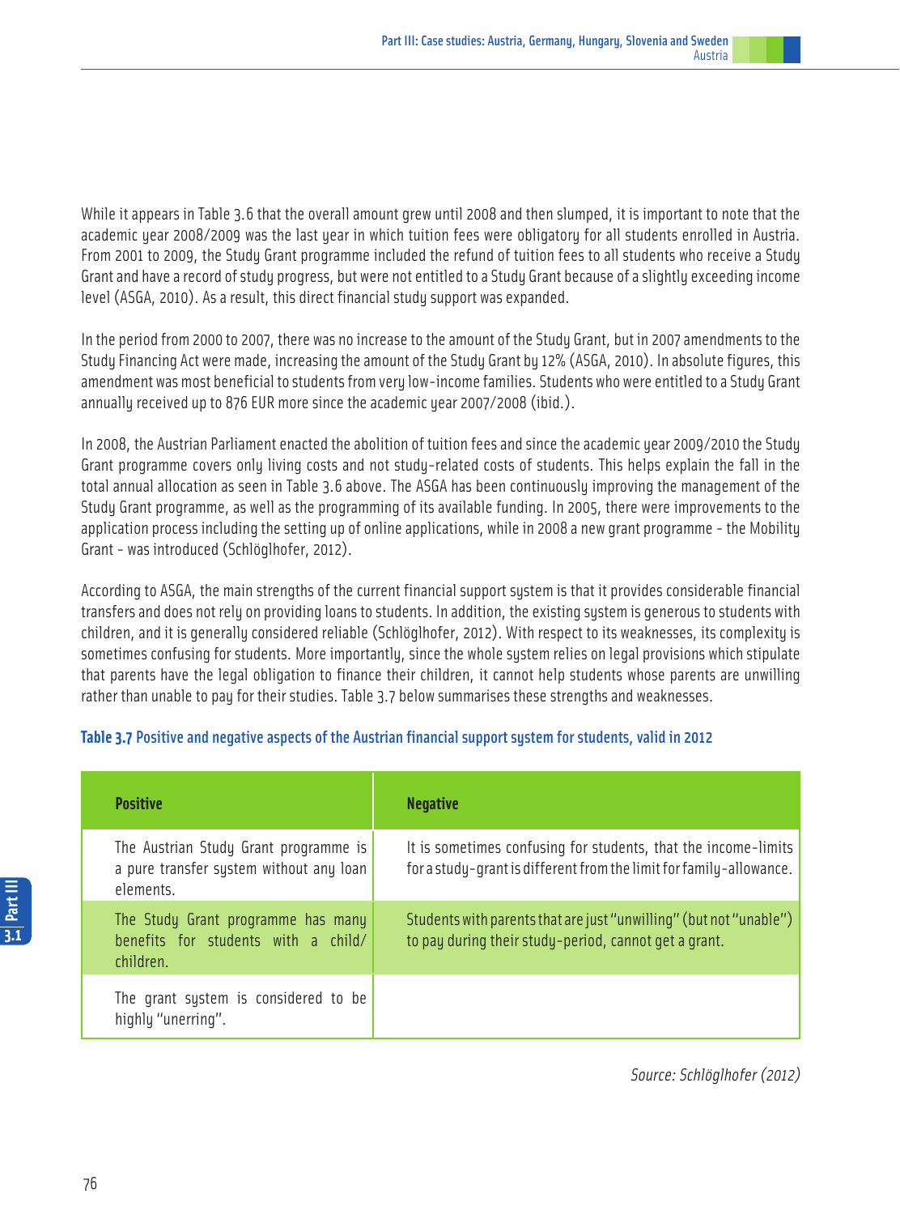While it appears in Table 3.6 that the overall amount grew until 2008 and then slumped, it is important to note that the academic year 2008/2009 was the last year in which tuition fees were obligatory for all students enrolled in Austria. From 2001 to 2009, the Study Grant programme included the refund of tuition fees to all students who receive a Study Grant and have a record of study progress, but were not entitled to a Study Grant because of a slightly exceeding income level (ASGA, 2010). As a result, this direct financial study support was expanded.

In the period from 2000 to 2007, there was no increase to the amount of the Study Grant, but in 2007 amendments to the Study Financing Act were made, increasing the amount of the Study Grant by 12% (ASGA, 2010). In absolute figures, this amendment was most beneficial to students from very low-income families. Students who were entitled to a Study Grant annually received up to 876 EUR more since the academic year 2007/2008 (ibid.).

In 2008, the Austrian Parliament enacted the abolition of tuition fees and since the academic year 2009/2010 the Study Grant programme covers only living costs and not study-related costs of students. This helps explain the fall in the total annual allocation as seen in Table 3.6 above. The ASGA has been continuously improving the management of the Study Grant programme, as well as the programming of its available funding. In 2005, there were improvements to the application process including the setting up of online applications, while in 2008 a new grant programme - the Mobility Grant - was introduced (Schlöglhofer, 2012).

According to ASGA, the main strengths of the current financial support system is that it provides considerable financial transfers and does not rely on providing loans to students. In addition, the existing system is generous to students with children, and it is generally considered reliable (Schlöglhofer, 2012). With respect to its weaknesses, its complexity is sometimes confusing for students. More importantly, since the whole system relies on legal provisions which stipulate that parents have the legal obligation to finance their children, it cannot help students whose parents are unwilling rather than unable to pay for their studies. Table 3.7 below summarises these strengths and weaknesses.

**Table 3.7 Positive and negative aspects of the Austrian financial support system for students, valid in 2012**

| Positive | Negative |
|---|---|
| The Austrian Study Grant programme is a pure transfer system without any loan elements. | It is sometimes confusing for students, that the income-limits for a study-grant is different from the limit for family-allowance. |
| The Study Grant programme has many benefits for students with a child/children. | Students with parents that are just "unwilling" (but not "unable") to pay during their study-period, cannot get a grant. |
| The grant system is considered to be highly "unerring". | |

*Source: Schlöglhofer (2012)*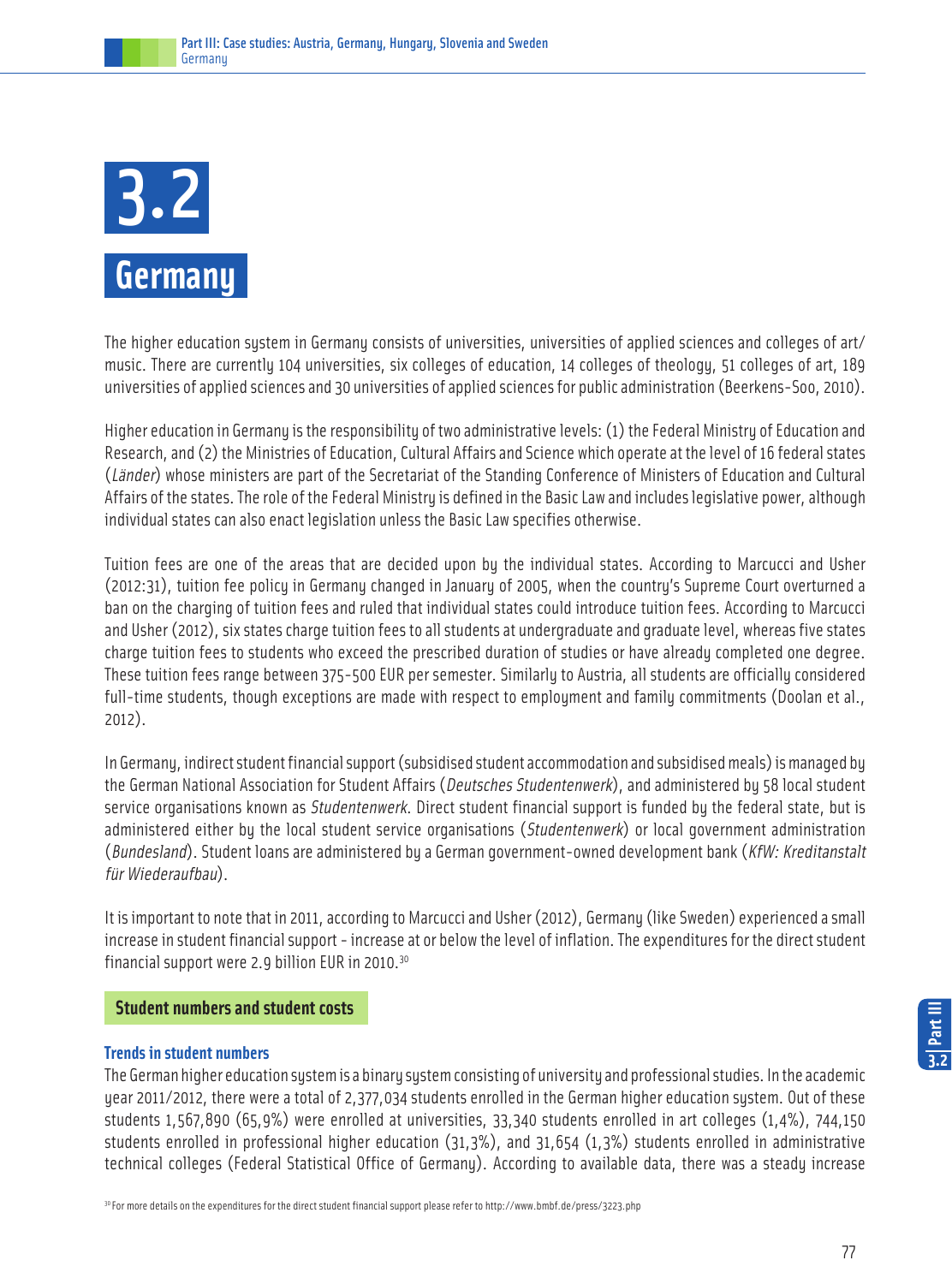# 3.2 Germany

The higher education system in Germany consists of universities, universities of applied sciences and colleges of art/ music. There are currently 104 universities, six colleges of education, 14 colleges of theology, 51 colleges of art, 189 universities of applied sciences and 30 universities of applied sciences for public administration (Beerkens-Soo, 2010).

Higher education in Germany is the responsibility of two administrative levels: (1) the Federal Ministry of Education and Research, and (2) the Ministries of Education, Cultural Affairs and Science which operate at the level of 16 federal states (*Länder*) whose ministers are part of the Secretariat of the Standing Conference of Ministers of Education and Cultural Affairs of the states. The role of the Federal Ministry is defined in the Basic Law and includes legislative power, although individual states can also enact legislation unless the Basic Law specifies otherwise.

Tuition fees are one of the areas that are decided upon by the individual states. According to Marcucci and Usher (2012:31), tuition fee policy in Germany changed in January of 2005, when the country's Supreme Court overturned a ban on the charging of tuition fees and ruled that individual states could introduce tuition fees. According to Marcucci and Usher (2012), six states charge tuition fees to all students at undergraduate and graduate level, whereas five states charge tuition fees to students who exceed the prescribed duration of studies or have already completed one degree. These tuition fees range between 375-500 EUR per semester. Similarly to Austria, all students are officially considered full-time students, though exceptions are made with respect to employment and family commitments (Doolan et al., 2012).

In Germany, indirect student financial support (subsidised student accommodation and subsidised meals) is managed by the German National Association for Student Affairs (*Deutsches Studentenwerk*), and administered by 58 local student service organisations known as *Studentenwerk*. Direct student financial support is funded by the federal state, but is administered either by the local student service organisations (*Studentenwerk*) or local government administration (*Bundesland*). Student loans are administered by a German government-owned development bank (*KfW: Kreditanstalt für Wiederaufbau*).

It is important to note that in 2011, according to Marcucci and Usher (2012), Germany (like Sweden) experienced a small increase in student financial support - increase at or below the level of inflation. The expenditures for the direct student financial support were 2.9 billion EUR in 2010.[30]

## Student numbers and student costs

### Trends in student numbers

The German higher education system is a binary system consisting of university and professional studies. In the academic year 2011/2012, there were a total of 2,377,034 students enrolled in the German higher education system. Out of these students 1,567,890 (65,9%) were enrolled at universities, 33,340 students enrolled in art colleges (1,4%), 744,150 students enrolled in professional higher education (31,3%), and 31,654 (1,3%) students enrolled in administrative technical colleges (Federal Statistical Office of Germany). According to available data, there was a steady increase

[30] For more details on the expenditures for the direct student financial support please refer to http://www.bmbf.de/press/3223.php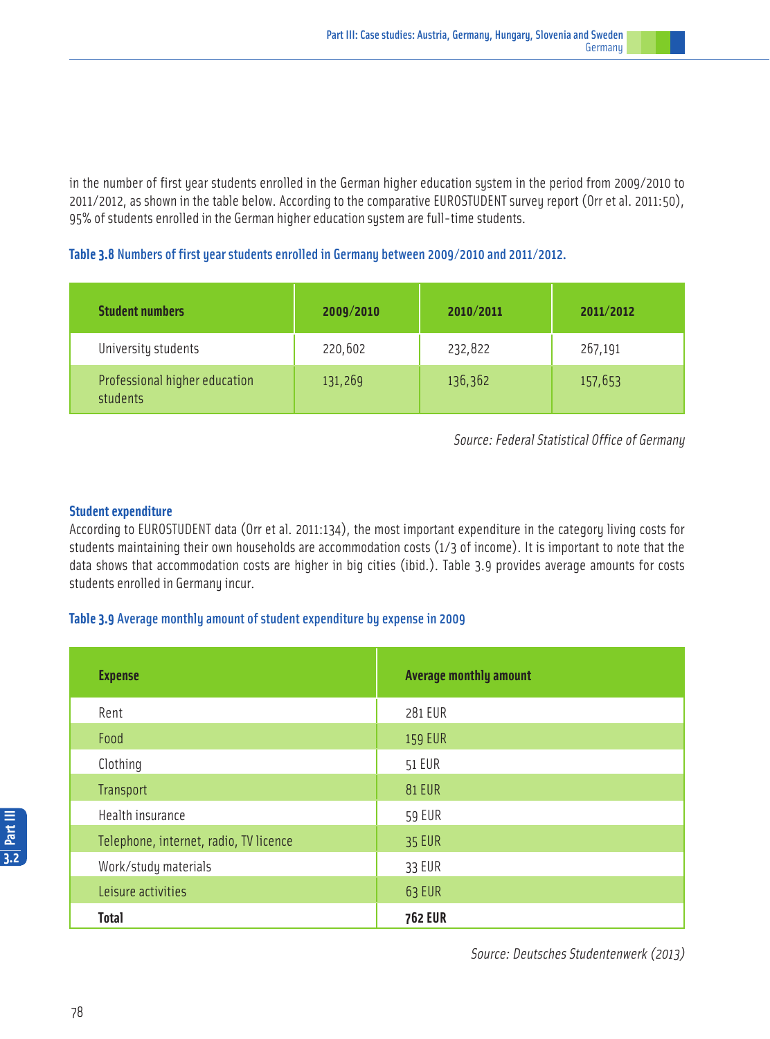in the number of first year students enrolled in the German higher education system in the period from 2009/2010 to 2011/2012, as shown in the table below. According to the comparative EUROSTUDENT survey report (Orr et al. 2011:50), 95% of students enrolled in the German higher education system are full-time students.

**Table 3.8** Numbers of first year students enrolled in Germany between 2009/2010 and 2011/2012.

| Student numbers | 2009/2010 | 2010/2011 | 2011/2012 |
|---|---|---|---|
| University students | 220,602 | 232,822 | 267,191 |
| Professional higher education students | 131,269 | 136,362 | 157,653 |

*Source: Federal Statistical Office of Germany*

### Student expenditure

According to EUROSTUDENT data (Orr et al. 2011:134), the most important expenditure in the category living costs for students maintaining their own households are accommodation costs (1/3 of income). It is important to note that the data shows that accommodation costs are higher in big cities (ibid.). Table 3.9 provides average amounts for costs students enrolled in Germany incur.

**Table 3.9** Average monthly amount of student expenditure by expense in 2009

| Expense | Average monthly amount |
|---|---|
| Rent | 281 EUR |
| Food | 159 EUR |
| Clothing | 51 EUR |
| Transport | 81 EUR |
| Health insurance | 59 EUR |
| Telephone, internet, radio, TV licence | 35 EUR |
| Work/study materials | 33 EUR |
| Leisure activities | 63 EUR |
| **Total** | **762 EUR** |

*Source: Deutsches Studentenwerk (2013)*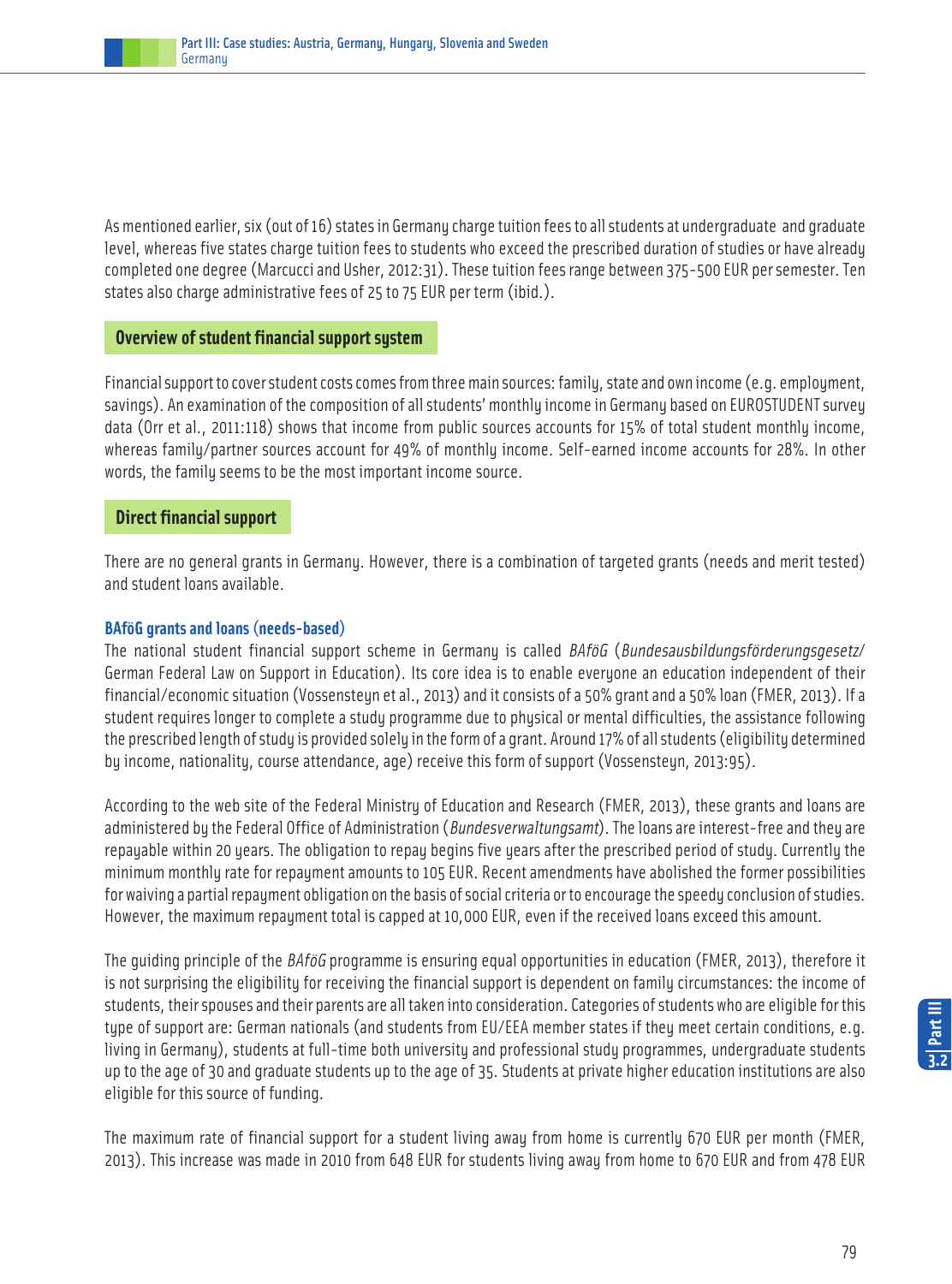As mentioned earlier, six (out of 16) states in Germany charge tuition fees to all students at undergraduate and graduate level, whereas five states charge tuition fees to students who exceed the prescribed duration of studies or have already completed one degree (Marcucci and Usher, 2012:31). These tuition fees range between 375-500 EUR per semester. Ten states also charge administrative fees of 25 to 75 EUR per term (ibid.).

## Overview of student financial support system

Financial support to cover student costs comes from three main sources: family, state and own income (e.g. employment, savings). An examination of the composition of all students' monthly income in Germany based on EUROSTUDENT survey data (Orr et al., 2011:118) shows that income from public sources accounts for 15% of total student monthly income, whereas family/partner sources account for 49% of monthly income. Self-earned income accounts for 28%. In other words, the family seems to be the most important income source.

## Direct financial support

There are no general grants in Germany. However, there is a combination of targeted grants (needs and merit tested) and student loans available.

### BAföG grants and loans (needs-based)

The national student financial support scheme in Germany is called *BAföG* (*Bundesausbildungsförderungsgesetz*/ German Federal Law on Support in Education). Its core idea is to enable everyone an education independent of their financial/economic situation (Vossensteyn et al., 2013) and it consists of a 50% grant and a 50% loan (FMER, 2013). If a student requires longer to complete a study programme due to physical or mental difficulties, the assistance following the prescribed length of study is provided solely in the form of a grant. Around 17% of all students (eligibility determined by income, nationality, course attendance, age) receive this form of support (Vossensteyn, 2013:95).

According to the web site of the Federal Ministry of Education and Research (FMER, 2013), these grants and loans are administered by the Federal Office of Administration (*Bundesverwaltungsamt*). The loans are interest-free and they are repayable within 20 years. The obligation to repay begins five years after the prescribed period of study. Currently the minimum monthly rate for repayment amounts to 105 EUR. Recent amendments have abolished the former possibilities for waiving a partial repayment obligation on the basis of social criteria or to encourage the speedy conclusion of studies. However, the maximum repayment total is capped at 10,000 EUR, even if the received loans exceed this amount.

The guiding principle of the *BAföG* programme is ensuring equal opportunities in education (FMER, 2013), therefore it is not surprising the eligibility for receiving the financial support is dependent on family circumstances: the income of students, their spouses and their parents are all taken into consideration. Categories of students who are eligible for this type of support are: German nationals (and students from EU/EEA member states if they meet certain conditions, e.g. living in Germany), students at full-time both university and professional study programmes, undergraduate students up to the age of 30 and graduate students up to the age of 35. Students at private higher education institutions are also eligible for this source of funding.

The maximum rate of financial support for a student living away from home is currently 670 EUR per month (FMER, 2013). This increase was made in 2010 from 648 EUR for students living away from home to 670 EUR and from 478 EUR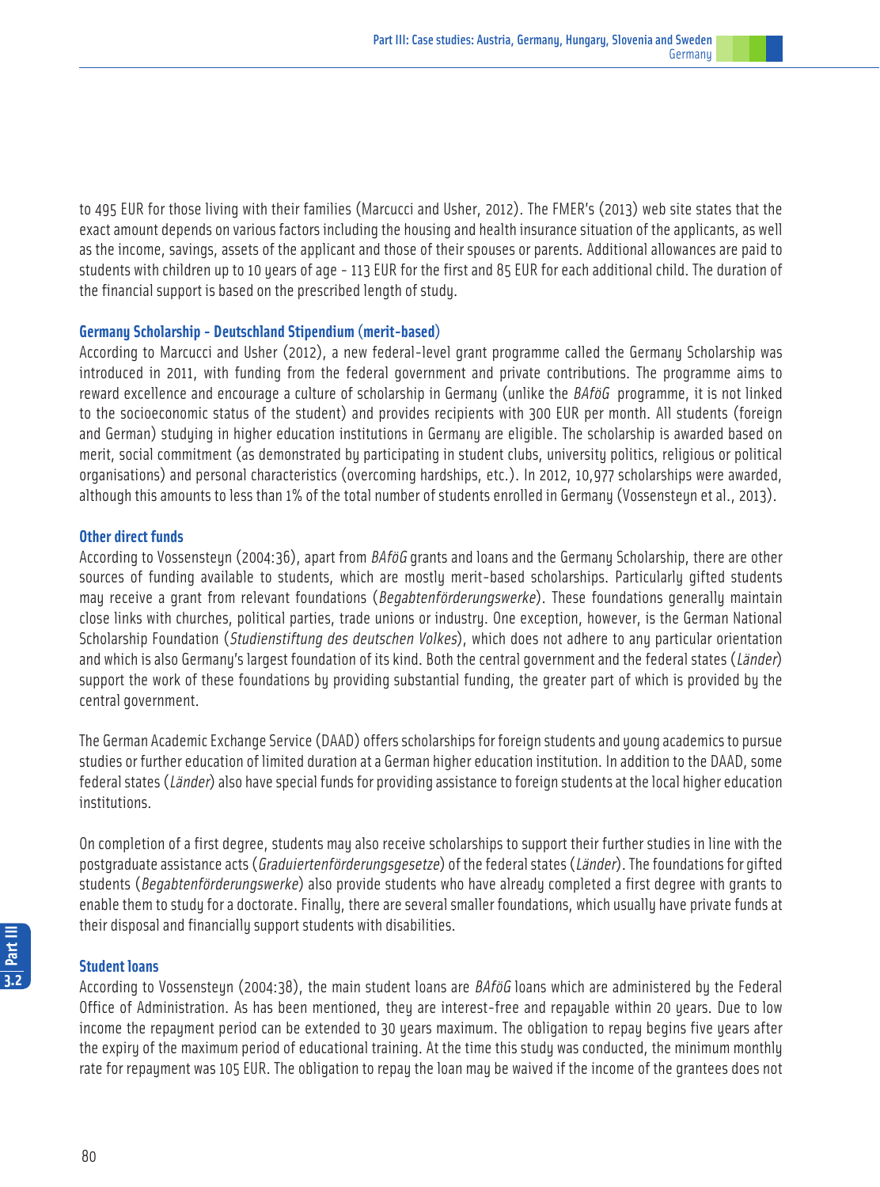to 495 EUR for those living with their families (Marcucci and Usher, 2012). The FMER's (2013) web site states that the exact amount depends on various factors including the housing and health insurance situation of the applicants, as well as the income, savings, assets of the applicant and those of their spouses or parents. Additional allowances are paid to students with children up to 10 years of age - 113 EUR for the first and 85 EUR for each additional child. The duration of the financial support is based on the prescribed length of study.

### Germany Scholarship - Deutschland Stipendium (merit-based)

According to Marcucci and Usher (2012), a new federal-level grant programme called the Germany Scholarship was introduced in 2011, with funding from the federal government and private contributions. The programme aims to reward excellence and encourage a culture of scholarship in Germany (unlike the *BAföG* programme, it is not linked to the socioeconomic status of the student) and provides recipients with 300 EUR per month. All students (foreign and German) studying in higher education institutions in Germany are eligible. The scholarship is awarded based on merit, social commitment (as demonstrated by participating in student clubs, university politics, religious or political organisations) and personal characteristics (overcoming hardships, etc.). In 2012, 10,977 scholarships were awarded, although this amounts to less than 1% of the total number of students enrolled in Germany (Vossensteyn et al., 2013).

### Other direct funds

According to Vossensteyn (2004:36), apart from *BAföG* grants and loans and the Germany Scholarship, there are other sources of funding available to students, which are mostly merit-based scholarships. Particularly gifted students may receive a grant from relevant foundations (*Begabtenförderungswerke*). These foundations generally maintain close links with churches, political parties, trade unions or industry. One exception, however, is the German National Scholarship Foundation (*Studienstiftung des deutschen Volkes*), which does not adhere to any particular orientation and which is also Germany's largest foundation of its kind. Both the central government and the federal states (*Länder*) support the work of these foundations by providing substantial funding, the greater part of which is provided by the central government.

The German Academic Exchange Service (DAAD) offers scholarships for foreign students and young academics to pursue studies or further education of limited duration at a German higher education institution. In addition to the DAAD, some federal states (*Länder*) also have special funds for providing assistance to foreign students at the local higher education institutions.

On completion of a first degree, students may also receive scholarships to support their further studies in line with the postgraduate assistance acts (*Graduiertenförderungsgesetze*) of the federal states (*Länder*). The foundations for gifted students (*Begabtenförderungswerke*) also provide students who have already completed a first degree with grants to enable them to study for a doctorate. Finally, there are several smaller foundations, which usually have private funds at their disposal and financially support students with disabilities.

### Student loans

According to Vossensteyn (2004:38), the main student loans are *BAföG* loans which are administered by the Federal Office of Administration. As has been mentioned, they are interest-free and repayable within 20 years. Due to low income the repayment period can be extended to 30 years maximum. The obligation to repay begins five years after the expiry of the maximum period of educational training. At the time this study was conducted, the minimum monthly rate for repayment was 105 EUR. The obligation to repay the loan may be waived if the income of the grantees does not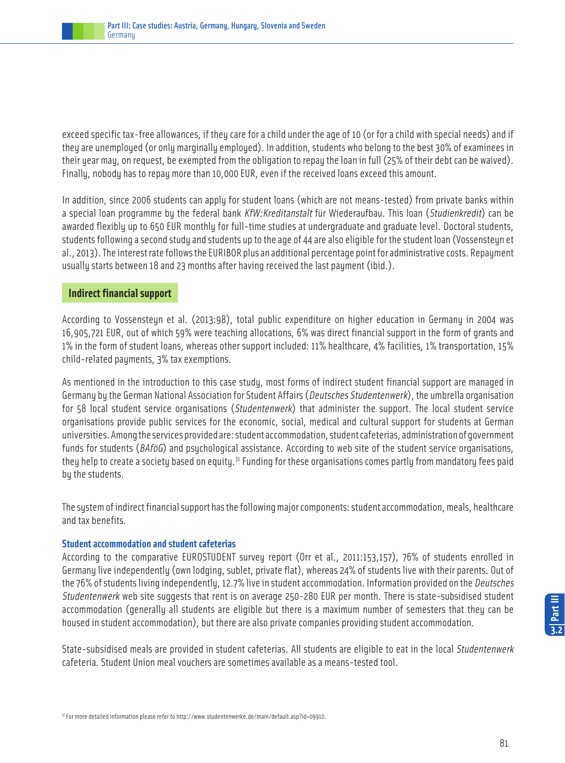exceed specific tax-free allowances, if they care for a child under the age of 10 (or for a child with special needs) and if they are unemployed (or only marginally employed). In addition, students who belong to the best 30% of examinees in their year may, on request, be exempted from the obligation to repay the loan in full (25% of their debt can be waived). Finally, nobody has to repay more than 10,000 EUR, even if the received loans exceed this amount.

In addition, since 2006 students can apply for student loans (which are not means-tested) from private banks within a special loan programme by the federal bank *KfW:Kreditanstalt* für Wiederaufbau. This loan (*Studienkredit*) can be awarded flexibly up to 650 EUR monthly for full-time studies at undergraduate and graduate level. Doctoral students, students following a second study and students up to the age of 44 are also eligible for the student loan (Vossensteyn et al., 2013). The interest rate follows the EURIBOR plus an additional percentage point for administrative costs. Repayment usually starts between 18 and 23 months after having received the last payment (ibid.).

## Indirect financial support

According to Vossensteyn et al. (2013:98), total public expenditure on higher education in Germany in 2004 was 16,905,721 EUR, out of which 59% were teaching allocations, 6% was direct financial support in the form of grants and 1% in the form of student loans, whereas other support included: 11% healthcare, 4% facilities, 1% transportation, 15% child-related payments, 3% tax exemptions.

As mentioned in the introduction to this case study, most forms of indirect student financial support are managed in Germany by the German National Association for Student Affairs (*Deutsches Studentenwerk*), the umbrella organisation for 58 local student service organisations (*Studentenwerk*) that administer the support. The local student service organisations provide public services for the economic, social, medical and cultural support for students at German universities. Among the services provided are: student accommodation, student cafeterias, administration of government funds for students (*BAföG*) and psychological assistance. According to web site of the student service organisations, they help to create a society based on equity.[31] Funding for these organisations comes partly from mandatory fees paid by the students.

The system of indirect financial support has the following major components: student accommodation, meals, healthcare and tax benefits.

### Student accommodation and student cafeterias

According to the comparative EUROSTUDENT survey report (Orr et al., 2011:153,157), 76% of students enrolled in Germany live independently (own lodging, sublet, private flat), whereas 24% of students live with their parents. Out of the 76% of students living independently, 12.7% live in student accommodation. Information provided on the *Deutsches Studentenwerk* web site suggests that rent is on average 250-280 EUR per month. There is state-subsidised student accommodation (generally all students are eligible but there is a maximum number of semesters that they can be housed in student accommodation), but there are also private companies providing student accommodation.

State-subsidised meals are provided in student cafeterias. All students are eligible to eat in the local *Studentenwerk* cafeteria. Student Union meal vouchers are sometimes available as a means-tested tool.

[31] For more detailed information please refer to http://www.studentenwerke.de/main/default.asp?id=09910.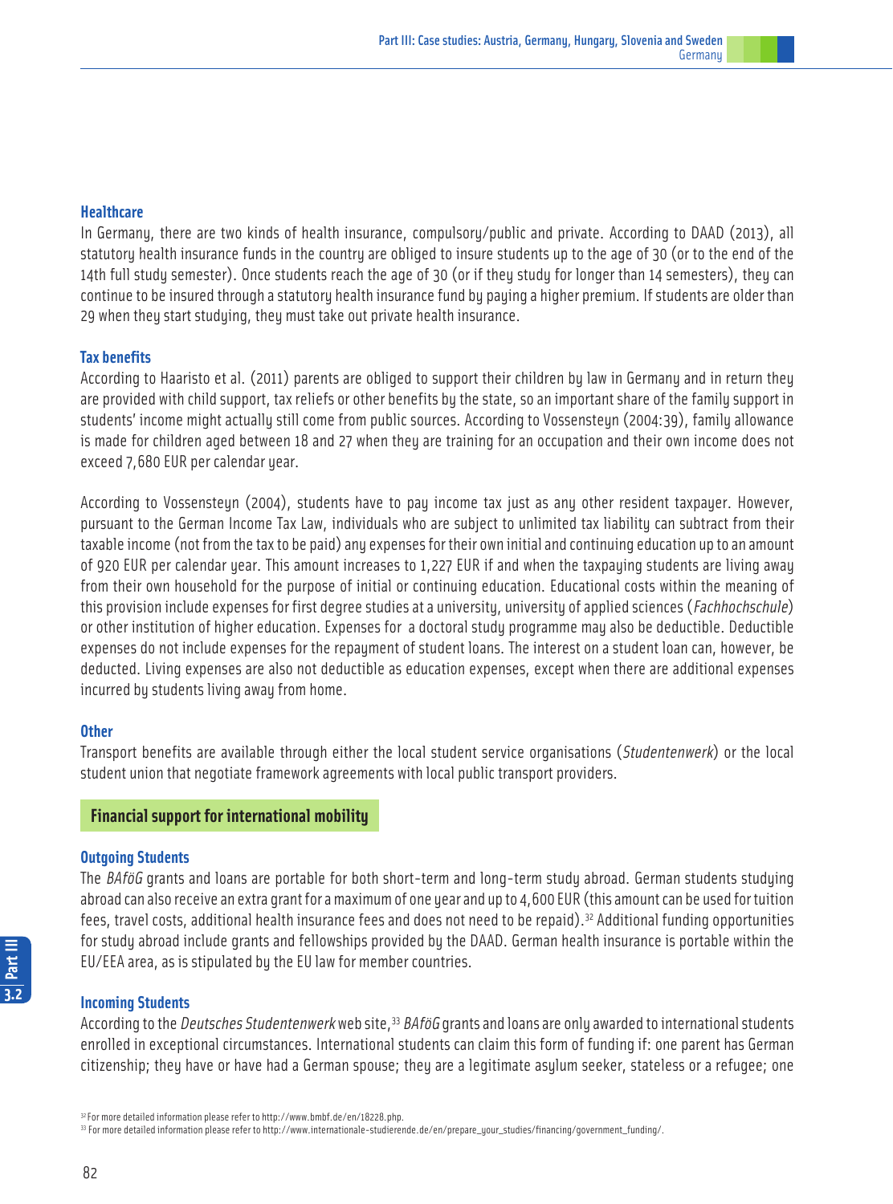### Healthcare

In Germany, there are two kinds of health insurance, compulsory/public and private. According to DAAD (2013), all statutory health insurance funds in the country are obliged to insure students up to the age of 30 (or to the end of the 14th full study semester). Once students reach the age of 30 (or if they study for longer than 14 semesters), they can continue to be insured through a statutory health insurance fund by paying a higher premium. If students are older than 29 when they start studying, they must take out private health insurance.

### Tax benefits

According to Haaristo et al. (2011) parents are obliged to support their children by law in Germany and in return they are provided with child support, tax reliefs or other benefits by the state, so an important share of the family support in students' income might actually still come from public sources. According to Vossensteyn (2004:39), family allowance is made for children aged between 18 and 27 when they are training for an occupation and their own income does not exceed 7,680 EUR per calendar year.

According to Vossensteyn (2004), students have to pay income tax just as any other resident taxpayer. However, pursuant to the German Income Tax Law, individuals who are subject to unlimited tax liability can subtract from their taxable income (not from the tax to be paid) any expenses for their own initial and continuing education up to an amount of 920 EUR per calendar year. This amount increases to 1,227 EUR if and when the taxpaying students are living away from their own household for the purpose of initial or continuing education. Educational costs within the meaning of this provision include expenses for first degree studies at a university, university of applied sciences (*Fachhochschule*) or other institution of higher education. Expenses for a doctoral study programme may also be deductible. Deductible expenses do not include expenses for the repayment of student loans. The interest on a student loan can, however, be deducted. Living expenses are also not deductible as education expenses, except when there are additional expenses incurred by students living away from home.

### Other

Transport benefits are available through either the local student service organisations (*Studentenwerk*) or the local student union that negotiate framework agreements with local public transport providers.

## Financial support for international mobility

### Outgoing Students

The *BAföG* grants and loans are portable for both short-term and long-term study abroad. German students studying abroad can also receive an extra grant for a maximum of one year and up to 4,600 EUR (this amount can be used for tuition fees, travel costs, additional health insurance fees and does not need to be repaid).[32] Additional funding opportunities for study abroad include grants and fellowships provided by the DAAD. German health insurance is portable within the EU/EEA area, as is stipulated by the EU law for member countries.

### Incoming Students

According to the *Deutsches Studentenwerk* web site,[33] *BAföG* grants and loans are only awarded to international students enrolled in exceptional circumstances. International students can claim this form of funding if: one parent has German citizenship; they have or have had a German spouse; they are a legitimate asylum seeker, stateless or a refugee; one

[32] For more detailed information please refer to http://www.bmbf.de/en/18228.php.

[33] For more detailed information please refer to http://www.internationale-studierende.de/en/prepare_your_studies/financing/government_funding/.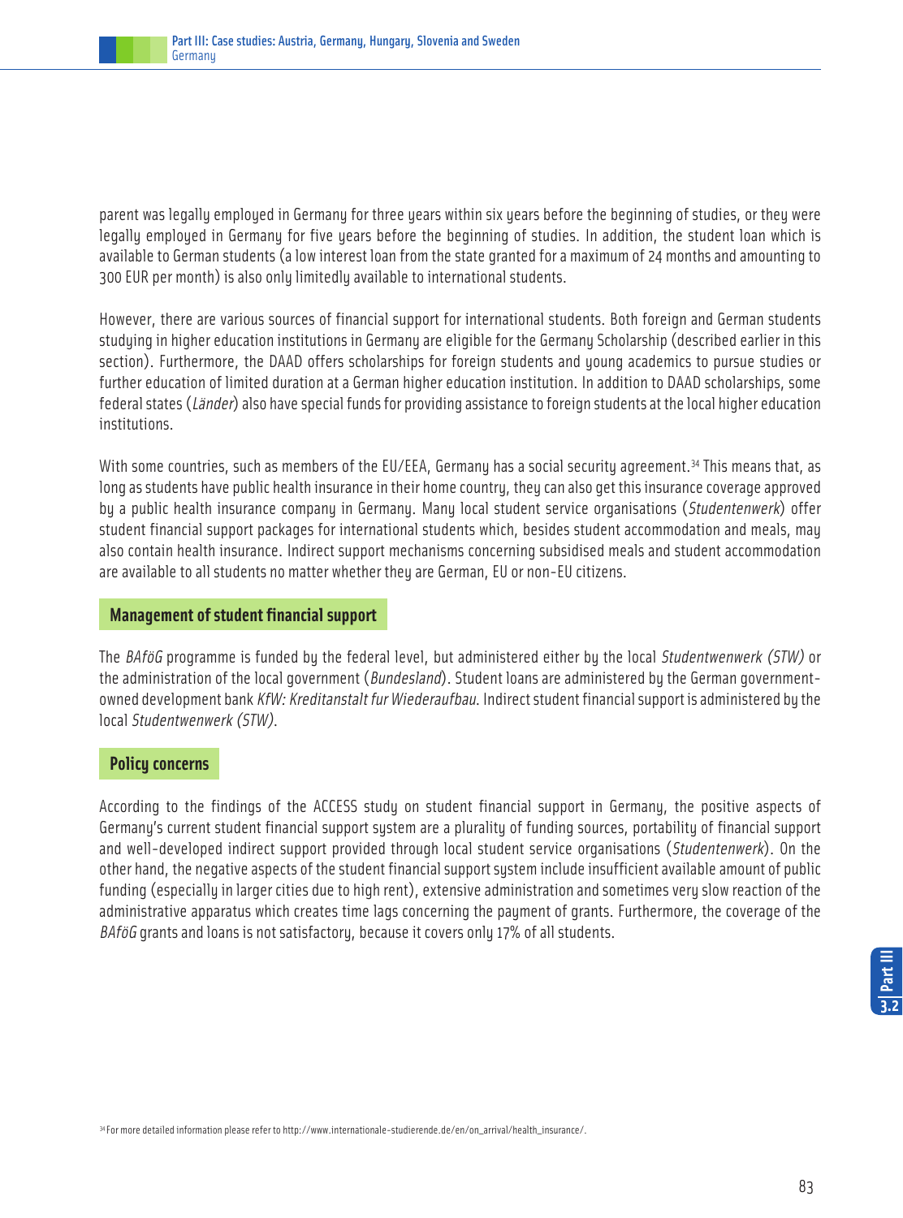parent was legally employed in Germany for three years within six years before the beginning of studies, or they were legally employed in Germany for five years before the beginning of studies. In addition, the student loan which is available to German students (a low interest loan from the state granted for a maximum of 24 months and amounting to 300 EUR per month) is also only limitedly available to international students.

However, there are various sources of financial support for international students. Both foreign and German students studying in higher education institutions in Germany are eligible for the Germany Scholarship (described earlier in this section). Furthermore, the DAAD offers scholarships for foreign students and young academics to pursue studies or further education of limited duration at a German higher education institution. In addition to DAAD scholarships, some federal states (*Länder*) also have special funds for providing assistance to foreign students at the local higher education institutions.

With some countries, such as members of the EU/EEA, Germany has a social security agreement.[34] This means that, as long as students have public health insurance in their home country, they can also get this insurance coverage approved by a public health insurance company in Germany. Many local student service organisations (*Studentenwerk*) offer student financial support packages for international students which, besides student accommodation and meals, may also contain health insurance. Indirect support mechanisms concerning subsidised meals and student accommodation are available to all students no matter whether they are German, EU or non-EU citizens.

## Management of student financial support

The *BAföG* programme is funded by the federal level, but administered either by the local *Studentwenwerk (STW)* or the administration of the local government (*Bundesland*). Student loans are administered by the German government-owned development bank *KfW: Kreditanstalt fur Wiederaufbau*. Indirect student financial support is administered by the local *Studentwenwerk (STW)*.

## Policy concerns

According to the findings of the ACCESS study on student financial support in Germany, the positive aspects of Germany's current student financial support system are a plurality of funding sources, portability of financial support and well-developed indirect support provided through local student service organisations (*Studentenwerk*). On the other hand, the negative aspects of the student financial support system include insufficient available amount of public funding (especially in larger cities due to high rent), extensive administration and sometimes very slow reaction of the administrative apparatus which creates time lags concerning the payment of grants. Furthermore, the coverage of the *BAföG* grants and loans is not satisfactory, because it covers only 17% of all students.

[34] For more detailed information please refer to http://www.internationale-studierende.de/en/on_arrival/health_insurance/.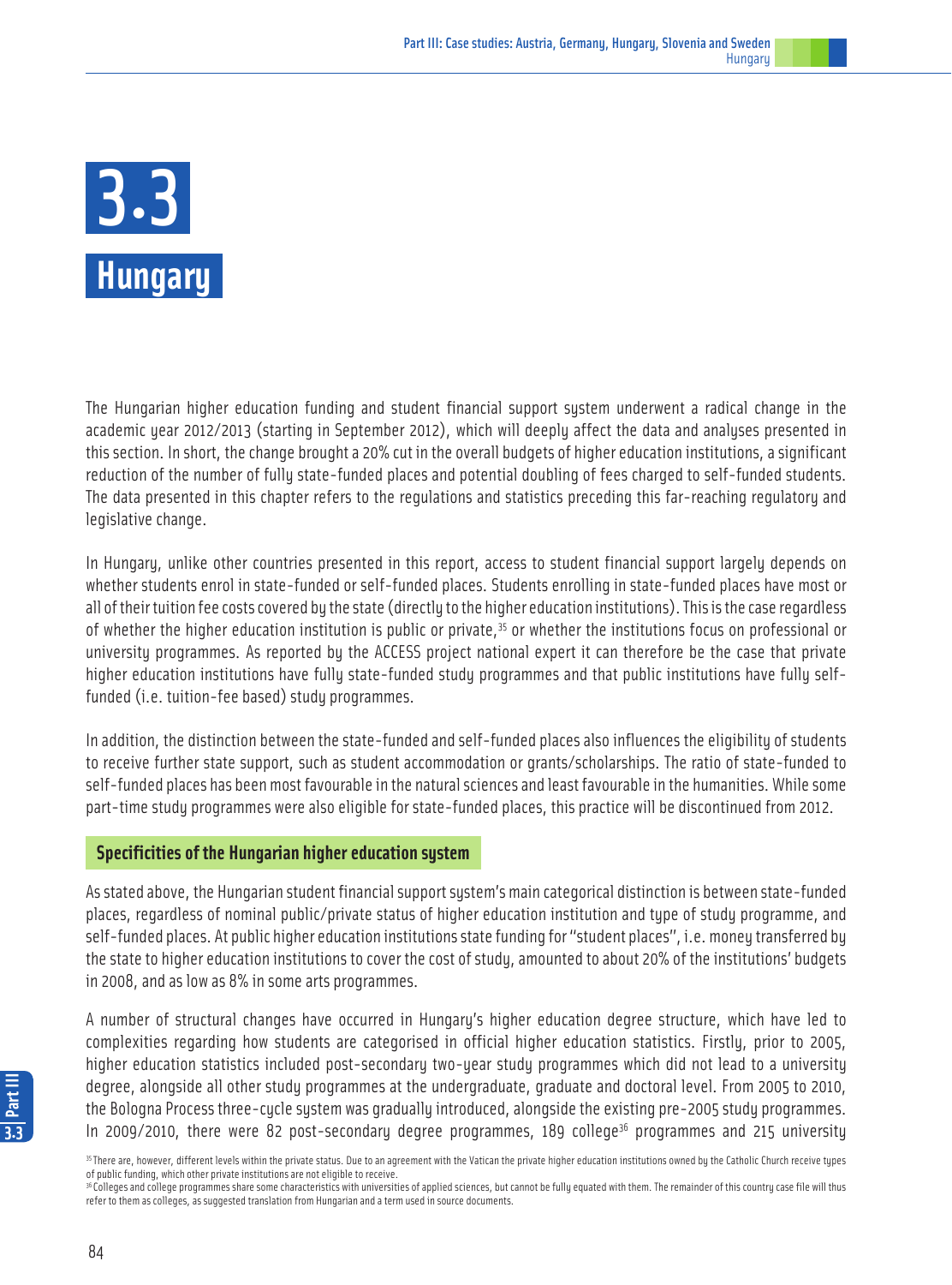# 3.3 Hungary

The Hungarian higher education funding and student financial support system underwent a radical change in the academic year 2012/2013 (starting in September 2012), which will deeply affect the data and analyses presented in this section. In short, the change brought a 20% cut in the overall budgets of higher education institutions, a significant reduction of the number of fully state-funded places and potential doubling of fees charged to self-funded students. The data presented in this chapter refers to the regulations and statistics preceding this far-reaching regulatory and legislative change.

In Hungary, unlike other countries presented in this report, access to student financial support largely depends on whether students enrol in state-funded or self-funded places. Students enrolling in state-funded places have most or all of their tuition fee costs covered by the state (directly to the higher education institutions). This is the case regardless of whether the higher education institution is public or private,[35] or whether the institutions focus on professional or university programmes. As reported by the ACCESS project national expert it can therefore be the case that private higher education institutions have fully state-funded study programmes and that public institutions have fully self-funded (i.e. tuition-fee based) study programmes.

In addition, the distinction between the state-funded and self-funded places also influences the eligibility of students to receive further state support, such as student accommodation or grants/scholarships. The ratio of state-funded to self-funded places has been most favourable in the natural sciences and least favourable in the humanities. While some part-time study programmes were also eligible for state-funded places, this practice will be discontinued from 2012.

## Specificities of the Hungarian higher education system

As stated above, the Hungarian student financial support system's main categorical distinction is between state-funded places, regardless of nominal public/private status of higher education institution and type of study programme, and self-funded places. At public higher education institutions state funding for "student places", i.e. money transferred by the state to higher education institutions to cover the cost of study, amounted to about 20% of the institutions' budgets in 2008, and as low as 8% in some arts programmes.

A number of structural changes have occurred in Hungary's higher education degree structure, which have led to complexities regarding how students are categorised in official higher education statistics. Firstly, prior to 2005, higher education statistics included post-secondary two-year study programmes which did not lead to a university degree, alongside all other study programmes at the undergraduate, graduate and doctoral level. From 2005 to 2010, the Bologna Process three-cycle system was gradually introduced, alongside the existing pre-2005 study programmes. In 2009/2010, there were 82 post-secondary degree programmes, 189 college[36] programmes and 215 university

[35] There are, however, different levels within the private status. Due to an agreement with the Vatican the private higher education institutions owned by the Catholic Church receive types of public funding, which other private institutions are not eligible to receive.

[36] Colleges and college programmes share some characteristics with universities of applied sciences, but cannot be fully equated with them. The remainder of this country case file will thus refer to them as colleges, as suggested translation from Hungarian and a term used in source documents.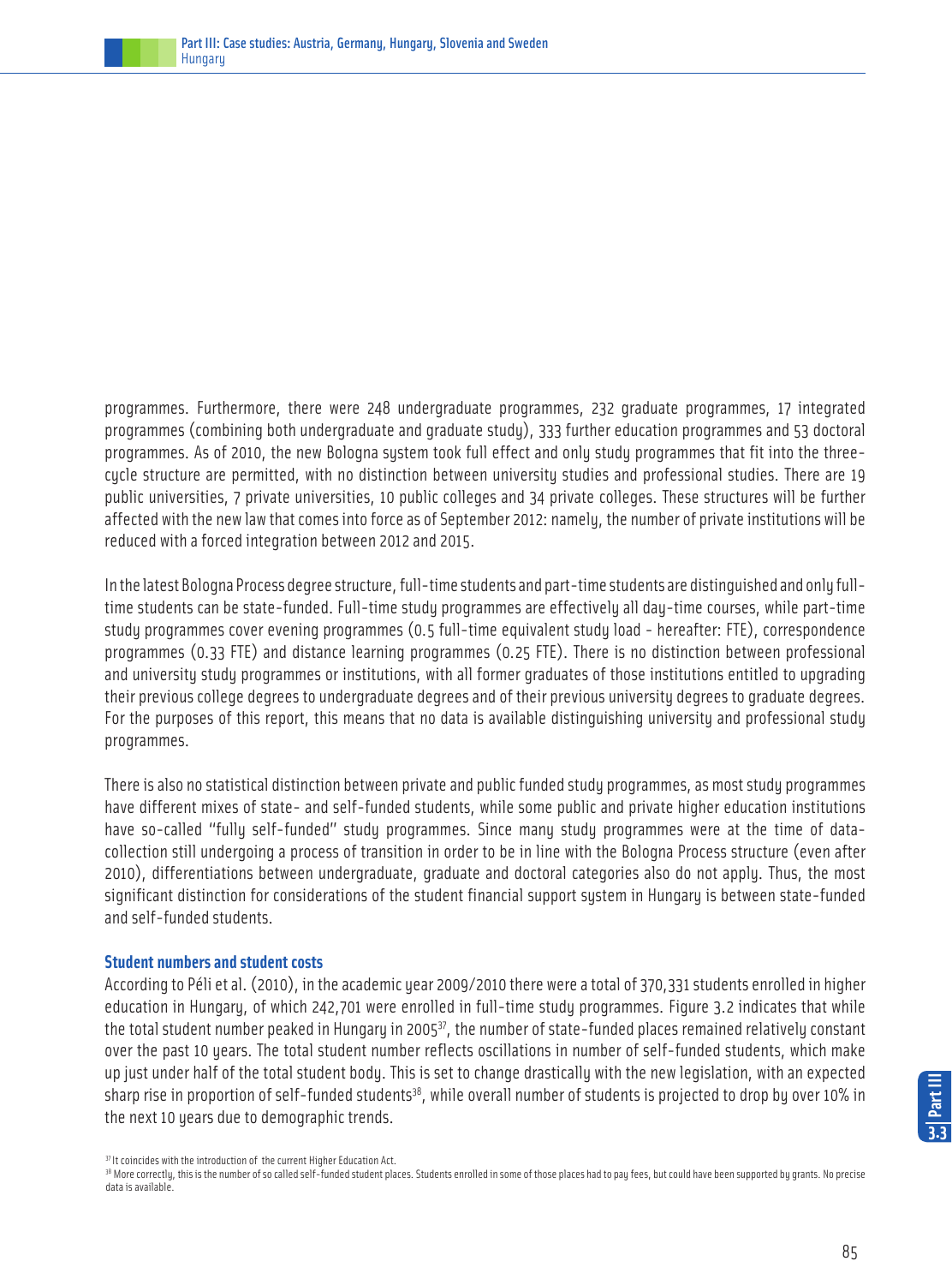programmes. Furthermore, there were 248 undergraduate programmes, 232 graduate programmes, 17 integrated programmes (combining both undergraduate and graduate study), 333 further education programmes and 53 doctoral programmes. As of 2010, the new Bologna system took full effect and only study programmes that fit into the three-cycle structure are permitted, with no distinction between university studies and professional studies. There are 19 public universities, 7 private universities, 10 public colleges and 34 private colleges. These structures will be further affected with the new law that comes into force as of September 2012: namely, the number of private institutions will be reduced with a forced integration between 2012 and 2015.

In the latest Bologna Process degree structure, full-time students and part-time students are distinguished and only full-time students can be state-funded. Full-time study programmes are effectively all day-time courses, while part-time study programmes cover evening programmes (0.5 full-time equivalent study load - hereafter: FTE), correspondence programmes (0.33 FTE) and distance learning programmes (0.25 FTE). There is no distinction between professional and university study programmes or institutions, with all former graduates of those institutions entitled to upgrading their previous college degrees to undergraduate degrees and of their previous university degrees to graduate degrees. For the purposes of this report, this means that no data is available distinguishing university and professional study programmes.

There is also no statistical distinction between private and public funded study programmes, as most study programmes have different mixes of state- and self-funded students, while some public and private higher education institutions have so-called "fully self-funded" study programmes. Since many study programmes were at the time of data-collection still undergoing a process of transition in order to be in line with the Bologna Process structure (even after 2010), differentiations between undergraduate, graduate and doctoral categories also do not apply. Thus, the most significant distinction for considerations of the student financial support system in Hungary is between state-funded and self-funded students.

### Student numbers and student costs

According to Péli et al. (2010), in the academic year 2009/2010 there were a total of 370,331 students enrolled in higher education in Hungary, of which 242,701 were enrolled in full-time study programmes. Figure 3.2 indicates that while the total student number peaked in Hungary in 2005[37], the number of state-funded places remained relatively constant over the past 10 years. The total student number reflects oscillations in number of self-funded students, which make up just under half of the total student body. This is set to change drastically with the new legislation, with an expected sharp rise in proportion of self-funded students[38], while overall number of students is projected to drop by over 10% in the next 10 years due to demographic trends.

[37] It coincides with the introduction of the current Higher Education Act.

[38] More correctly, this is the number of so called self-funded student places. Students enrolled in some of those places had to pay fees, but could have been supported by grants. No precise data is available.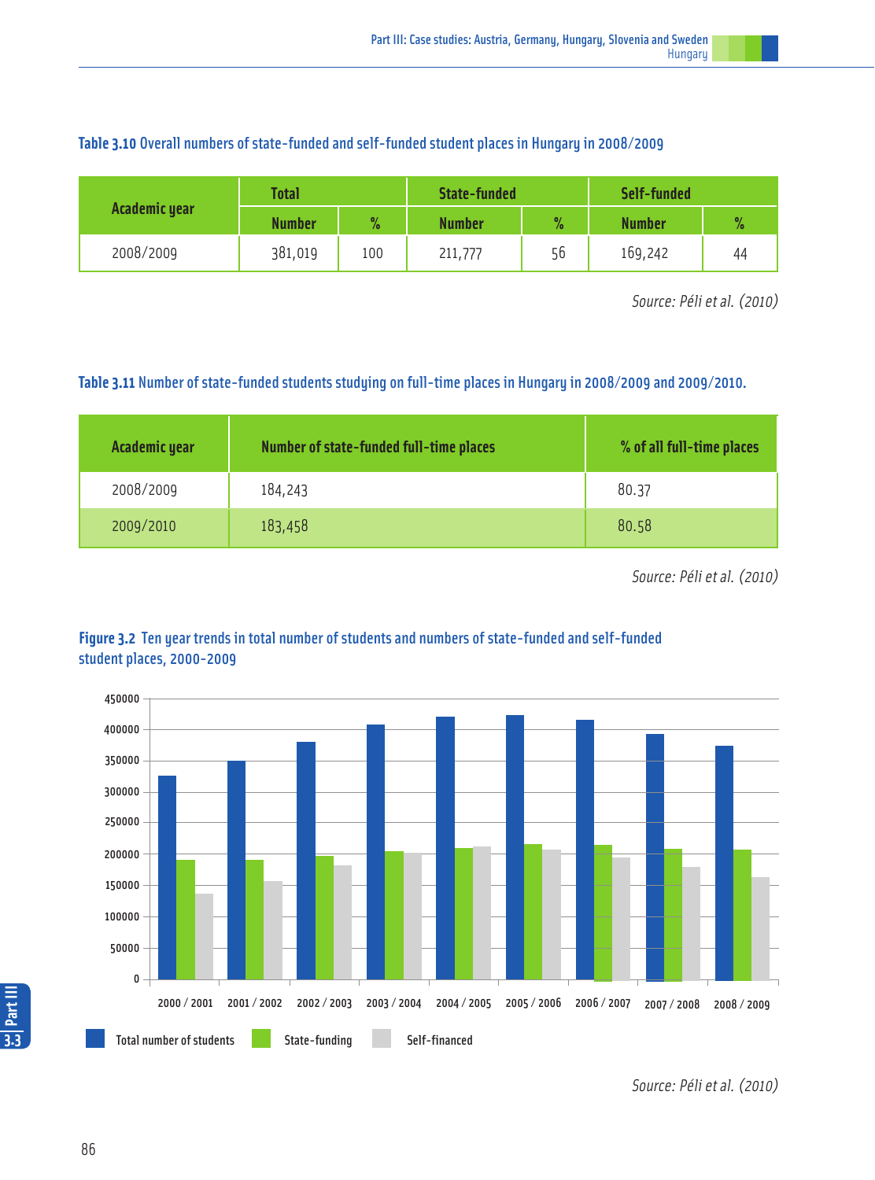**Table 3.10** Overall numbers of state-funded and self-funded student places in Hungary in 2008/2009

| Academic year | Total | | State-funded | | Self-funded | |
|---|---|---|---|---|---|---|
| | Number | % | Number | % | Number | % |
| 2008/2009 | 381,019 | 100 | 211,777 | 56 | 169,242 | 44 |

*Source: Péli et al. (2010)*

**Table 3.11** Number of state-funded students studying on full-time places in Hungary in 2008/2009 and 2009/2010.

| Academic year | Number of state-funded full-time places | % of all full-time places |
|---|---|---|
| 2008/2009 | 184,243 | 80.37 |
| 2009/2010 | 183,458 | 80.58 |

*Source: Péli et al. (2010)*

**Figure 3.2** Ten year trends in total number of students and numbers of state-funded and self-funded student places, 2000-2009

Total number of students | State-funding | Self-financed

*Source: Péli et al. (2010)*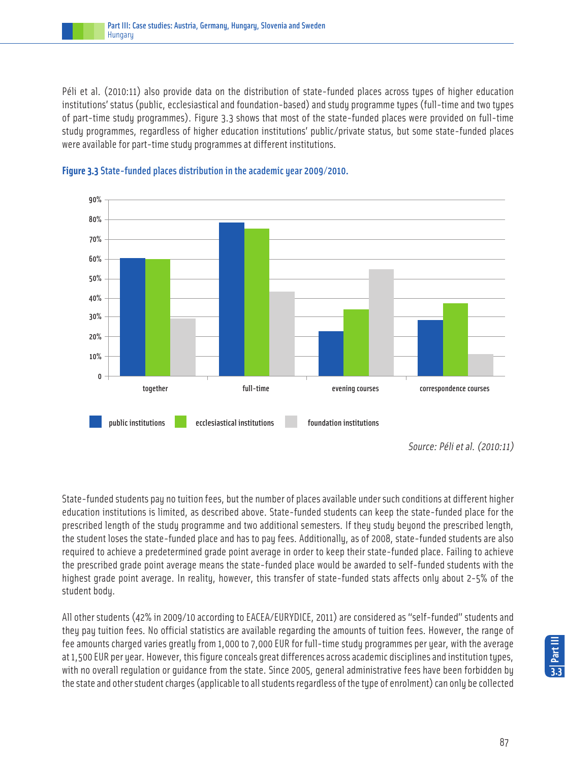Péli et al. (2010:11) also provide data on the distribution of state-funded places across types of higher education institutions' status (public, ecclesiastical and foundation-based) and study programme types (full-time and two types of part-time study programmes). Figure 3.3 shows that most of the state-funded places were provided on full-time study programmes, regardless of higher education institutions' public/private status, but some state-funded places were available for part-time study programmes at different institutions.

**Figure 3.3** State-funded places distribution in the academic year 2009/2010.

*Source: Péli et al. (2010:11)*

State-funded students pay no tuition fees, but the number of places available under such conditions at different higher education institutions is limited, as described above. State-funded students can keep the state-funded place for the prescribed length of the study programme and two additional semesters. If they study beyond the prescribed length, the student loses the state-funded place and has to pay fees. Additionally, as of 2008, state-funded students are also required to achieve a predetermined grade point average in order to keep their state-funded place. Failing to achieve the prescribed grade point average means the state-funded place would be awarded to self-funded students with the highest grade point average. In reality, however, this transfer of state-funded stats affects only about 2-5% of the student body.

All other students (42% in 2009/10 according to EACEA/EURYDICE, 2011) are considered as "self-funded" students and they pay tuition fees. No official statistics are available regarding the amounts of tuition fees. However, the range of fee amounts charged varies greatly from 1,000 to 7,000 EUR for full-time study programmes per year, with the average at 1,500 EUR per year. However, this figure conceals great differences across academic disciplines and institution types, with no overall regulation or guidance from the state. Since 2005, general administrative fees have been forbidden by the state and other student charges (applicable to all students regardless of the type of enrolment) can only be collected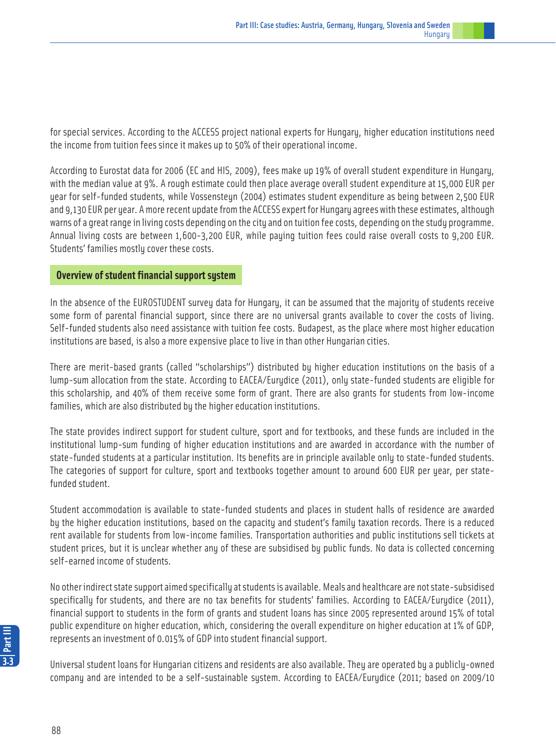for special services. According to the ACCESS project national experts for Hungary, higher education institutions need the income from tuition fees since it makes up to 50% of their operational income.

According to Eurostat data for 2006 (EC and HIS, 2009), fees make up 19% of overall student expenditure in Hungary, with the median value at 9%. A rough estimate could then place average overall student expenditure at 15,000 EUR per year for self-funded students, while Vossensteyn (2004) estimates student expenditure as being between 2,500 EUR and 9,130 EUR per year. A more recent update from the ACCESS expert for Hungary agrees with these estimates, although warns of a great range in living costs depending on the city and on tuition fee costs, depending on the study programme. Annual living costs are between 1,600-3,200 EUR, while paying tuition fees could raise overall costs to 9,200 EUR. Students' families mostly cover these costs.

## Overview of student financial support system

In the absence of the EUROSTUDENT survey data for Hungary, it can be assumed that the majority of students receive some form of parental financial support, since there are no universal grants available to cover the costs of living. Self-funded students also need assistance with tuition fee costs. Budapest, as the place where most higher education institutions are based, is also a more expensive place to live in than other Hungarian cities.

There are merit-based grants (called "scholarships") distributed by higher education institutions on the basis of a lump-sum allocation from the state. According to EACEA/Eurydice (2011), only state-funded students are eligible for this scholarship, and 40% of them receive some form of grant. There are also grants for students from low-income families, which are also distributed by the higher education institutions.

The state provides indirect support for student culture, sport and for textbooks, and these funds are included in the institutional lump-sum funding of higher education institutions and are awarded in accordance with the number of state-funded students at a particular institution. Its benefits are in principle available only to state-funded students. The categories of support for culture, sport and textbooks together amount to around 600 EUR per year, per state-funded student.

Student accommodation is available to state-funded students and places in student halls of residence are awarded by the higher education institutions, based on the capacity and student's family taxation records. There is a reduced rent available for students from low-income families. Transportation authorities and public institutions sell tickets at student prices, but it is unclear whether any of these are subsidised by public funds. No data is collected concerning self-earned income of students.

No other indirect state support aimed specifically at students is available. Meals and healthcare are not state-subsidised specifically for students, and there are no tax benefits for students' families. According to EACEA/Eurydice (2011), financial support to students in the form of grants and student loans has since 2005 represented around 15% of total public expenditure on higher education, which, considering the overall expenditure on higher education at 1% of GDP, represents an investment of 0.015% of GDP into student financial support.

Universal student loans for Hungarian citizens and residents are also available. They are operated by a publicly-owned company and are intended to be a self-sustainable system. According to EACEA/Eurydice (2011; based on 2009/10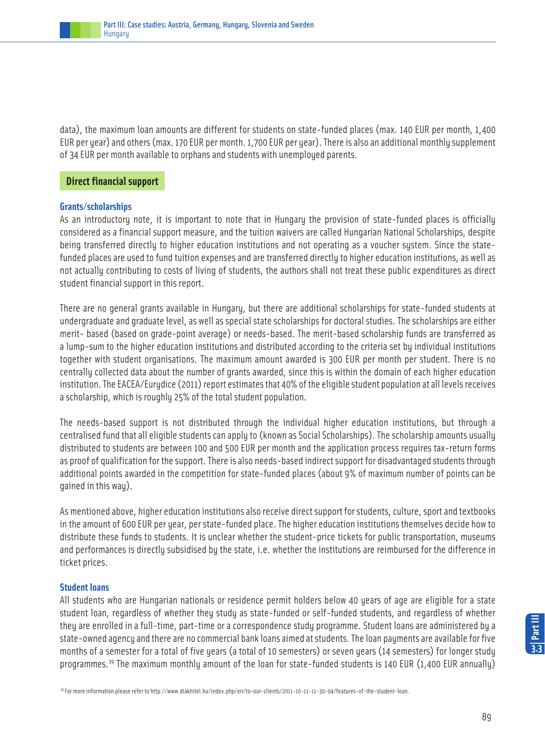data), the maximum loan amounts are different for students on state-funded places (max. 140 EUR per month, 1,400 EUR per year) and others (max. 170 EUR per month. 1,700 EUR per year). There is also an additional monthly supplement of 34 EUR per month available to orphans and students with unemployed parents.

## Direct financial support

### Grants/scholarships

As an introductory note, it is important to note that in Hungary the provision of state-funded places is officially considered as a financial support measure, and the tuition waivers are called Hungarian National Scholarships, despite being transferred directly to higher education institutions and not operating as a voucher system. Since the state-funded places are used to fund tuition expenses and are transferred directly to higher education institutions, as well as not actually contributing to costs of living of students, the authors shall not treat these public expenditures as direct student financial support in this report.

There are no general grants available in Hungary, but there are additional scholarships for state-funded students at undergraduate and graduate level, as well as special state scholarships for doctoral studies. The scholarships are either merit- based (based on grade-point average) or needs-based. The merit-based scholarship funds are transferred as a lump-sum to the higher education institutions and distributed according to the criteria set by individual institutions together with student organisations. The maximum amount awarded is 300 EUR per month per student. There is no centrally collected data about the number of grants awarded, since this is within the domain of each higher education institution. The EACEA/Eurydice (2011) report estimates that 40% of the eligible student population at all levels receives a scholarship, which is roughly 25% of the total student population.

The needs-based support is not distributed through the individual higher education institutions, but through a centralised fund that all eligible students can apply to (known as Social Scholarships). The scholarship amounts usually distributed to students are between 100 and 500 EUR per month and the application process requires tax-return forms as proof of qualification for the support. There is also needs-based indirect support for disadvantaged students through additional points awarded in the competition for state-funded places (about 9% of maximum number of points can be gained in this way).

As mentioned above, higher education institutions also receive direct support for students, culture, sport and textbooks in the amount of 600 EUR per year, per state-funded place. The higher education institutions themselves decide how to distribute these funds to students. It is unclear whether the student-price tickets for public transportation, museums and performances is directly subsidised by the state, i.e. whether the institutions are reimbursed for the difference in ticket prices.

### Student loans

All students who are Hungarian nationals or residence permit holders below 40 years of age are eligible for a state student loan, regardless of whether they study as state-funded or self-funded students, and regardless of whether they are enrolled in a full-time, part-time or a correspondence study programme. Student loans are administered by a state-owned agency and there are no commercial bank loans aimed at students. The loan payments are available for five months of a semester for a total of five years (a total of 10 semesters) or seven years (14 semesters) for longer study programmes.[39] The maximum monthly amount of the loan for state-funded students is 140 EUR (1,400 EUR annually)

[39] For more information please refer to http://www.diakhitel.hu/index.php/en/to-our-clients/2011-10-11-11-30-04/features-of-the-student-loan.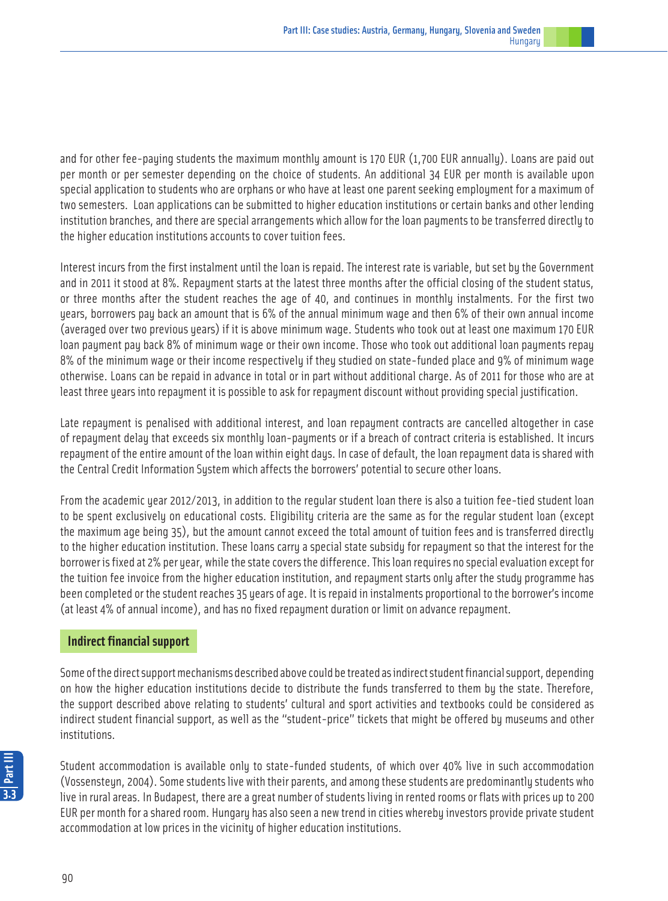and for other fee-paying students the maximum monthly amount is 170 EUR (1,700 EUR annually). Loans are paid out per month or per semester depending on the choice of students. An additional 34 EUR per month is available upon special application to students who are orphans or who have at least one parent seeking employment for a maximum of two semesters. Loan applications can be submitted to higher education institutions or certain banks and other lending institution branches, and there are special arrangements which allow for the loan payments to be transferred directly to the higher education institutions accounts to cover tuition fees.

Interest incurs from the first instalment until the loan is repaid. The interest rate is variable, but set by the Government and in 2011 it stood at 8%. Repayment starts at the latest three months after the official closing of the student status, or three months after the student reaches the age of 40, and continues in monthly instalments. For the first two years, borrowers pay back an amount that is 6% of the annual minimum wage and then 6% of their own annual income (averaged over two previous years) if it is above minimum wage. Students who took out at least one maximum 170 EUR loan payment pay back 8% of minimum wage or their own income. Those who took out additional loan payments repay 8% of the minimum wage or their income respectively if they studied on state-funded place and 9% of minimum wage otherwise. Loans can be repaid in advance in total or in part without additional charge. As of 2011 for those who are at least three years into repayment it is possible to ask for repayment discount without providing special justification.

Late repayment is penalised with additional interest, and loan repayment contracts are cancelled altogether in case of repayment delay that exceeds six monthly loan-payments or if a breach of contract criteria is established. It incurs repayment of the entire amount of the loan within eight days. In case of default, the loan repayment data is shared with the Central Credit Information System which affects the borrowers' potential to secure other loans.

From the academic year 2012/2013, in addition to the regular student loan there is also a tuition fee-tied student loan to be spent exclusively on educational costs. Eligibility criteria are the same as for the regular student loan (except the maximum age being 35), but the amount cannot exceed the total amount of tuition fees and is transferred directly to the higher education institution. These loans carry a special state subsidy for repayment so that the interest for the borrower is fixed at 2% per year, while the state covers the difference. This loan requires no special evaluation except for the tuition fee invoice from the higher education institution, and repayment starts only after the study programme has been completed or the student reaches 35 years of age. It is repaid in instalments proportional to the borrower's income (at least 4% of annual income), and has no fixed repayment duration or limit on advance repayment.

## Indirect financial support

Some of the direct support mechanisms described above could be treated as indirect student financial support, depending on how the higher education institutions decide to distribute the funds transferred to them by the state. Therefore, the support described above relating to students' cultural and sport activities and textbooks could be considered as indirect student financial support, as well as the "student-price" tickets that might be offered by museums and other institutions.

Student accommodation is available only to state-funded students, of which over 40% live in such accommodation (Vossensteyn, 2004). Some students live with their parents, and among these students are predominantly students who live in rural areas. In Budapest, there are a great number of students living in rented rooms or flats with prices up to 200 EUR per month for a shared room. Hungary has also seen a new trend in cities whereby investors provide private student accommodation at low prices in the vicinity of higher education institutions.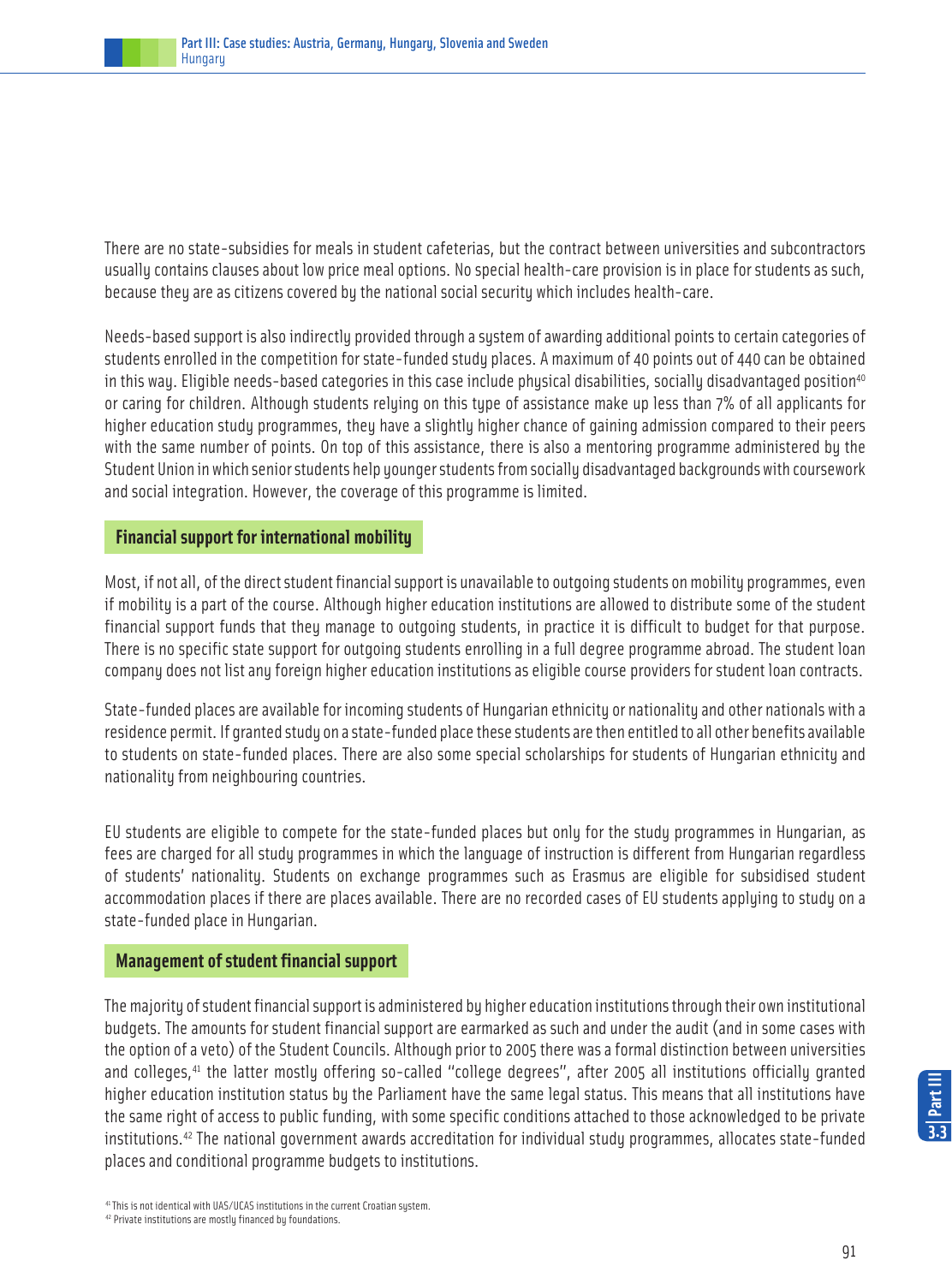There are no state-subsidies for meals in student cafeterias, but the contract between universities and subcontractors usually contains clauses about low price meal options. No special health-care provision is in place for students as such, because they are as citizens covered by the national social security which includes health-care.

Needs-based support is also indirectly provided through a system of awarding additional points to certain categories of students enrolled in the competition for state-funded study places. A maximum of 40 points out of 440 can be obtained in this way. Eligible needs-based categories in this case include physical disabilities, socially disadvantaged position[40] or caring for children. Although students relying on this type of assistance make up less than 7% of all applicants for higher education study programmes, they have a slightly higher chance of gaining admission compared to their peers with the same number of points. On top of this assistance, there is also a mentoring programme administered by the Student Union in which senior students help younger students from socially disadvantaged backgrounds with coursework and social integration. However, the coverage of this programme is limited.

## Financial support for international mobility

Most, if not all, of the direct student financial support is unavailable to outgoing students on mobility programmes, even if mobility is a part of the course. Although higher education institutions are allowed to distribute some of the student financial support funds that they manage to outgoing students, in practice it is difficult to budget for that purpose. There is no specific state support for outgoing students enrolling in a full degree programme abroad. The student loan company does not list any foreign higher education institutions as eligible course providers for student loan contracts.

State-funded places are available for incoming students of Hungarian ethnicity or nationality and other nationals with a residence permit. If granted study on a state-funded place these students are then entitled to all other benefits available to students on state-funded places. There are also some special scholarships for students of Hungarian ethnicity and nationality from neighbouring countries.

EU students are eligible to compete for the state-funded places but only for the study programmes in Hungarian, as fees are charged for all study programmes in which the language of instruction is different from Hungarian regardless of students' nationality. Students on exchange programmes such as Erasmus are eligible for subsidised student accommodation places if there are places available. There are no recorded cases of EU students applying to study on a state-funded place in Hungarian.

## Management of student financial support

The majority of student financial support is administered by higher education institutions through their own institutional budgets. The amounts for student financial support are earmarked as such and under the audit (and in some cases with the option of a veto) of the Student Councils. Although prior to 2005 there was a formal distinction between universities and colleges,[41] the latter mostly offering so-called "college degrees", after 2005 all institutions officially granted higher education institution status by the Parliament have the same legal status. This means that all institutions have the same right of access to public funding, with some specific conditions attached to those acknowledged to be private institutions.[42] The national government awards accreditation for individual study programmes, allocates state-funded places and conditional programme budgets to institutions.

[41] This is not identical with UAS/UCAS institutions in the current Croatian system.

[42] Private institutions are mostly financed by foundations.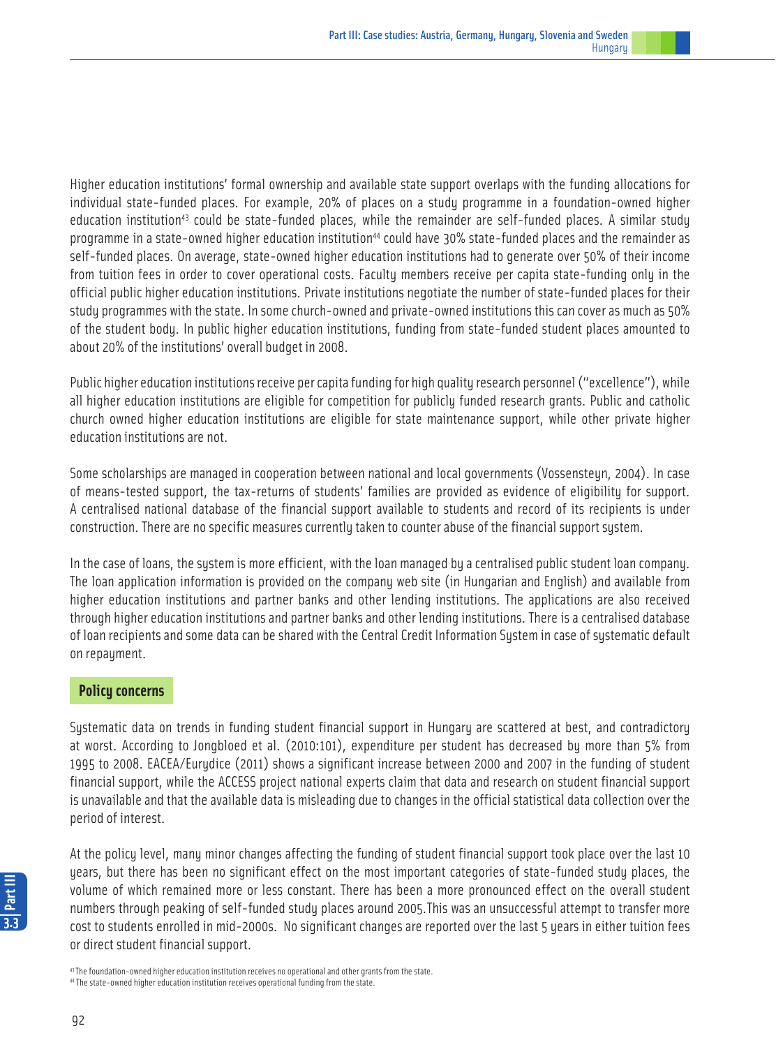Higher education institutions' formal ownership and available state support overlaps with the funding allocations for individual state-funded places. For example, 20% of places on a study programme in a foundation-owned higher education institution[43] could be state-funded places, while the remainder are self-funded places. A similar study programme in a state-owned higher education institution[44] could have 30% state-funded places and the remainder as self-funded places. On average, state-owned higher education institutions had to generate over 50% of their income from tuition fees in order to cover operational costs. Faculty members receive per capita state-funding only in the official public higher education institutions. Private institutions negotiate the number of state-funded places for their study programmes with the state. In some church-owned and private-owned institutions this can cover as much as 50% of the student body. In public higher education institutions, funding from state-funded student places amounted to about 20% of the institutions' overall budget in 2008.

Public higher education institutions receive per capita funding for high quality research personnel ("excellence"), while all higher education institutions are eligible for competition for publicly funded research grants. Public and catholic church owned higher education institutions are eligible for state maintenance support, while other private higher education institutions are not.

Some scholarships are managed in cooperation between national and local governments (Vossensteyn, 2004). In case of means-tested support, the tax-returns of students' families are provided as evidence of eligibility for support. A centralised national database of the financial support available to students and record of its recipients is under construction. There are no specific measures currently taken to counter abuse of the financial support system.

In the case of loans, the system is more efficient, with the loan managed by a centralised public student loan company. The loan application information is provided on the company web site (in Hungarian and English) and available from higher education institutions and partner banks and other lending institutions. The applications are also received through higher education institutions and partner banks and other lending institutions. There is a centralised database of loan recipients and some data can be shared with the Central Credit Information System in case of systematic default on repayment.

## Policy concerns

Systematic data on trends in funding student financial support in Hungary are scattered at best, and contradictory at worst. According to Jongbloed et al. (2010:101), expenditure per student has decreased by more than 5% from 1995 to 2008. EACEA/Eurydice (2011) shows a significant increase between 2000 and 2007 in the funding of student financial support, while the ACCESS project national experts claim that data and research on student financial support is unavailable and that the available data is misleading due to changes in the official statistical data collection over the period of interest.

At the policy level, many minor changes affecting the funding of student financial support took place over the last 10 years, but there has been no significant effect on the most important categories of state-funded study places, the volume of which remained more or less constant. There has been a more pronounced effect on the overall student numbers through peaking of self-funded study places around 2005. This was an unsuccessful attempt to transfer more cost to students enrolled in mid-2000s. No significant changes are reported over the last 5 years in either tuition fees or direct student financial support.

[43] The foundation-owned higher education institution receives no operational and other grants from the state.

[44] The state-owned higher education institution receives operational funding from the state.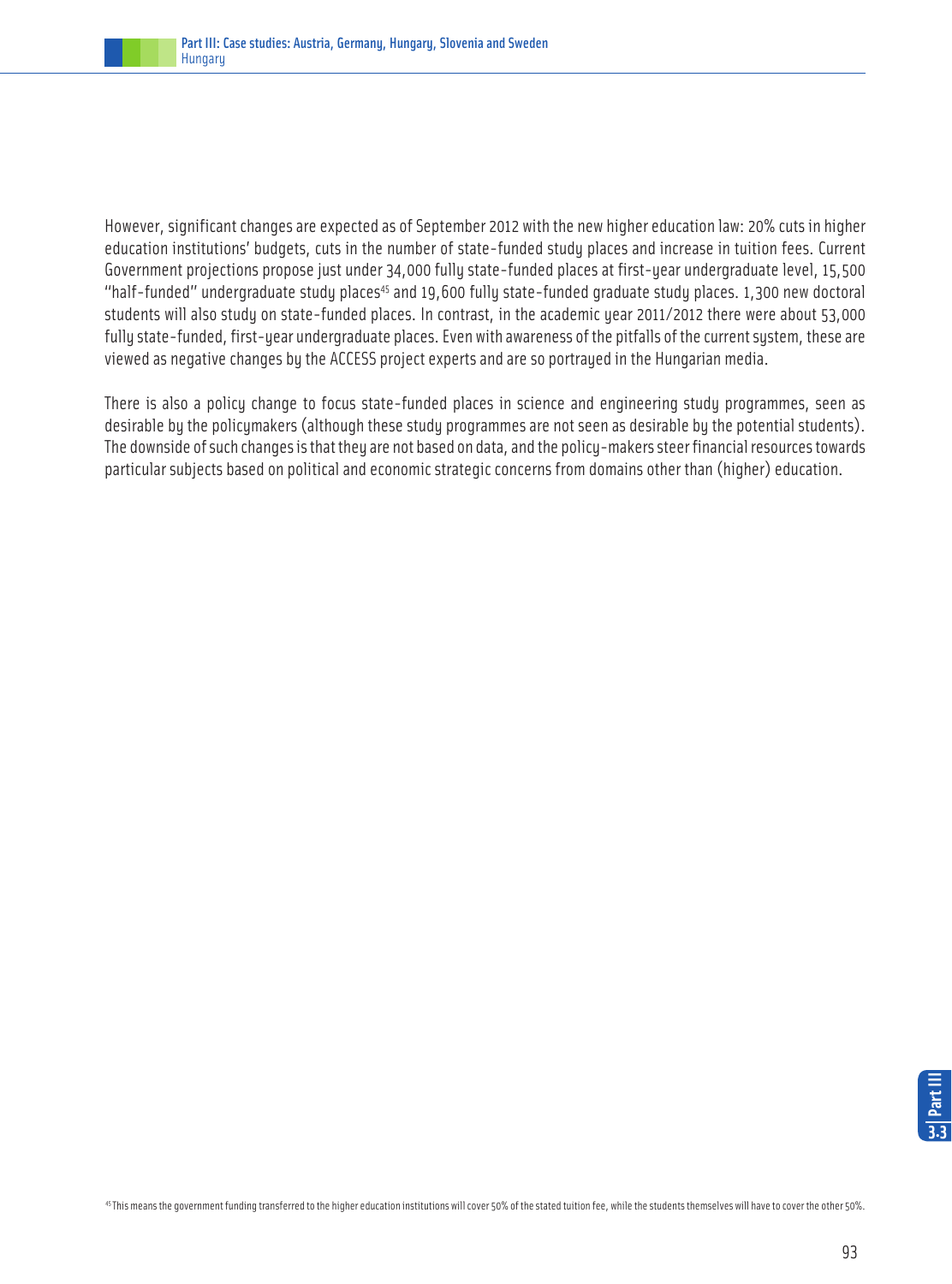However, significant changes are expected as of September 2012 with the new higher education law: 20% cuts in higher education institutions' budgets, cuts in the number of state-funded study places and increase in tuition fees. Current Government projections propose just under 34,000 fully state-funded places at first-year undergraduate level, 15,500 "half-funded" undergraduate study places[45] and 19,600 fully state-funded graduate study places. 1,300 new doctoral students will also study on state-funded places. In contrast, in the academic year 2011/2012 there were about 53,000 fully state-funded, first-year undergraduate places. Even with awareness of the pitfalls of the current system, these are viewed as negative changes by the ACCESS project experts and are so portrayed in the Hungarian media.

There is also a policy change to focus state-funded places in science and engineering study programmes, seen as desirable by the policymakers (although these study programmes are not seen as desirable by the potential students). The downside of such changes is that they are not based on data, and the policy-makers steer financial resources towards particular subjects based on political and economic strategic concerns from domains other than (higher) education.

[45] This means the government funding transferred to the higher education institutions will cover 50% of the stated tuition fee, while the students themselves will have to cover the other 50%.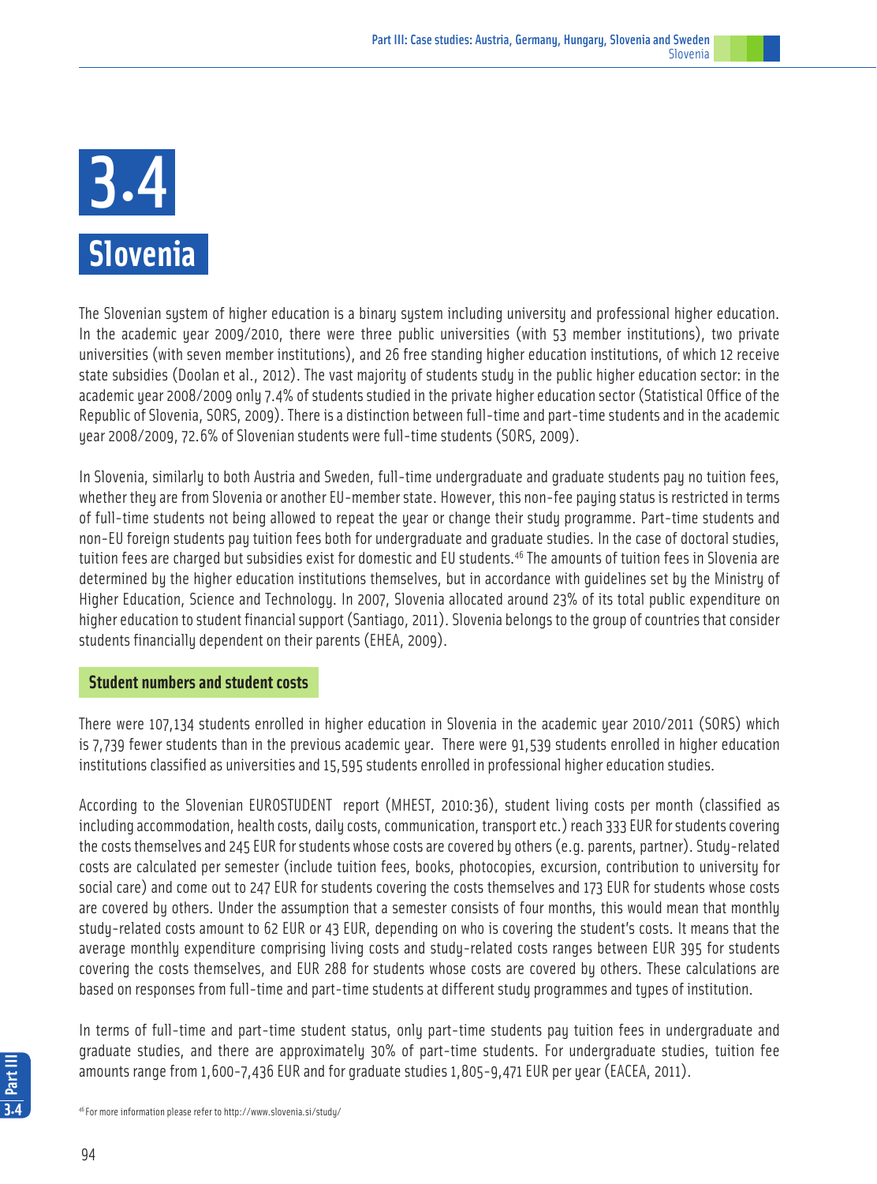# 3.4 Slovenia

The Slovenian system of higher education is a binary system including university and professional higher education. In the academic year 2009/2010, there were three public universities (with 53 member institutions), two private universities (with seven member institutions), and 26 free standing higher education institutions, of which 12 receive state subsidies (Doolan et al., 2012). The vast majority of students study in the public higher education sector: in the academic year 2008/2009 only 7.4% of students studied in the private higher education sector (Statistical Office of the Republic of Slovenia, SORS, 2009). There is a distinction between full-time and part-time students and in the academic year 2008/2009, 72.6% of Slovenian students were full-time students (SORS, 2009).

In Slovenia, similarly to both Austria and Sweden, full-time undergraduate and graduate students pay no tuition fees, whether they are from Slovenia or another EU-member state. However, this non-fee paying status is restricted in terms of full-time students not being allowed to repeat the year or change their study programme. Part-time students and non-EU foreign students pay tuition fees both for undergraduate and graduate studies. In the case of doctoral studies, tuition fees are charged but subsidies exist for domestic and EU students.[46] The amounts of tuition fees in Slovenia are determined by the higher education institutions themselves, but in accordance with guidelines set by the Ministry of Higher Education, Science and Technology. In 2007, Slovenia allocated around 23% of its total public expenditure on higher education to student financial support (Santiago, 2011). Slovenia belongs to the group of countries that consider students financially dependent on their parents (EHEA, 2009).

## Student numbers and student costs

There were 107,134 students enrolled in higher education in Slovenia in the academic year 2010/2011 (SORS) which is 7,739 fewer students than in the previous academic year. There were 91,539 students enrolled in higher education institutions classified as universities and 15,595 students enrolled in professional higher education studies.

According to the Slovenian EUROSTUDENT report (MHEST, 2010:36), student living costs per month (classified as including accommodation, health costs, daily costs, communication, transport etc.) reach 333 EUR for students covering the costs themselves and 245 EUR for students whose costs are covered by others (e.g. parents, partner). Study-related costs are calculated per semester (include tuition fees, books, photocopies, excursion, contribution to university for social care) and come out to 247 EUR for students covering the costs themselves and 173 EUR for students whose costs are covered by others. Under the assumption that a semester consists of four months, this would mean that monthly study-related costs amount to 62 EUR or 43 EUR, depending on who is covering the student's costs. It means that the average monthly expenditure comprising living costs and study-related costs ranges between EUR 395 for students covering the costs themselves, and EUR 288 for students whose costs are covered by others. These calculations are based on responses from full-time and part-time students at different study programmes and types of institution.

In terms of full-time and part-time student status, only part-time students pay tuition fees in undergraduate and graduate studies, and there are approximately 30% of part-time students. For undergraduate studies, tuition fee amounts range from 1,600-7,436 EUR and for graduate studies 1,805-9,471 EUR per year (EACEA, 2011).

[46] For more information please refer to http://www.slovenia.si/study/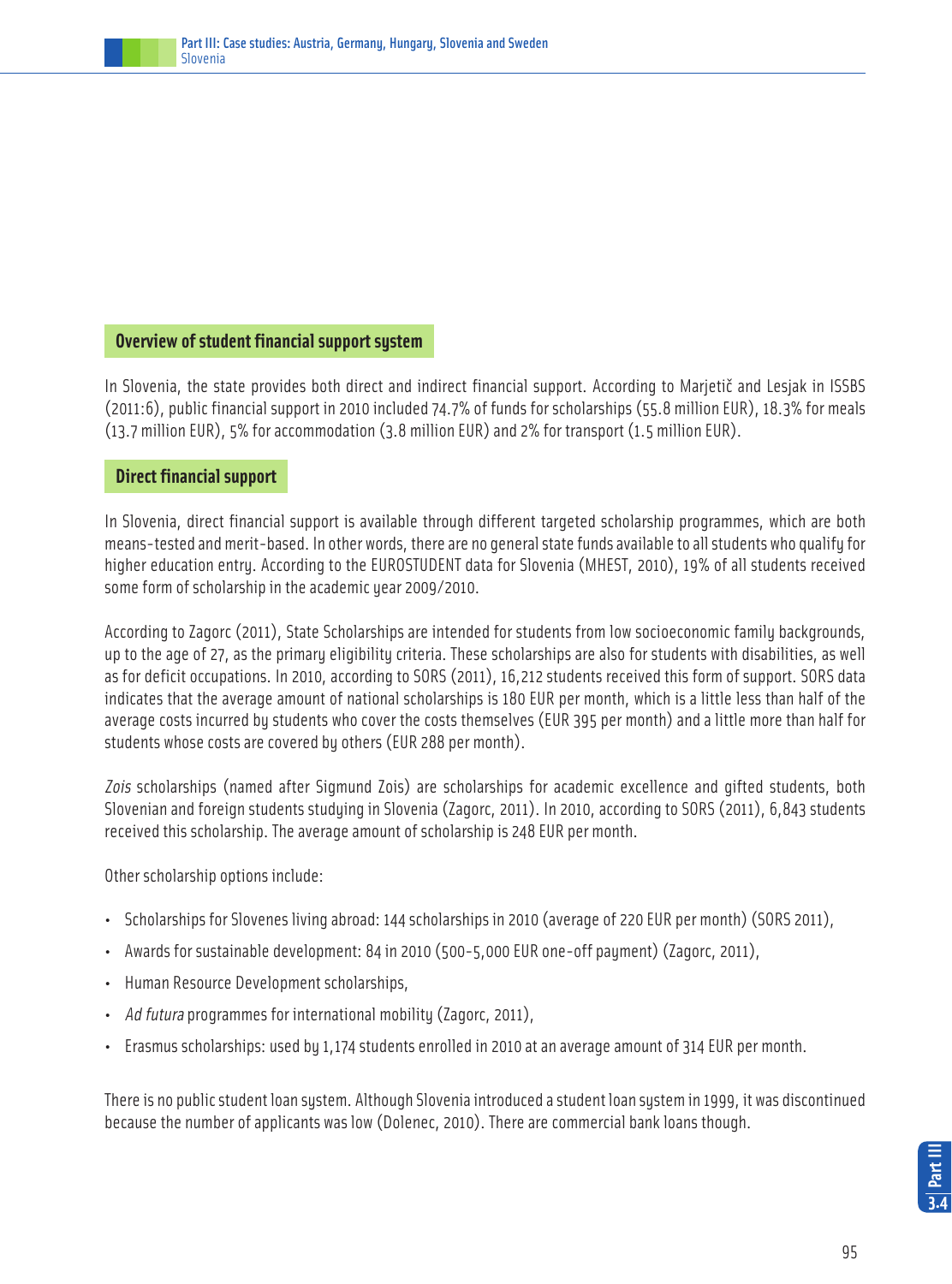## Overview of student financial support system

In Slovenia, the state provides both direct and indirect financial support. According to Marjetič and Lesjak in ISSBS (2011:6), public financial support in 2010 included 74.7% of funds for scholarships (55.8 million EUR), 18.3% for meals (13.7 million EUR), 5% for accommodation (3.8 million EUR) and 2% for transport (1.5 million EUR).

## Direct financial support

In Slovenia, direct financial support is available through different targeted scholarship programmes, which are both means-tested and merit-based. In other words, there are no general state funds available to all students who qualify for higher education entry. According to the EUROSTUDENT data for Slovenia (MHEST, 2010), 19% of all students received some form of scholarship in the academic year 2009/2010.

According to Zagorc (2011), State Scholarships are intended for students from low socioeconomic family backgrounds, up to the age of 27, as the primary eligibility criteria. These scholarships are also for students with disabilities, as well as for deficit occupations. In 2010, according to SORS (2011), 16,212 students received this form of support. SORS data indicates that the average amount of national scholarships is 180 EUR per month, which is a little less than half of the average costs incurred by students who cover the costs themselves (EUR 395 per month) and a little more than half for students whose costs are covered by others (EUR 288 per month).

*Zois* scholarships (named after Sigmund Zois) are scholarships for academic excellence and gifted students, both Slovenian and foreign students studying in Slovenia (Zagorc, 2011). In 2010, according to SORS (2011), 6,843 students received this scholarship. The average amount of scholarship is 248 EUR per month.

Other scholarship options include:

- Scholarships for Slovenes living abroad: 144 scholarships in 2010 (average of 220 EUR per month) (SORS 2011),
- Awards for sustainable development: 84 in 2010 (500-5,000 EUR one-off payment) (Zagorc, 2011),
- Human Resource Development scholarships,
- *Ad futura* programmes for international mobility (Zagorc, 2011),
- Erasmus scholarships: used by 1,174 students enrolled in 2010 at an average amount of 314 EUR per month.

There is no public student loan system. Although Slovenia introduced a student loan system in 1999, it was discontinued because the number of applicants was low (Dolenec, 2010). There are commercial bank loans though.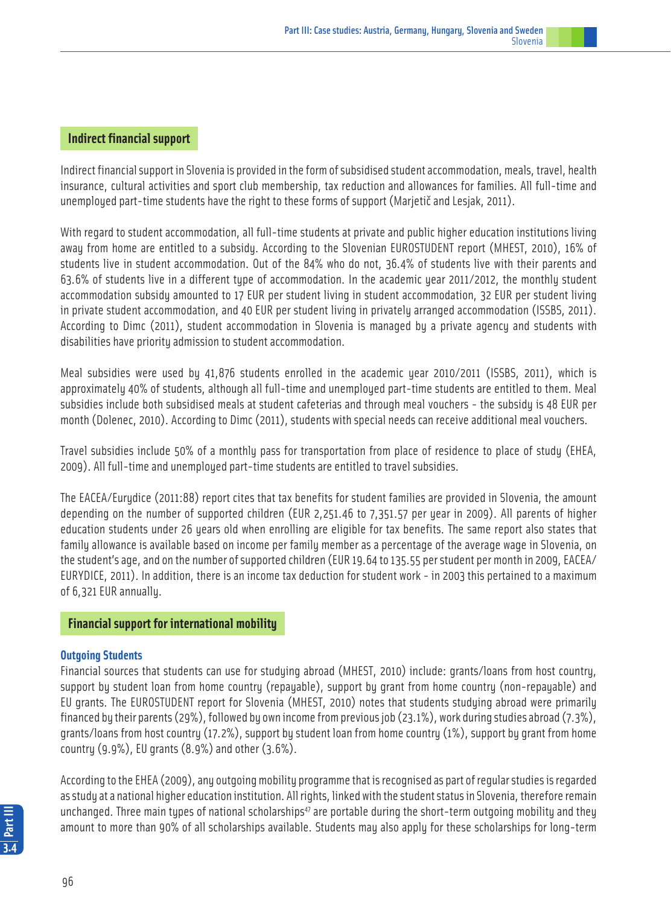## Indirect financial support

Indirect financial support in Slovenia is provided in the form of subsidised student accommodation, meals, travel, health insurance, cultural activities and sport club membership, tax reduction and allowances for families. All full-time and unemployed part-time students have the right to these forms of support (Marjetič and Lesjak, 2011).

With regard to student accommodation, all full-time students at private and public higher education institutions living away from home are entitled to a subsidy. According to the Slovenian EUROSTUDENT report (MHEST, 2010), 16% of students live in student accommodation. Out of the 84% who do not, 36.4% of students live with their parents and 63.6% of students live in a different type of accommodation. In the academic year 2011/2012, the monthly student accommodation subsidy amounted to 17 EUR per student living in student accommodation, 32 EUR per student living in private student accommodation, and 40 EUR per student living in privately arranged accommodation (ISSBS, 2011). According to Dimc (2011), student accommodation in Slovenia is managed by a private agency and students with disabilities have priority admission to student accommodation.

Meal subsidies were used by 41,876 students enrolled in the academic year 2010/2011 (ISSBS, 2011), which is approximately 40% of students, although all full-time and unemployed part-time students are entitled to them. Meal subsidies include both subsidised meals at student cafeterias and through meal vouchers - the subsidy is 48 EUR per month (Dolenec, 2010). According to Dimc (2011), students with special needs can receive additional meal vouchers.

Travel subsidies include 50% of a monthly pass for transportation from place of residence to place of study (EHEA, 2009). All full-time and unemployed part-time students are entitled to travel subsidies.

The EACEA/Eurydice (2011:88) report cites that tax benefits for student families are provided in Slovenia, the amount depending on the number of supported children (EUR 2,251.46 to 7,351.57 per year in 2009). All parents of higher education students under 26 years old when enrolling are eligible for tax benefits. The same report also states that family allowance is available based on income per family member as a percentage of the average wage in Slovenia, on the student's age, and on the number of supported children (EUR 19.64 to 135.55 per student per month in 2009, EACEA/EURYDICE, 2011). In addition, there is an income tax deduction for student work - in 2003 this pertained to a maximum of 6,321 EUR annually.

## Financial support for international mobility

### Outgoing Students

Financial sources that students can use for studying abroad (MHEST, 2010) include: grants/loans from host country, support by student loan from home country (repayable), support by grant from home country (non-repayable) and EU grants. The EUROSTUDENT report for Slovenia (MHEST, 2010) notes that students studying abroad were primarily financed by their parents (29%), followed by own income from previous job (23.1%), work during studies abroad (7.3%), grants/loans from host country (17.2%), support by student loan from home country (1%), support by grant from home country (9.9%), EU grants (8.9%) and other (3.6%).

According to the EHEA (2009), any outgoing mobility programme that is recognised as part of regular studies is regarded as study at a national higher education institution. All rights, linked with the student status in Slovenia, therefore remain unchanged. Three main types of national scholarships[47] are portable during the short-term outgoing mobility and they amount to more than 90% of all scholarships available. Students may also apply for these scholarships for long-term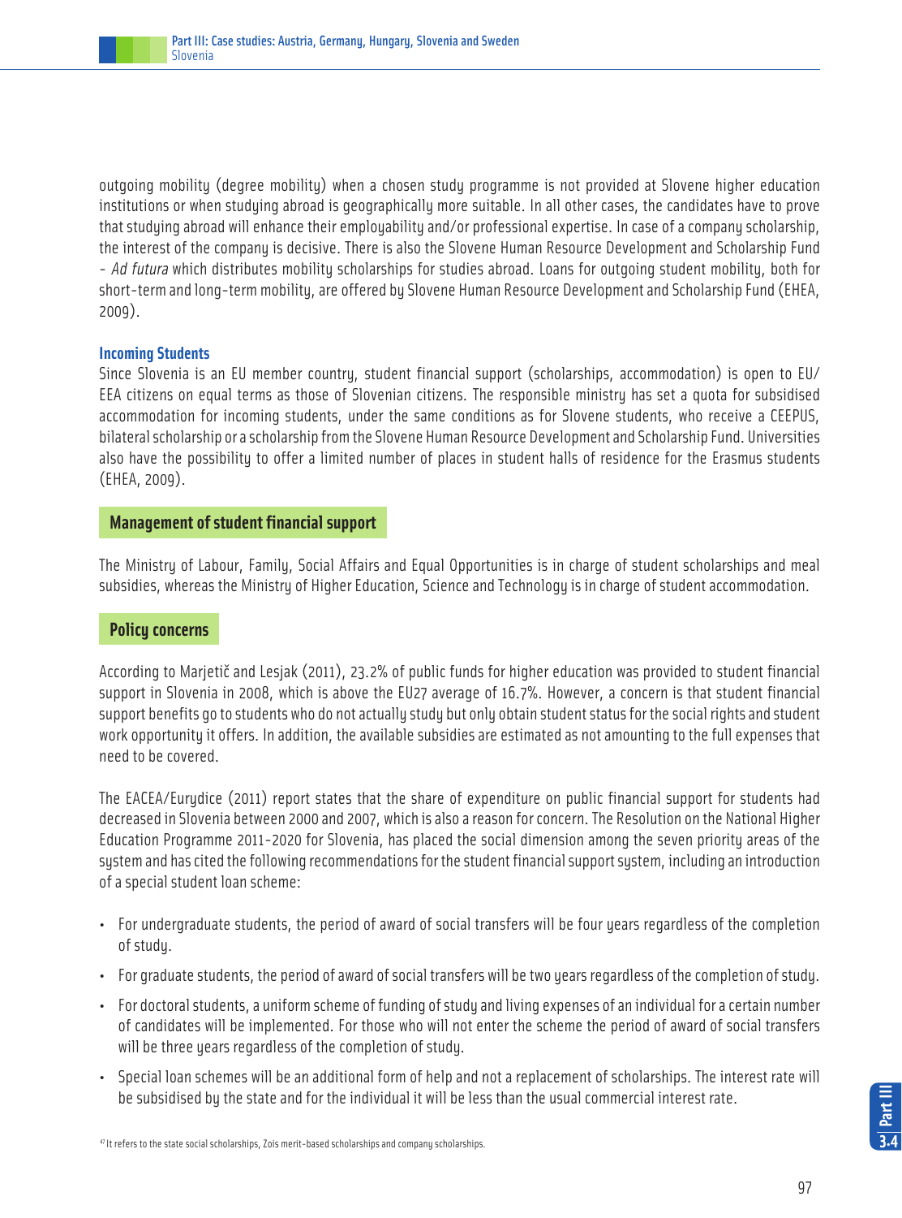outgoing mobility (degree mobility) when a chosen study programme is not provided at Slovene higher education institutions or when studying abroad is geographically more suitable. In all other cases, the candidates have to prove that studying abroad will enhance their employability and/or professional expertise. In case of a company scholarship, the interest of the company is decisive. There is also the Slovene Human Resource Development and Scholarship Fund - *Ad futura* which distributes mobility scholarships for studies abroad. Loans for outgoing student mobility, both for short-term and long-term mobility, are offered by Slovene Human Resource Development and Scholarship Fund (EHEA, 2009).

### Incoming Students

Since Slovenia is an EU member country, student financial support (scholarships, accommodation) is open to EU/EEA citizens on equal terms as those of Slovenian citizens. The responsible ministry has set a quota for subsidised accommodation for incoming students, under the same conditions as for Slovene students, who receive a CEEPUS, bilateral scholarship or a scholarship from the Slovene Human Resource Development and Scholarship Fund. Universities also have the possibility to offer a limited number of places in student halls of residence for the Erasmus students (EHEA, 2009).

## Management of student financial support

The Ministry of Labour, Family, Social Affairs and Equal Opportunities is in charge of student scholarships and meal subsidies, whereas the Ministry of Higher Education, Science and Technology is in charge of student accommodation.

## Policy concerns

According to Marjetič and Lesjak (2011), 23.2% of public funds for higher education was provided to student financial support in Slovenia in 2008, which is above the EU27 average of 16.7%. However, a concern is that student financial support benefits go to students who do not actually study but only obtain student status for the social rights and student work opportunity it offers. In addition, the available subsidies are estimated as not amounting to the full expenses that need to be covered.

The EACEA/Eurydice (2011) report states that the share of expenditure on public financial support for students had decreased in Slovenia between 2000 and 2007, which is also a reason for concern. The Resolution on the National Higher Education Programme 2011-2020 for Slovenia, has placed the social dimension among the seven priority areas of the system and has cited the following recommendations for the student financial support system, including an introduction of a special student loan scheme:

- For undergraduate students, the period of award of social transfers will be four years regardless of the completion of study.
- For graduate students, the period of award of social transfers will be two years regardless of the completion of study.
- For doctoral students, a uniform scheme of funding of study and living expenses of an individual for a certain number of candidates will be implemented. For those who will not enter the scheme the period of award of social transfers will be three years regardless of the completion of study.
- Special loan schemes will be an additional form of help and not a replacement of scholarships. The interest rate will be subsidised by the state and for the individual it will be less than the usual commercial interest rate.

[47] It refers to the state social scholarships, Zois merit-based scholarships and company scholarships.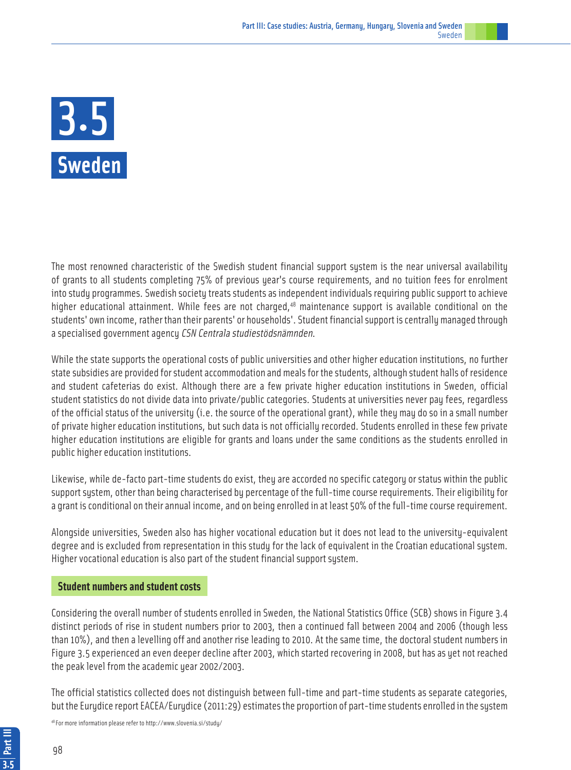# 3.5 Sweden

The most renowned characteristic of the Swedish student financial support system is the near universal availability of grants to all students completing 75% of previous year's course requirements, and no tuition fees for enrolment into study programmes. Swedish society treats students as independent individuals requiring public support to achieve higher educational attainment. While fees are not charged,[48] maintenance support is available conditional on the students' own income, rather than their parents' or households'. Student financial support is centrally managed through a specialised government agency *CSN Centrala studiestödsnämnden*.

While the state supports the operational costs of public universities and other higher education institutions, no further state subsidies are provided for student accommodation and meals for the students, although student halls of residence and student cafeterias do exist. Although there are a few private higher education institutions in Sweden, official student statistics do not divide data into private/public categories. Students at universities never pay fees, regardless of the official status of the university (i.e. the source of the operational grant), while they may do so in a small number of private higher education institutions, but such data is not officially recorded. Students enrolled in these few private higher education institutions are eligible for grants and loans under the same conditions as the students enrolled in public higher education institutions.

Likewise, while de-facto part-time students do exist, they are accorded no specific category or status within the public support system, other than being characterised by percentage of the full-time course requirements. Their eligibility for a grant is conditional on their annual income, and on being enrolled in at least 50% of the full-time course requirement.

Alongside universities, Sweden also has higher vocational education but it does not lead to the university-equivalent degree and is excluded from representation in this study for the lack of equivalent in the Croatian educational system. Higher vocational education is also part of the student financial support system.

## Student numbers and student costs

Considering the overall number of students enrolled in Sweden, the National Statistics Office (SCB) shows in Figure 3.4 distinct periods of rise in student numbers prior to 2003, then a continued fall between 2004 and 2006 (though less than 10%), and then a levelling off and another rise leading to 2010. At the same time, the doctoral student numbers in Figure 3.5 experienced an even deeper decline after 2003, which started recovering in 2008, but has as yet not reached the peak level from the academic year 2002/2003.

The official statistics collected does not distinguish between full-time and part-time students as separate categories, but the Eurydice report EACEA/Eurydice (2011:29) estimates the proportion of part-time students enrolled in the system

[48] For more information please refer to http://www.slovenia.si/study/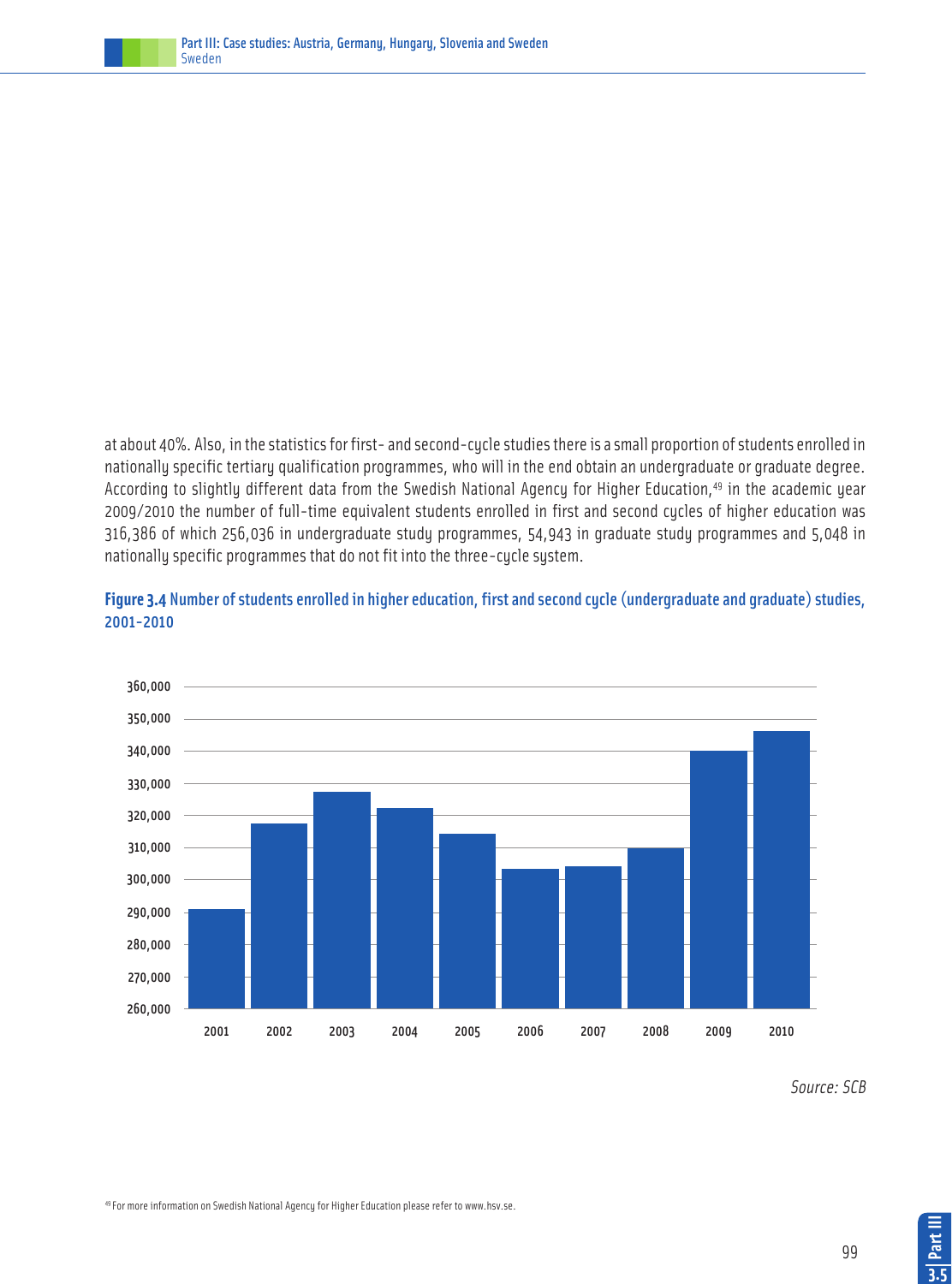at about 40%. Also, in the statistics for first- and second-cycle studies there is a small proportion of students enrolled in nationally specific tertiary qualification programmes, who will in the end obtain an undergraduate or graduate degree. According to slightly different data from the Swedish National Agency for Higher Education,[49] in the academic year 2009/2010 the number of full-time equivalent students enrolled in first and second cycles of higher education was 316,386 of which 256,036 in undergraduate study programmes, 54,943 in graduate study programmes and 5,048 in nationally specific programmes that do not fit into the three-cycle system.

**Figure 3.4** Number of students enrolled in higher education, first and second cycle (undergraduate and graduate) studies, 2001-2010

*Source: SCB*

[49] For more information on Swedish National Agency for Higher Education please refer to www.hsv.se.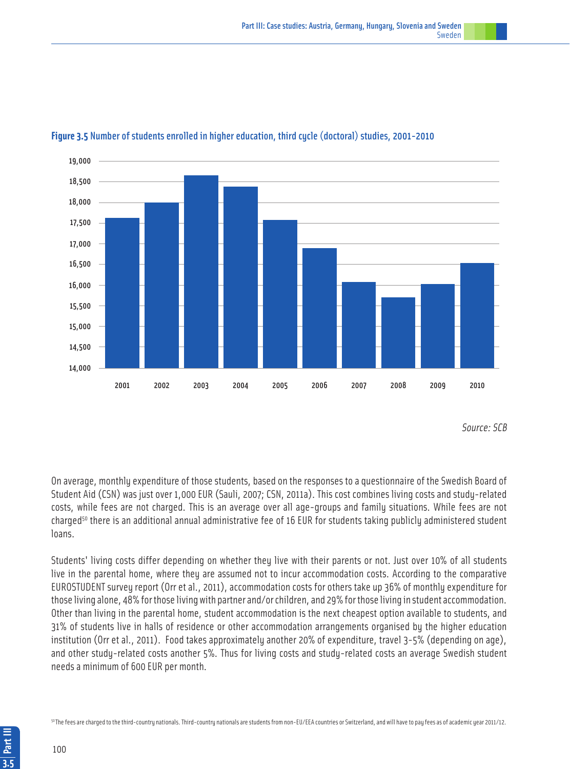**Figure 3.5** Number of students enrolled in higher education, third cycle (doctoral) studies, 2001-2010

*Source: SCB*

On average, monthly expenditure of those students, based on the responses to a questionnaire of the Swedish Board of Student Aid (CSN) was just over 1,000 EUR (Sauli, 2007; CSN, 2011a). This cost combines living costs and study-related costs, while fees are not charged. This is an average over all age-groups and family situations. While fees are not charged[50] there is an additional annual administrative fee of 16 EUR for students taking publicly administered student loans.

Students' living costs differ depending on whether they live with their parents or not. Just over 10% of all students live in the parental home, where they are assumed not to incur accommodation costs. According to the comparative EUROSTUDENT survey report (Orr et al., 2011), accommodation costs for others take up 36% of monthly expenditure for those living alone, 48% for those living with partner and/or children, and 29% for those living in student accommodation. Other than living in the parental home, student accommodation is the next cheapest option available to students, and 31% of students live in halls of residence or other accommodation arrangements organised by the higher education institution (Orr et al., 2011). Food takes approximately another 20% of expenditure, travel 3-5% (depending on age), and other study-related costs another 5%. Thus for living costs and study-related costs an average Swedish student needs a minimum of 600 EUR per month.

[50] The fees are charged to the third-country nationals. Third-country nationals are students from non-EU/EEA countries or Switzerland, and will have to pay fees as of academic year 2011/12.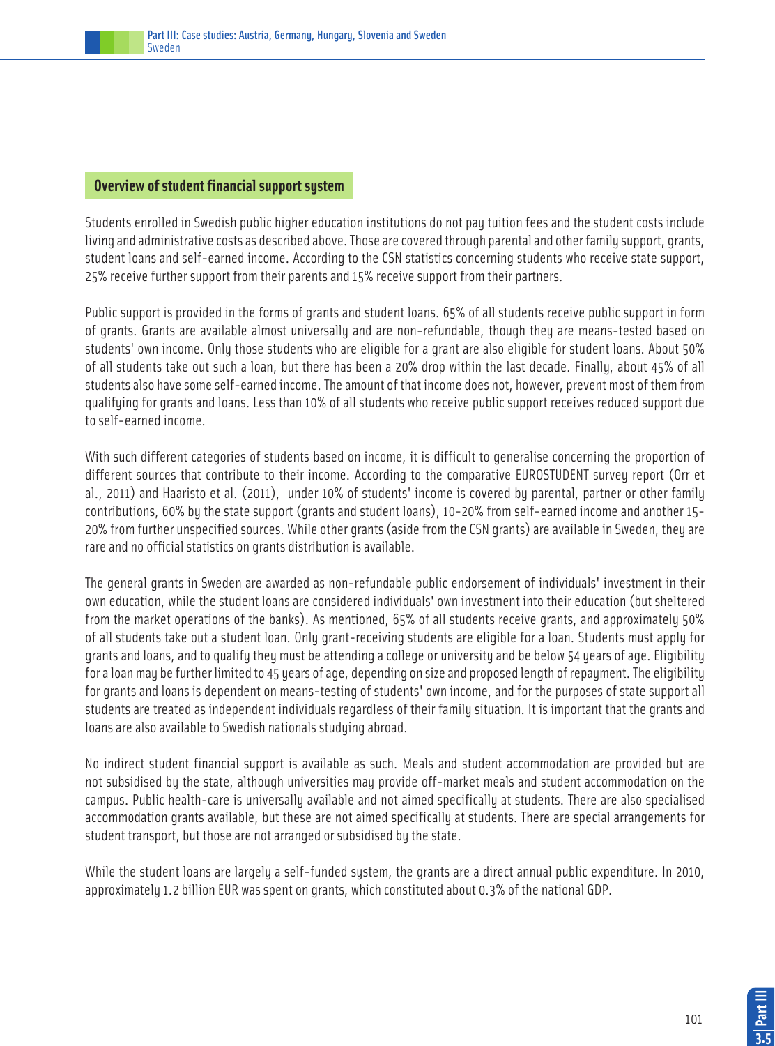## Overview of student financial support system

Students enrolled in Swedish public higher education institutions do not pay tuition fees and the student costs include living and administrative costs as described above. Those are covered through parental and other family support, grants, student loans and self-earned income. According to the CSN statistics concerning students who receive state support, 25% receive further support from their parents and 15% receive support from their partners.

Public support is provided in the forms of grants and student loans. 65% of all students receive public support in form of grants. Grants are available almost universally and are non-refundable, though they are means-tested based on students' own income. Only those students who are eligible for a grant are also eligible for student loans. About 50% of all students take out such a loan, but there has been a 20% drop within the last decade. Finally, about 45% of all students also have some self-earned income. The amount of that income does not, however, prevent most of them from qualifying for grants and loans. Less than 10% of all students who receive public support receives reduced support due to self-earned income.

With such different categories of students based on income, it is difficult to generalise concerning the proportion of different sources that contribute to their income. According to the comparative EUROSTUDENT survey report (Orr et al., 2011) and Haaristo et al. (2011), under 10% of students' income is covered by parental, partner or other family contributions, 60% by the state support (grants and student loans), 10-20% from self-earned income and another 15-20% from further unspecified sources. While other grants (aside from the CSN grants) are available in Sweden, they are rare and no official statistics on grants distribution is available.

The general grants in Sweden are awarded as non-refundable public endorsement of individuals' investment in their own education, while the student loans are considered individuals' own investment into their education (but sheltered from the market operations of the banks). As mentioned, 65% of all students receive grants, and approximately 50% of all students take out a student loan. Only grant-receiving students are eligible for a loan. Students must apply for grants and loans, and to qualify they must be attending a college or university and be below 54 years of age. Eligibility for a loan may be further limited to 45 years of age, depending on size and proposed length of repayment. The eligibility for grants and loans is dependent on means-testing of students' own income, and for the purposes of state support all students are treated as independent individuals regardless of their family situation. It is important that the grants and loans are also available to Swedish nationals studying abroad.

No indirect student financial support is available as such. Meals and student accommodation are provided but are not subsidised by the state, although universities may provide off-market meals and student accommodation on the campus. Public health-care is universally available and not aimed specifically at students. There are also specialised accommodation grants available, but these are not aimed specifically at students. There are special arrangements for student transport, but those are not arranged or subsidised by the state.

While the student loans are largely a self-funded system, the grants are a direct annual public expenditure. In 2010, approximately 1.2 billion EUR was spent on grants, which constituted about 0.3% of the national GDP.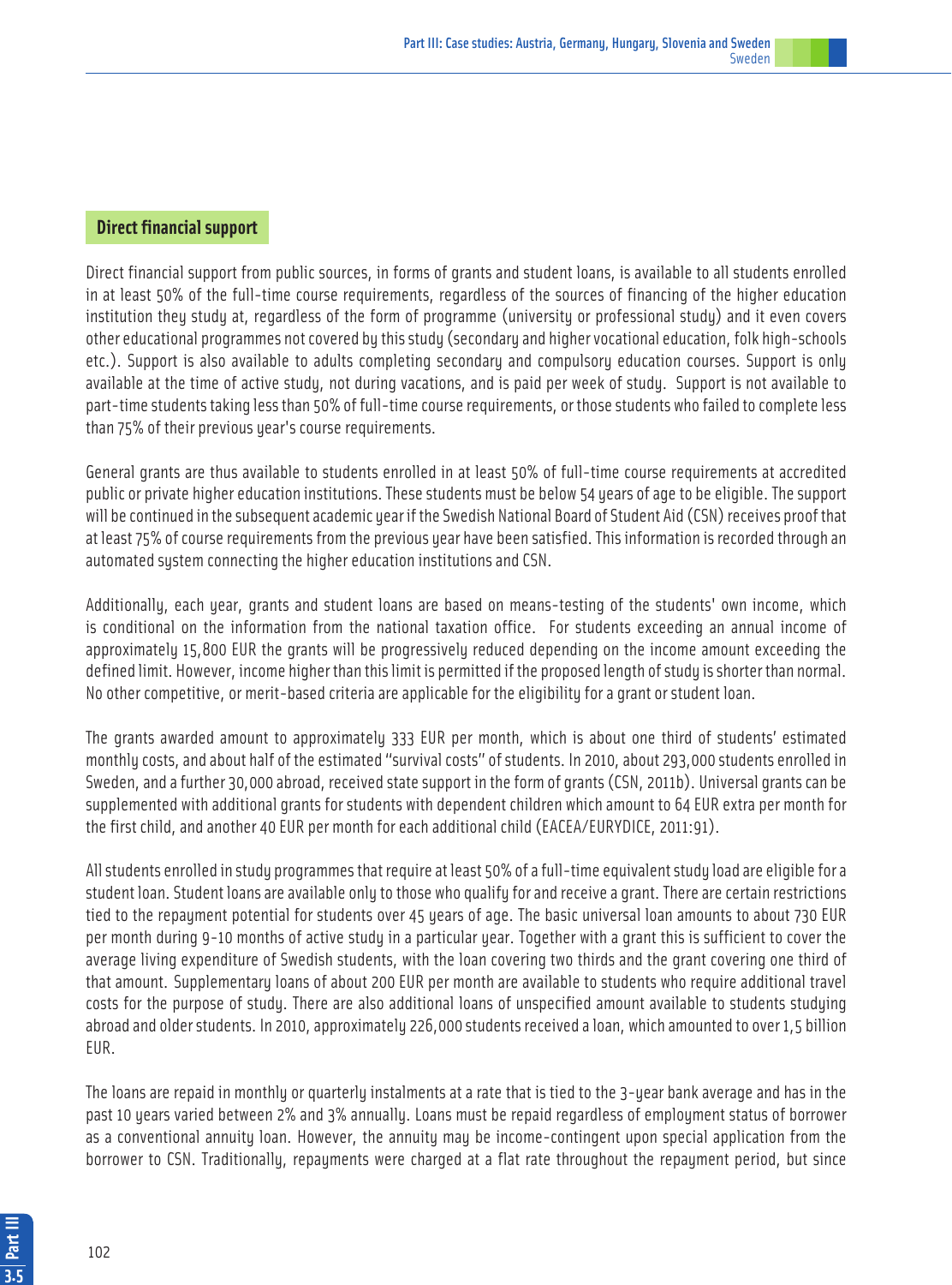## Direct financial support

Direct financial support from public sources, in forms of grants and student loans, is available to all students enrolled in at least 50% of the full-time course requirements, regardless of the sources of financing of the higher education institution they study at, regardless of the form of programme (university or professional study) and it even covers other educational programmes not covered by this study (secondary and higher vocational education, folk high-schools etc.). Support is also available to adults completing secondary and compulsory education courses. Support is only available at the time of active study, not during vacations, and is paid per week of study. Support is not available to part-time students taking less than 50% of full-time course requirements, or those students who failed to complete less than 75% of their previous year's course requirements.

General grants are thus available to students enrolled in at least 50% of full-time course requirements at accredited public or private higher education institutions. These students must be below 54 years of age to be eligible. The support will be continued in the subsequent academic year if the Swedish National Board of Student Aid (CSN) receives proof that at least 75% of course requirements from the previous year have been satisfied. This information is recorded through an automated system connecting the higher education institutions and CSN.

Additionally, each year, grants and student loans are based on means-testing of the students' own income, which is conditional on the information from the national taxation office. For students exceeding an annual income of approximately 15,800 EUR the grants will be progressively reduced depending on the income amount exceeding the defined limit. However, income higher than this limit is permitted if the proposed length of study is shorter than normal. No other competitive, or merit-based criteria are applicable for the eligibility for a grant or student loan.

The grants awarded amount to approximately 333 EUR per month, which is about one third of students' estimated monthly costs, and about half of the estimated "survival costs" of students. In 2010, about 293,000 students enrolled in Sweden, and a further 30,000 abroad, received state support in the form of grants (CSN, 2011b). Universal grants can be supplemented with additional grants for students with dependent children which amount to 64 EUR extra per month for the first child, and another 40 EUR per month for each additional child (EACEA/EURYDICE, 2011:91).

All students enrolled in study programmes that require at least 50% of a full-time equivalent study load are eligible for a student loan. Student loans are available only to those who qualify for and receive a grant. There are certain restrictions tied to the repayment potential for students over 45 years of age. The basic universal loan amounts to about 730 EUR per month during 9-10 months of active study in a particular year. Together with a grant this is sufficient to cover the average living expenditure of Swedish students, with the loan covering two thirds and the grant covering one third of that amount. Supplementary loans of about 200 EUR per month are available to students who require additional travel costs for the purpose of study. There are also additional loans of unspecified amount available to students studying abroad and older students. In 2010, approximately 226,000 students received a loan, which amounted to over 1,5 billion EUR.

The loans are repaid in monthly or quarterly instalments at a rate that is tied to the 3-year bank average and has in the past 10 years varied between 2% and 3% annually. Loans must be repaid regardless of employment status of borrower as a conventional annuity loan. However, the annuity may be income-contingent upon special application from the borrower to CSN. Traditionally, repayments were charged at a flat rate throughout the repayment period, but since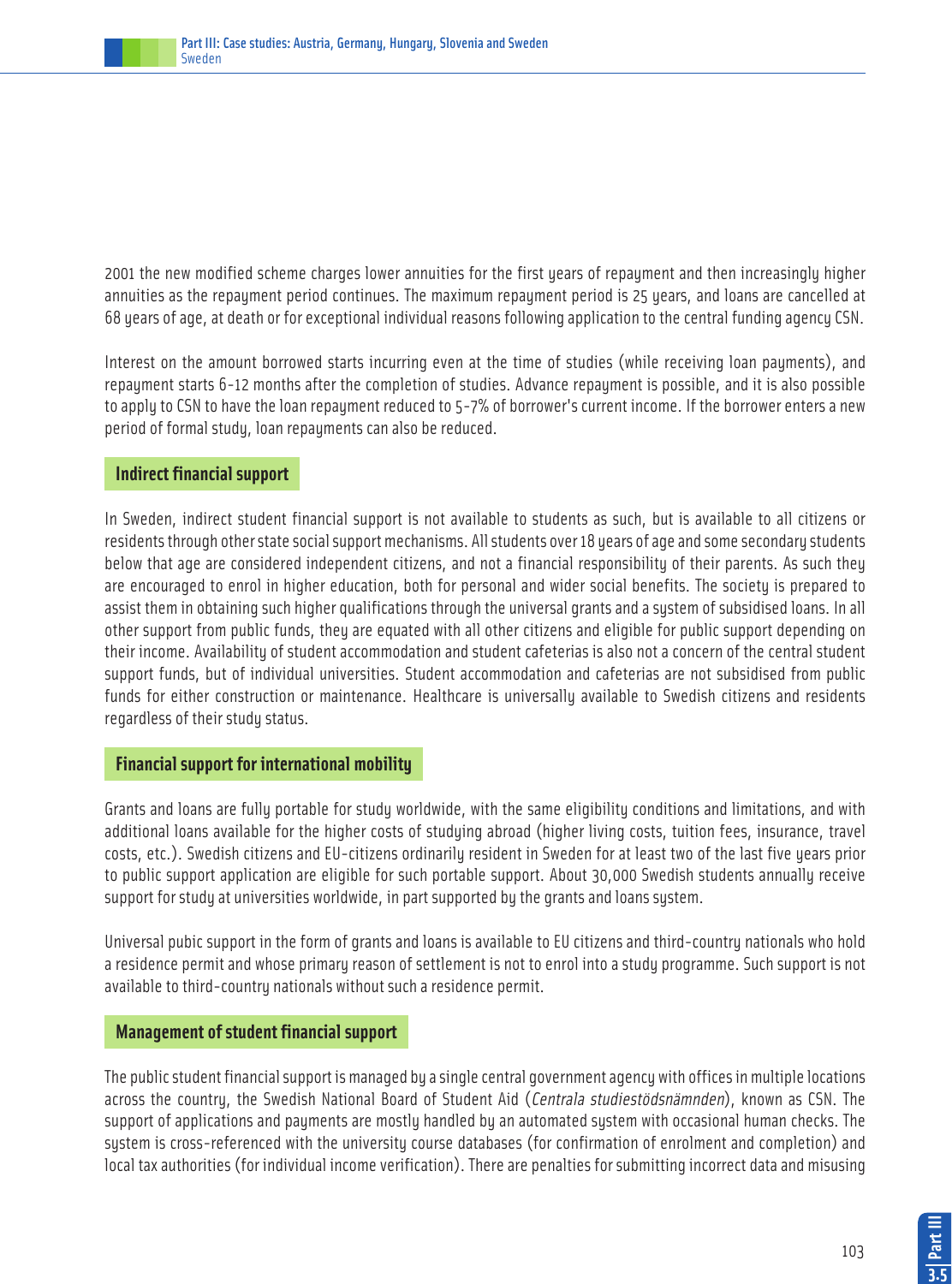2001 the new modified scheme charges lower annuities for the first years of repayment and then increasingly higher annuities as the repayment period continues. The maximum repayment period is 25 years, and loans are cancelled at 68 years of age, at death or for exceptional individual reasons following application to the central funding agency CSN.

Interest on the amount borrowed starts incurring even at the time of studies (while receiving loan payments), and repayment starts 6-12 months after the completion of studies. Advance repayment is possible, and it is also possible to apply to CSN to have the loan repayment reduced to 5-7% of borrower's current income. If the borrower enters a new period of formal study, loan repayments can also be reduced.

## Indirect financial support

In Sweden, indirect student financial support is not available to students as such, but is available to all citizens or residents through other state social support mechanisms. All students over 18 years of age and some secondary students below that age are considered independent citizens, and not a financial responsibility of their parents. As such they are encouraged to enrol in higher education, both for personal and wider social benefits. The society is prepared to assist them in obtaining such higher qualifications through the universal grants and a system of subsidised loans. In all other support from public funds, they are equated with all other citizens and eligible for public support depending on their income. Availability of student accommodation and student cafeterias is also not a concern of the central student support funds, but of individual universities. Student accommodation and cafeterias are not subsidised from public funds for either construction or maintenance. Healthcare is universally available to Swedish citizens and residents regardless of their study status.

## Financial support for international mobility

Grants and loans are fully portable for study worldwide, with the same eligibility conditions and limitations, and with additional loans available for the higher costs of studying abroad (higher living costs, tuition fees, insurance, travel costs, etc.). Swedish citizens and EU-citizens ordinarily resident in Sweden for at least two of the last five years prior to public support application are eligible for such portable support. About 30,000 Swedish students annually receive support for study at universities worldwide, in part supported by the grants and loans system.

Universal pubic support in the form of grants and loans is available to EU citizens and third-country nationals who hold a residence permit and whose primary reason of settlement is not to enrol into a study programme. Such support is not available to third-country nationals without such a residence permit.

## Management of student financial support

The public student financial support is managed by a single central government agency with offices in multiple locations across the country, the Swedish National Board of Student Aid (*Centrala studiestödsnämnden*), known as CSN. The support of applications and payments are mostly handled by an automated system with occasional human checks. The system is cross-referenced with the university course databases (for confirmation of enrolment and completion) and local tax authorities (for individual income verification). There are penalties for submitting incorrect data and misusing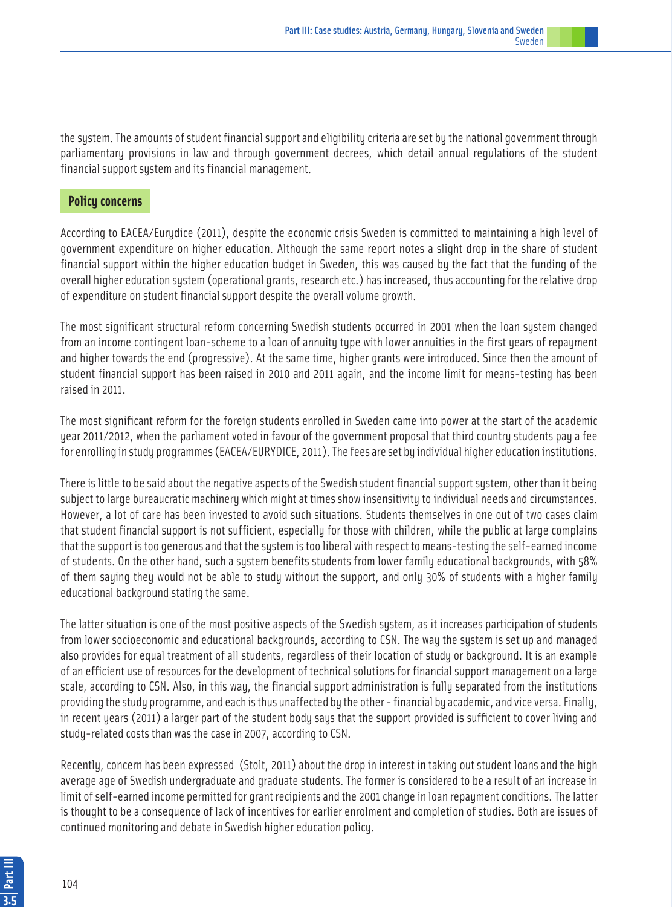the system. The amounts of student financial support and eligibility criteria are set by the national government through parliamentary provisions in law and through government decrees, which detail annual regulations of the student financial support system and its financial management.

## Policy concerns

According to EACEA/Eurydice (2011), despite the economic crisis Sweden is committed to maintaining a high level of government expenditure on higher education. Although the same report notes a slight drop in the share of student financial support within the higher education budget in Sweden, this was caused by the fact that the funding of the overall higher education system (operational grants, research etc.) has increased, thus accounting for the relative drop of expenditure on student financial support despite the overall volume growth.

The most significant structural reform concerning Swedish students occurred in 2001 when the loan system changed from an income contingent loan-scheme to a loan of annuity type with lower annuities in the first years of repayment and higher towards the end (progressive). At the same time, higher grants were introduced. Since then the amount of student financial support has been raised in 2010 and 2011 again, and the income limit for means-testing has been raised in 2011.

The most significant reform for the foreign students enrolled in Sweden came into power at the start of the academic year 2011/2012, when the parliament voted in favour of the government proposal that third country students pay a fee for enrolling in study programmes (EACEA/EURYDICE, 2011). The fees are set by individual higher education institutions.

There is little to be said about the negative aspects of the Swedish student financial support system, other than it being subject to large bureaucratic machinery which might at times show insensitivity to individual needs and circumstances. However, a lot of care has been invested to avoid such situations. Students themselves in one out of two cases claim that student financial support is not sufficient, especially for those with children, while the public at large complains that the support is too generous and that the system is too liberal with respect to means-testing the self-earned income of students. On the other hand, such a system benefits students from lower family educational backgrounds, with 58% of them saying they would not be able to study without the support, and only 30% of students with a higher family educational background stating the same.

The latter situation is one of the most positive aspects of the Swedish system, as it increases participation of students from lower socioeconomic and educational backgrounds, according to CSN. The way the system is set up and managed also provides for equal treatment of all students, regardless of their location of study or background. It is an example of an efficient use of resources for the development of technical solutions for financial support management on a large scale, according to CSN. Also, in this way, the financial support administration is fully separated from the institutions providing the study programme, and each is thus unaffected by the other - financial by academic, and vice versa. Finally, in recent years (2011) a larger part of the student body says that the support provided is sufficient to cover living and study-related costs than was the case in 2007, according to CSN.

Recently, concern has been expressed (Stolt, 2011) about the drop in interest in taking out student loans and the high average age of Swedish undergraduate and graduate students. The former is considered to be a result of an increase in limit of self-earned income permitted for grant recipients and the 2001 change in loan repayment conditions. The latter is thought to be a consequence of lack of incentives for earlier enrolment and completion of studies. Both are issues of continued monitoring and debate in Swedish higher education policy.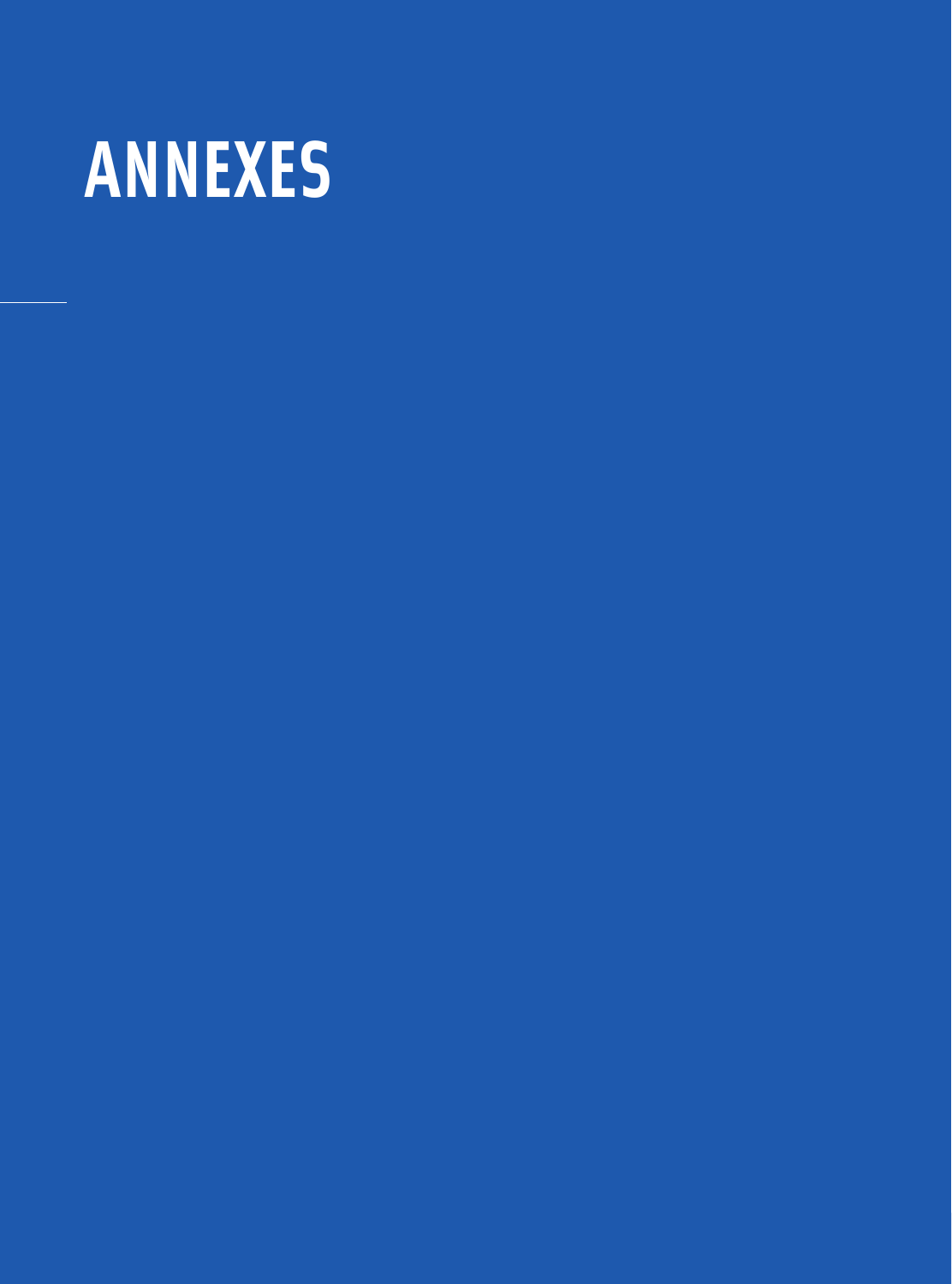# ANNEXES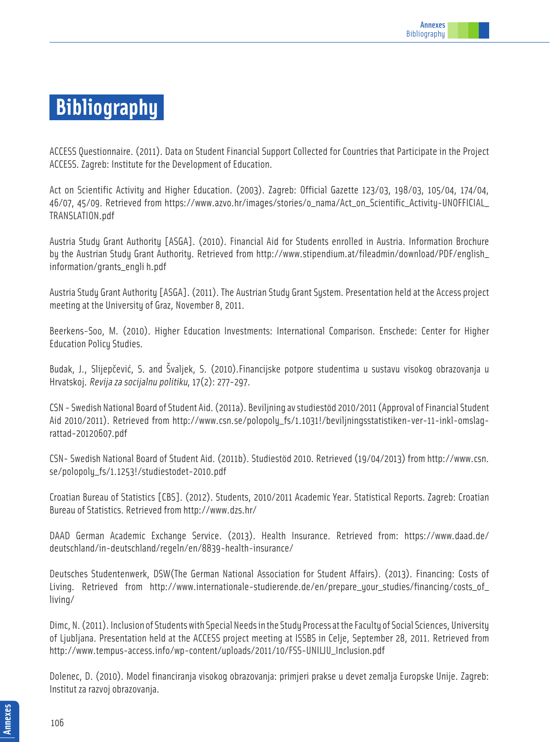# Bibliography

ACCESS Questionnaire. (2011). Data on Student Financial Support Collected for Countries that Participate in the Project ACCESS. Zagreb: Institute for the Development of Education.

Act on Scientific Activity and Higher Education. (2003). Zagreb: Official Gazette 123/03, 198/03, 105/04, 174/04, 46/07, 45/09. Retrieved from https://www.azvo.hr/images/stories/o_nama/Act_on_Scientific_Activity-UNOFFICIAL_TRANSLATION.pdf

Austria Study Grant Authority [ASGA]. (2010). Financial Aid for Students enrolled in Austria. Information Brochure by the Austrian Study Grant Authority. Retrieved from http://www.stipendium.at/fileadmin/download/PDF/english_information/grants_engli h.pdf

Austria Study Grant Authority [ASGA]. (2011). The Austrian Study Grant System. Presentation held at the Access project meeting at the University of Graz, November 8, 2011.

Beerkens-Soo, M. (2010). Higher Education Investments: International Comparison. Enschede: Center for Higher Education Policy Studies.

Budak, J., Slijepčević, S. and Švaljek, S. (2010).Financijske potpore studentima u sustavu visokog obrazovanja u Hrvatskoj. *Revija za socijalnu politiku*, 17(2): 277-297.

CSN - Swedish National Board of Student Aid. (2011a). Beviljning av studiestöd 2010/2011 (Approval of Financial Student Aid 2010/2011). Retrieved from http://www.csn.se/polopoly_fs/1.1031!/beviljningsstatistiken-ver-11-inkl-omslag-rattad-20120607.pdf

CSN- Swedish National Board of Student Aid. (2011b). Studiestöd 2010. Retrieved (19/04/2013) from http://www.csn.se/polopoly_fs/1.1253!/studiestodet-2010.pdf

Croatian Bureau of Statistics [CBS]. (2012). Students, 2010/2011 Academic Year. Statistical Reports. Zagreb: Croatian Bureau of Statistics. Retrieved from http://www.dzs.hr/

DAAD German Academic Exchange Service. (2013). Health Insurance. Retrieved from: https://www.daad.de/deutschland/in-deutschland/regeln/en/8839-health-insurance/

Deutsches Studentenwerk, DSW(The German National Association for Student Affairs). (2013). Financing: Costs of Living. Retrieved from http://www.internationale-studierende.de/en/prepare_your_studies/financing/costs_of_living/

Dimc, N. (2011). Inclusion of Students with Special Needs in the Study Process at the Faculty of Social Sciences, University of Ljubljana. Presentation held at the ACCESS project meeting at ISSBS in Celje, September 28, 2011. Retrieved from http://www.tempus-access.info/wp-content/uploads/2011/10/FSS-UNILJU_Inclusion.pdf

Dolenec, D. (2010). Model financiranja visokog obrazovanja: primjeri prakse u devet zemalja Europske Unije. Zagreb: Institut za razvoj obrazovanja.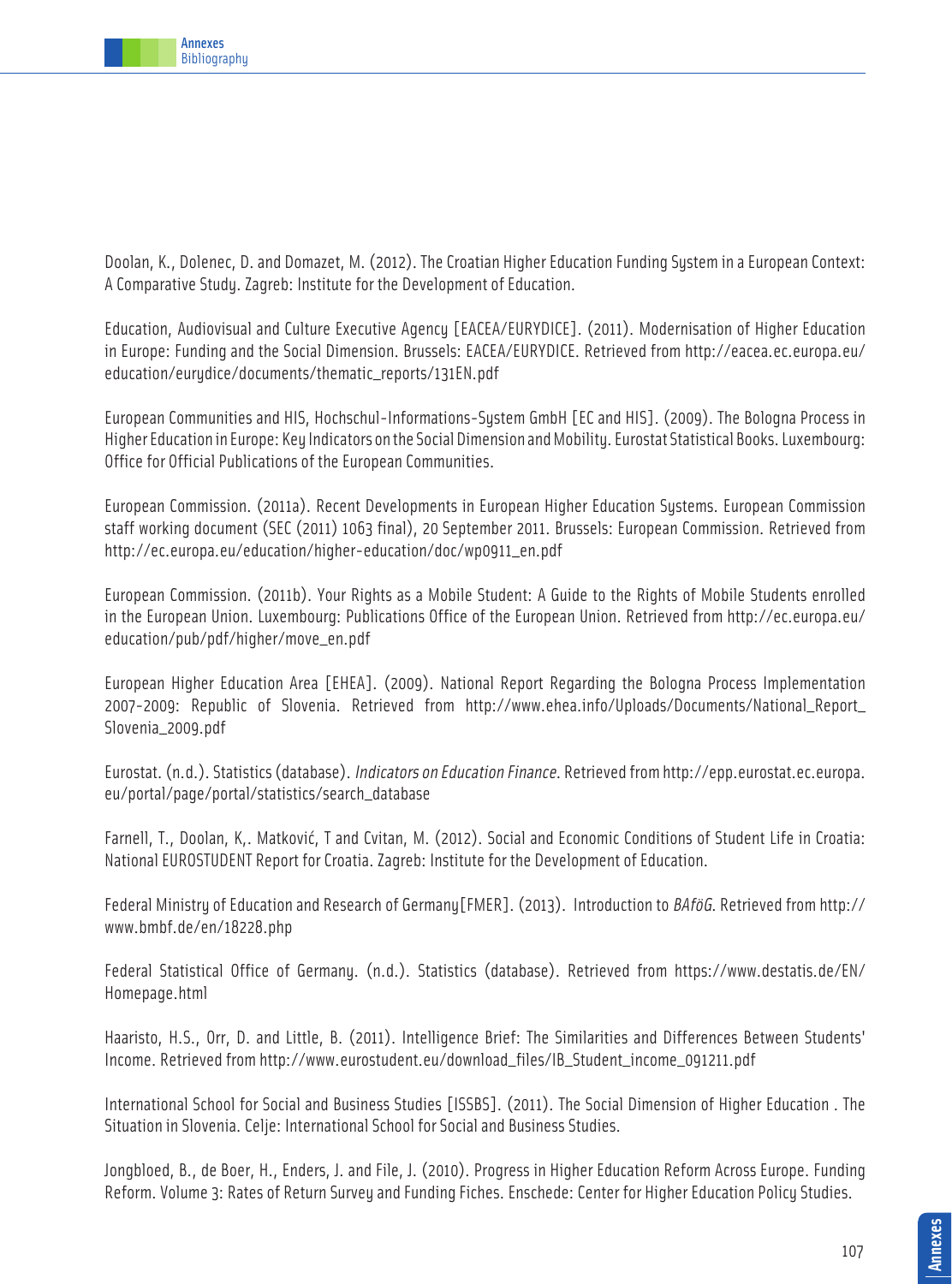Doolan, K., Dolenec, D. and Domazet, M. (2012). The Croatian Higher Education Funding System in a European Context: A Comparative Study. Zagreb: Institute for the Development of Education.

Education, Audiovisual and Culture Executive Agency [EACEA/EURYDICE]. (2011). Modernisation of Higher Education in Europe: Funding and the Social Dimension. Brussels: EACEA/EURYDICE. Retrieved from http://eacea.ec.europa.eu/education/eurydice/documents/thematic_reports/131EN.pdf

European Communities and HIS, Hochschul-Informations-System GmbH [EC and HIS]. (2009). The Bologna Process in Higher Education in Europe: Key Indicators on the Social Dimension and Mobility. Eurostat Statistical Books. Luxembourg: Office for Official Publications of the European Communities.

European Commission. (2011a). Recent Developments in European Higher Education Systems. European Commission staff working document (SEC (2011) 1063 final), 20 September 2011. Brussels: European Commission. Retrieved from http://ec.europa.eu/education/higher-education/doc/wp0911_en.pdf

European Commission. (2011b). Your Rights as a Mobile Student: A Guide to the Rights of Mobile Students enrolled in the European Union. Luxembourg: Publications Office of the European Union. Retrieved from http://ec.europa.eu/education/pub/pdf/higher/move_en.pdf

European Higher Education Area [EHEA]. (2009). National Report Regarding the Bologna Process Implementation 2007-2009: Republic of Slovenia. Retrieved from http://www.ehea.info/Uploads/Documents/National_Report_Slovenia_2009.pdf

Eurostat. (n.d.). Statistics (database). *Indicators on Education Finance*. Retrieved from http://epp.eurostat.ec.europa.eu/portal/page/portal/statistics/search_database

Farnell, T., Doolan, K,. Matković, T and Cvitan, M. (2012). Social and Economic Conditions of Student Life in Croatia: National EUROSTUDENT Report for Croatia. Zagreb: Institute for the Development of Education.

Federal Ministry of Education and Research of Germany[FMER]. (2013). Introduction to *BAföG*. Retrieved from http://www.bmbf.de/en/18228.php

Federal Statistical Office of Germany. (n.d.). Statistics (database). Retrieved from https://www.destatis.de/EN/Homepage.html

Haaristo, H.S., Orr, D. and Little, B. (2011). Intelligence Brief: The Similarities and Differences Between Students' Income. Retrieved from http://www.eurostudent.eu/download_files/IB_Student_income_091211.pdf

International School for Social and Business Studies [ISSBS]. (2011). The Social Dimension of Higher Education . The Situation in Slovenia. Celje: International School for Social and Business Studies.

Jongbloed, B., de Boer, H., Enders, J. and File, J. (2010). Progress in Higher Education Reform Across Europe. Funding Reform. Volume 3: Rates of Return Survey and Funding Fiches. Enschede: Center for Higher Education Policy Studies.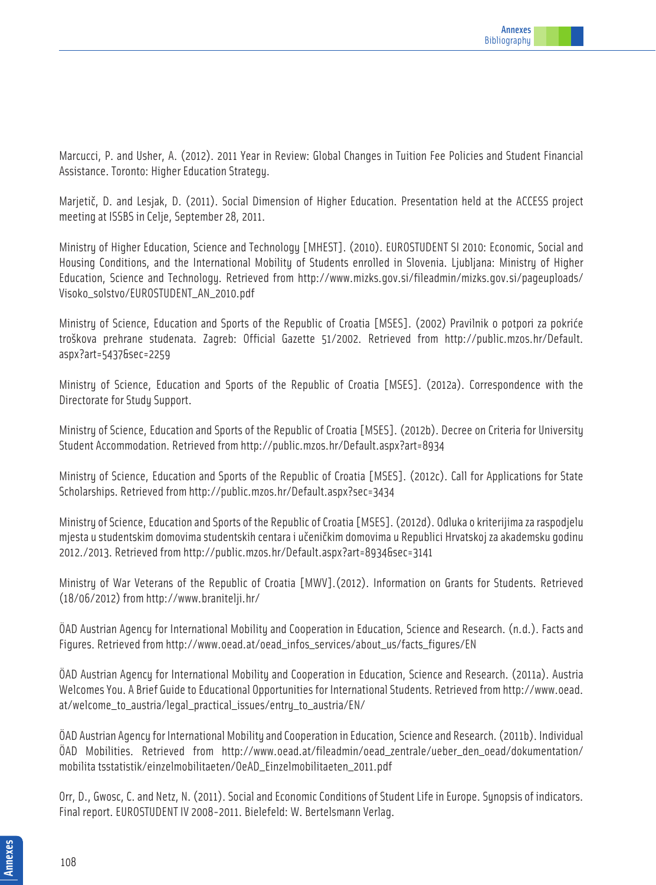Marcucci, P. and Usher, A. (2012). 2011 Year in Review: Global Changes in Tuition Fee Policies and Student Financial Assistance. Toronto: Higher Education Strategy.

Marjetič, D. and Lesjak, D. (2011). Social Dimension of Higher Education. Presentation held at the ACCESS project meeting at ISSBS in Celje, September 28, 2011.

Ministry of Higher Education, Science and Technology [MHEST]. (2010). EUROSTUDENT SI 2010: Economic, Social and Housing Conditions, and the International Mobility of Students enrolled in Slovenia. Ljubljana: Ministry of Higher Education, Science and Technology. Retrieved from http://www.mizks.gov.si/fileadmin/mizks.gov.si/pageuploads/Visoko_solstvo/EUROSTUDENT_AN_2010.pdf

Ministry of Science, Education and Sports of the Republic of Croatia [MSES]. (2002) Pravilnik o potpori za pokriće troškova prehrane studenata. Zagreb: Official Gazette 51/2002. Retrieved from http://public.mzos.hr/Default.aspx?art=5437&sec=2259

Ministry of Science, Education and Sports of the Republic of Croatia [MSES]. (2012a). Correspondence with the Directorate for Study Support.

Ministry of Science, Education and Sports of the Republic of Croatia [MSES]. (2012b). Decree on Criteria for University Student Accommodation. Retrieved from http://public.mzos.hr/Default.aspx?art=8934

Ministry of Science, Education and Sports of the Republic of Croatia [MSES]. (2012c). Call for Applications for State Scholarships. Retrieved from http://public.mzos.hr/Default.aspx?sec=3434

Ministry of Science, Education and Sports of the Republic of Croatia [MSES]. (2012d). Odluka o kriterijima za raspodjelu mjesta u studentskim domovima studentskih centara i učeničkim domovima u Republici Hrvatskoj za akademsku godinu 2012./2013. Retrieved from http://public.mzos.hr/Default.aspx?art=8934&sec=3141

Ministry of War Veterans of the Republic of Croatia [MWV].(2012). Information on Grants for Students. Retrieved (18/06/2012) from http://www.branitelji.hr/

ÖAD Austrian Agency for International Mobility and Cooperation in Education, Science and Research. (n.d.). Facts and Figures. Retrieved from http://www.oead.at/oead_infos_services/about_us/facts_figures/EN

ÖAD Austrian Agency for International Mobility and Cooperation in Education, Science and Research. (2011a). Austria Welcomes You. A Brief Guide to Educational Opportunities for International Students. Retrieved from http://www.oead.at/welcome_to_austria/legal_practical_issues/entry_to_austria/EN/

ÖAD Austrian Agency for International Mobility and Cooperation in Education, Science and Research. (2011b). Individual ÖAD Mobilities. Retrieved from http://www.oead.at/fileadmin/oead_zentrale/ueber_den_oead/dokumentation/mobilita tsstatistik/einzelmobilitaeten/OeAD_Einzelmobilitaeten_2011.pdf

Orr, D., Gwosc, C. and Netz, N. (2011). Social and Economic Conditions of Student Life in Europe. Synopsis of indicators. Final report. EUROSTUDENT IV 2008-2011. Bielefeld: W. Bertelsmann Verlag.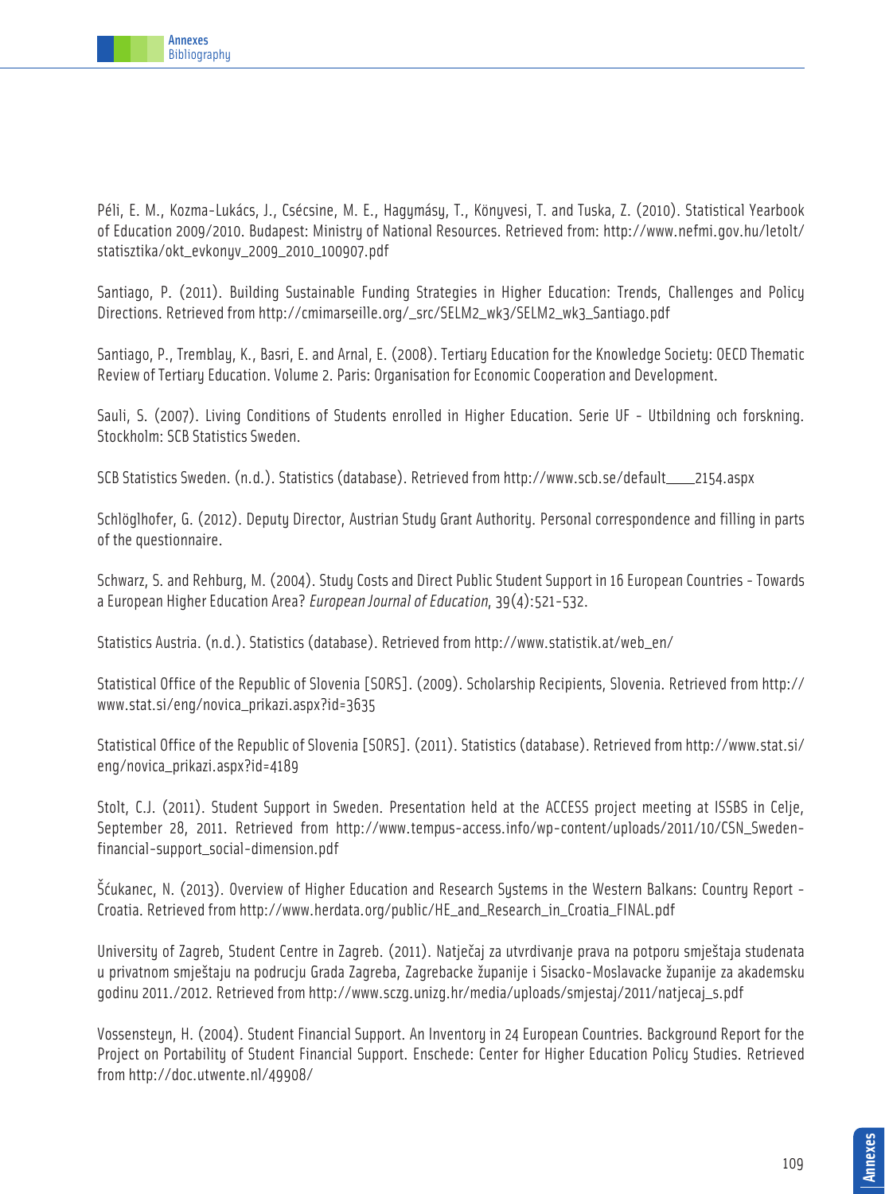Péli, E. M., Kozma-Lukács, J., Csécsine, M. E., Hagymásy, T., Könyvesi, T. and Tuska, Z. (2010). Statistical Yearbook of Education 2009/2010. Budapest: Ministry of National Resources. Retrieved from: http://www.nefmi.gov.hu/letolt/statisztika/okt_evkonyv_2009_2010_100907.pdf

Santiago, P. (2011). Building Sustainable Funding Strategies in Higher Education: Trends, Challenges and Policy Directions. Retrieved from http://cmimarseille.org/_src/SELM2_wk3/SELM2_wk3_Santiago.pdf

Santiago, P., Tremblay, K., Basri, E. and Arnal, E. (2008). Tertiary Education for the Knowledge Society: OECD Thematic Review of Tertiary Education. Volume 2. Paris: Organisation for Economic Cooperation and Development.

Sauli, S. (2007). Living Conditions of Students enrolled in Higher Education. Serie UF - Utbildning och forskning. Stockholm: SCB Statistics Sweden.

SCB Statistics Sweden. (n.d.). Statistics (database). Retrieved from http://www.scb.se/default____2154.aspx

Schlöglhofer, G. (2012). Deputy Director, Austrian Study Grant Authority. Personal correspondence and filling in parts of the questionnaire.

Schwarz, S. and Rehburg, M. (2004). Study Costs and Direct Public Student Support in 16 European Countries - Towards a European Higher Education Area? *European Journal of Education*, 39(4):521-532.

Statistics Austria. (n.d.). Statistics (database). Retrieved from http://www.statistik.at/web_en/

Statistical Office of the Republic of Slovenia [SORS]. (2009). Scholarship Recipients, Slovenia. Retrieved from http://www.stat.si/eng/novica_prikazi.aspx?id=3635

Statistical Office of the Republic of Slovenia [SORS]. (2011). Statistics (database). Retrieved from http://www.stat.si/eng/novica_prikazi.aspx?id=4189

Stolt, C.J. (2011). Student Support in Sweden. Presentation held at the ACCESS project meeting at ISSBS in Celje, September 28, 2011. Retrieved from http://www.tempus-access.info/wp-content/uploads/2011/10/CSN_Sweden-financial-support_social-dimension.pdf

Šćukanec, N. (2013). Overview of Higher Education and Research Systems in the Western Balkans: Country Report - Croatia. Retrieved from http://www.herdata.org/public/HE_and_Research_in_Croatia_FINAL.pdf

University of Zagreb, Student Centre in Zagreb. (2011). Natječaj za utvrdivanje prava na potporu smještaja studenata u privatnom smještaju na podrucju Grada Zagreba, Zagrebacke županije i Sisacko-Moslavacke županije za akademsku godinu 2011./2012. Retrieved from http://www.sczg.unizg.hr/media/uploads/smjestaj/2011/natjecaj_s.pdf

Vossensteyn, H. (2004). Student Financial Support. An Inventory in 24 European Countries. Background Report for the Project on Portability of Student Financial Support. Enschede: Center for Higher Education Policy Studies. Retrieved from http://doc.utwente.nl/49908/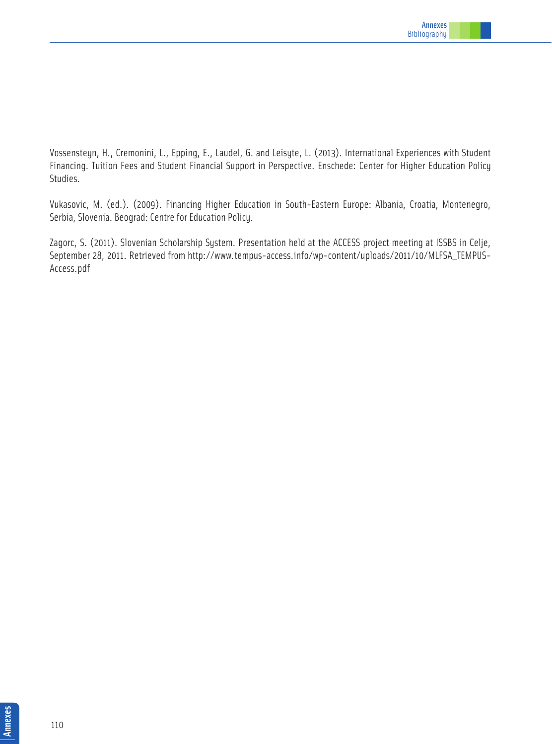Vossensteyn, H., Cremonini, L., Epping, E., Laudel, G. and Leisyte, L. (2013). International Experiences with Student Financing. Tuition Fees and Student Financial Support in Perspective. Enschede: Center for Higher Education Policy Studies.

Vukasovic, M. (ed.). (2009). Financing Higher Education in South-Eastern Europe: Albania, Croatia, Montenegro, Serbia, Slovenia. Beograd: Centre for Education Policy.

Zagorc, S. (2011). Slovenian Scholarship System. Presentation held at the ACCESS project meeting at ISSBS in Celje, September 28, 2011. Retrieved from http://www.tempus-access.info/wp-content/uploads/2011/10/MLFSA_TEMPUS-Access.pdf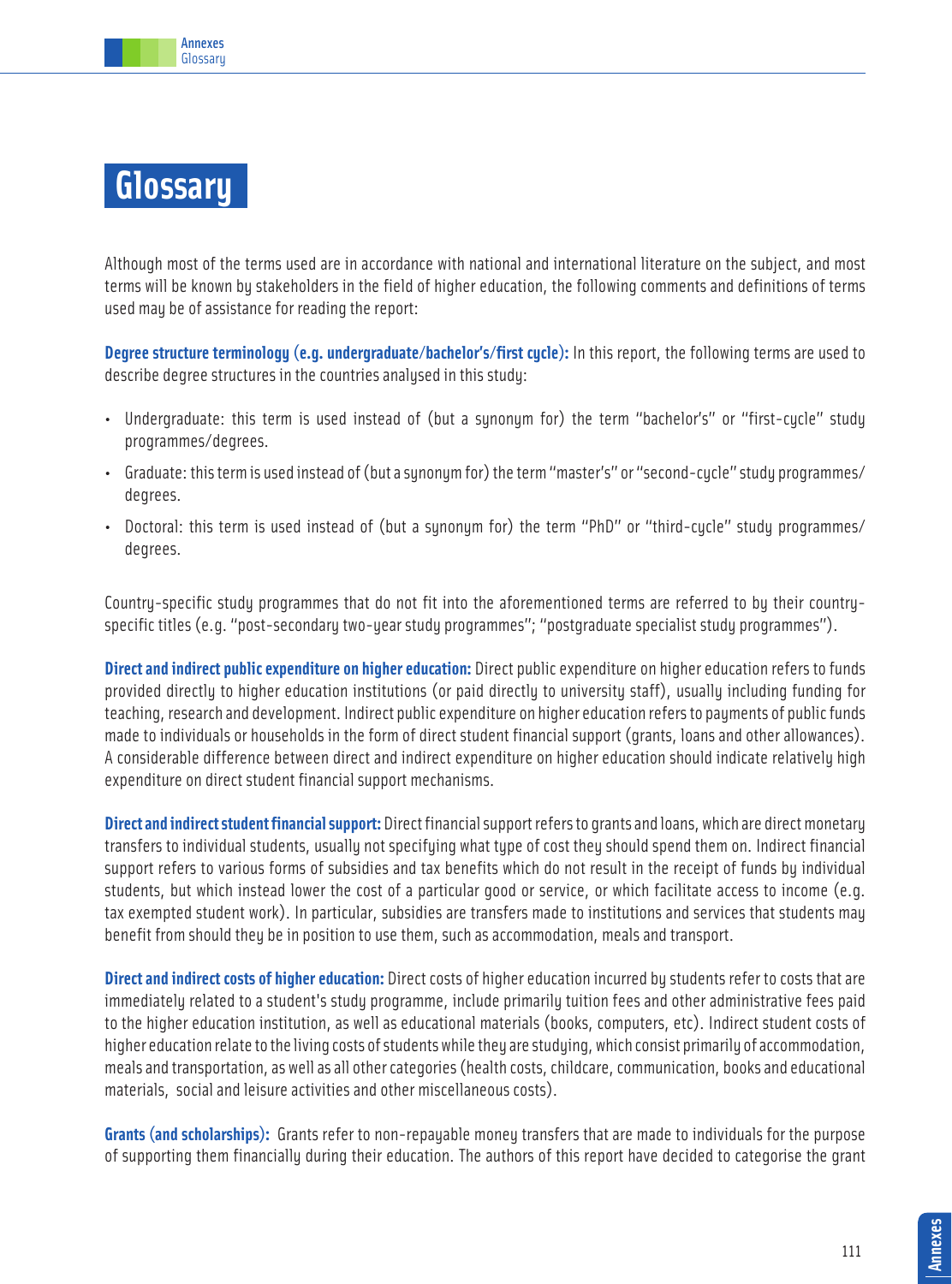# Glossary

Although most of the terms used are in accordance with national and international literature on the subject, and most terms will be known by stakeholders in the field of higher education, the following comments and definitions of terms used may be of assistance for reading the report:

**Degree structure terminology (e.g. undergraduate/bachelor's/first cycle):** In this report, the following terms are used to describe degree structures in the countries analysed in this study:

- Undergraduate: this term is used instead of (but a synonym for) the term "bachelor's" or "first-cycle" study programmes/degrees.
- Graduate: this term is used instead of (but a synonym for) the term "master's" or "second-cycle" study programmes/ degrees.
- Doctoral: this term is used instead of (but a synonym for) the term "PhD" or "third-cycle" study programmes/ degrees.

Country-specific study programmes that do not fit into the aforementioned terms are referred to by their country-specific titles (e.g. "post-secondary two-year study programmes"; "postgraduate specialist study programmes").

**Direct and indirect public expenditure on higher education:** Direct public expenditure on higher education refers to funds provided directly to higher education institutions (or paid directly to university staff), usually including funding for teaching, research and development. Indirect public expenditure on higher education refers to payments of public funds made to individuals or households in the form of direct student financial support (grants, loans and other allowances). A considerable difference between direct and indirect expenditure on higher education should indicate relatively high expenditure on direct student financial support mechanisms.

**Direct and indirect student financial support:** Direct financial support refers to grants and loans, which are direct monetary transfers to individual students, usually not specifying what type of cost they should spend them on. Indirect financial support refers to various forms of subsidies and tax benefits which do not result in the receipt of funds by individual students, but which instead lower the cost of a particular good or service, or which facilitate access to income (e.g. tax exempted student work). In particular, subsidies are transfers made to institutions and services that students may benefit from should they be in position to use them, such as accommodation, meals and transport.

**Direct and indirect costs of higher education:** Direct costs of higher education incurred by students refer to costs that are immediately related to a student's study programme, include primarily tuition fees and other administrative fees paid to the higher education institution, as well as educational materials (books, computers, etc). Indirect student costs of higher education relate to the living costs of students while they are studying, which consist primarily of accommodation, meals and transportation, as well as all other categories (health costs, childcare, communication, books and educational materials, social and leisure activities and other miscellaneous costs).

**Grants (and scholarships):** Grants refer to non-repayable money transfers that are made to individuals for the purpose of supporting them financially during their education. The authors of this report have decided to categorise the grant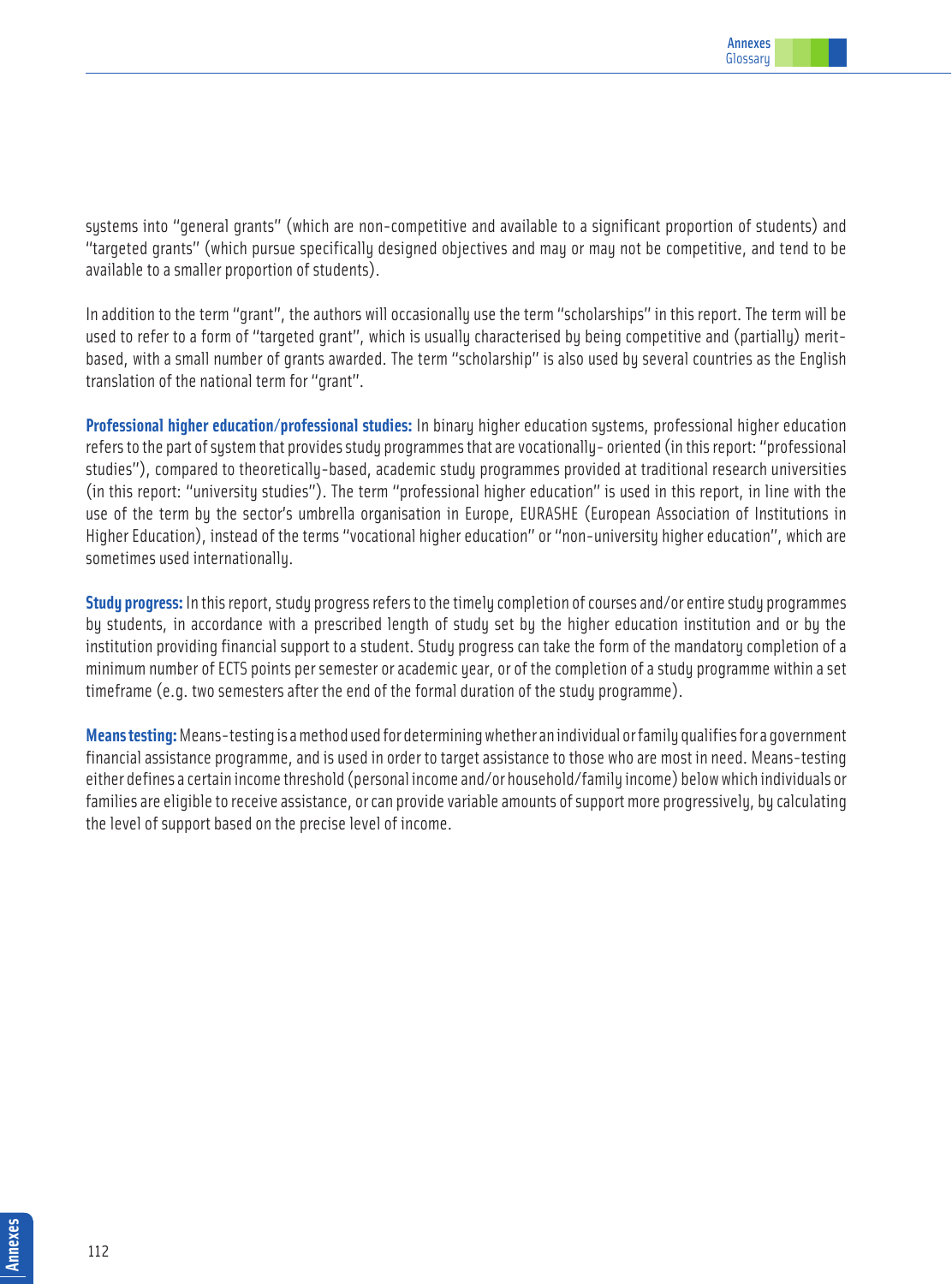systems into "general grants" (which are non-competitive and available to a significant proportion of students) and "targeted grants" (which pursue specifically designed objectives and may or may not be competitive, and tend to be available to a smaller proportion of students).

In addition to the term "grant", the authors will occasionally use the term "scholarships" in this report. The term will be used to refer to a form of "targeted grant", which is usually characterised by being competitive and (partially) merit-based, with a small number of grants awarded. The term "scholarship" is also used by several countries as the English translation of the national term for "grant".

**Professional higher education/professional studies:** In binary higher education systems, professional higher education refers to the part of system that provides study programmes that are vocationally- oriented (in this report: "professional studies"), compared to theoretically-based, academic study programmes provided at traditional research universities (in this report: "university studies"). The term "professional higher education" is used in this report, in line with the use of the term by the sector's umbrella organisation in Europe, EURASHE (European Association of Institutions in Higher Education), instead of the terms "vocational higher education" or "non-university higher education", which are sometimes used internationally.

**Study progress:** In this report, study progress refers to the timely completion of courses and/or entire study programmes by students, in accordance with a prescribed length of study set by the higher education institution and or by the institution providing financial support to a student. Study progress can take the form of the mandatory completion of a minimum number of ECTS points per semester or academic year, or of the completion of a study programme within a set timeframe (e.g. two semesters after the end of the formal duration of the study programme).

**Means testing:** Means-testing is a method used for determining whether an individual or family qualifies for a government financial assistance programme, and is used in order to target assistance to those who are most in need. Means-testing either defines a certain income threshold (personal income and/or household/family income) below which individuals or families are eligible to receive assistance, or can provide variable amounts of support more progressively, by calculating the level of support based on the precise level of income.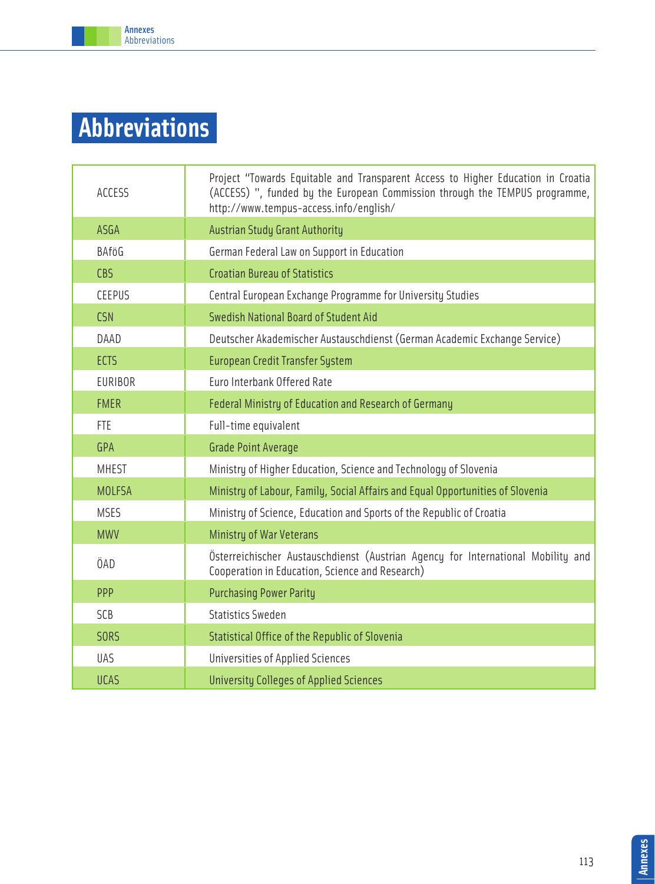# Abbreviations

| | |
|---|---|
| ACCESS | Project "Towards Equitable and Transparent Access to Higher Education in Croatia (ACCESS) ", funded by the European Commission through the TEMPUS programme, http://www.tempus-access.info/english/ |
| ASGA | Austrian Study Grant Authority |
| BAföG | German Federal Law on Support in Education |
| CBS | Croatian Bureau of Statistics |
| CEEPUS | Central European Exchange Programme for University Studies |
| CSN | Swedish National Board of Student Aid |
| DAAD | Deutscher Akademischer Austauschdienst (German Academic Exchange Service) |
| ECTS | European Credit Transfer System |
| EURIBOR | Euro Interbank Offered Rate |
| FMER | Federal Ministry of Education and Research of Germany |
| FTE | Full-time equivalent |
| GPA | Grade Point Average |
| MHEST | Ministry of Higher Education, Science and Technology of Slovenia |
| MOLFSA | Ministry of Labour, Family, Social Affairs and Equal Opportunities of Slovenia |
| MSES | Ministry of Science, Education and Sports of the Republic of Croatia |
| MWV | Ministry of War Veterans |
| ÖAD | Österreichischer Austauschdienst (Austrian Agency for International Mobility and Cooperation in Education, Science and Research) |
| PPP | Purchasing Power Parity |
| SCB | Statistics Sweden |
| SORS | Statistical Office of the Republic of Slovenia |
| UAS | Universities of Applied Sciences |
| UCAS | University Colleges of Applied Sciences |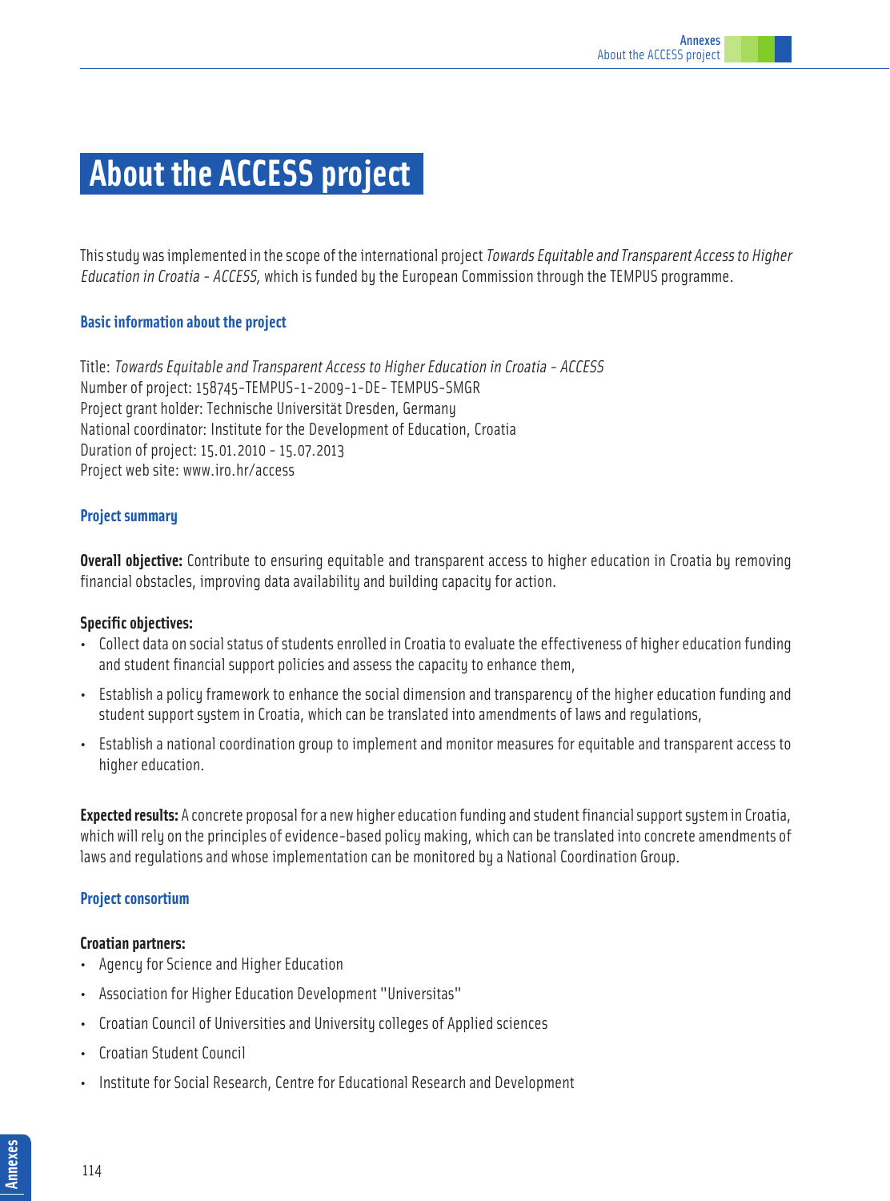# About the ACCESS project

This study was implemented in the scope of the international project *Towards Equitable and Transparent Access to Higher Education in Croatia - ACCESS,* which is funded by the European Commission through the TEMPUS programme.

### Basic information about the project

Title: *Towards Equitable and Transparent Access to Higher Education in Croatia - ACCESS*
Number of project: 158745-TEMPUS-1-2009-1-DE- TEMPUS-SMGR
Project grant holder: Technische Universität Dresden, Germany
National coordinator: Institute for the Development of Education, Croatia
Duration of project: 15.01.2010 - 15.07.2013
Project web site: www.iro.hr/access

### Project summary

**Overall objective:** Contribute to ensuring equitable and transparent access to higher education in Croatia by removing financial obstacles, improving data availability and building capacity for action.

**Specific objectives:**

- Collect data on social status of students enrolled in Croatia to evaluate the effectiveness of higher education funding and student financial support policies and assess the capacity to enhance them,
- Establish a policy framework to enhance the social dimension and transparency of the higher education funding and student support system in Croatia, which can be translated into amendments of laws and regulations,
- Establish a national coordination group to implement and monitor measures for equitable and transparent access to higher education.

**Expected results:** A concrete proposal for a new higher education funding and student financial support system in Croatia, which will rely on the principles of evidence-based policy making, which can be translated into concrete amendments of laws and regulations and whose implementation can be monitored by a National Coordination Group.

### Project consortium

**Croatian partners:**

- Agency for Science and Higher Education
- Association for Higher Education Development "Universitas"
- Croatian Council of Universities and University colleges of Applied sciences
- Croatian Student Council
- Institute for Social Research, Centre for Educational Research and Development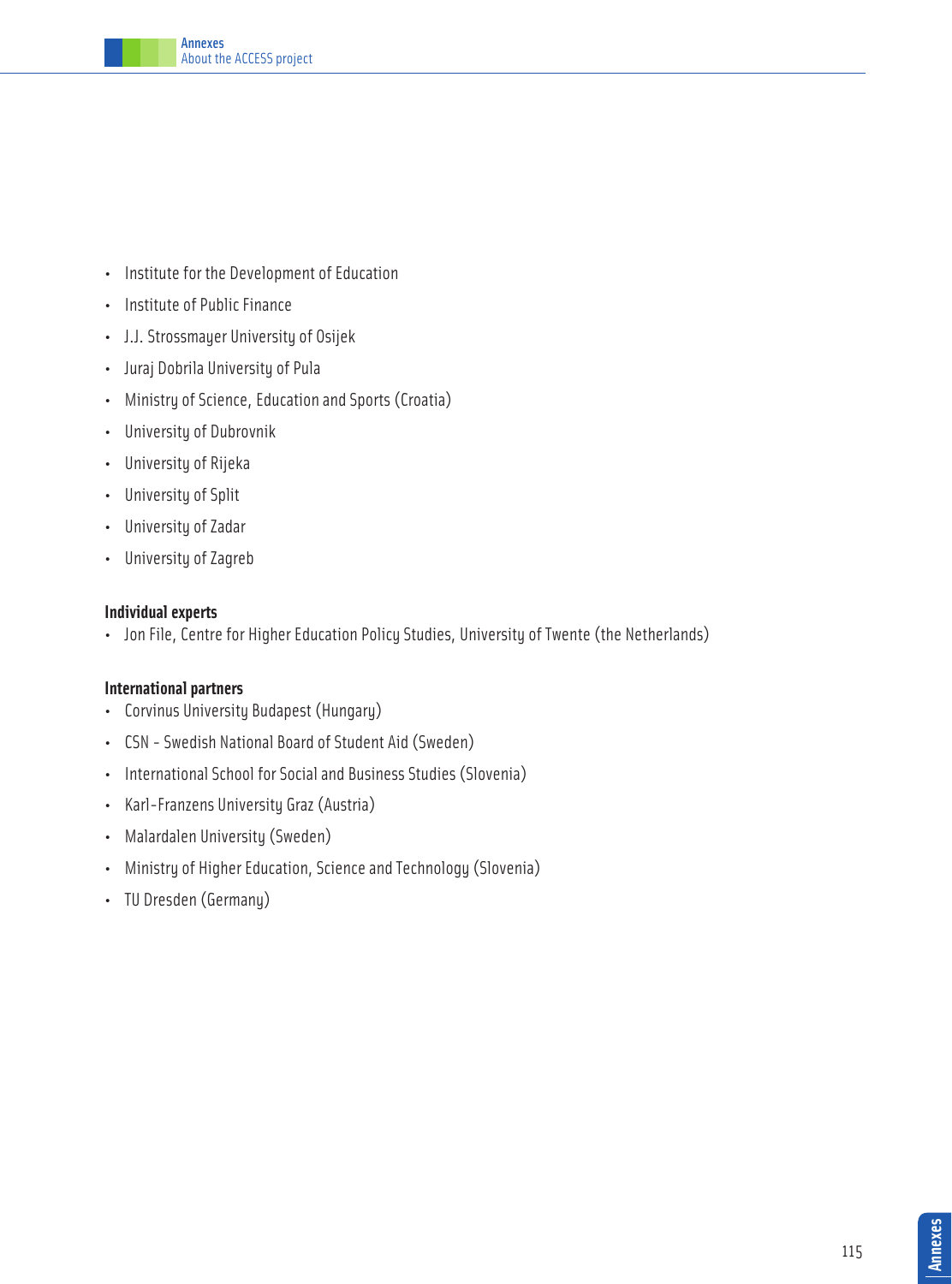- Institute for the Development of Education
- Institute of Public Finance
- J.J. Strossmayer University of Osijek
- Juraj Dobrila University of Pula
- Ministry of Science, Education and Sports (Croatia)
- University of Dubrovnik
- University of Rijeka
- University of Split
- University of Zadar
- University of Zagreb

**Individual experts**

- Jon File, Centre for Higher Education Policy Studies, University of Twente (the Netherlands)

**International partners**

- Corvinus University Budapest (Hungary)
- CSN - Swedish National Board of Student Aid (Sweden)
- International School for Social and Business Studies (Slovenia)
- Karl-Franzens University Graz (Austria)
- Malardalen University (Sweden)
- Ministry of Higher Education, Science and Technology (Slovenia)
- TU Dresden (Germany)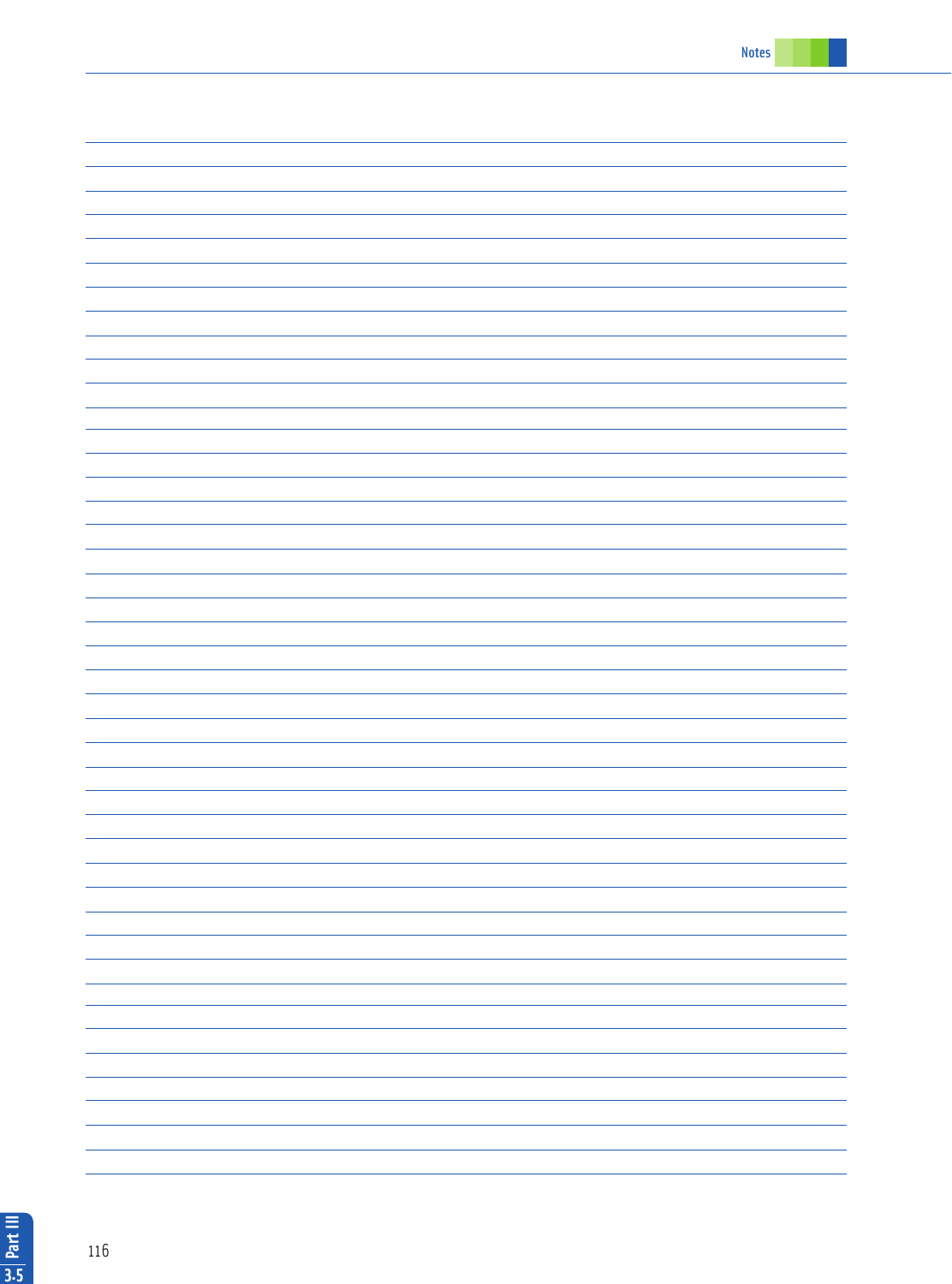Notes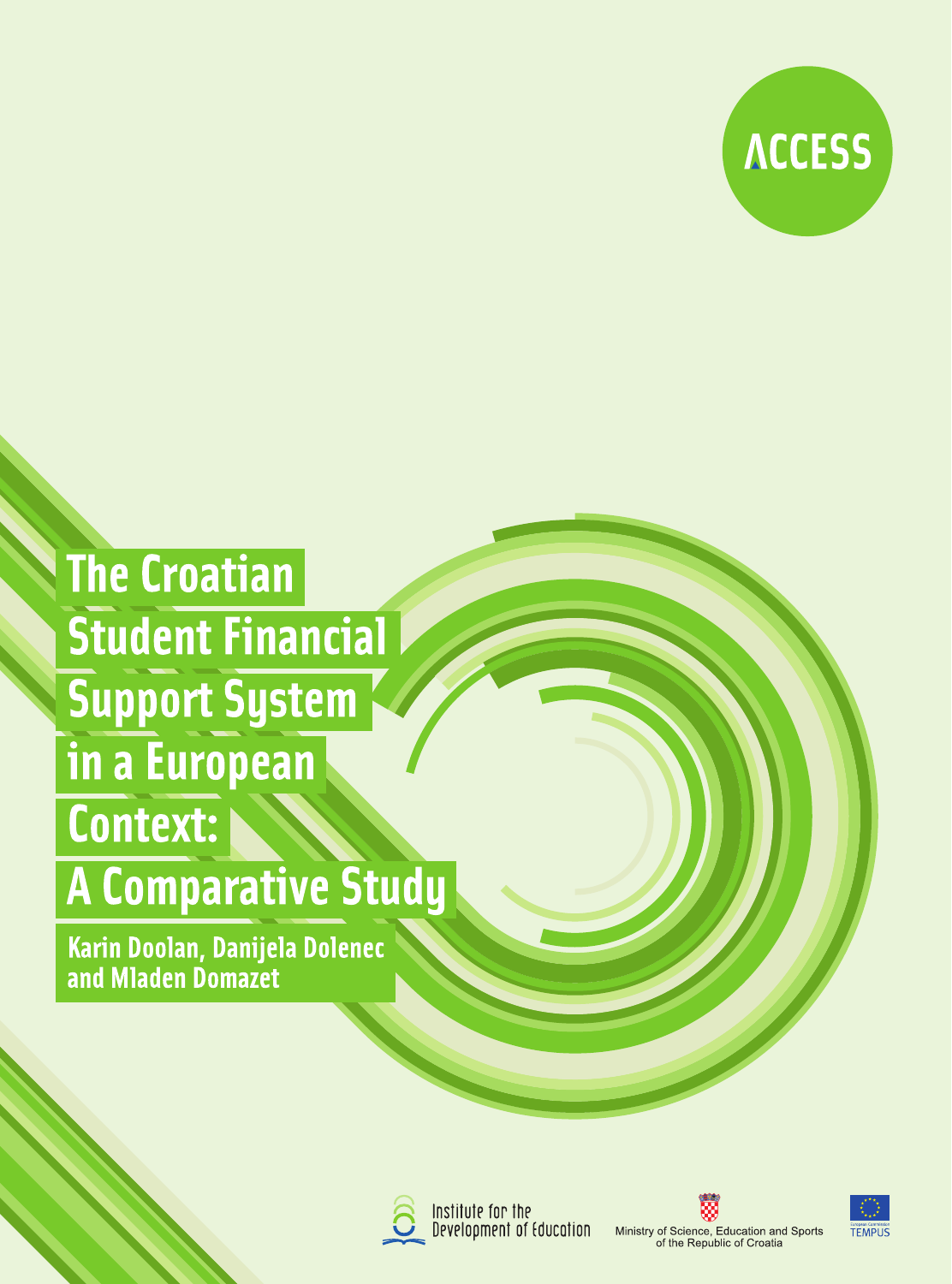ACCESS

# The Croatian Student Financial Support System in a European Context: A Comparative Study

**Karin Doolan, Danijela Dolenec and Mladen Domazet**

Institute for the Development of Education

Ministry of Science, Education and Sports of the Republic of Croatia

TEMPUS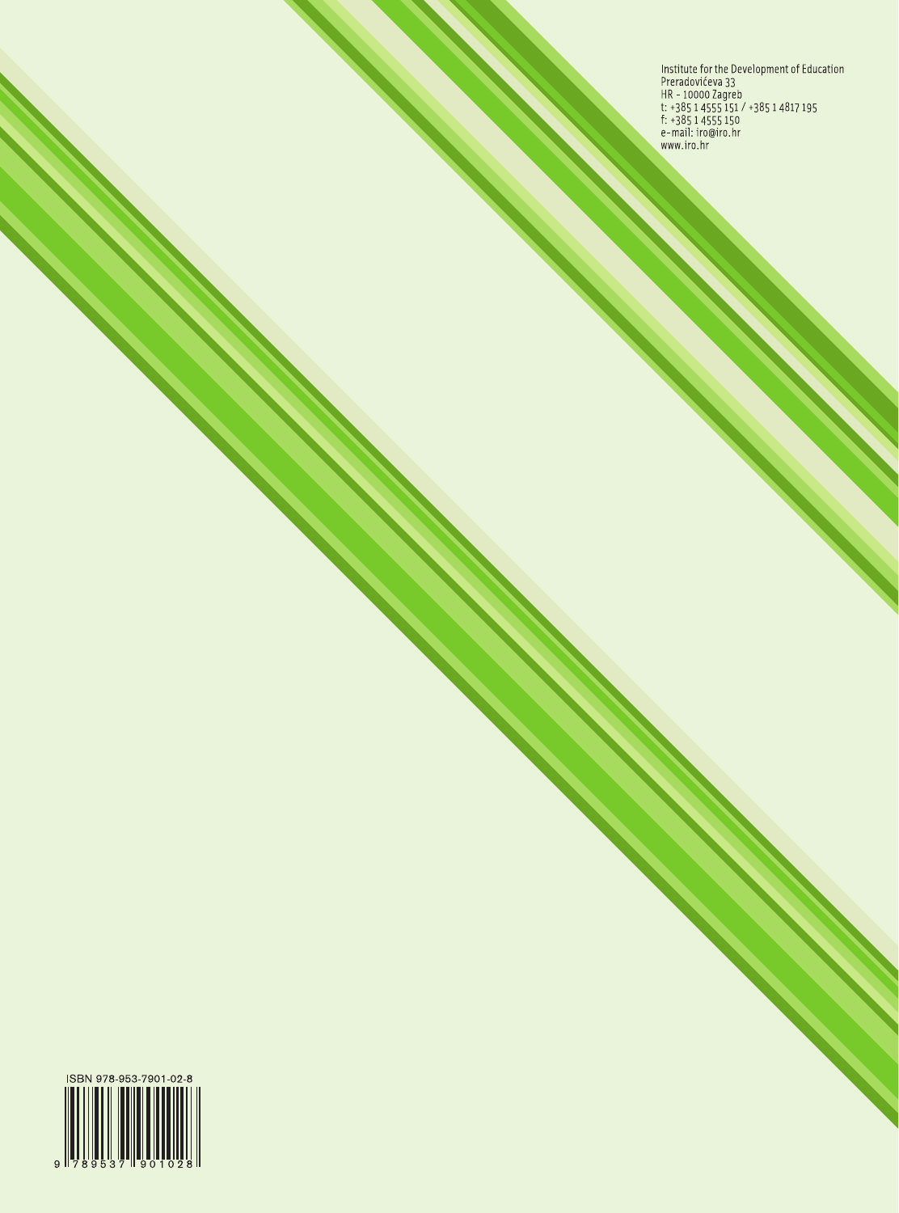Institute for the Development of Education
Preradovićeva 33
HR – 10000 Zagreb
t: +385 1 4555 151 / +385 1 4817 195
f: +385 1 4555 150
e-mail: iro@iro.hr
www.iro.hr

ISBN 978-953-7901-02-8

9 789537 901028